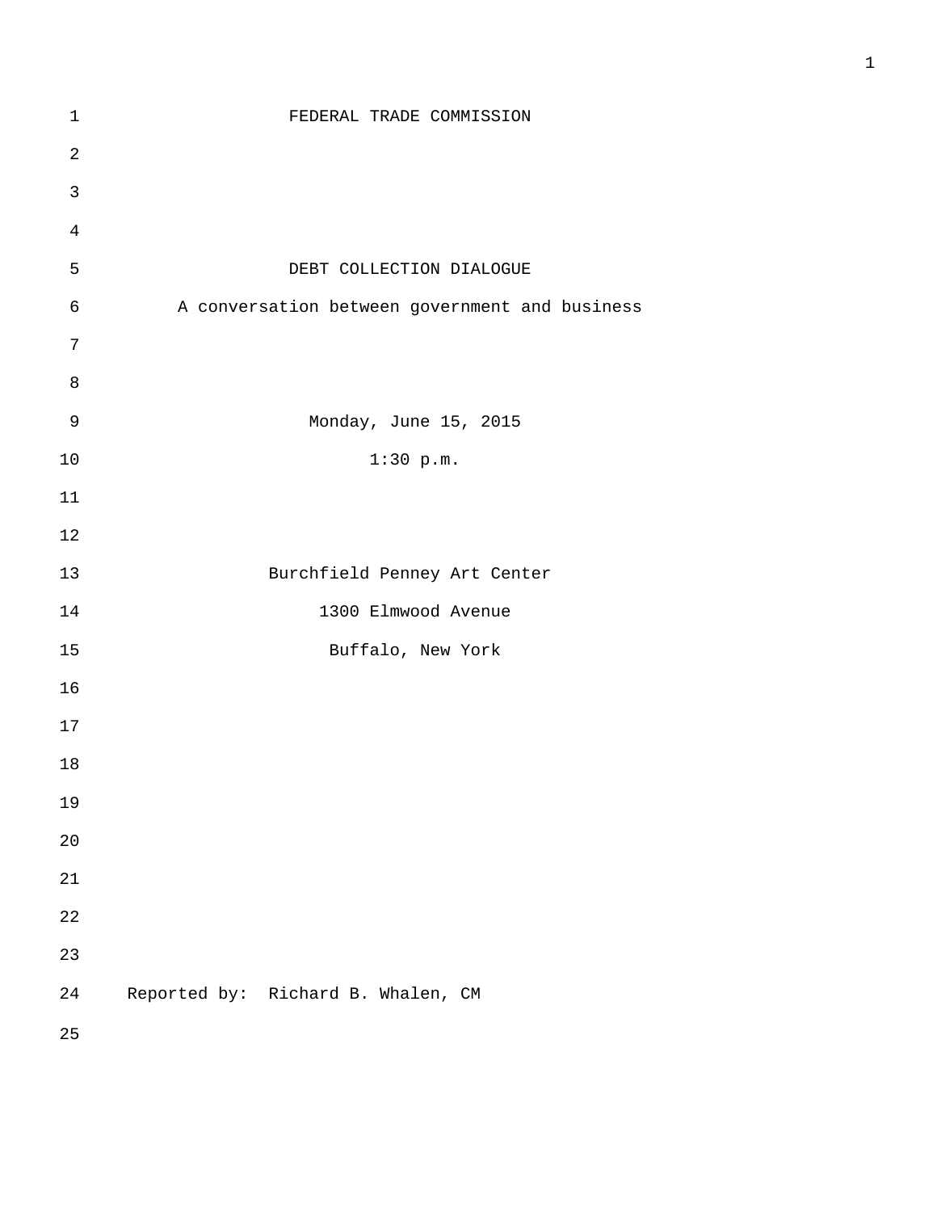# FEDERAL TRADE COMMISSION

## DEBT COLLECTION DIALOGUE

A conversation between government and business

Monday, June 15, 2015

1:30 p.m.

Burchfield Penney Art Center

1300 Elmwood Avenue

Buffalo, New York

Reported by: Richard B. Whalen, CM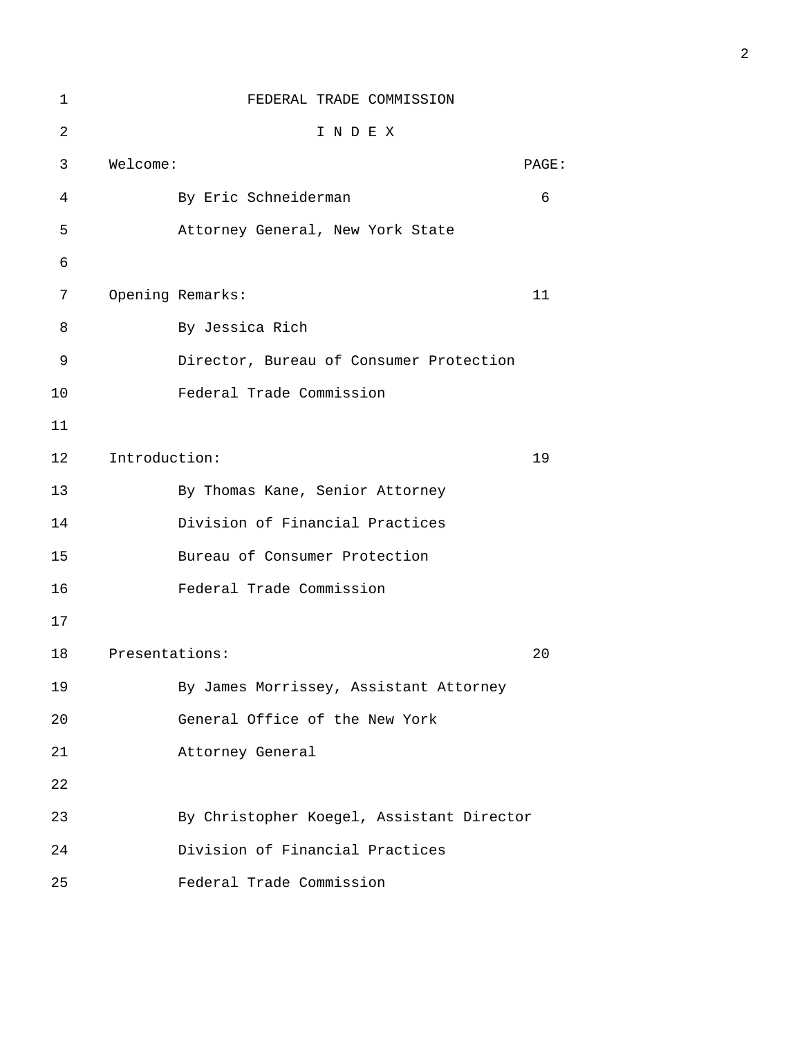FEDERAL TRADE COMMISSION

I N D E X

| | PAGE: |
|---|---|
| **Welcome:** | |
| By Eric Schneiderman<br>Attorney General, New York State | 6 |
| **Opening Remarks:** | 11 |
| By Jessica Rich<br>Director, Bureau of Consumer Protection<br>Federal Trade Commission | |
| **Introduction:** | 19 |
| By Thomas Kane, Senior Attorney<br>Division of Financial Practices<br>Bureau of Consumer Protection<br>Federal Trade Commission | |
| **Presentations:** | 20 |
| By James Morrissey, Assistant Attorney<br>General Office of the New York<br>Attorney General | |
| By Christopher Koegel, Assistant Director<br>Division of Financial Practices<br>Federal Trade Commission | |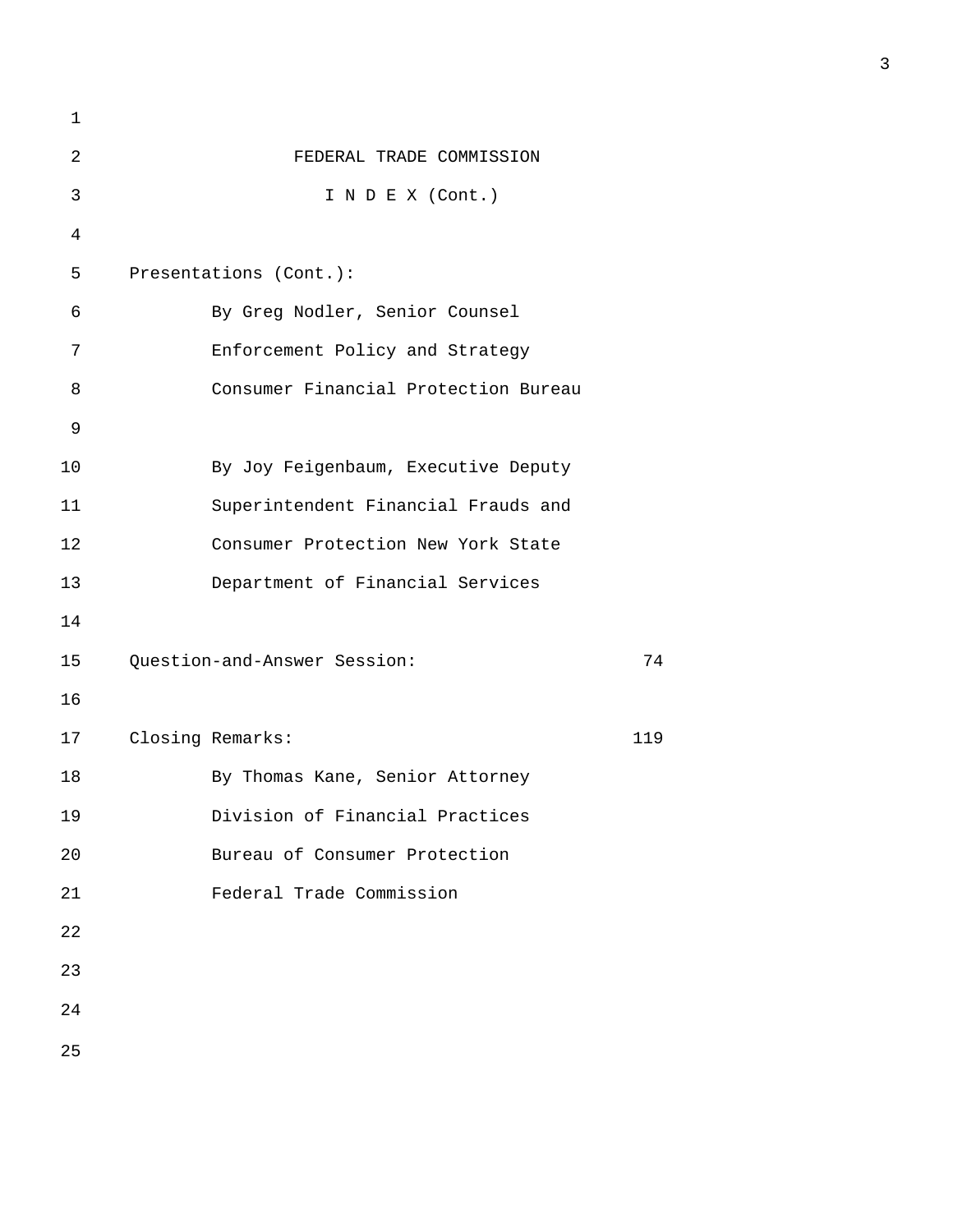FEDERAL TRADE COMMISSION

I N D E X (Cont.)

Presentations (Cont.):

By Greg Nodler, Senior Counsel
Enforcement Policy and Strategy
Consumer Financial Protection Bureau

By Joy Feigenbaum, Executive Deputy
Superintendent Financial Frauds and
Consumer Protection New York State
Department of Financial Services

Question-and-Answer Session: 74

Closing Remarks: 119

By Thomas Kane, Senior Attorney
Division of Financial Practices
Bureau of Consumer Protection
Federal Trade Commission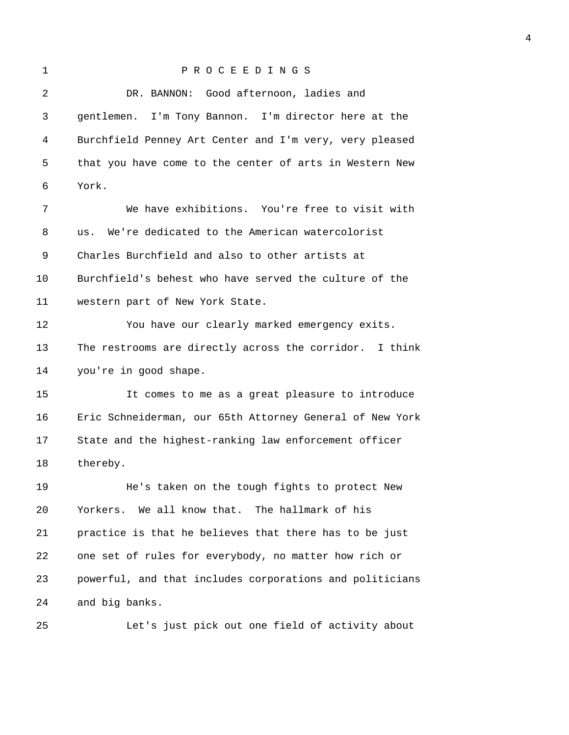P R O C E E D I N G S

DR. BANNON: Good afternoon, ladies and gentlemen. I'm Tony Bannon. I'm director here at the Burchfield Penney Art Center and I'm very, very pleased that you have come to the center of arts in Western New York.

We have exhibitions. You're free to visit with us. We're dedicated to the American watercolorist Charles Burchfield and also to other artists at Burchfield's behest who have served the culture of the western part of New York State.

You have our clearly marked emergency exits. The restrooms are directly across the corridor. I think you're in good shape.

It comes to me as a great pleasure to introduce Eric Schneiderman, our 65th Attorney General of New York State and the highest-ranking law enforcement officer thereby.

He's taken on the tough fights to protect New Yorkers. We all know that. The hallmark of his practice is that he believes that there has to be just one set of rules for everybody, no matter how rich or powerful, and that includes corporations and politicians and big banks.

Let's just pick out one field of activity about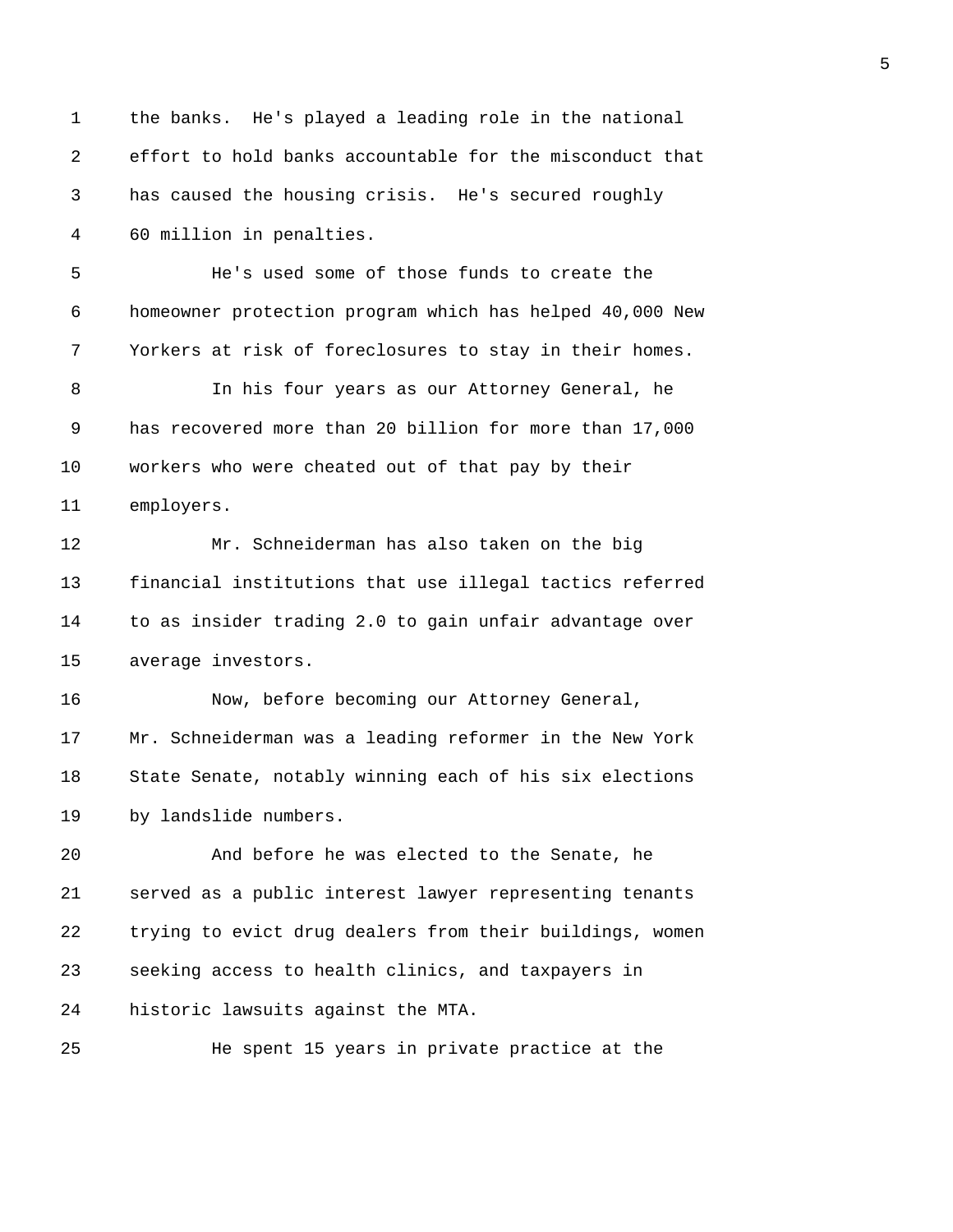the banks. He's played a leading role in the national effort to hold banks accountable for the misconduct that has caused the housing crisis. He's secured roughly 60 million in penalties.

He's used some of those funds to create the homeowner protection program which has helped 40,000 New Yorkers at risk of foreclosures to stay in their homes.

In his four years as our Attorney General, he has recovered more than 20 billion for more than 17,000 workers who were cheated out of that pay by their employers.

Mr. Schneiderman has also taken on the big financial institutions that use illegal tactics referred to as insider trading 2.0 to gain unfair advantage over average investors.

Now, before becoming our Attorney General, Mr. Schneiderman was a leading reformer in the New York State Senate, notably winning each of his six elections by landslide numbers.

And before he was elected to the Senate, he served as a public interest lawyer representing tenants trying to evict drug dealers from their buildings, women seeking access to health clinics, and taxpayers in historic lawsuits against the MTA.

He spent 15 years in private practice at the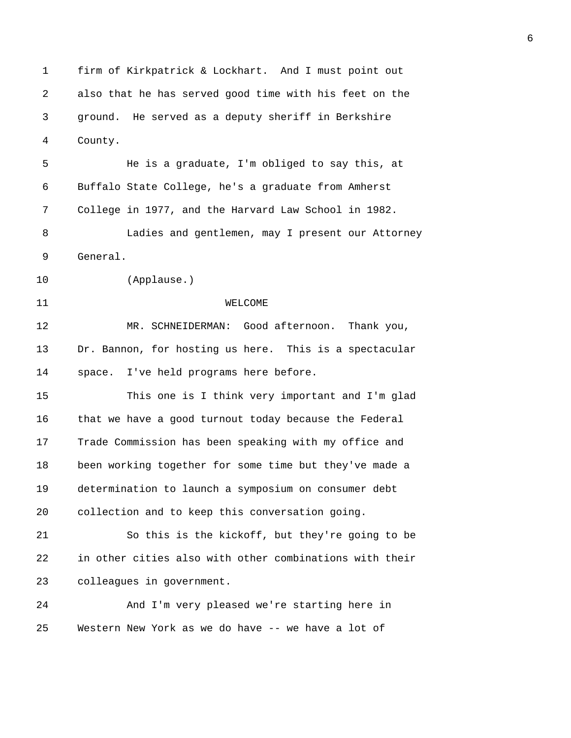firm of Kirkpatrick & Lockhart. And I must point out also that he has served good time with his feet on the ground. He served as a deputy sheriff in Berkshire County.

He is a graduate, I'm obliged to say this, at Buffalo State College, he's a graduate from Amherst College in 1977, and the Harvard Law School in 1982.

Ladies and gentlemen, may I present our Attorney General.

(Applause.)

## WELCOME

MR. SCHNEIDERMAN: Good afternoon. Thank you, Dr. Bannon, for hosting us here. This is a spectacular space. I've held programs here before.

This one is I think very important and I'm glad that we have a good turnout today because the Federal Trade Commission has been speaking with my office and been working together for some time but they've made a determination to launch a symposium on consumer debt collection and to keep this conversation going.

So this is the kickoff, but they're going to be in other cities also with other combinations with their colleagues in government.

And I'm very pleased we're starting here in Western New York as we do have -- we have a lot of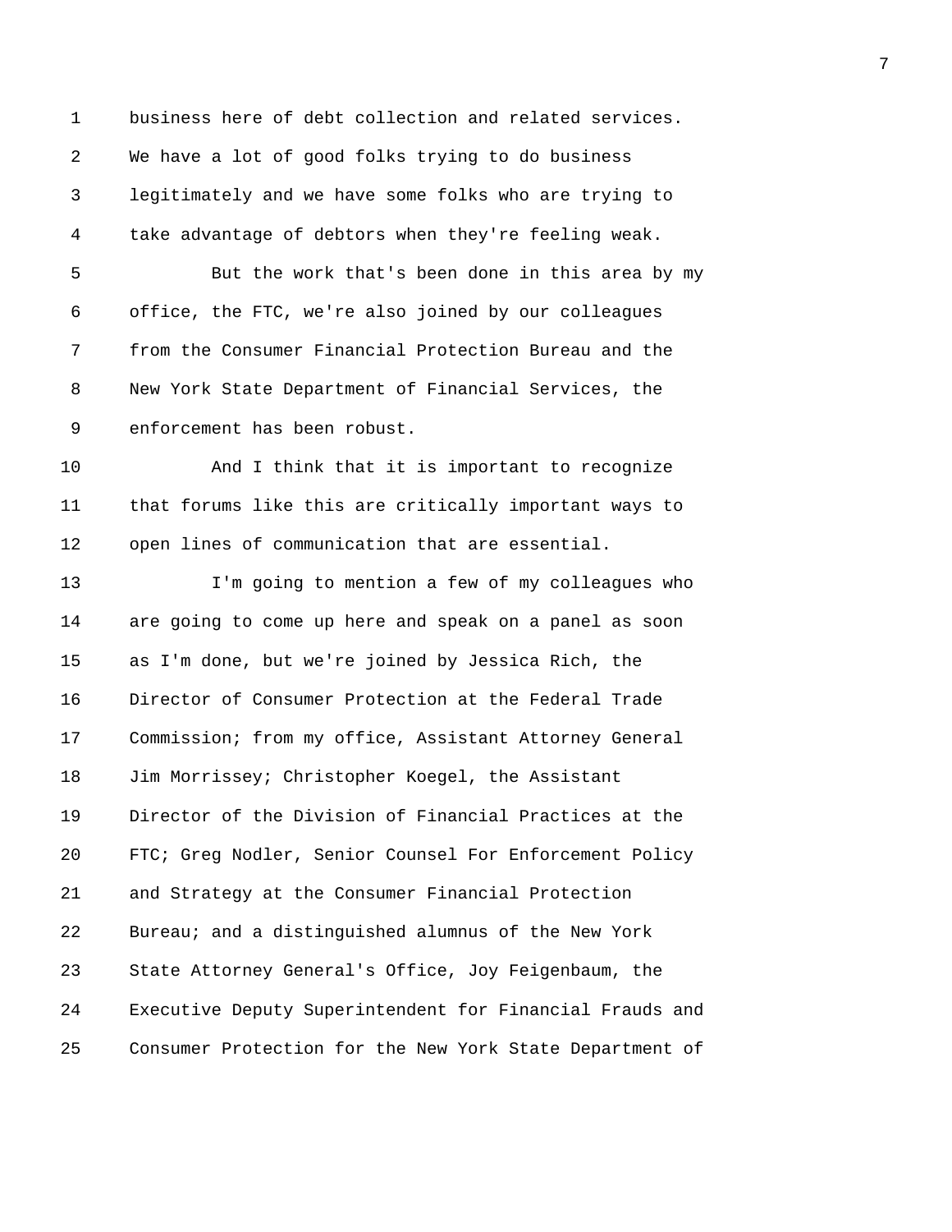business here of debt collection and related services. We have a lot of good folks trying to do business legitimately and we have some folks who are trying to take advantage of debtors when they're feeling weak.

But the work that's been done in this area by my office, the FTC, we're also joined by our colleagues from the Consumer Financial Protection Bureau and the New York State Department of Financial Services, the enforcement has been robust.

And I think that it is important to recognize that forums like this are critically important ways to open lines of communication that are essential.

I'm going to mention a few of my colleagues who are going to come up here and speak on a panel as soon as I'm done, but we're joined by Jessica Rich, the Director of Consumer Protection at the Federal Trade Commission; from my office, Assistant Attorney General Jim Morrissey; Christopher Koegel, the Assistant Director of the Division of Financial Practices at the FTC; Greg Nodler, Senior Counsel For Enforcement Policy and Strategy at the Consumer Financial Protection Bureau; and a distinguished alumnus of the New York State Attorney General's Office, Joy Feigenbaum, the Executive Deputy Superintendent for Financial Frauds and Consumer Protection for the New York State Department of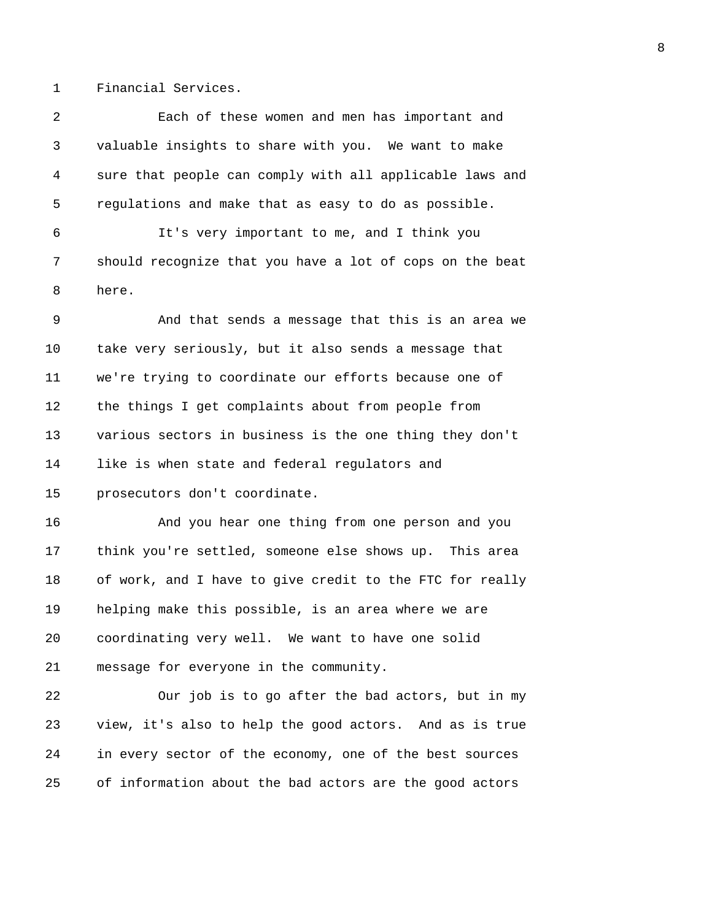Financial Services.

Each of these women and men has important and valuable insights to share with you. We want to make sure that people can comply with all applicable laws and regulations and make that as easy to do as possible.

It's very important to me, and I think you should recognize that you have a lot of cops on the beat here.

And that sends a message that this is an area we take very seriously, but it also sends a message that we're trying to coordinate our efforts because one of the things I get complaints about from people from various sectors in business is the one thing they don't like is when state and federal regulators and prosecutors don't coordinate.

And you hear one thing from one person and you think you're settled, someone else shows up. This area of work, and I have to give credit to the FTC for really helping make this possible, is an area where we are coordinating very well. We want to have one solid message for everyone in the community.

Our job is to go after the bad actors, but in my view, it's also to help the good actors. And as is true in every sector of the economy, one of the best sources of information about the bad actors are the good actors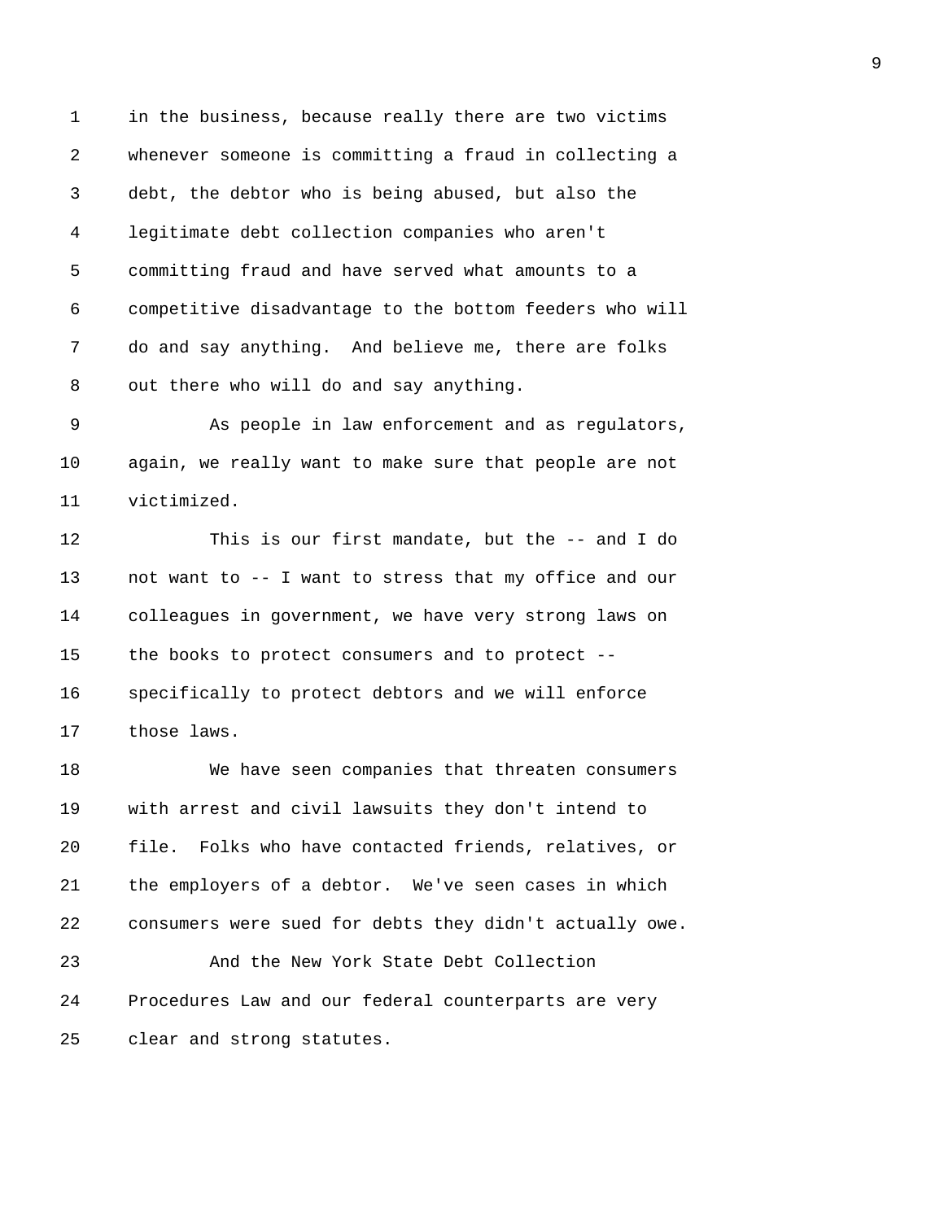in the business, because really there are two victims whenever someone is committing a fraud in collecting a debt, the debtor who is being abused, but also the legitimate debt collection companies who aren't committing fraud and have served what amounts to a competitive disadvantage to the bottom feeders who will do and say anything. And believe me, there are folks out there who will do and say anything.

As people in law enforcement and as regulators, again, we really want to make sure that people are not victimized.

This is our first mandate, but the -- and I do not want to -- I want to stress that my office and our colleagues in government, we have very strong laws on the books to protect consumers and to protect -- specifically to protect debtors and we will enforce those laws.

We have seen companies that threaten consumers with arrest and civil lawsuits they don't intend to file. Folks who have contacted friends, relatives, or the employers of a debtor. We've seen cases in which consumers were sued for debts they didn't actually owe.

And the New York State Debt Collection Procedures Law and our federal counterparts are very clear and strong statutes.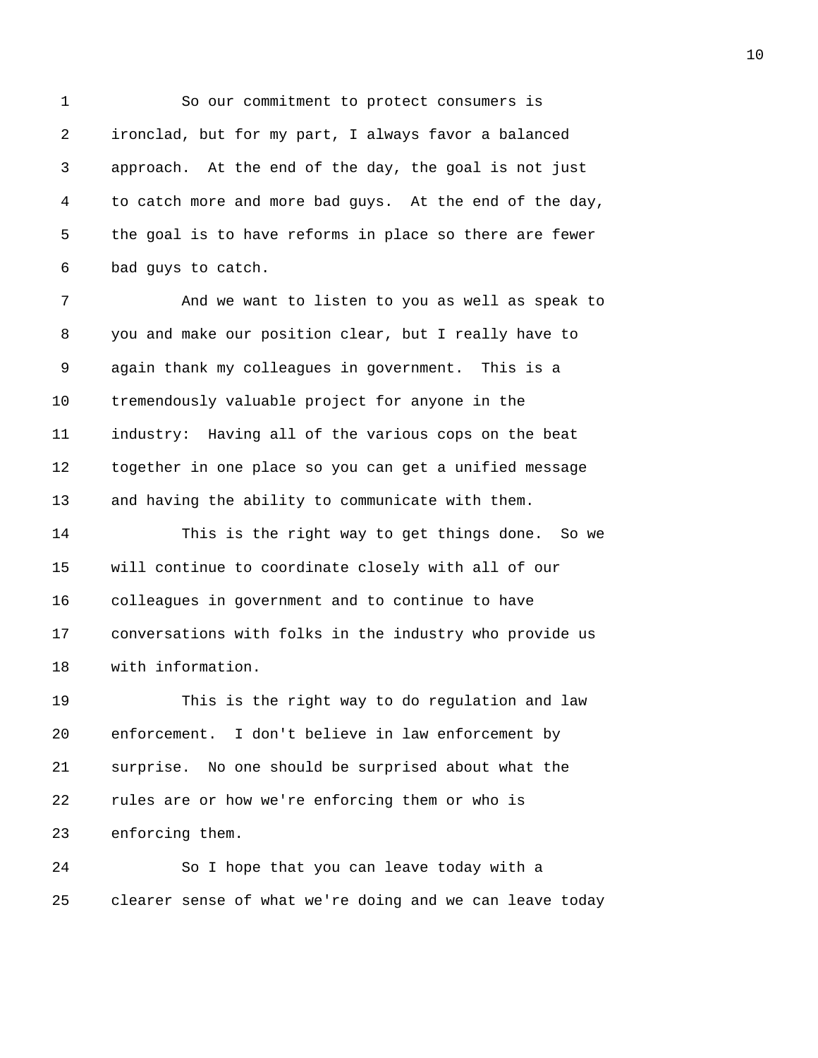So our commitment to protect consumers is ironclad, but for my part, I always favor a balanced approach. At the end of the day, the goal is not just to catch more and more bad guys. At the end of the day, the goal is to have reforms in place so there are fewer bad guys to catch.

And we want to listen to you as well as speak to you and make our position clear, but I really have to again thank my colleagues in government. This is a tremendously valuable project for anyone in the industry: Having all of the various cops on the beat together in one place so you can get a unified message and having the ability to communicate with them.

This is the right way to get things done. So we will continue to coordinate closely with all of our colleagues in government and to continue to have conversations with folks in the industry who provide us with information.

This is the right way to do regulation and law enforcement. I don't believe in law enforcement by surprise. No one should be surprised about what the rules are or how we're enforcing them or who is enforcing them.

So I hope that you can leave today with a clearer sense of what we're doing and we can leave today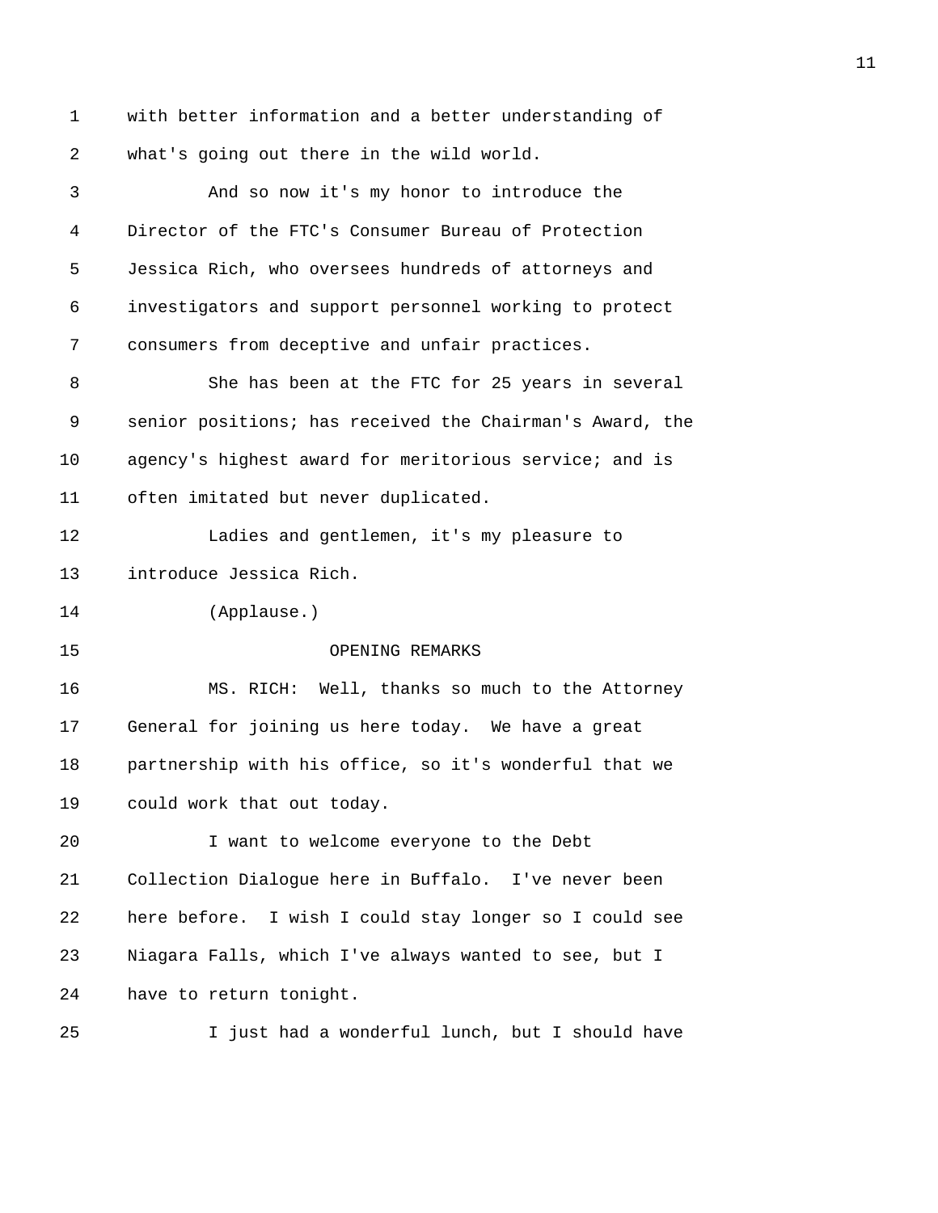with better information and a better understanding of what's going out there in the wild world.

And so now it's my honor to introduce the Director of the FTC's Consumer Bureau of Protection Jessica Rich, who oversees hundreds of attorneys and investigators and support personnel working to protect consumers from deceptive and unfair practices.

She has been at the FTC for 25 years in several senior positions; has received the Chairman's Award, the agency's highest award for meritorious service; and is often imitated but never duplicated.

Ladies and gentlemen, it's my pleasure to introduce Jessica Rich.

(Applause.)

## OPENING REMARKS

MS. RICH: Well, thanks so much to the Attorney General for joining us here today. We have a great partnership with his office, so it's wonderful that we could work that out today.

I want to welcome everyone to the Debt Collection Dialogue here in Buffalo. I've never been here before. I wish I could stay longer so I could see Niagara Falls, which I've always wanted to see, but I have to return tonight.

I just had a wonderful lunch, but I should have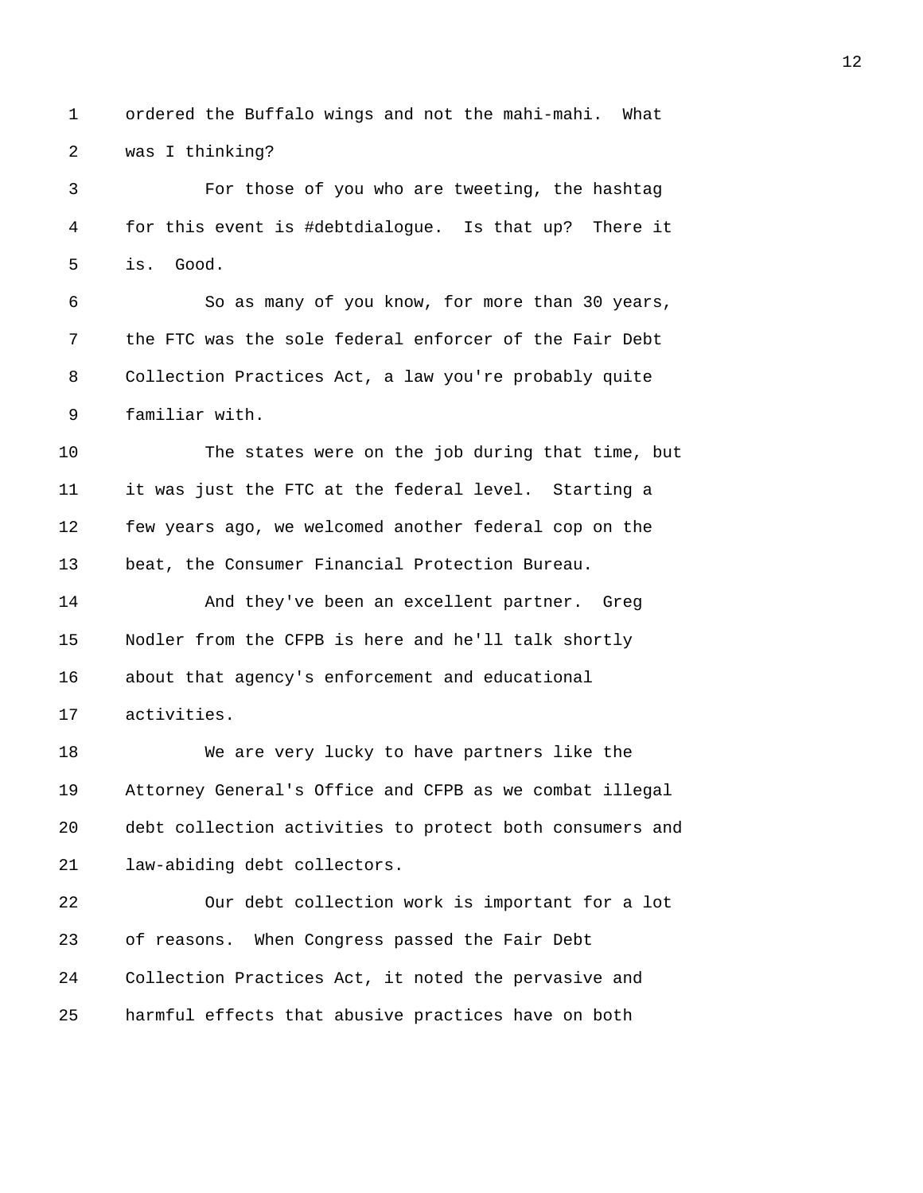ordered the Buffalo wings and not the mahi-mahi. What was I thinking?

For those of you who are tweeting, the hashtag for this event is #debtdialogue. Is that up? There it is. Good.

So as many of you know, for more than 30 years, the FTC was the sole federal enforcer of the Fair Debt Collection Practices Act, a law you're probably quite familiar with.

The states were on the job during that time, but it was just the FTC at the federal level. Starting a few years ago, we welcomed another federal cop on the beat, the Consumer Financial Protection Bureau.

And they've been an excellent partner. Greg Nodler from the CFPB is here and he'll talk shortly about that agency's enforcement and educational activities.

We are very lucky to have partners like the Attorney General's Office and CFPB as we combat illegal debt collection activities to protect both consumers and law-abiding debt collectors.

Our debt collection work is important for a lot of reasons. When Congress passed the Fair Debt Collection Practices Act, it noted the pervasive and harmful effects that abusive practices have on both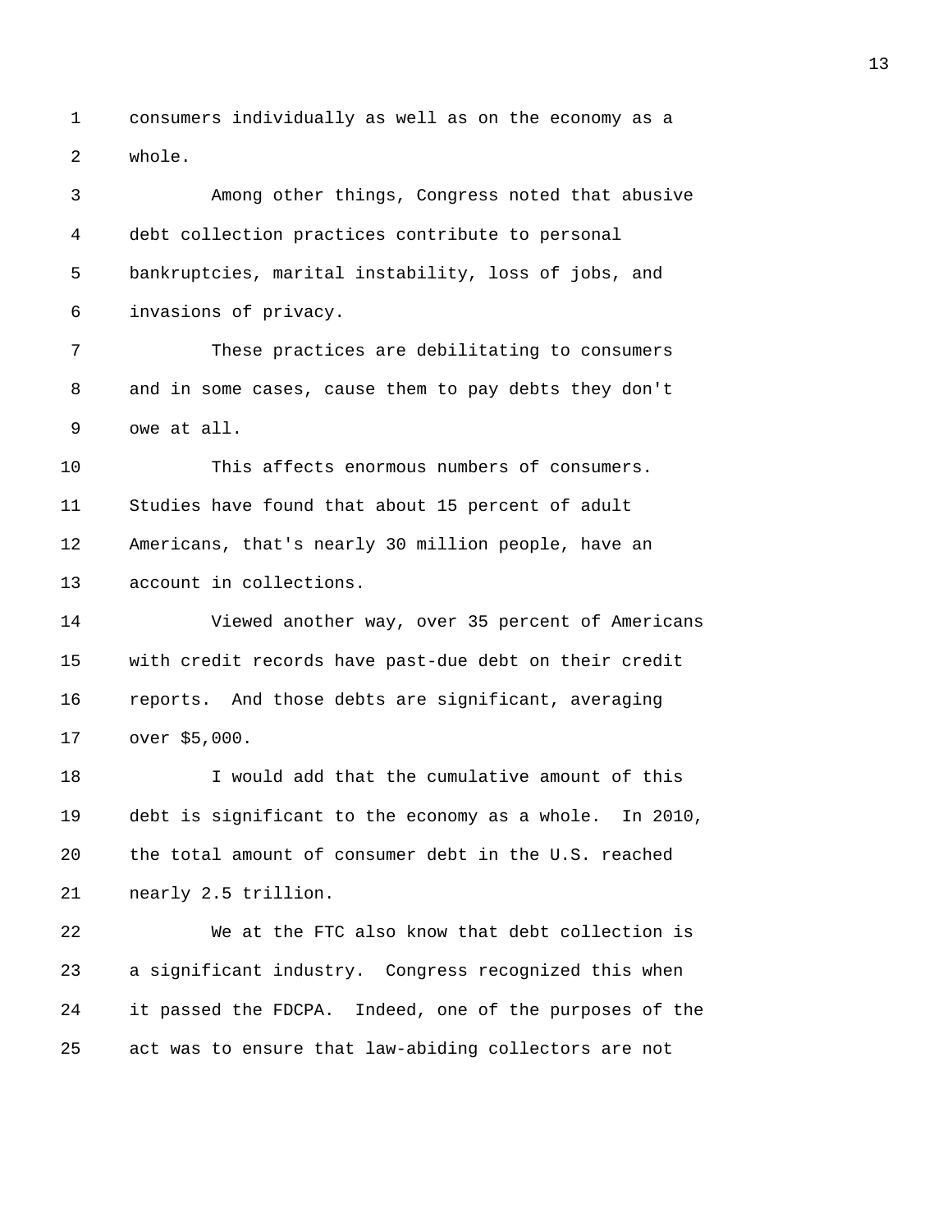consumers individually as well as on the economy as a whole.

Among other things, Congress noted that abusive debt collection practices contribute to personal bankruptcies, marital instability, loss of jobs, and invasions of privacy.

These practices are debilitating to consumers and in some cases, cause them to pay debts they don't owe at all.

This affects enormous numbers of consumers. Studies have found that about 15 percent of adult Americans, that's nearly 30 million people, have an account in collections.

Viewed another way, over 35 percent of Americans with credit records have past-due debt on their credit reports. And those debts are significant, averaging over $5,000.

I would add that the cumulative amount of this debt is significant to the economy as a whole. In 2010, the total amount of consumer debt in the U.S. reached nearly 2.5 trillion.

We at the FTC also know that debt collection is a significant industry. Congress recognized this when it passed the FDCPA. Indeed, one of the purposes of the act was to ensure that law-abiding collectors are not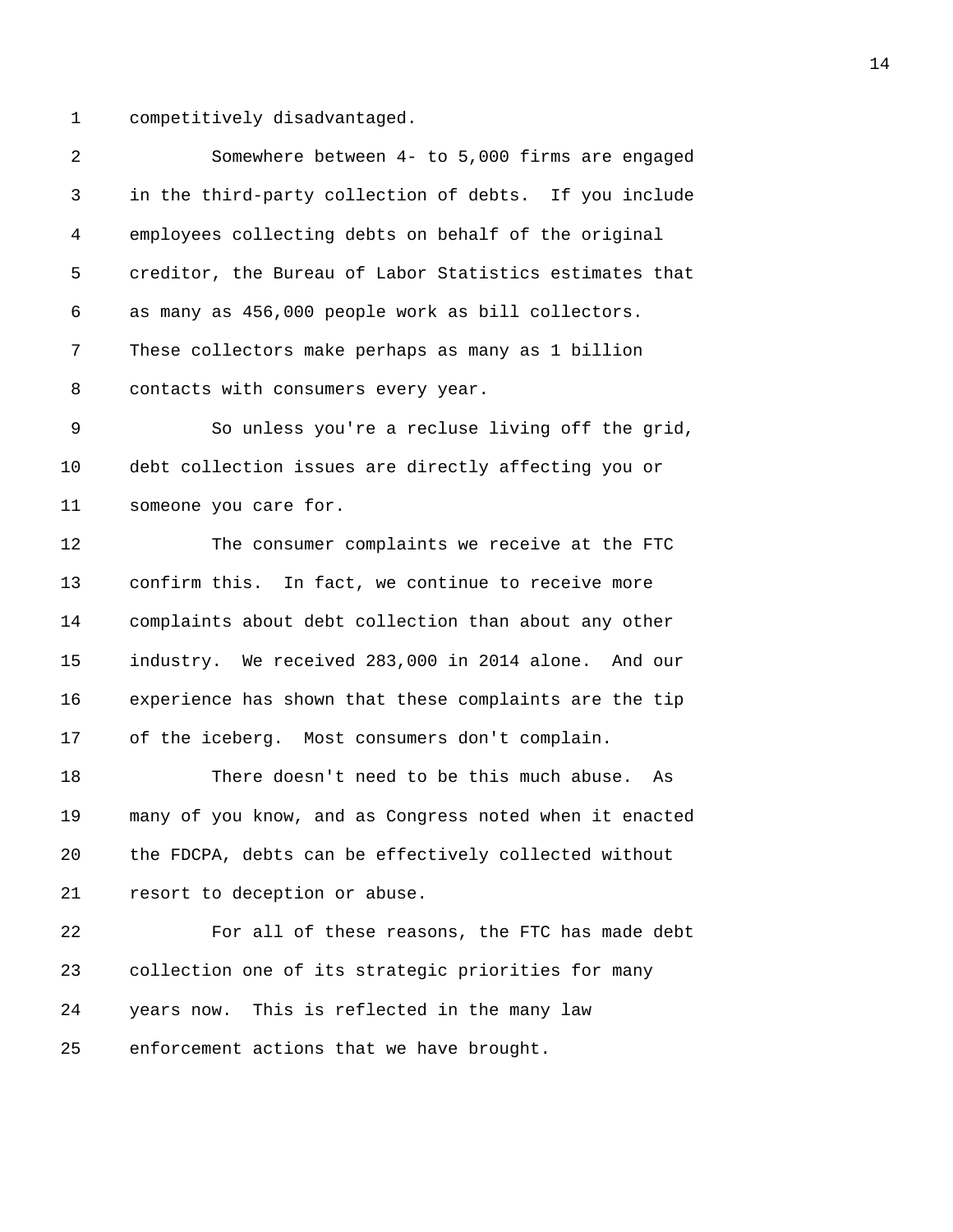competitively disadvantaged.

Somewhere between 4- to 5,000 firms are engaged in the third-party collection of debts. If you include employees collecting debts on behalf of the original creditor, the Bureau of Labor Statistics estimates that as many as 456,000 people work as bill collectors. These collectors make perhaps as many as 1 billion contacts with consumers every year.

So unless you're a recluse living off the grid, debt collection issues are directly affecting you or someone you care for.

The consumer complaints we receive at the FTC confirm this. In fact, we continue to receive more complaints about debt collection than about any other industry. We received 283,000 in 2014 alone. And our experience has shown that these complaints are the tip of the iceberg. Most consumers don't complain.

There doesn't need to be this much abuse. As many of you know, and as Congress noted when it enacted the FDCPA, debts can be effectively collected without resort to deception or abuse.

For all of these reasons, the FTC has made debt collection one of its strategic priorities for many years now. This is reflected in the many law enforcement actions that we have brought.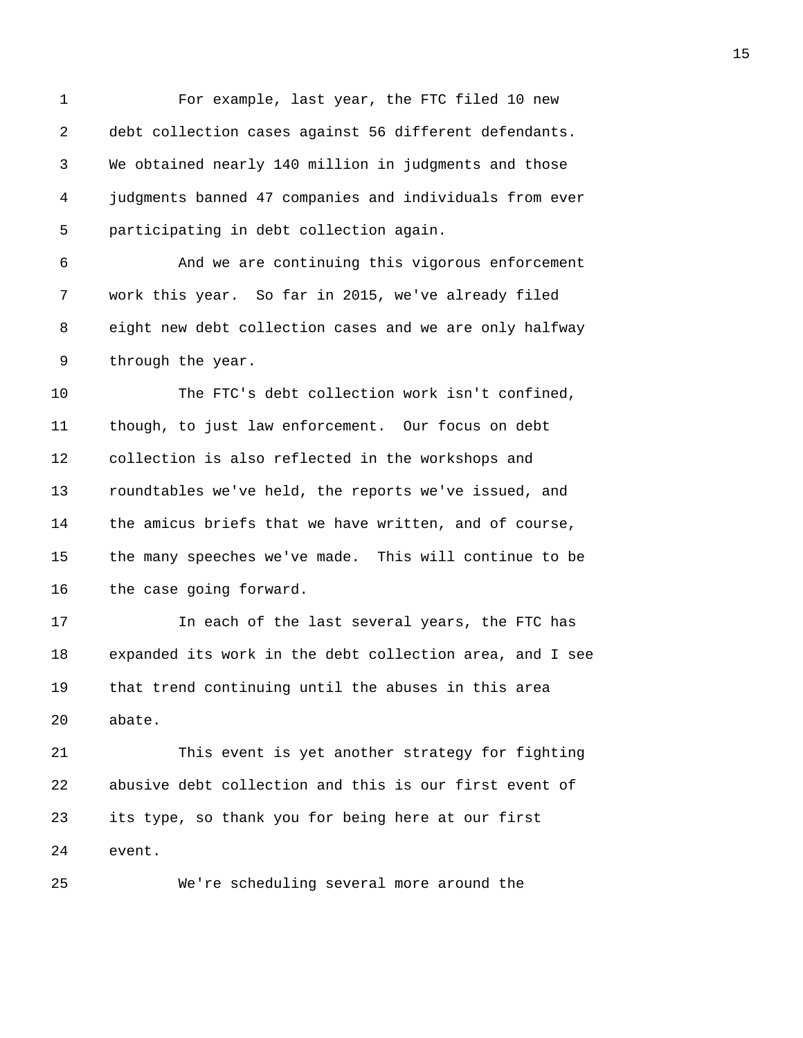For example, last year, the FTC filed 10 new debt collection cases against 56 different defendants. We obtained nearly 140 million in judgments and those judgments banned 47 companies and individuals from ever participating in debt collection again.

And we are continuing this vigorous enforcement work this year. So far in 2015, we've already filed eight new debt collection cases and we are only halfway through the year.

The FTC's debt collection work isn't confined, though, to just law enforcement. Our focus on debt collection is also reflected in the workshops and roundtables we've held, the reports we've issued, and the amicus briefs that we have written, and of course, the many speeches we've made. This will continue to be the case going forward.

In each of the last several years, the FTC has expanded its work in the debt collection area, and I see that trend continuing until the abuses in this area abate.

This event is yet another strategy for fighting abusive debt collection and this is our first event of its type, so thank you for being here at our first event.

We're scheduling several more around the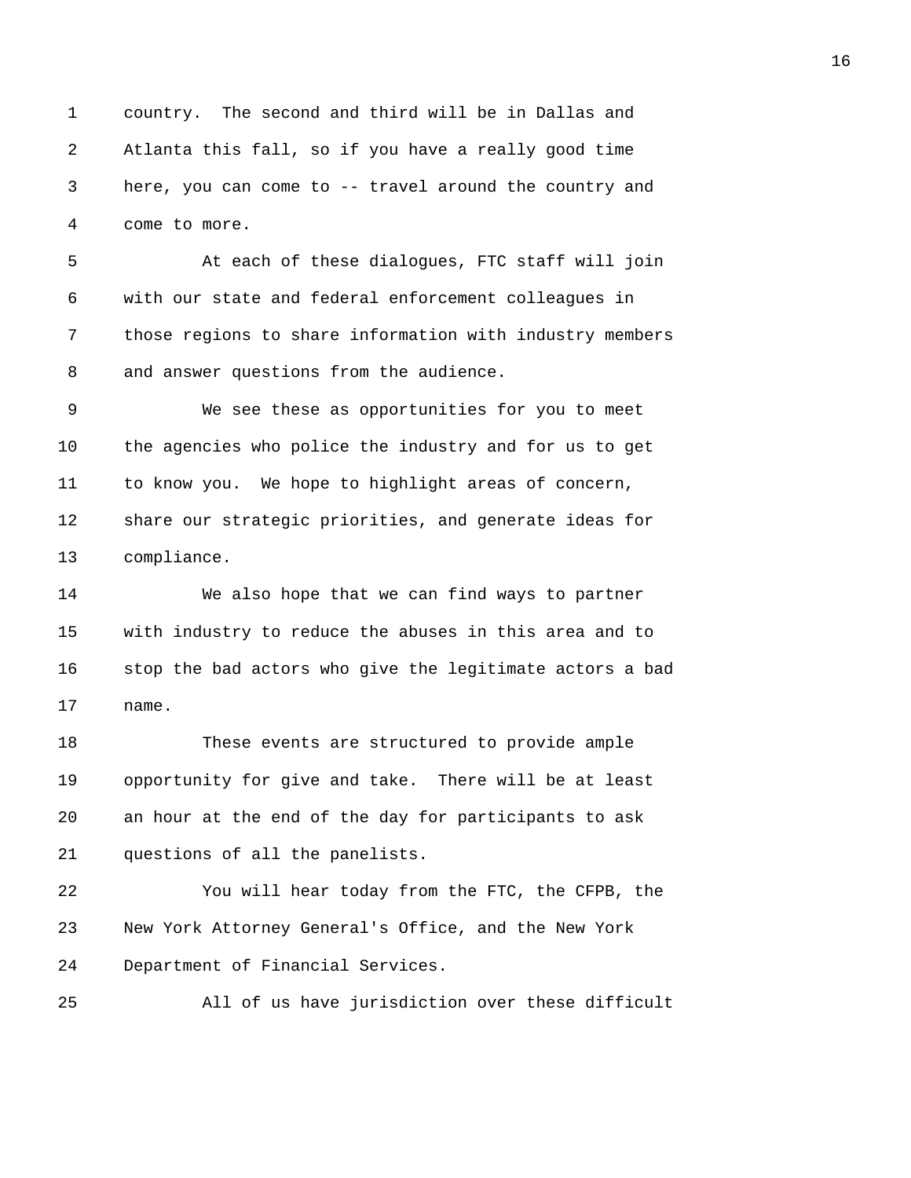country. The second and third will be in Dallas and Atlanta this fall, so if you have a really good time here, you can come to -- travel around the country and come to more.

At each of these dialogues, FTC staff will join with our state and federal enforcement colleagues in those regions to share information with industry members and answer questions from the audience.

We see these as opportunities for you to meet the agencies who police the industry and for us to get to know you. We hope to highlight areas of concern, share our strategic priorities, and generate ideas for compliance.

We also hope that we can find ways to partner with industry to reduce the abuses in this area and to stop the bad actors who give the legitimate actors a bad name.

These events are structured to provide ample opportunity for give and take. There will be at least an hour at the end of the day for participants to ask questions of all the panelists.

You will hear today from the FTC, the CFPB, the New York Attorney General's Office, and the New York Department of Financial Services.

All of us have jurisdiction over these difficult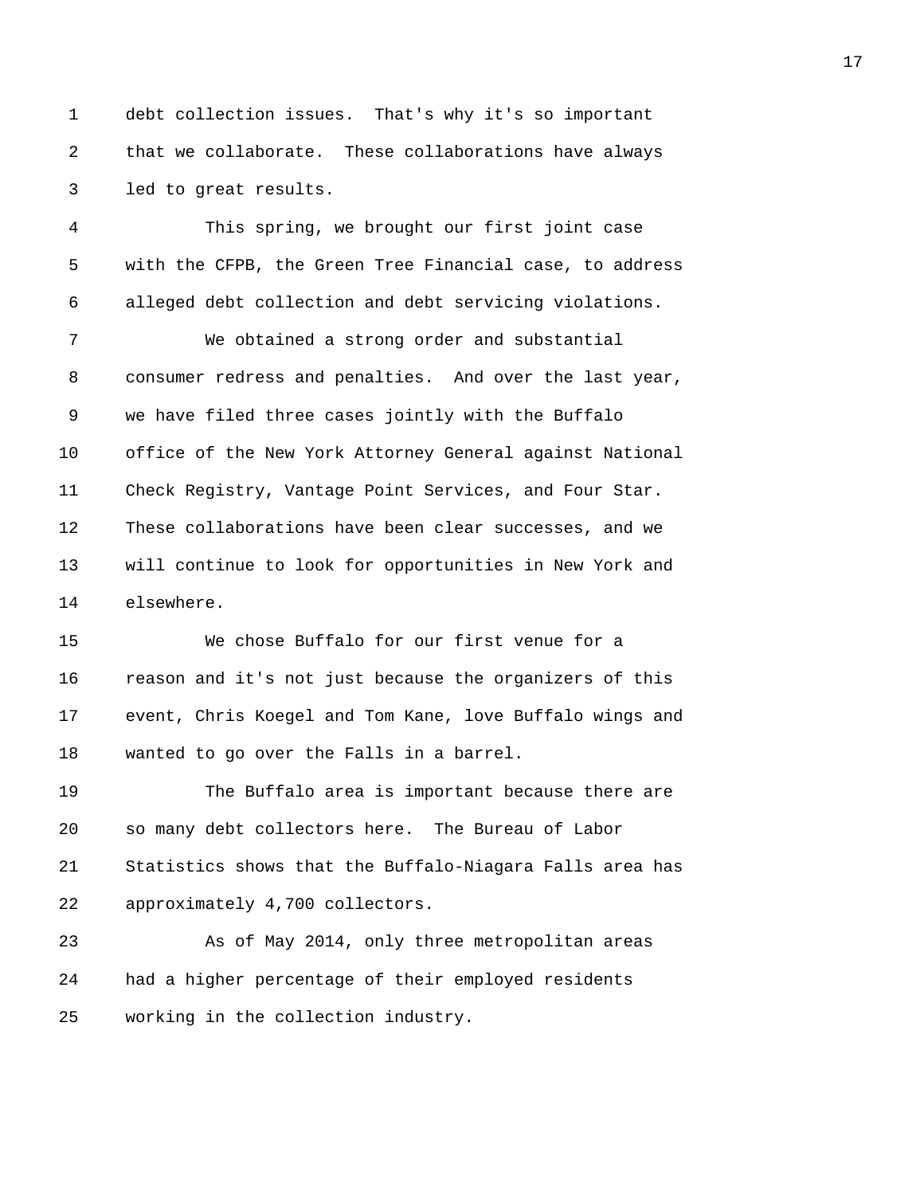debt collection issues. That's why it's so important that we collaborate. These collaborations have always led to great results.

This spring, we brought our first joint case with the CFPB, the Green Tree Financial case, to address alleged debt collection and debt servicing violations.

We obtained a strong order and substantial consumer redress and penalties. And over the last year, we have filed three cases jointly with the Buffalo office of the New York Attorney General against National Check Registry, Vantage Point Services, and Four Star. These collaborations have been clear successes, and we will continue to look for opportunities in New York and elsewhere.

We chose Buffalo for our first venue for a reason and it's not just because the organizers of this event, Chris Koegel and Tom Kane, love Buffalo wings and wanted to go over the Falls in a barrel.

The Buffalo area is important because there are so many debt collectors here. The Bureau of Labor Statistics shows that the Buffalo-Niagara Falls area has approximately 4,700 collectors.

As of May 2014, only three metropolitan areas had a higher percentage of their employed residents working in the collection industry.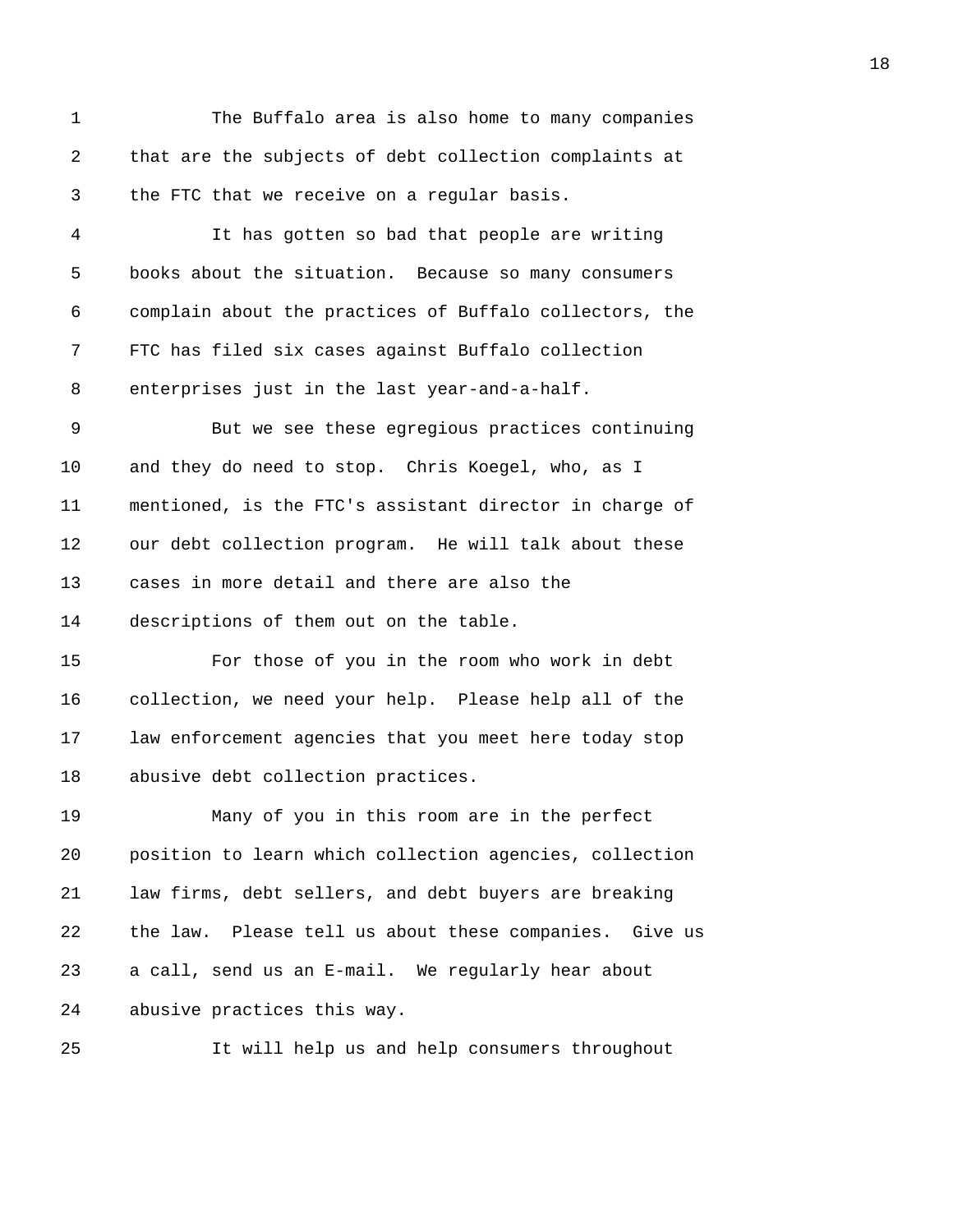The Buffalo area is also home to many companies that are the subjects of debt collection complaints at the FTC that we receive on a regular basis.

It has gotten so bad that people are writing books about the situation. Because so many consumers complain about the practices of Buffalo collectors, the FTC has filed six cases against Buffalo collection enterprises just in the last year-and-a-half.

But we see these egregious practices continuing and they do need to stop. Chris Koegel, who, as I mentioned, is the FTC's assistant director in charge of our debt collection program. He will talk about these cases in more detail and there are also the descriptions of them out on the table.

For those of you in the room who work in debt collection, we need your help. Please help all of the law enforcement agencies that you meet here today stop abusive debt collection practices.

Many of you in this room are in the perfect position to learn which collection agencies, collection law firms, debt sellers, and debt buyers are breaking the law. Please tell us about these companies. Give us a call, send us an E-mail. We regularly hear about abusive practices this way.

It will help us and help consumers throughout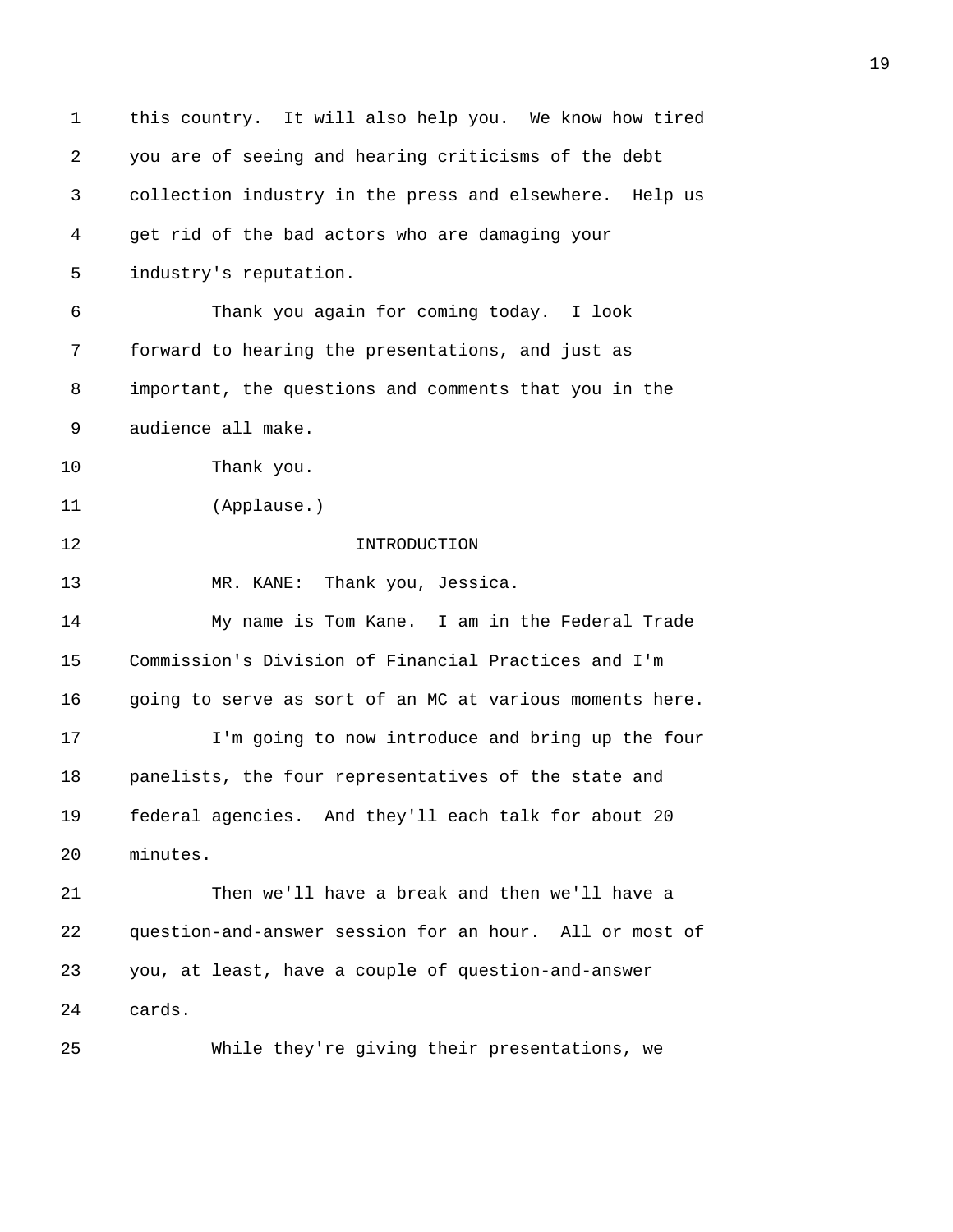this country. It will also help you. We know how tired you are of seeing and hearing criticisms of the debt collection industry in the press and elsewhere. Help us get rid of the bad actors who are damaging your industry's reputation.

Thank you again for coming today. I look forward to hearing the presentations, and just as important, the questions and comments that you in the audience all make.

Thank you.

(Applause.)

## INTRODUCTION

MR. KANE: Thank you, Jessica.

My name is Tom Kane. I am in the Federal Trade Commission's Division of Financial Practices and I'm going to serve as sort of an MC at various moments here.

I'm going to now introduce and bring up the four panelists, the four representatives of the state and federal agencies. And they'll each talk for about 20 minutes.

Then we'll have a break and then we'll have a question-and-answer session for an hour. All or most of you, at least, have a couple of question-and-answer cards.

While they're giving their presentations, we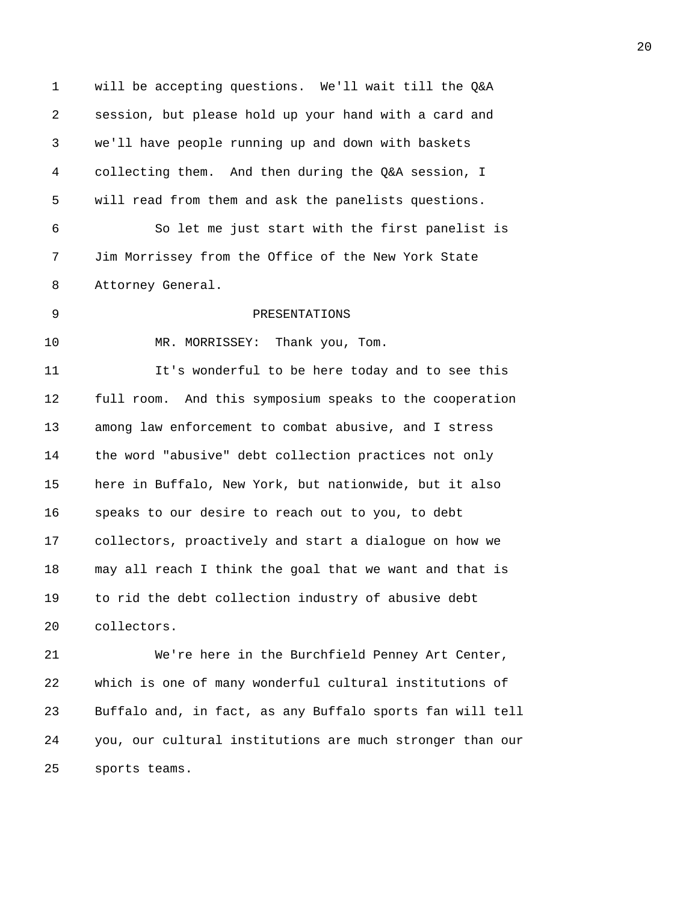will be accepting questions. We'll wait till the Q&A session, but please hold up your hand with a card and we'll have people running up and down with baskets collecting them. And then during the Q&A session, I will read from them and ask the panelists questions.

So let me just start with the first panelist is Jim Morrissey from the Office of the New York State Attorney General.

## PRESENTATIONS

MR. MORRISSEY: Thank you, Tom.

It's wonderful to be here today and to see this full room. And this symposium speaks to the cooperation among law enforcement to combat abusive, and I stress the word "abusive" debt collection practices not only here in Buffalo, New York, but nationwide, but it also speaks to our desire to reach out to you, to debt collectors, proactively and start a dialogue on how we may all reach I think the goal that we want and that is to rid the debt collection industry of abusive debt collectors.

We're here in the Burchfield Penney Art Center, which is one of many wonderful cultural institutions of Buffalo and, in fact, as any Buffalo sports fan will tell you, our cultural institutions are much stronger than our sports teams.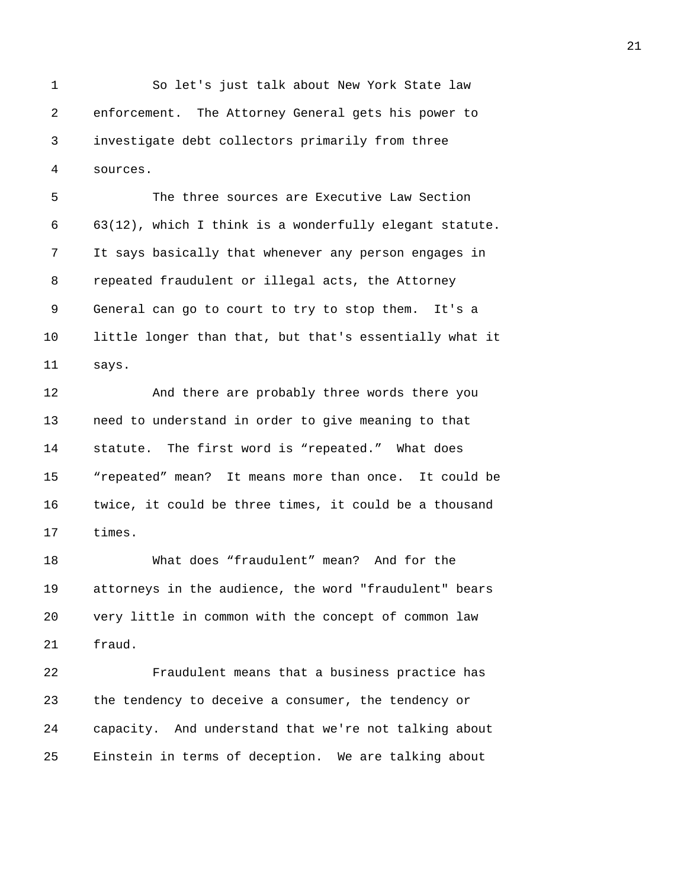So let's just talk about New York State law enforcement. The Attorney General gets his power to investigate debt collectors primarily from three sources.

The three sources are Executive Law Section 63(12), which I think is a wonderfully elegant statute. It says basically that whenever any person engages in repeated fraudulent or illegal acts, the Attorney General can go to court to try to stop them. It's a little longer than that, but that's essentially what it says.

And there are probably three words there you need to understand in order to give meaning to that statute. The first word is “repeated.” What does “repeated” mean? It means more than once. It could be twice, it could be three times, it could be a thousand times.

What does “fraudulent” mean? And for the attorneys in the audience, the word "fraudulent" bears very little in common with the concept of common law fraud.

Fraudulent means that a business practice has the tendency to deceive a consumer, the tendency or capacity. And understand that we're not talking about Einstein in terms of deception. We are talking about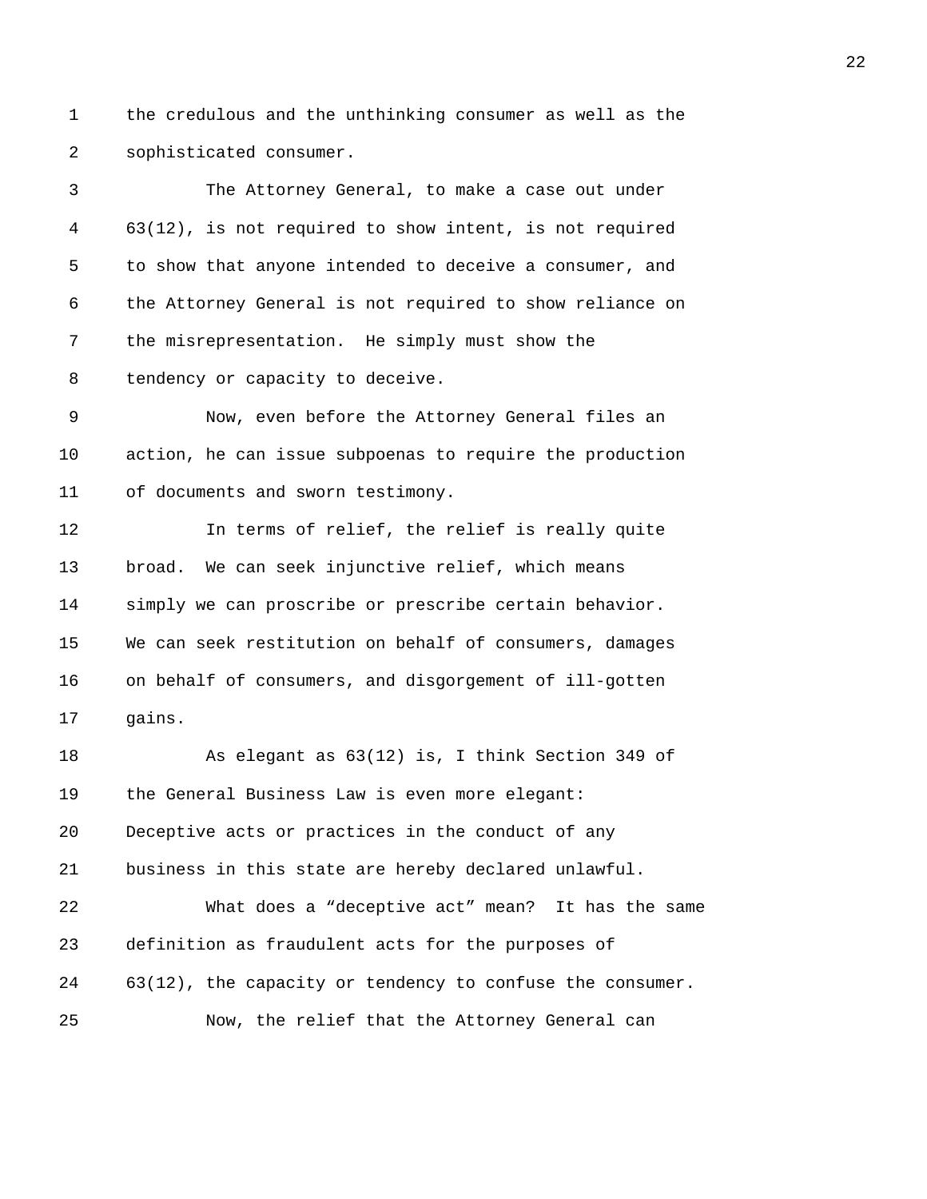the credulous and the unthinking consumer as well as the sophisticated consumer.

The Attorney General, to make a case out under 63(12), is not required to show intent, is not required to show that anyone intended to deceive a consumer, and the Attorney General is not required to show reliance on the misrepresentation. He simply must show the tendency or capacity to deceive.

Now, even before the Attorney General files an action, he can issue subpoenas to require the production of documents and sworn testimony.

In terms of relief, the relief is really quite broad. We can seek injunctive relief, which means simply we can proscribe or prescribe certain behavior. We can seek restitution on behalf of consumers, damages on behalf of consumers, and disgorgement of ill-gotten gains.

As elegant as 63(12) is, I think Section 349 of the General Business Law is even more elegant: Deceptive acts or practices in the conduct of any business in this state are hereby declared unlawful.

What does a "deceptive act" mean? It has the same definition as fraudulent acts for the purposes of 63(12), the capacity or tendency to confuse the consumer.

Now, the relief that the Attorney General can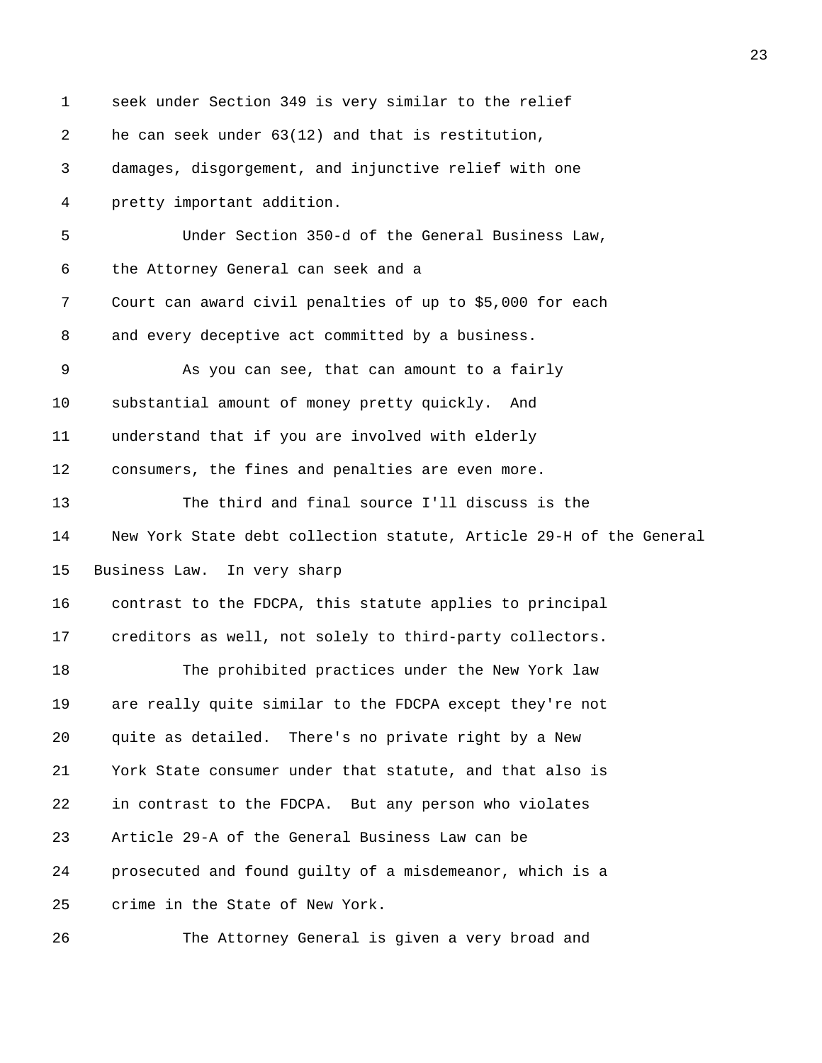seek under Section 349 is very similar to the relief he can seek under 63(12) and that is restitution, damages, disgorgement, and injunctive relief with one pretty important addition.

Under Section 350-d of the General Business Law, the Attorney General can seek and a Court can award civil penalties of up to $5,000 for each and every deceptive act committed by a business.

As you can see, that can amount to a fairly substantial amount of money pretty quickly. And understand that if you are involved with elderly consumers, the fines and penalties are even more.

The third and final source I'll discuss is the New York State debt collection statute, Article 29-H of the General Business Law. In very sharp contrast to the FDCPA, this statute applies to principal creditors as well, not solely to third-party collectors.

The prohibited practices under the New York law are really quite similar to the FDCPA except they're not quite as detailed. There's no private right by a New York State consumer under that statute, and that also is in contrast to the FDCPA. But any person who violates Article 29-A of the General Business Law can be prosecuted and found guilty of a misdemeanor, which is a crime in the State of New York.

The Attorney General is given a very broad and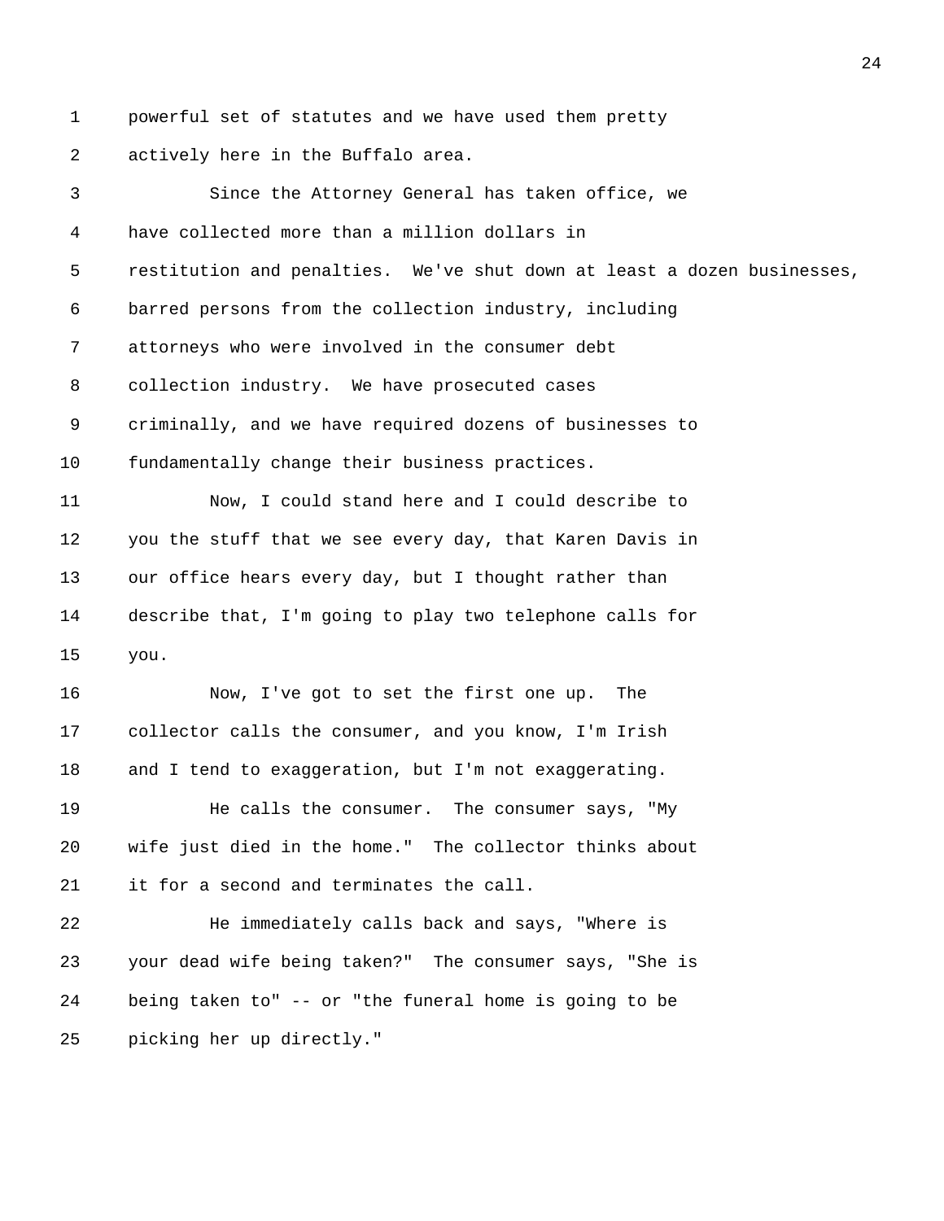powerful set of statutes and we have used them pretty actively here in the Buffalo area.

Since the Attorney General has taken office, we have collected more than a million dollars in restitution and penalties. We've shut down at least a dozen businesses, barred persons from the collection industry, including attorneys who were involved in the consumer debt collection industry. We have prosecuted cases criminally, and we have required dozens of businesses to fundamentally change their business practices.

Now, I could stand here and I could describe to you the stuff that we see every day, that Karen Davis in our office hears every day, but I thought rather than describe that, I'm going to play two telephone calls for you.

Now, I've got to set the first one up. The collector calls the consumer, and you know, I'm Irish and I tend to exaggeration, but I'm not exaggerating.

He calls the consumer. The consumer says, "My wife just died in the home." The collector thinks about it for a second and terminates the call.

He immediately calls back and says, "Where is your dead wife being taken?" The consumer says, "She is being taken to" -- or "the funeral home is going to be picking her up directly."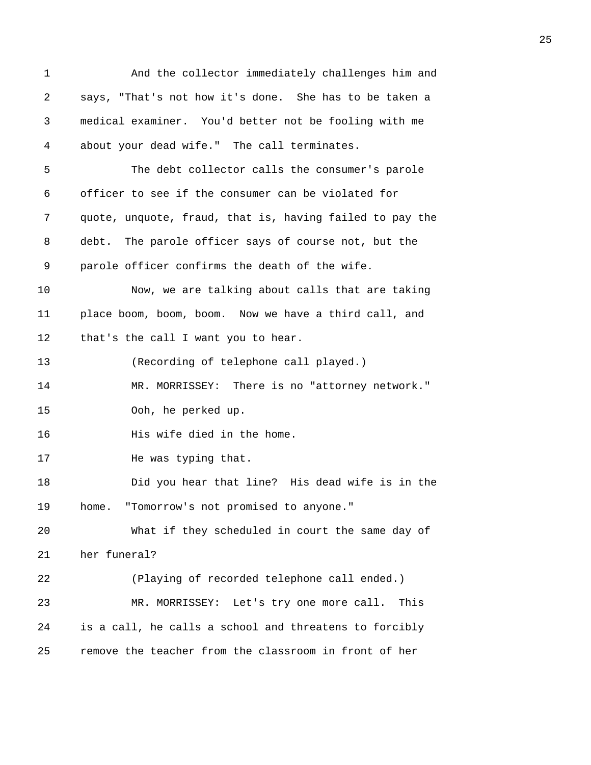And the collector immediately challenges him and says, "That's not how it's done. She has to be taken a medical examiner. You'd better not be fooling with me about your dead wife." The call terminates.

The debt collector calls the consumer's parole officer to see if the consumer can be violated for quote, unquote, fraud, that is, having failed to pay the debt. The parole officer says of course not, but the parole officer confirms the death of the wife.

Now, we are talking about calls that are taking place boom, boom, boom. Now we have a third call, and that's the call I want you to hear.

(Recording of telephone call played.)

MR. MORRISSEY: There is no "attorney network."

Ooh, he perked up.

His wife died in the home.

He was typing that.

Did you hear that line? His dead wife is in the home. "Tomorrow's not promised to anyone."

What if they scheduled in court the same day of her funeral?

(Playing of recorded telephone call ended.)

MR. MORRISSEY: Let's try one more call. This is a call, he calls a school and threatens to forcibly remove the teacher from the classroom in front of her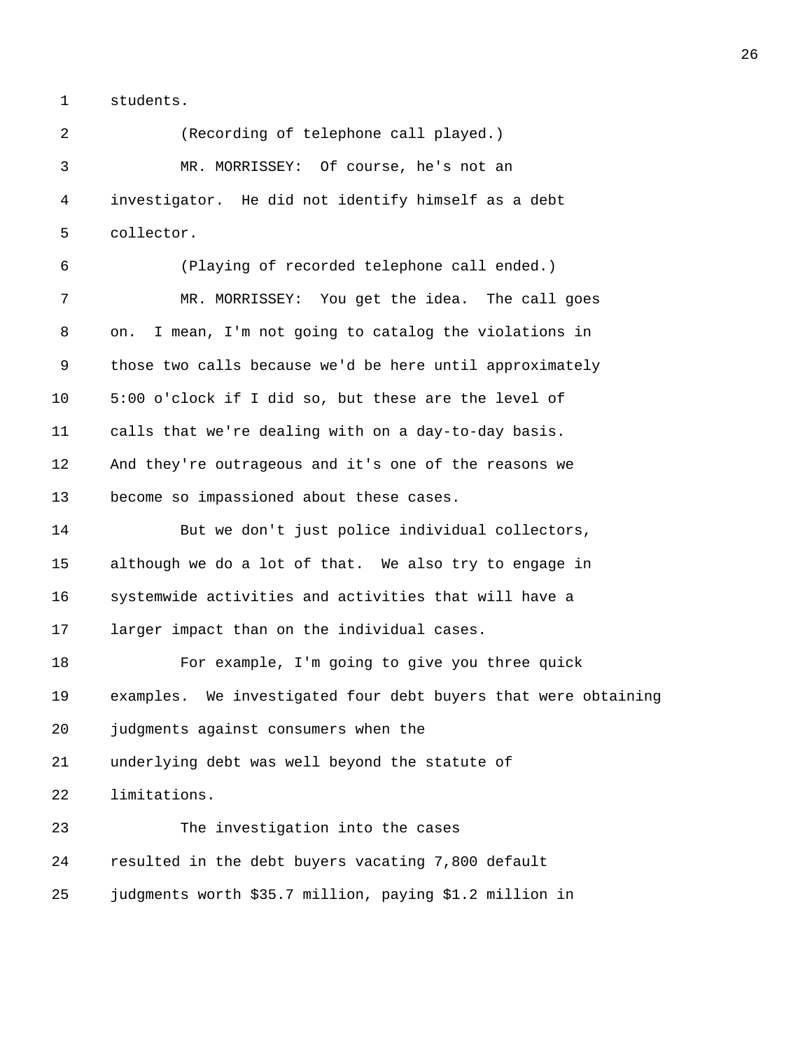students.

(Recording of telephone call played.)

MR. MORRISSEY: Of course, he's not an investigator. He did not identify himself as a debt collector.

(Playing of recorded telephone call ended.)

MR. MORRISSEY: You get the idea. The call goes on. I mean, I'm not going to catalog the violations in those two calls because we'd be here until approximately 5:00 o'clock if I did so, but these are the level of calls that we're dealing with on a day-to-day basis. And they're outrageous and it's one of the reasons we become so impassioned about these cases.

But we don't just police individual collectors, although we do a lot of that. We also try to engage in systemwide activities and activities that will have a larger impact than on the individual cases.

For example, I'm going to give you three quick examples. We investigated four debt buyers that were obtaining judgments against consumers when the underlying debt was well beyond the statute of limitations.

The investigation into the cases resulted in the debt buyers vacating 7,800 default judgments worth $35.7 million, paying $1.2 million in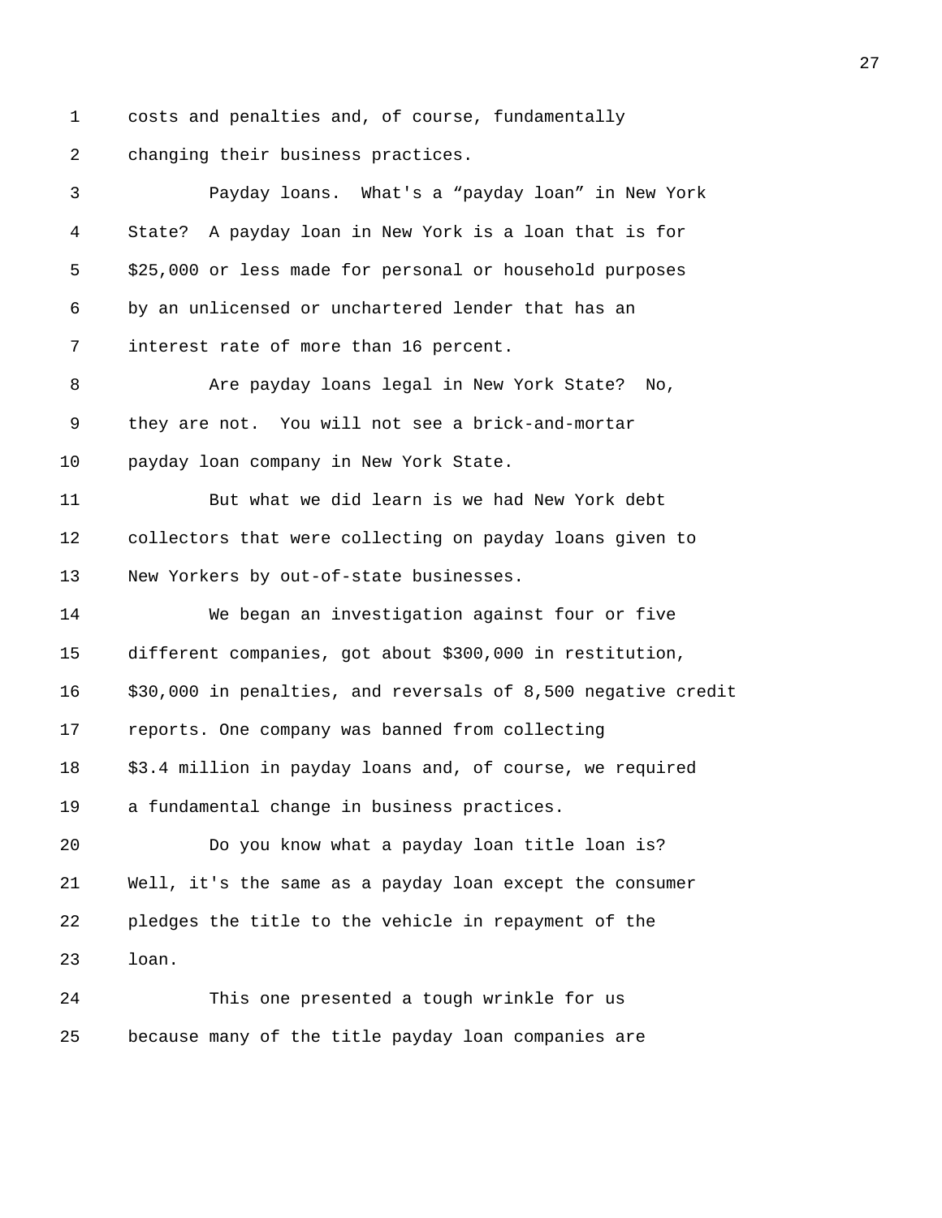costs and penalties and, of course, fundamentally changing their business practices.

Payday loans. What's a “payday loan” in New York State? A payday loan in New York is a loan that is for $25,000 or less made for personal or household purposes by an unlicensed or unchartered lender that has an interest rate of more than 16 percent.

Are payday loans legal in New York State? No, they are not. You will not see a brick-and-mortar payday loan company in New York State.

But what we did learn is we had New York debt collectors that were collecting on payday loans given to New Yorkers by out-of-state businesses.

We began an investigation against four or five different companies, got about $300,000 in restitution, $30,000 in penalties, and reversals of 8,500 negative credit reports. One company was banned from collecting $3.4 million in payday loans and, of course, we required a fundamental change in business practices.

Do you know what a payday loan title loan is? Well, it's the same as a payday loan except the consumer pledges the title to the vehicle in repayment of the loan.

This one presented a tough wrinkle for us because many of the title payday loan companies are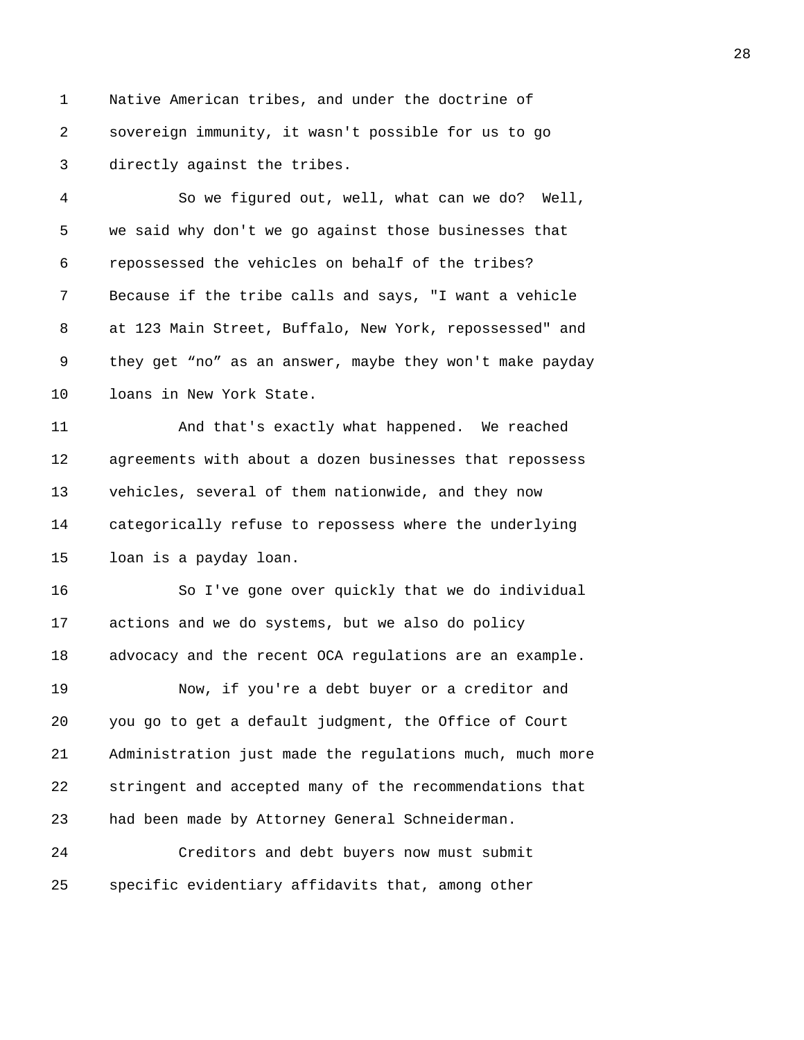Native American tribes, and under the doctrine of sovereign immunity, it wasn't possible for us to go directly against the tribes.

So we figured out, well, what can we do? Well, we said why don't we go against those businesses that repossessed the vehicles on behalf of the tribes? Because if the tribe calls and says, "I want a vehicle at 123 Main Street, Buffalo, New York, repossessed" and they get “no” as an answer, maybe they won't make payday loans in New York State.

And that's exactly what happened. We reached agreements with about a dozen businesses that repossess vehicles, several of them nationwide, and they now categorically refuse to repossess where the underlying loan is a payday loan.

So I've gone over quickly that we do individual actions and we do systems, but we also do policy advocacy and the recent OCA regulations are an example.

Now, if you're a debt buyer or a creditor and you go to get a default judgment, the Office of Court Administration just made the regulations much, much more stringent and accepted many of the recommendations that had been made by Attorney General Schneiderman.

Creditors and debt buyers now must submit specific evidentiary affidavits that, among other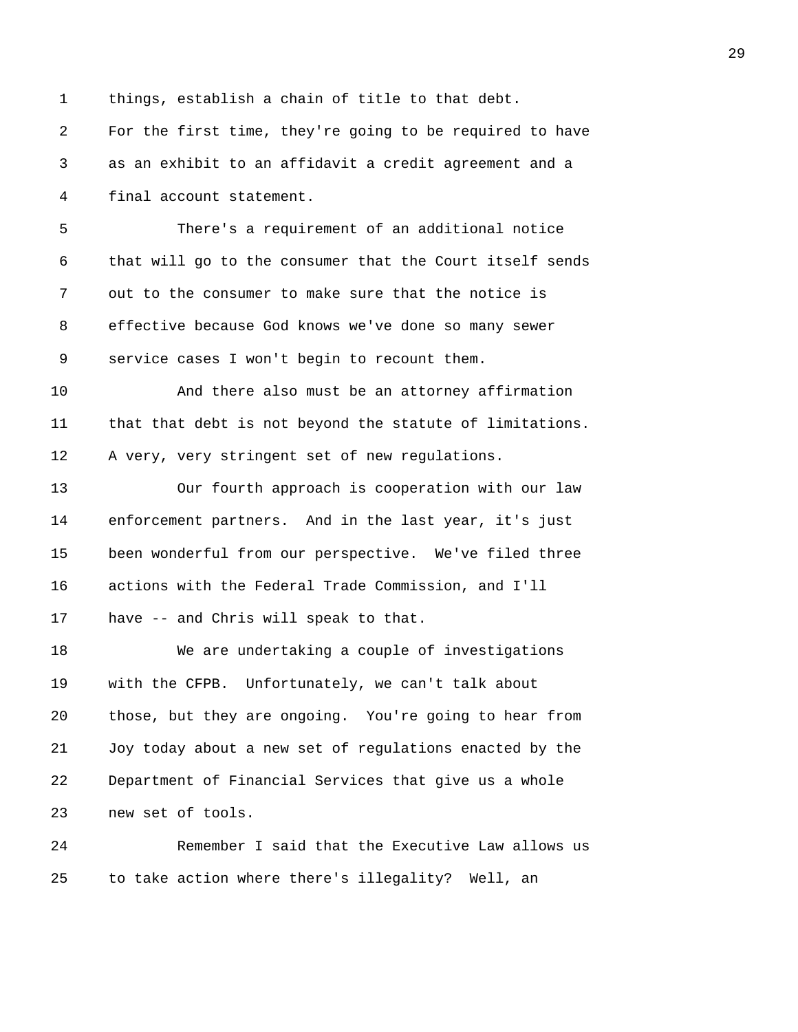things, establish a chain of title to that debt. For the first time, they're going to be required to have as an exhibit to an affidavit a credit agreement and a final account statement.

There's a requirement of an additional notice that will go to the consumer that the Court itself sends out to the consumer to make sure that the notice is effective because God knows we've done so many sewer service cases I won't begin to recount them.

And there also must be an attorney affirmation that that debt is not beyond the statute of limitations. A very, very stringent set of new regulations.

Our fourth approach is cooperation with our law enforcement partners. And in the last year, it's just been wonderful from our perspective. We've filed three actions with the Federal Trade Commission, and I'll have -- and Chris will speak to that.

We are undertaking a couple of investigations with the CFPB. Unfortunately, we can't talk about those, but they are ongoing. You're going to hear from Joy today about a new set of regulations enacted by the Department of Financial Services that give us a whole new set of tools.

Remember I said that the Executive Law allows us to take action where there's illegality? Well, an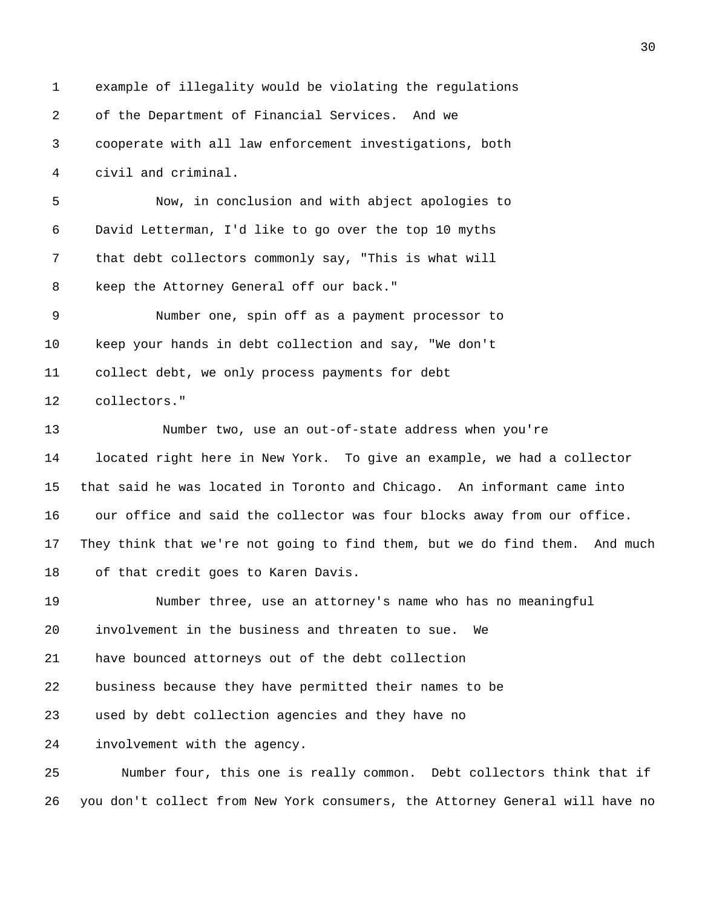example of illegality would be violating the regulations of the Department of Financial Services. And we cooperate with all law enforcement investigations, both civil and criminal.

Now, in conclusion and with abject apologies to David Letterman, I'd like to go over the top 10 myths that debt collectors commonly say, "This is what will keep the Attorney General off our back."

Number one, spin off as a payment processor to keep your hands in debt collection and say, "We don't collect debt, we only process payments for debt collectors."

Number two, use an out-of-state address when you're located right here in New York. To give an example, we had a collector that said he was located in Toronto and Chicago. An informant came into our office and said the collector was four blocks away from our office. They think that we're not going to find them, but we do find them. And much of that credit goes to Karen Davis.

Number three, use an attorney's name who has no meaningful involvement in the business and threaten to sue. We have bounced attorneys out of the debt collection business because they have permitted their names to be used by debt collection agencies and they have no involvement with the agency.

Number four, this one is really common. Debt collectors think that if you don't collect from New York consumers, the Attorney General will have no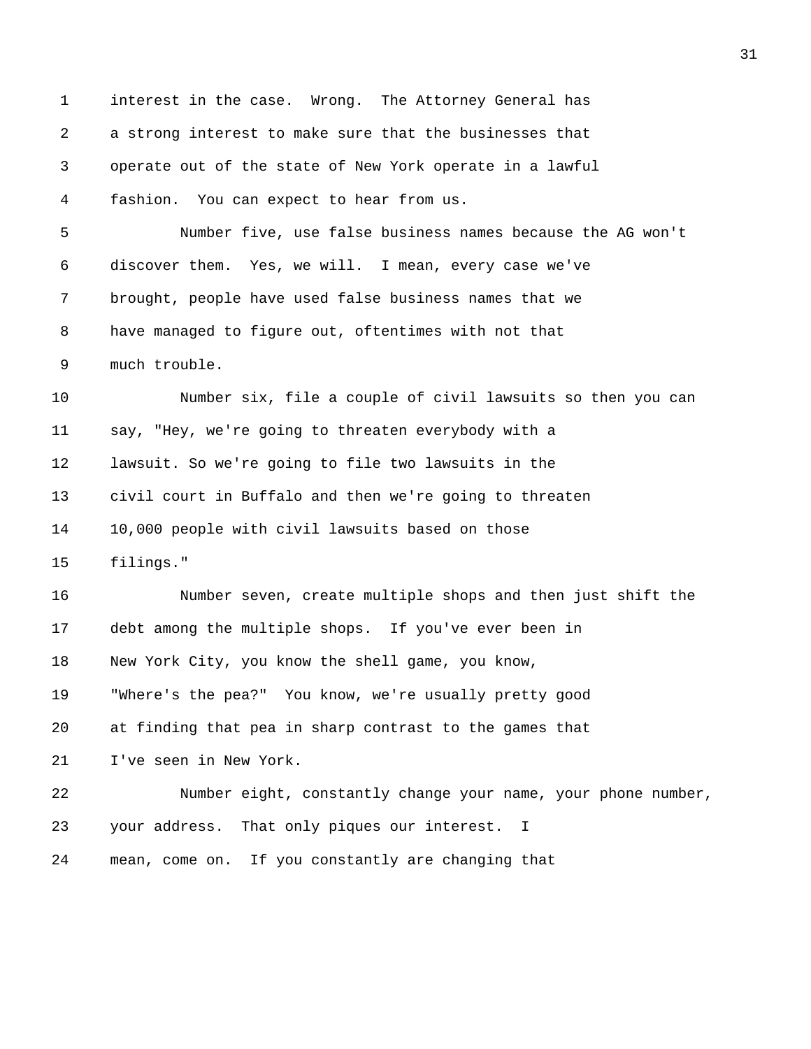interest in the case. Wrong. The Attorney General has a strong interest to make sure that the businesses that operate out of the state of New York operate in a lawful fashion. You can expect to hear from us.

Number five, use false business names because the AG won't discover them. Yes, we will. I mean, every case we've brought, people have used false business names that we have managed to figure out, oftentimes with not that much trouble.

Number six, file a couple of civil lawsuits so then you can say, "Hey, we're going to threaten everybody with a lawsuit. So we're going to file two lawsuits in the civil court in Buffalo and then we're going to threaten 10,000 people with civil lawsuits based on those filings."

Number seven, create multiple shops and then just shift the debt among the multiple shops. If you've ever been in New York City, you know the shell game, you know, "Where's the pea?" You know, we're usually pretty good at finding that pea in sharp contrast to the games that I've seen in New York.

Number eight, constantly change your name, your phone number, your address. That only piques our interest. I mean, come on. If you constantly are changing that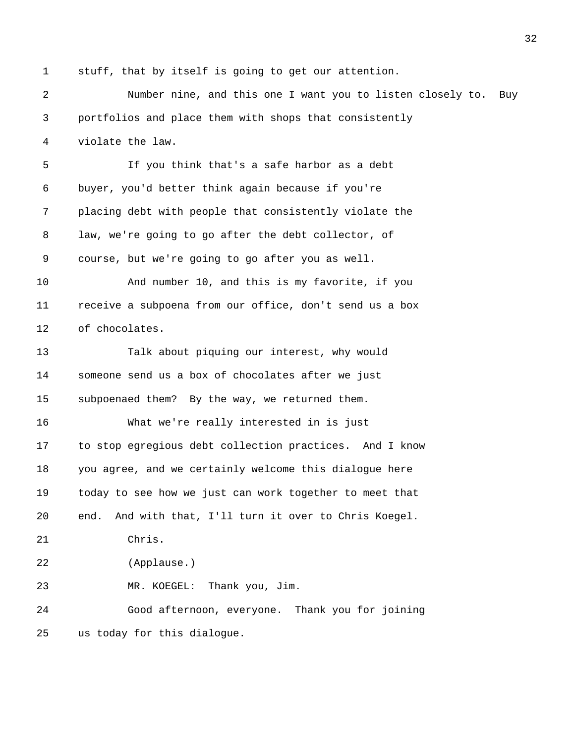stuff, that by itself is going to get our attention.

Number nine, and this one I want you to listen closely to. Buy portfolios and place them with shops that consistently violate the law.

If you think that's a safe harbor as a debt buyer, you'd better think again because if you're placing debt with people that consistently violate the law, we're going to go after the debt collector, of course, but we're going to go after you as well.

And number 10, and this is my favorite, if you receive a subpoena from our office, don't send us a box of chocolates.

Talk about piquing our interest, why would someone send us a box of chocolates after we just subpoenaed them? By the way, we returned them.

What we're really interested in is just to stop egregious debt collection practices. And I know you agree, and we certainly welcome this dialogue here today to see how we just can work together to meet that end. And with that, I'll turn it over to Chris Koegel.

Chris.

(Applause.)

MR. KOEGEL: Thank you, Jim.

Good afternoon, everyone. Thank you for joining us today for this dialogue.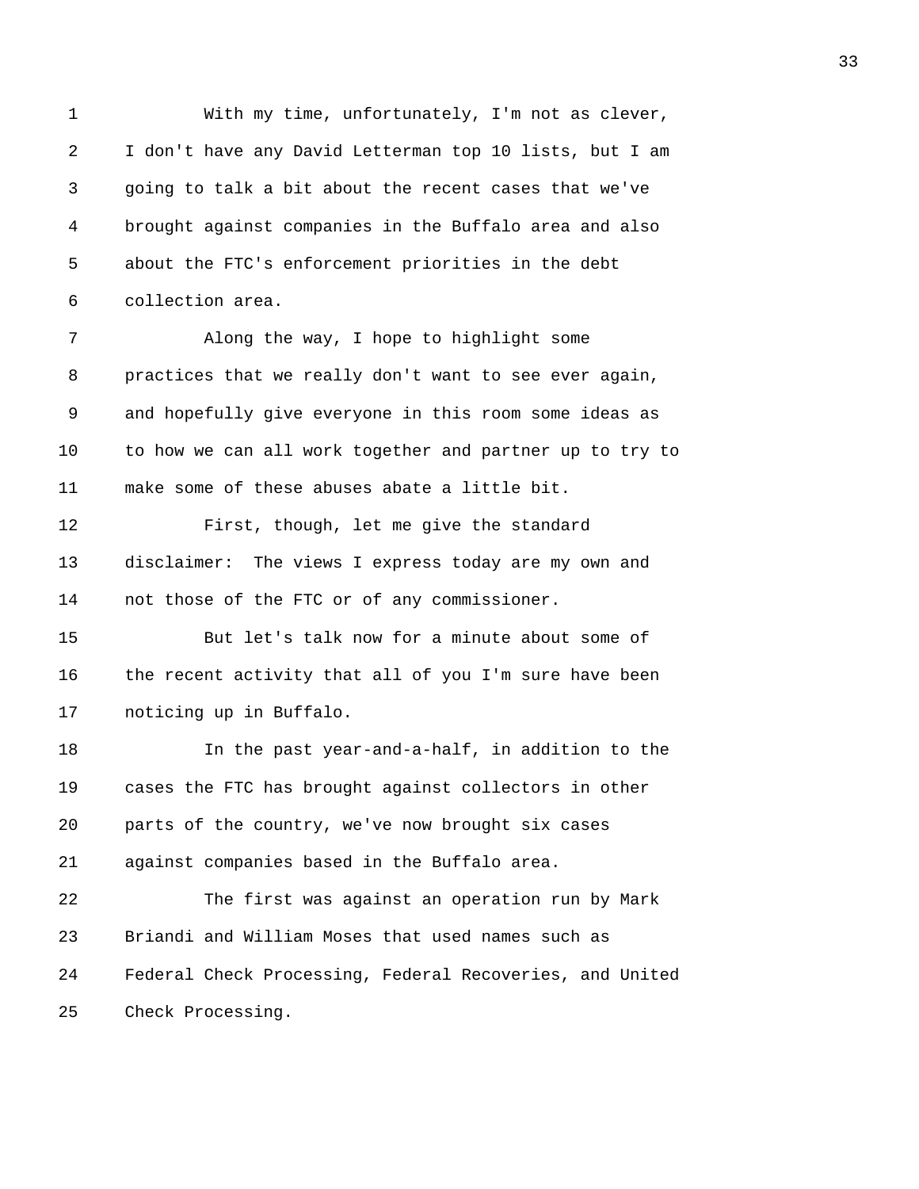With my time, unfortunately, I'm not as clever, I don't have any David Letterman top 10 lists, but I am going to talk a bit about the recent cases that we've brought against companies in the Buffalo area and also about the FTC's enforcement priorities in the debt collection area.

Along the way, I hope to highlight some practices that we really don't want to see ever again, and hopefully give everyone in this room some ideas as to how we can all work together and partner up to try to make some of these abuses abate a little bit.

First, though, let me give the standard disclaimer: The views I express today are my own and not those of the FTC or of any commissioner.

But let's talk now for a minute about some of the recent activity that all of you I'm sure have been noticing up in Buffalo.

In the past year-and-a-half, in addition to the cases the FTC has brought against collectors in other parts of the country, we've now brought six cases against companies based in the Buffalo area.

The first was against an operation run by Mark Briandi and William Moses that used names such as Federal Check Processing, Federal Recoveries, and United Check Processing.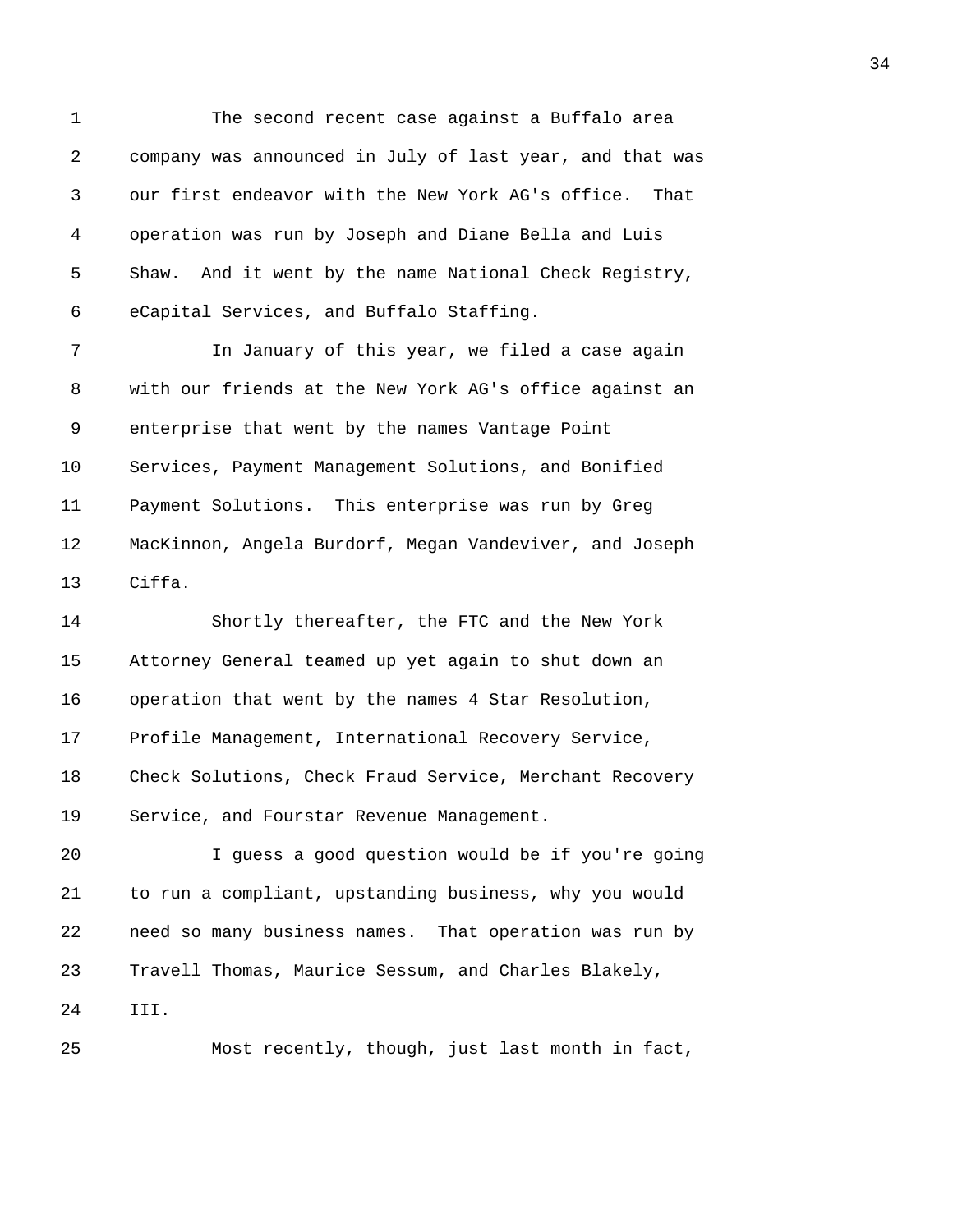The second recent case against a Buffalo area company was announced in July of last year, and that was our first endeavor with the New York AG's office. That operation was run by Joseph and Diane Bella and Luis Shaw. And it went by the name National Check Registry, eCapital Services, and Buffalo Staffing.

In January of this year, we filed a case again with our friends at the New York AG's office against an enterprise that went by the names Vantage Point Services, Payment Management Solutions, and Bonified Payment Solutions. This enterprise was run by Greg MacKinnon, Angela Burdorf, Megan Vandeviver, and Joseph Ciffa.

Shortly thereafter, the FTC and the New York Attorney General teamed up yet again to shut down an operation that went by the names 4 Star Resolution, Profile Management, International Recovery Service, Check Solutions, Check Fraud Service, Merchant Recovery Service, and Fourstar Revenue Management.

I guess a good question would be if you're going to run a compliant, upstanding business, why you would need so many business names. That operation was run by Travell Thomas, Maurice Sessum, and Charles Blakely, III.

Most recently, though, just last month in fact,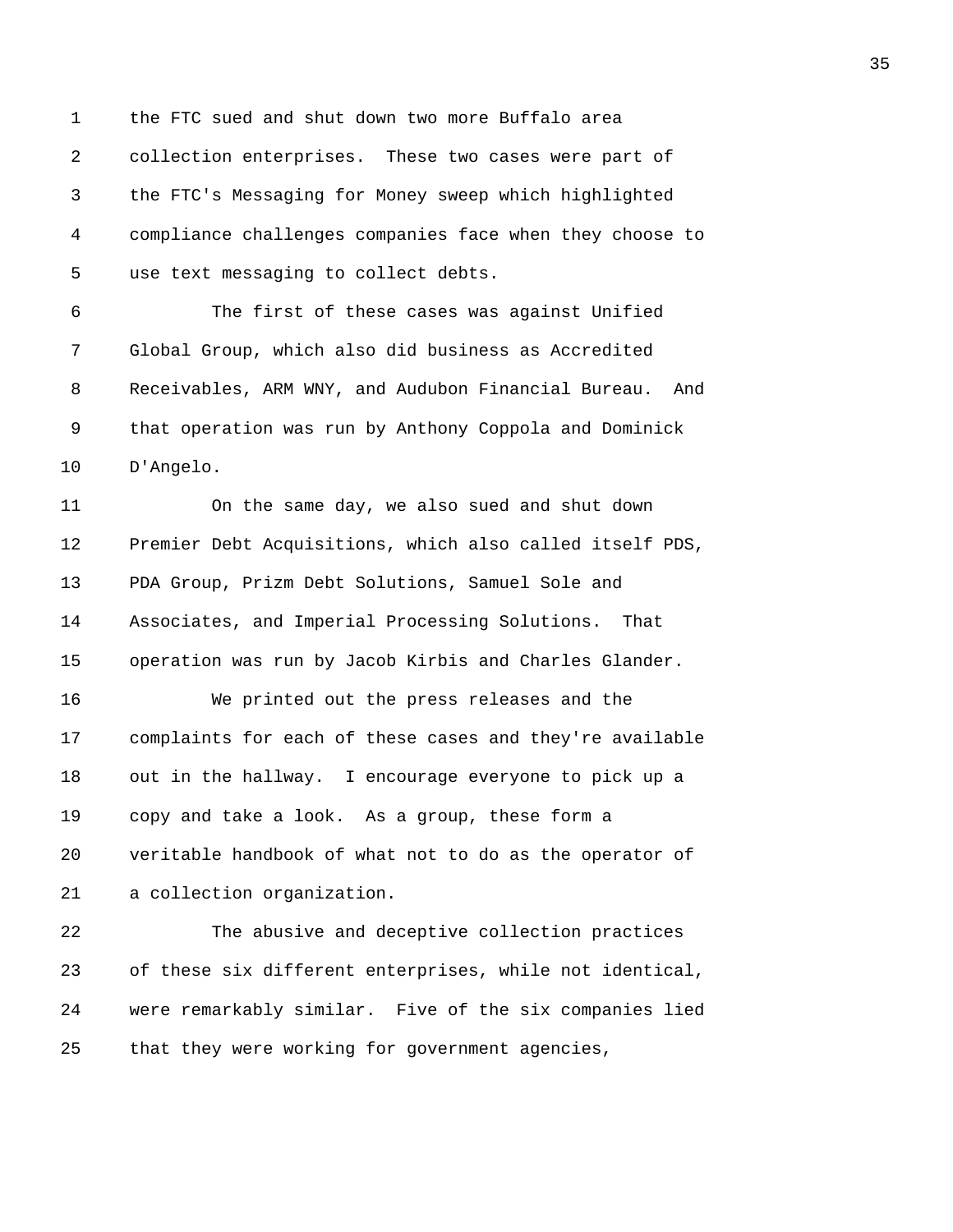the FTC sued and shut down two more Buffalo area collection enterprises. These two cases were part of the FTC's Messaging for Money sweep which highlighted compliance challenges companies face when they choose to use text messaging to collect debts.

The first of these cases was against Unified Global Group, which also did business as Accredited Receivables, ARM WNY, and Audubon Financial Bureau. And that operation was run by Anthony Coppola and Dominick D'Angelo.

On the same day, we also sued and shut down Premier Debt Acquisitions, which also called itself PDS, PDA Group, Prizm Debt Solutions, Samuel Sole and Associates, and Imperial Processing Solutions. That operation was run by Jacob Kirbis and Charles Glander.

We printed out the press releases and the complaints for each of these cases and they're available out in the hallway. I encourage everyone to pick up a copy and take a look. As a group, these form a veritable handbook of what not to do as the operator of a collection organization.

The abusive and deceptive collection practices of these six different enterprises, while not identical, were remarkably similar. Five of the six companies lied that they were working for government agencies,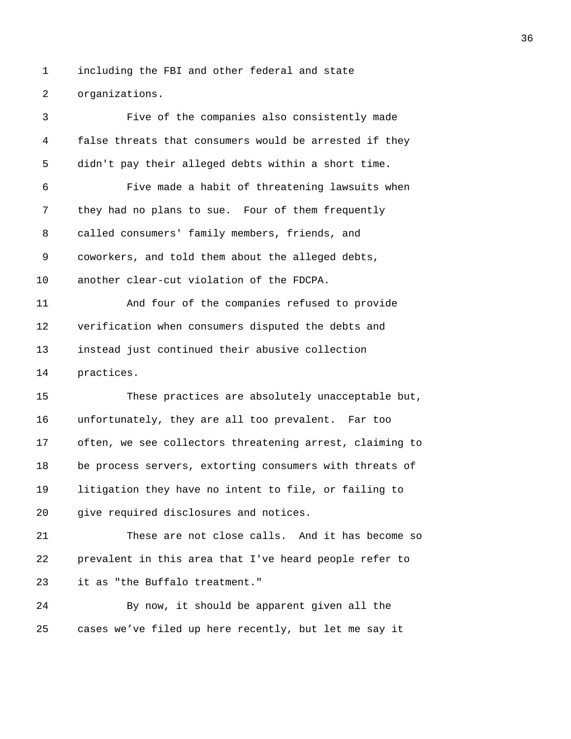including the FBI and other federal and state organizations.

Five of the companies also consistently made false threats that consumers would be arrested if they didn't pay their alleged debts within a short time.

Five made a habit of threatening lawsuits when they had no plans to sue. Four of them frequently called consumers' family members, friends, and coworkers, and told them about the alleged debts, another clear-cut violation of the FDCPA.

And four of the companies refused to provide verification when consumers disputed the debts and instead just continued their abusive collection practices.

These practices are absolutely unacceptable but, unfortunately, they are all too prevalent. Far too often, we see collectors threatening arrest, claiming to be process servers, extorting consumers with threats of litigation they have no intent to file, or failing to give required disclosures and notices.

These are not close calls. And it has become so prevalent in this area that I've heard people refer to it as "the Buffalo treatment."

By now, it should be apparent given all the cases we've filed up here recently, but let me say it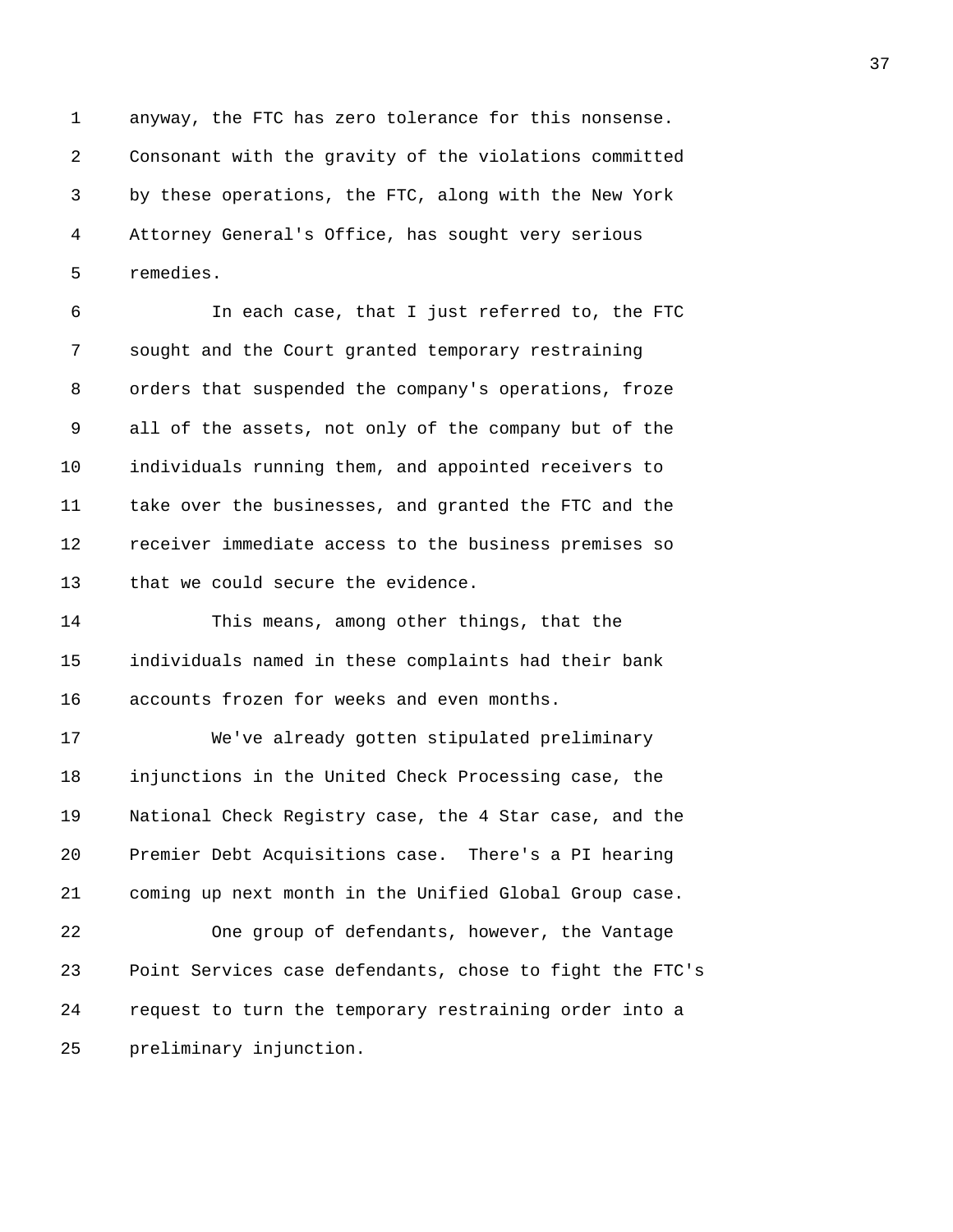anyway, the FTC has zero tolerance for this nonsense. Consonant with the gravity of the violations committed by these operations, the FTC, along with the New York Attorney General's Office, has sought very serious remedies.

In each case, that I just referred to, the FTC sought and the Court granted temporary restraining orders that suspended the company's operations, froze all of the assets, not only of the company but of the individuals running them, and appointed receivers to take over the businesses, and granted the FTC and the receiver immediate access to the business premises so that we could secure the evidence.

This means, among other things, that the individuals named in these complaints had their bank accounts frozen for weeks and even months.

We've already gotten stipulated preliminary injunctions in the United Check Processing case, the National Check Registry case, the 4 Star case, and the Premier Debt Acquisitions case. There's a PI hearing coming up next month in the Unified Global Group case.

One group of defendants, however, the Vantage Point Services case defendants, chose to fight the FTC's request to turn the temporary restraining order into a preliminary injunction.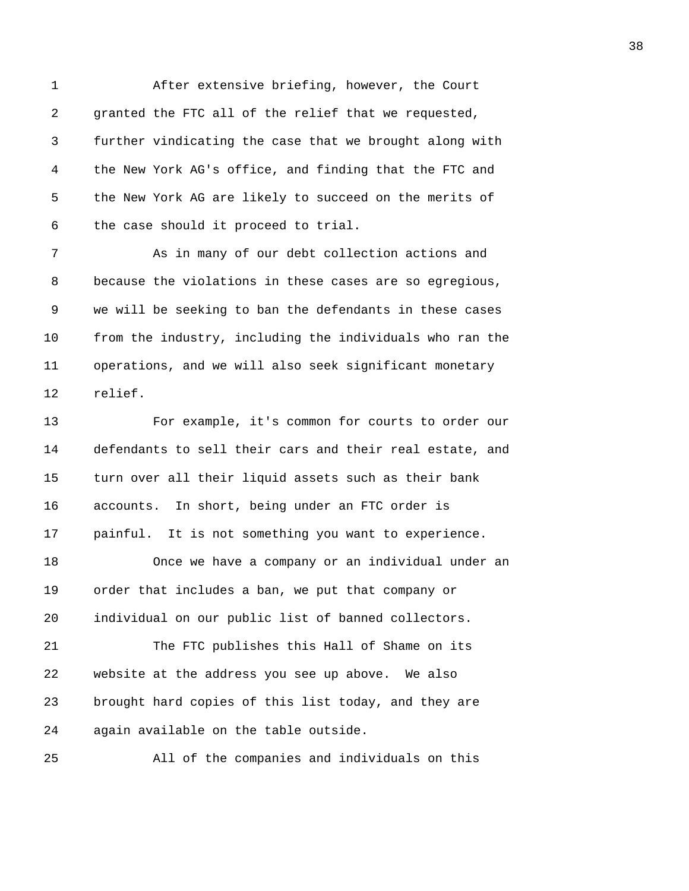After extensive briefing, however, the Court granted the FTC all of the relief that we requested, further vindicating the case that we brought along with the New York AG's office, and finding that the FTC and the New York AG are likely to succeed on the merits of the case should it proceed to trial.

As in many of our debt collection actions and because the violations in these cases are so egregious, we will be seeking to ban the defendants in these cases from the industry, including the individuals who ran the operations, and we will also seek significant monetary relief.

For example, it's common for courts to order our defendants to sell their cars and their real estate, and turn over all their liquid assets such as their bank accounts. In short, being under an FTC order is painful. It is not something you want to experience.

Once we have a company or an individual under an order that includes a ban, we put that company or individual on our public list of banned collectors.

The FTC publishes this Hall of Shame on its website at the address you see up above. We also brought hard copies of this list today, and they are again available on the table outside.

All of the companies and individuals on this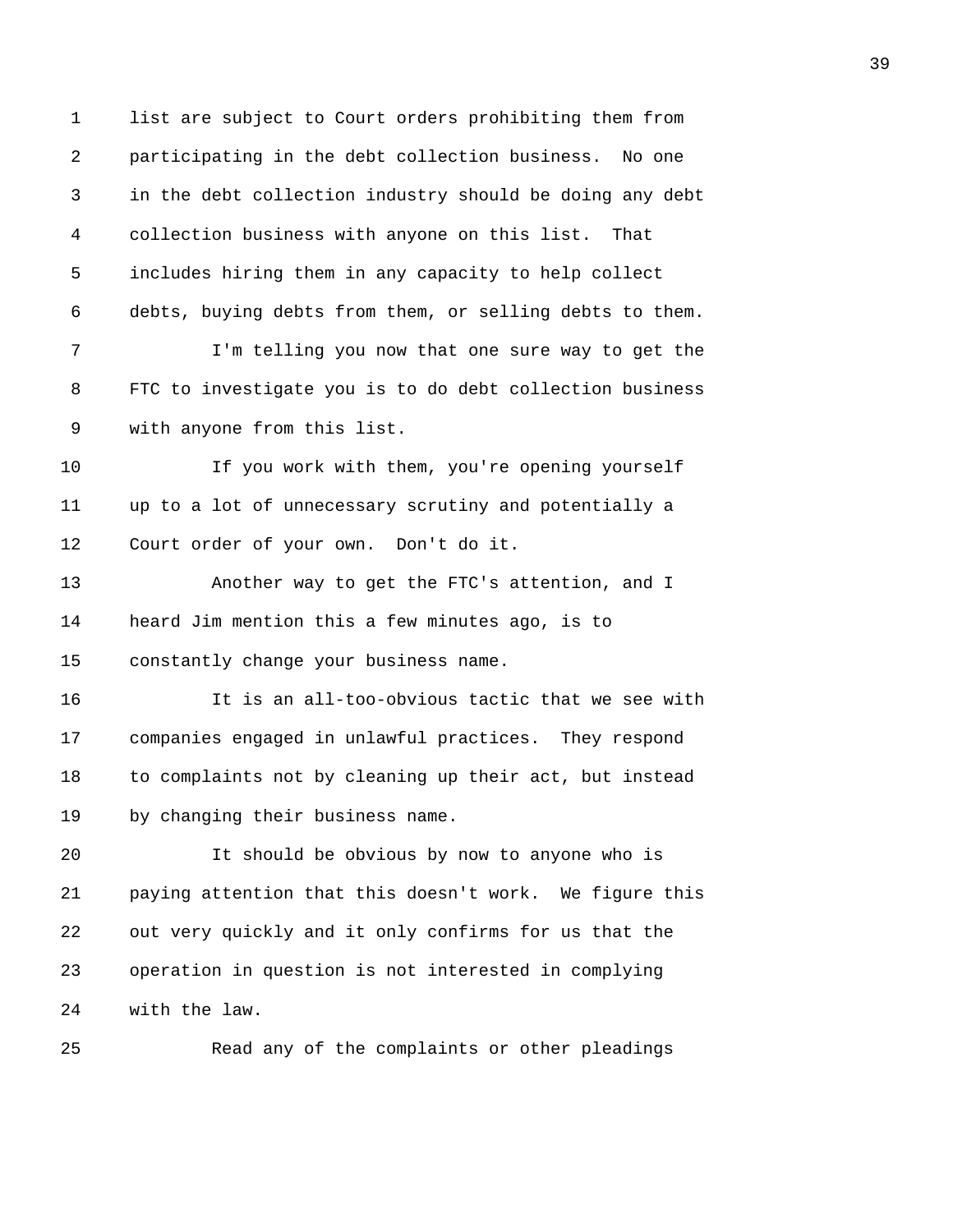list are subject to Court orders prohibiting them from participating in the debt collection business. No one in the debt collection industry should be doing any debt collection business with anyone on this list. That includes hiring them in any capacity to help collect debts, buying debts from them, or selling debts to them.

I'm telling you now that one sure way to get the FTC to investigate you is to do debt collection business with anyone from this list.

If you work with them, you're opening yourself up to a lot of unnecessary scrutiny and potentially a Court order of your own. Don't do it.

Another way to get the FTC's attention, and I heard Jim mention this a few minutes ago, is to constantly change your business name.

It is an all-too-obvious tactic that we see with companies engaged in unlawful practices. They respond to complaints not by cleaning up their act, but instead by changing their business name.

It should be obvious by now to anyone who is paying attention that this doesn't work. We figure this out very quickly and it only confirms for us that the operation in question is not interested in complying with the law.

Read any of the complaints or other pleadings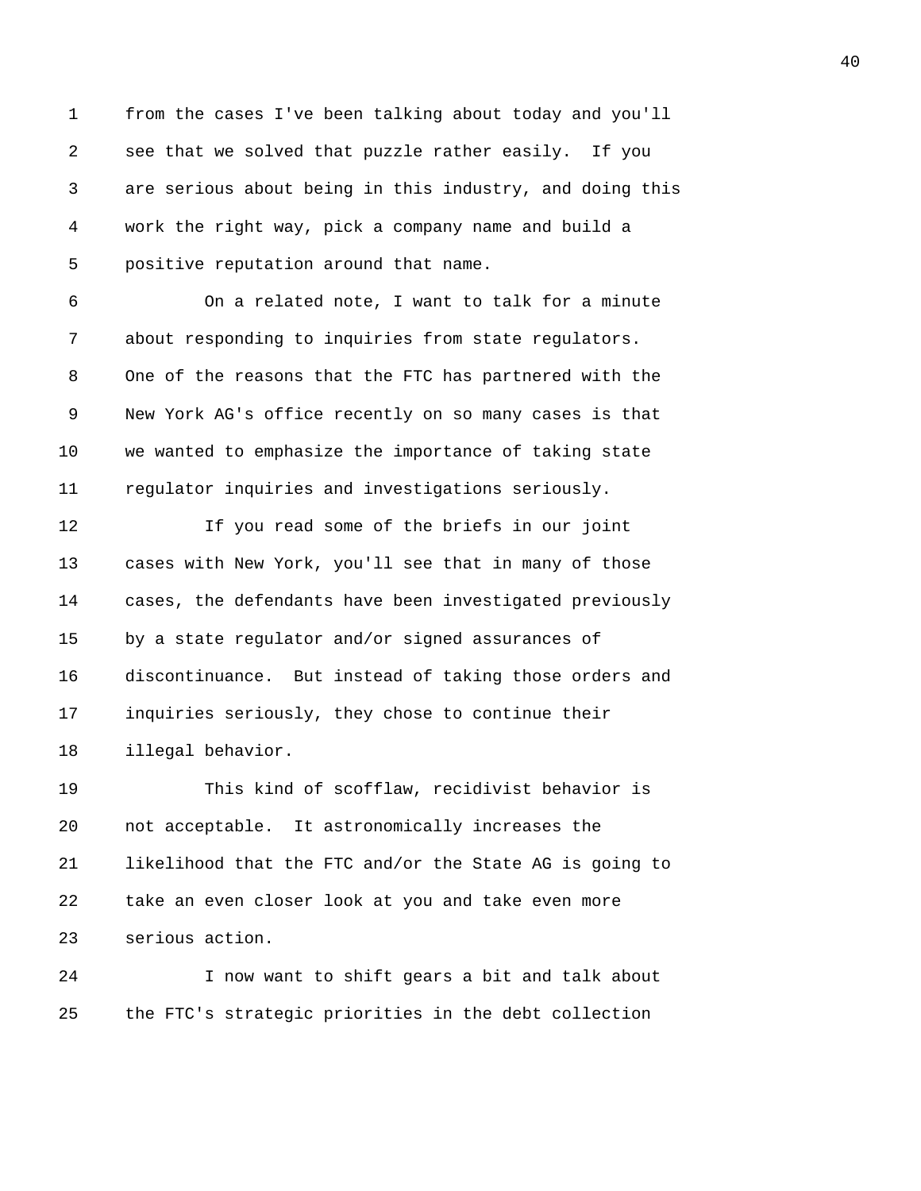from the cases I've been talking about today and you'll see that we solved that puzzle rather easily. If you are serious about being in this industry, and doing this work the right way, pick a company name and build a positive reputation around that name.

On a related note, I want to talk for a minute about responding to inquiries from state regulators. One of the reasons that the FTC has partnered with the New York AG's office recently on so many cases is that we wanted to emphasize the importance of taking state regulator inquiries and investigations seriously.

If you read some of the briefs in our joint cases with New York, you'll see that in many of those cases, the defendants have been investigated previously by a state regulator and/or signed assurances of discontinuance. But instead of taking those orders and inquiries seriously, they chose to continue their illegal behavior.

This kind of scofflaw, recidivist behavior is not acceptable. It astronomically increases the likelihood that the FTC and/or the State AG is going to take an even closer look at you and take even more serious action.

I now want to shift gears a bit and talk about the FTC's strategic priorities in the debt collection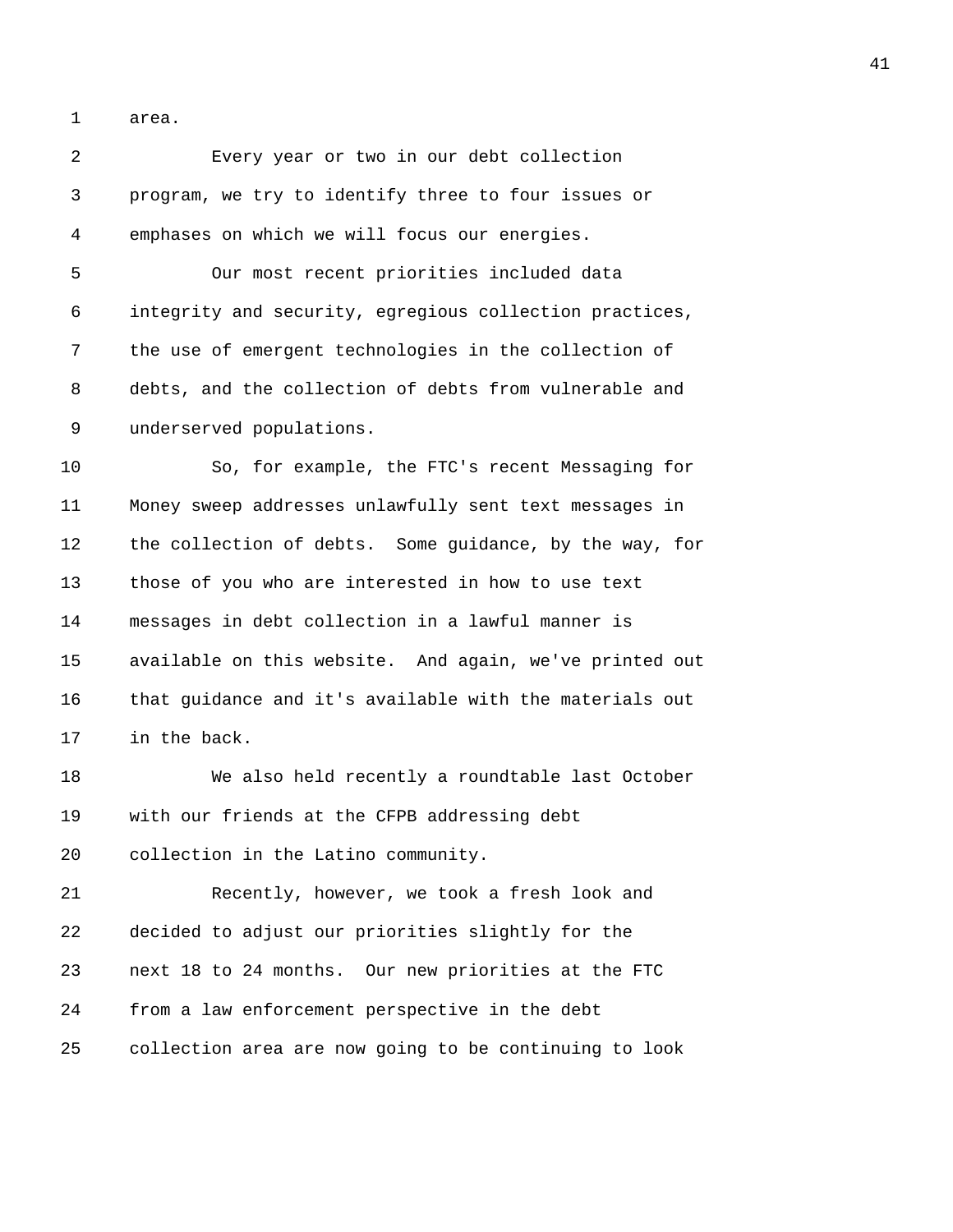area.

Every year or two in our debt collection program, we try to identify three to four issues or emphases on which we will focus our energies.

Our most recent priorities included data integrity and security, egregious collection practices, the use of emergent technologies in the collection of debts, and the collection of debts from vulnerable and underserved populations.

So, for example, the FTC's recent Messaging for Money sweep addresses unlawfully sent text messages in the collection of debts. Some guidance, by the way, for those of you who are interested in how to use text messages in debt collection in a lawful manner is available on this website. And again, we've printed out that guidance and it's available with the materials out in the back.

We also held recently a roundtable last October with our friends at the CFPB addressing debt collection in the Latino community.

Recently, however, we took a fresh look and decided to adjust our priorities slightly for the next 18 to 24 months. Our new priorities at the FTC from a law enforcement perspective in the debt collection area are now going to be continuing to look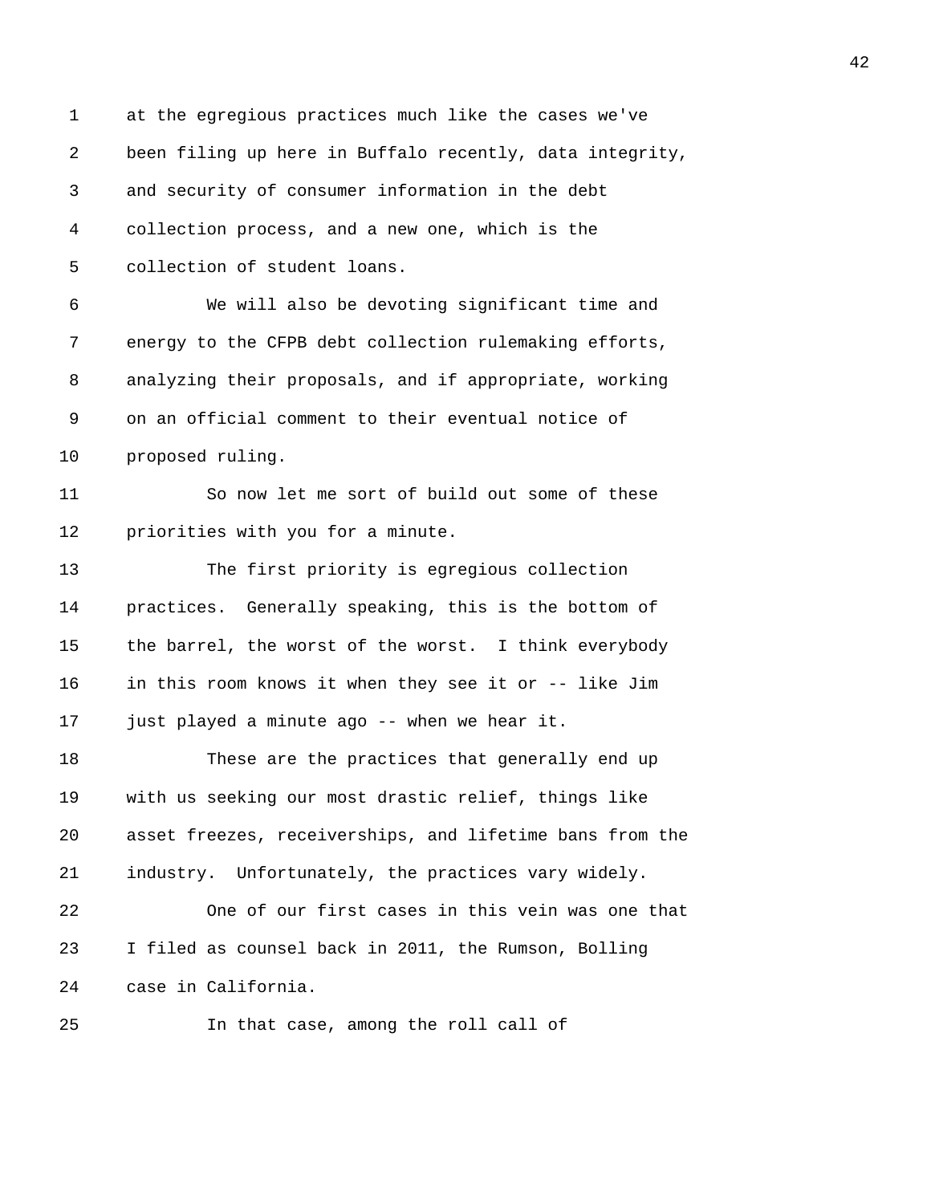at the egregious practices much like the cases we've been filing up here in Buffalo recently, data integrity, and security of consumer information in the debt collection process, and a new one, which is the collection of student loans.

We will also be devoting significant time and energy to the CFPB debt collection rulemaking efforts, analyzing their proposals, and if appropriate, working on an official comment to their eventual notice of proposed ruling.

So now let me sort of build out some of these priorities with you for a minute.

The first priority is egregious collection practices. Generally speaking, this is the bottom of the barrel, the worst of the worst. I think everybody in this room knows it when they see it or -- like Jim just played a minute ago -- when we hear it.

These are the practices that generally end up with us seeking our most drastic relief, things like asset freezes, receiverships, and lifetime bans from the industry. Unfortunately, the practices vary widely.

One of our first cases in this vein was one that I filed as counsel back in 2011, the Rumson, Bolling case in California.

In that case, among the roll call of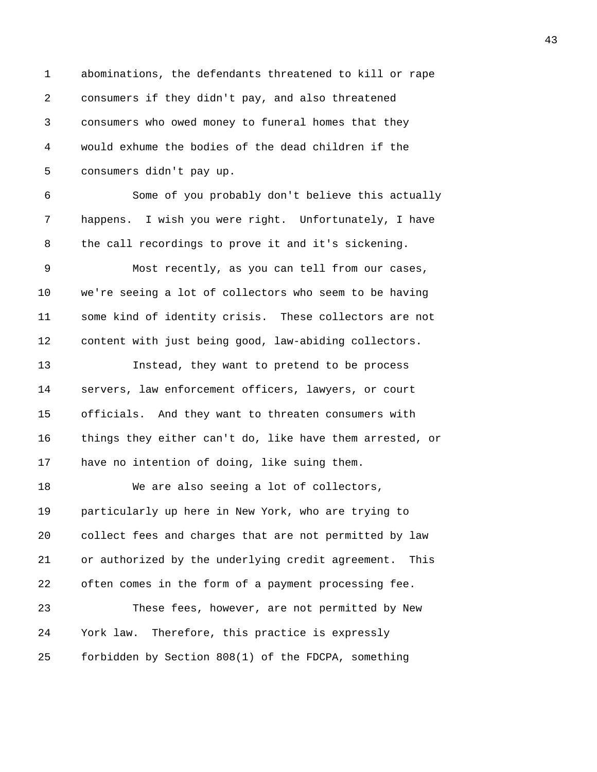abominations, the defendants threatened to kill or rape consumers if they didn't pay, and also threatened consumers who owed money to funeral homes that they would exhume the bodies of the dead children if the consumers didn't pay up.

Some of you probably don't believe this actually happens. I wish you were right. Unfortunately, I have the call recordings to prove it and it's sickening.

Most recently, as you can tell from our cases, we're seeing a lot of collectors who seem to be having some kind of identity crisis. These collectors are not content with just being good, law-abiding collectors.

Instead, they want to pretend to be process servers, law enforcement officers, lawyers, or court officials. And they want to threaten consumers with things they either can't do, like have them arrested, or have no intention of doing, like suing them.

We are also seeing a lot of collectors, particularly up here in New York, who are trying to collect fees and charges that are not permitted by law or authorized by the underlying credit agreement. This often comes in the form of a payment processing fee.

These fees, however, are not permitted by New York law. Therefore, this practice is expressly forbidden by Section 808(1) of the FDCPA, something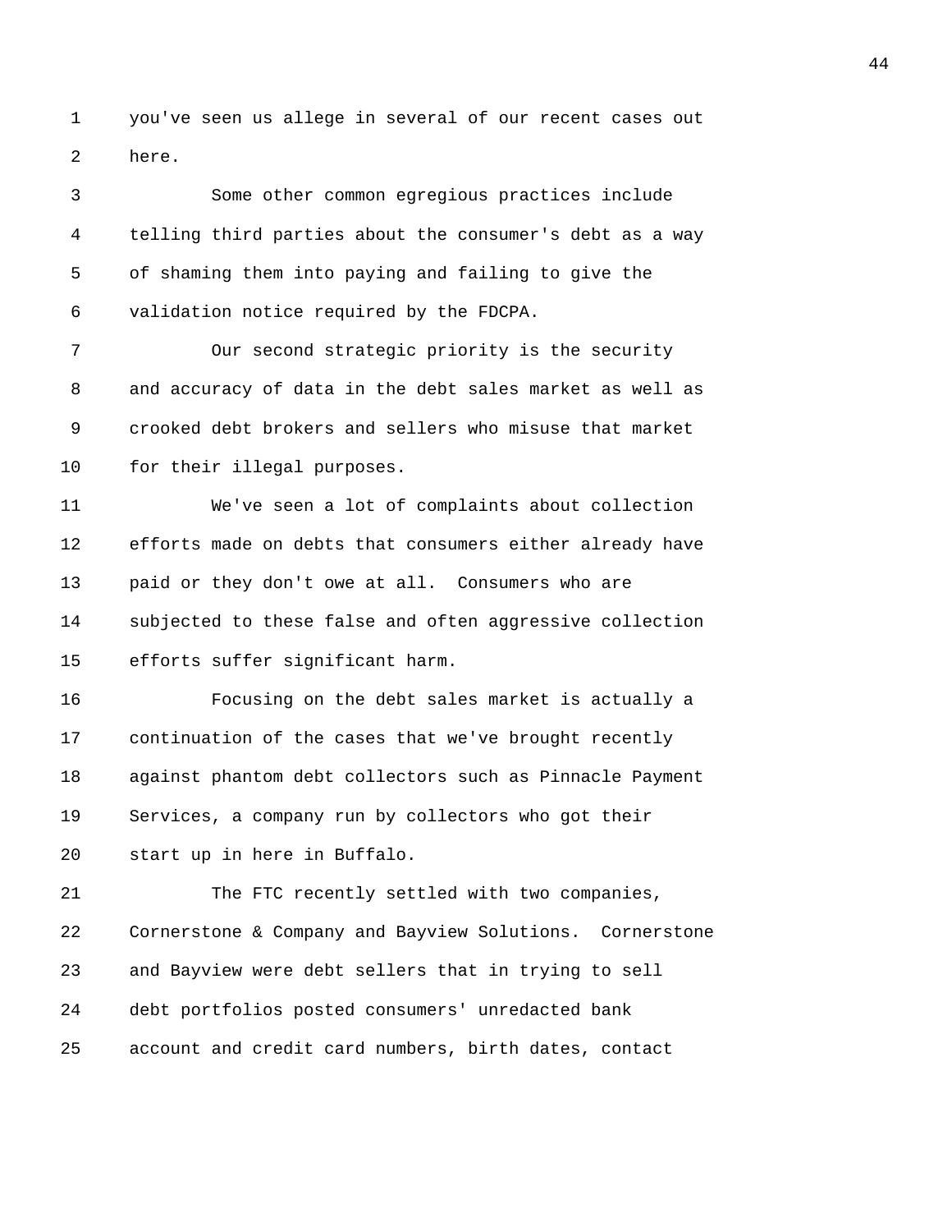you've seen us allege in several of our recent cases out here.

Some other common egregious practices include telling third parties about the consumer's debt as a way of shaming them into paying and failing to give the validation notice required by the FDCPA.

Our second strategic priority is the security and accuracy of data in the debt sales market as well as crooked debt brokers and sellers who misuse that market for their illegal purposes.

We've seen a lot of complaints about collection efforts made on debts that consumers either already have paid or they don't owe at all. Consumers who are subjected to these false and often aggressive collection efforts suffer significant harm.

Focusing on the debt sales market is actually a continuation of the cases that we've brought recently against phantom debt collectors such as Pinnacle Payment Services, a company run by collectors who got their start up in here in Buffalo.

The FTC recently settled with two companies, Cornerstone & Company and Bayview Solutions. Cornerstone and Bayview were debt sellers that in trying to sell debt portfolios posted consumers' unredacted bank account and credit card numbers, birth dates, contact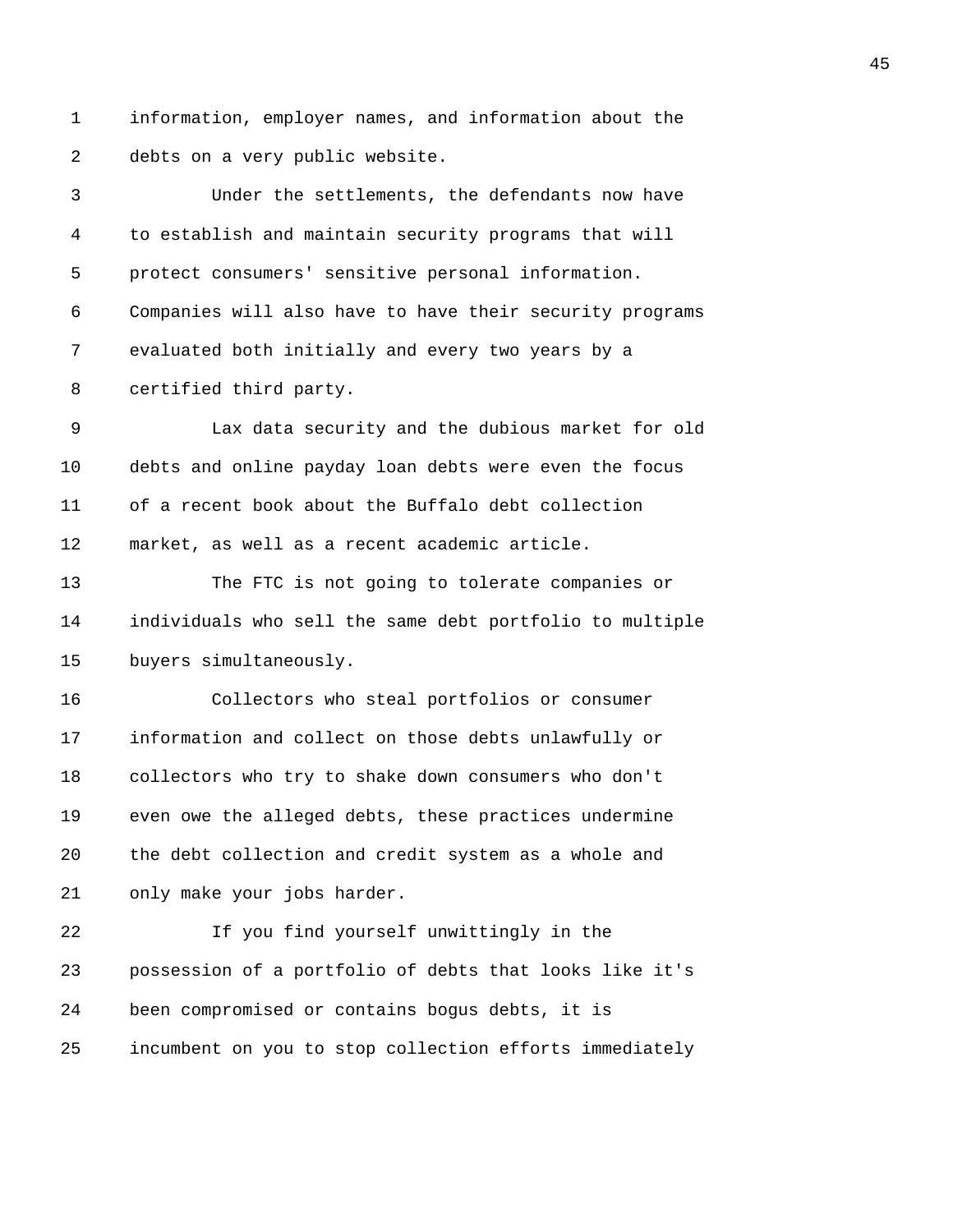information, employer names, and information about the debts on a very public website.

Under the settlements, the defendants now have to establish and maintain security programs that will protect consumers' sensitive personal information. Companies will also have to have their security programs evaluated both initially and every two years by a certified third party.

Lax data security and the dubious market for old debts and online payday loan debts were even the focus of a recent book about the Buffalo debt collection market, as well as a recent academic article.

The FTC is not going to tolerate companies or individuals who sell the same debt portfolio to multiple buyers simultaneously.

Collectors who steal portfolios or consumer information and collect on those debts unlawfully or collectors who try to shake down consumers who don't even owe the alleged debts, these practices undermine the debt collection and credit system as a whole and only make your jobs harder.

If you find yourself unwittingly in the possession of a portfolio of debts that looks like it's been compromised or contains bogus debts, it is incumbent on you to stop collection efforts immediately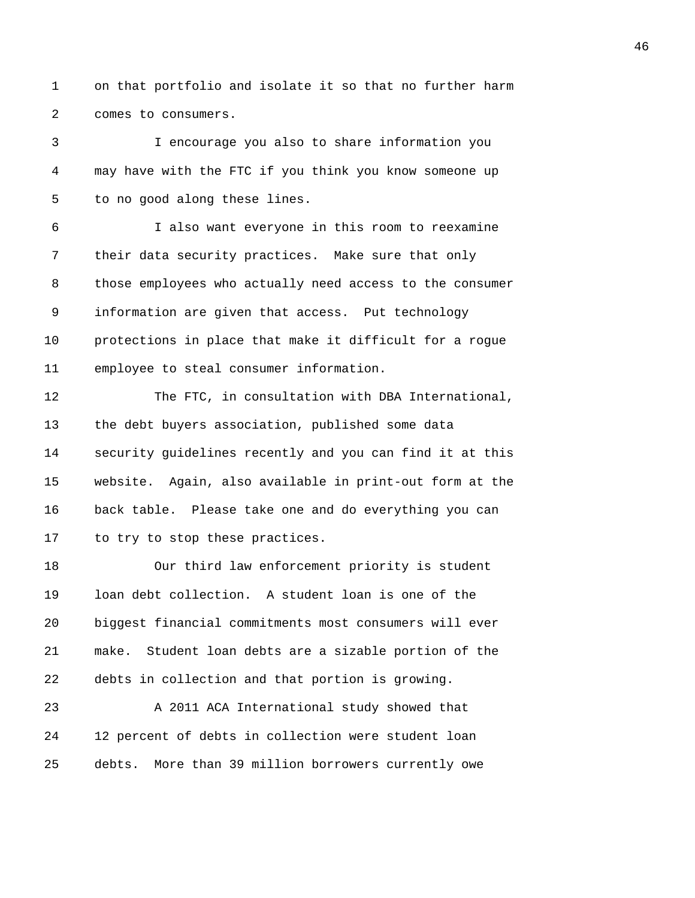on that portfolio and isolate it so that no further harm comes to consumers.

I encourage you also to share information you may have with the FTC if you think you know someone up to no good along these lines.

I also want everyone in this room to reexamine their data security practices. Make sure that only those employees who actually need access to the consumer information are given that access. Put technology protections in place that make it difficult for a rogue employee to steal consumer information.

The FTC, in consultation with DBA International, the debt buyers association, published some data security guidelines recently and you can find it at this website. Again, also available in print-out form at the back table. Please take one and do everything you can to try to stop these practices.

Our third law enforcement priority is student loan debt collection. A student loan is one of the biggest financial commitments most consumers will ever make. Student loan debts are a sizable portion of the debts in collection and that portion is growing.

A 2011 ACA International study showed that 12 percent of debts in collection were student loan debts. More than 39 million borrowers currently owe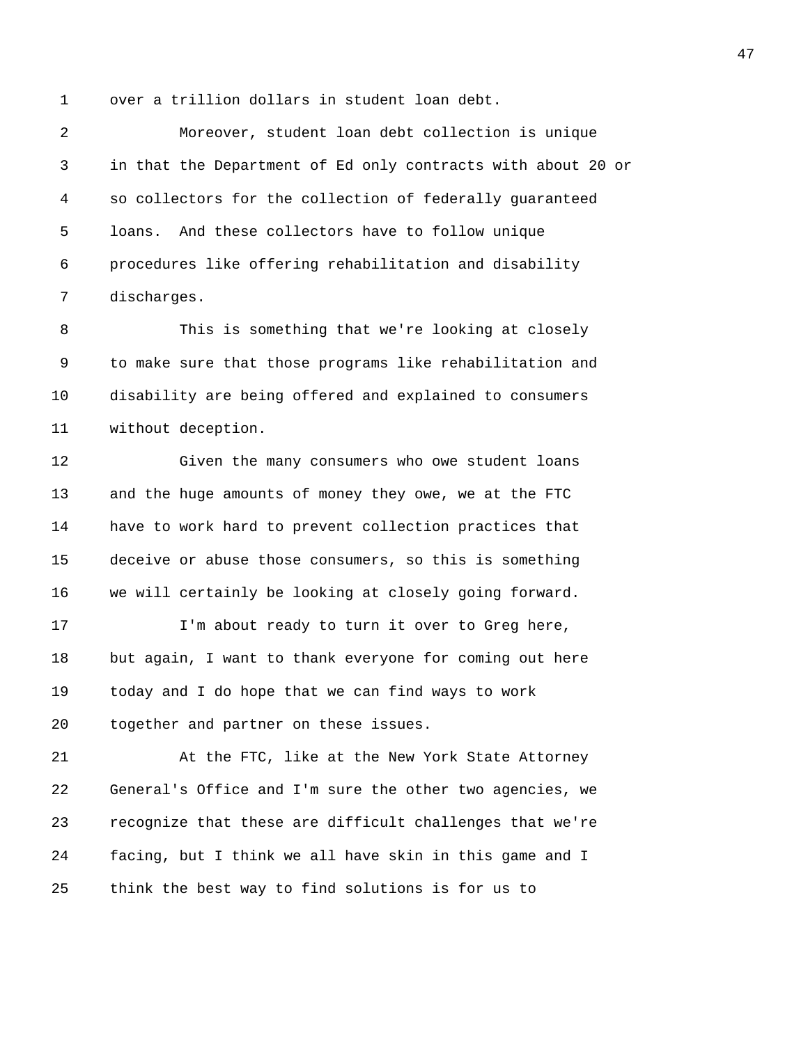over a trillion dollars in student loan debt.

Moreover, student loan debt collection is unique in that the Department of Ed only contracts with about 20 or so collectors for the collection of federally guaranteed loans. And these collectors have to follow unique procedures like offering rehabilitation and disability discharges.

This is something that we're looking at closely to make sure that those programs like rehabilitation and disability are being offered and explained to consumers without deception.

Given the many consumers who owe student loans and the huge amounts of money they owe, we at the FTC have to work hard to prevent collection practices that deceive or abuse those consumers, so this is something we will certainly be looking at closely going forward.

I'm about ready to turn it over to Greg here, but again, I want to thank everyone for coming out here today and I do hope that we can find ways to work together and partner on these issues.

At the FTC, like at the New York State Attorney General's Office and I'm sure the other two agencies, we recognize that these are difficult challenges that we're facing, but I think we all have skin in this game and I think the best way to find solutions is for us to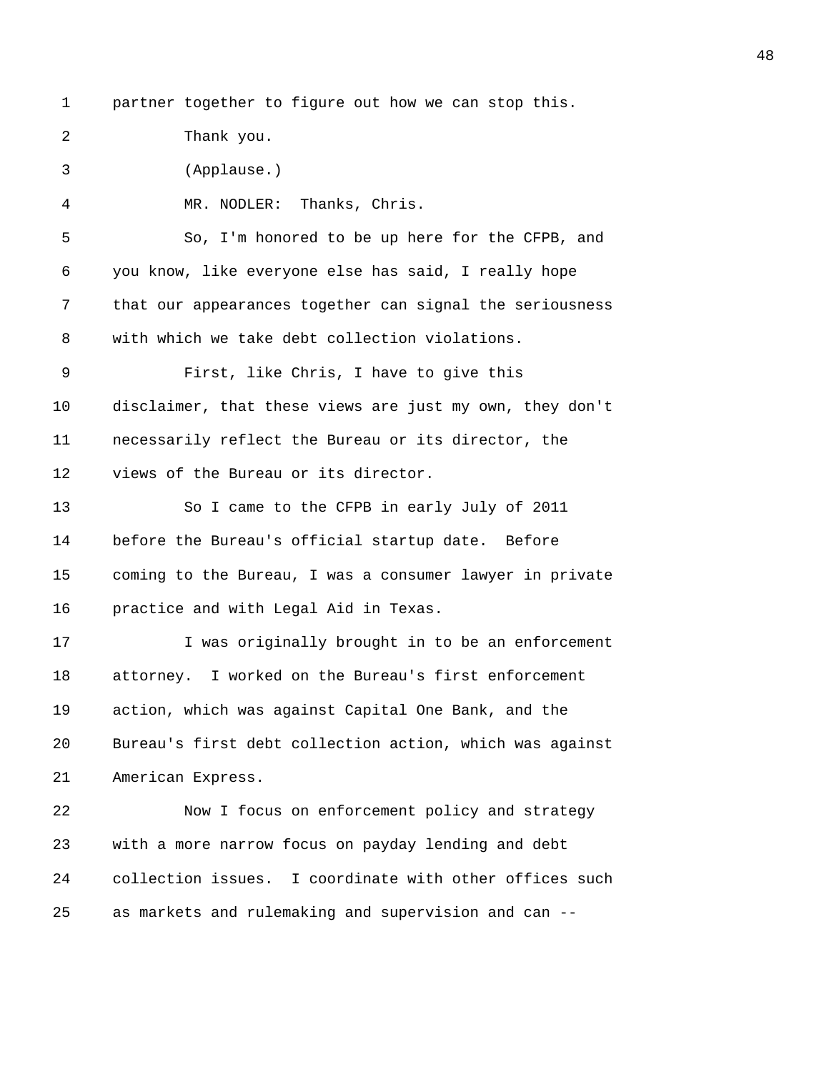partner together to figure out how we can stop this.

Thank you.

(Applause.)

MR. NODLER: Thanks, Chris.

So, I'm honored to be up here for the CFPB, and you know, like everyone else has said, I really hope that our appearances together can signal the seriousness with which we take debt collection violations.

First, like Chris, I have to give this disclaimer, that these views are just my own, they don't necessarily reflect the Bureau or its director, the views of the Bureau or its director.

So I came to the CFPB in early July of 2011 before the Bureau's official startup date. Before coming to the Bureau, I was a consumer lawyer in private practice and with Legal Aid in Texas.

I was originally brought in to be an enforcement attorney. I worked on the Bureau's first enforcement action, which was against Capital One Bank, and the Bureau's first debt collection action, which was against American Express.

Now I focus on enforcement policy and strategy with a more narrow focus on payday lending and debt collection issues. I coordinate with other offices such as markets and rulemaking and supervision and can --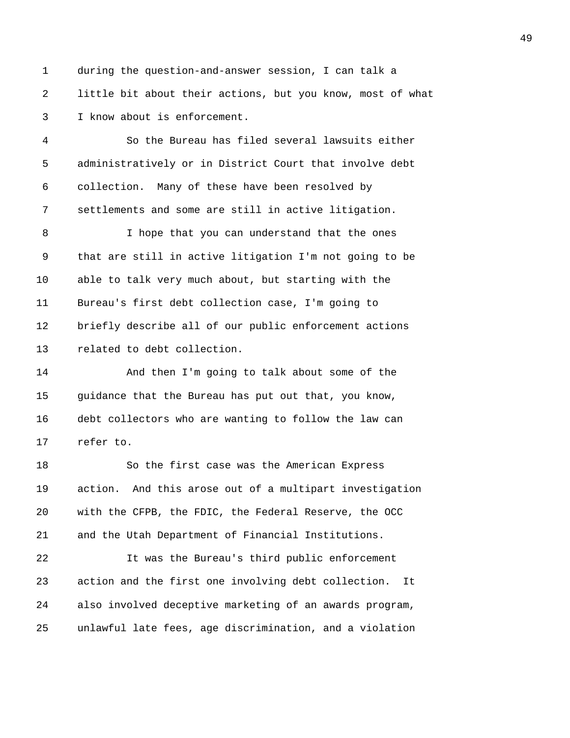during the question-and-answer session, I can talk a little bit about their actions, but you know, most of what I know about is enforcement.

So the Bureau has filed several lawsuits either administratively or in District Court that involve debt collection. Many of these have been resolved by settlements and some are still in active litigation.

I hope that you can understand that the ones that are still in active litigation I'm not going to be able to talk very much about, but starting with the Bureau's first debt collection case, I'm going to briefly describe all of our public enforcement actions related to debt collection.

And then I'm going to talk about some of the guidance that the Bureau has put out that, you know, debt collectors who are wanting to follow the law can refer to.

So the first case was the American Express action. And this arose out of a multipart investigation with the CFPB, the FDIC, the Federal Reserve, the OCC and the Utah Department of Financial Institutions.

It was the Bureau's third public enforcement action and the first one involving debt collection. It also involved deceptive marketing of an awards program, unlawful late fees, age discrimination, and a violation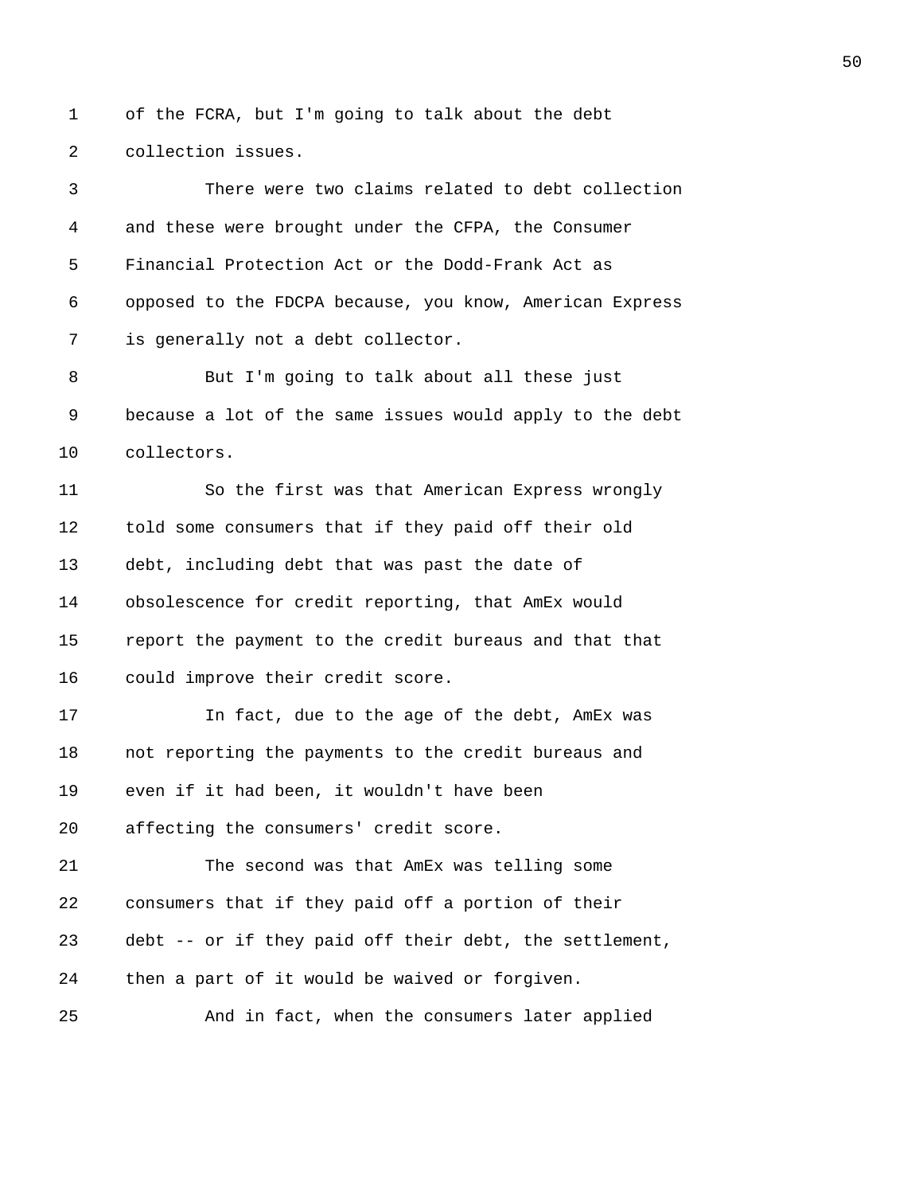of the FCRA, but I'm going to talk about the debt collection issues.

There were two claims related to debt collection and these were brought under the CFPA, the Consumer Financial Protection Act or the Dodd-Frank Act as opposed to the FDCPA because, you know, American Express is generally not a debt collector.

But I'm going to talk about all these just because a lot of the same issues would apply to the debt collectors.

So the first was that American Express wrongly told some consumers that if they paid off their old debt, including debt that was past the date of obsolescence for credit reporting, that AmEx would report the payment to the credit bureaus and that that could improve their credit score.

In fact, due to the age of the debt, AmEx was not reporting the payments to the credit bureaus and even if it had been, it wouldn't have been affecting the consumers' credit score.

The second was that AmEx was telling some consumers that if they paid off a portion of their debt -- or if they paid off their debt, the settlement, then a part of it would be waived or forgiven.

And in fact, when the consumers later applied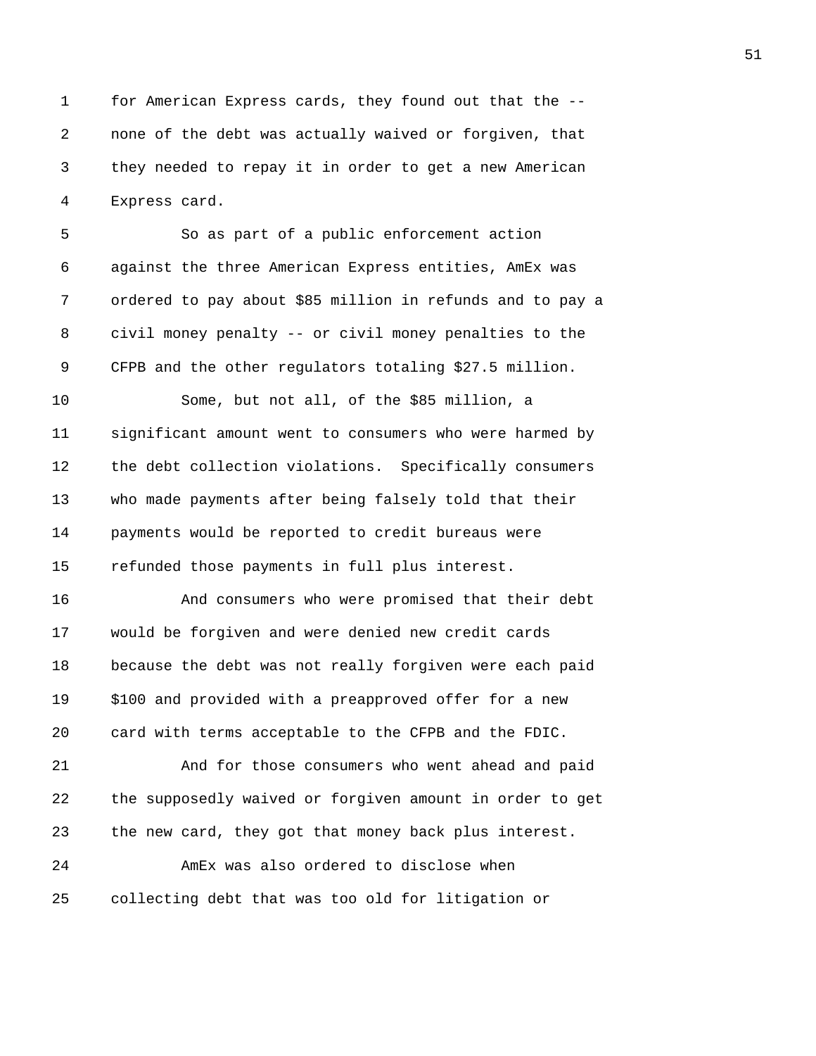for American Express cards, they found out that the -- none of the debt was actually waived or forgiven, that they needed to repay it in order to get a new American Express card.

So as part of a public enforcement action against the three American Express entities, AmEx was ordered to pay about $85 million in refunds and to pay a civil money penalty -- or civil money penalties to the CFPB and the other regulators totaling $27.5 million.

Some, but not all, of the $85 million, a significant amount went to consumers who were harmed by the debt collection violations. Specifically consumers who made payments after being falsely told that their payments would be reported to credit bureaus were refunded those payments in full plus interest.

And consumers who were promised that their debt would be forgiven and were denied new credit cards because the debt was not really forgiven were each paid $100 and provided with a preapproved offer for a new card with terms acceptable to the CFPB and the FDIC.

And for those consumers who went ahead and paid the supposedly waived or forgiven amount in order to get the new card, they got that money back plus interest.

AmEx was also ordered to disclose when collecting debt that was too old for litigation or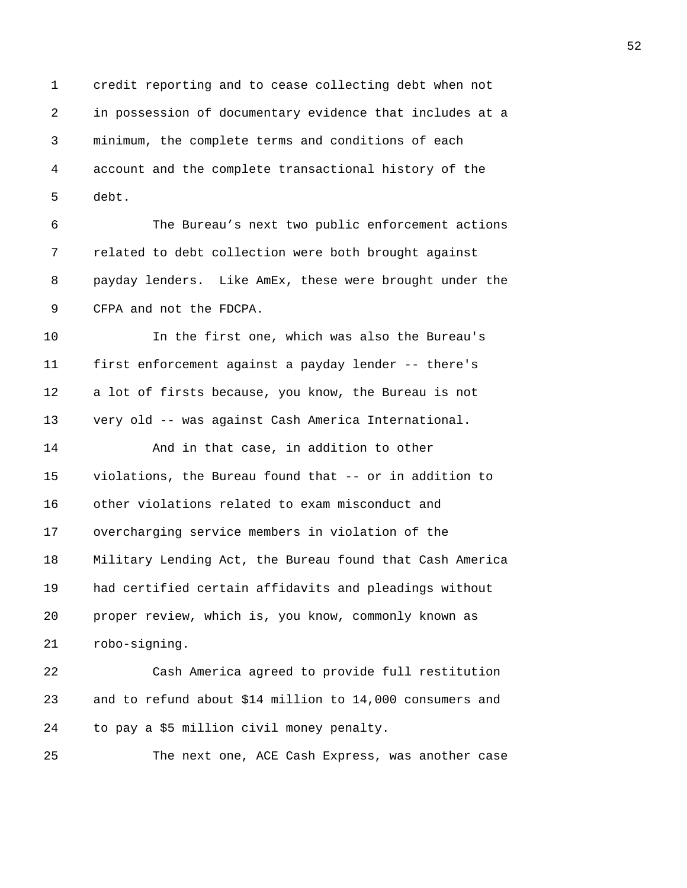credit reporting and to cease collecting debt when not in possession of documentary evidence that includes at a minimum, the complete terms and conditions of each account and the complete transactional history of the debt.

The Bureau’s next two public enforcement actions related to debt collection were both brought against payday lenders. Like AmEx, these were brought under the CFPA and not the FDCPA.

In the first one, which was also the Bureau's first enforcement against a payday lender -- there's a lot of firsts because, you know, the Bureau is not very old -- was against Cash America International.

And in that case, in addition to other violations, the Bureau found that -- or in addition to other violations related to exam misconduct and overcharging service members in violation of the Military Lending Act, the Bureau found that Cash America had certified certain affidavits and pleadings without proper review, which is, you know, commonly known as robo-signing.

Cash America agreed to provide full restitution and to refund about $14 million to 14,000 consumers and to pay a $5 million civil money penalty.

The next one, ACE Cash Express, was another case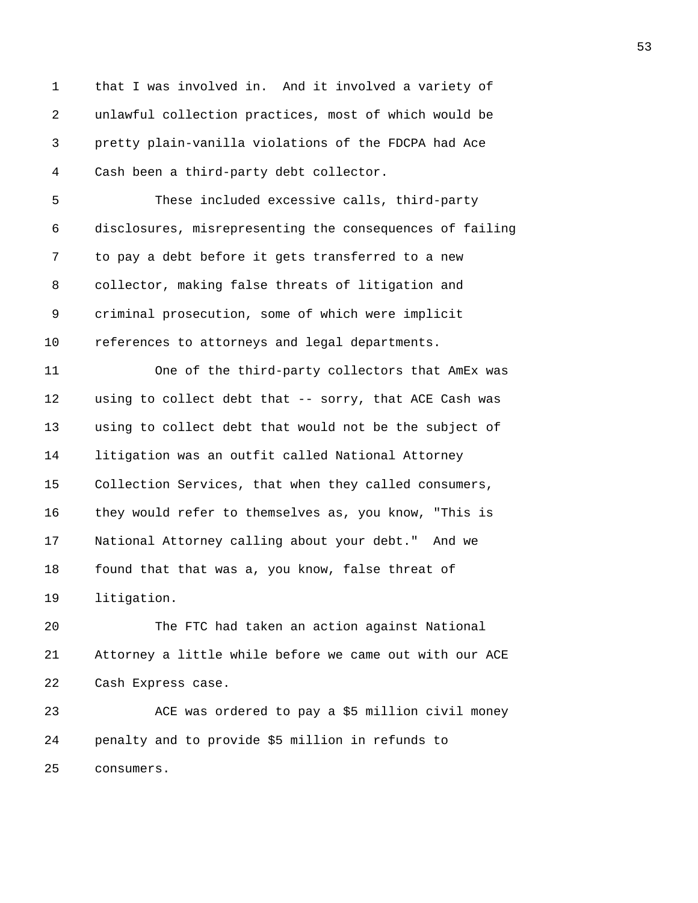that I was involved in. And it involved a variety of unlawful collection practices, most of which would be pretty plain-vanilla violations of the FDCPA had Ace Cash been a third-party debt collector.

These included excessive calls, third-party disclosures, misrepresenting the consequences of failing to pay a debt before it gets transferred to a new collector, making false threats of litigation and criminal prosecution, some of which were implicit references to attorneys and legal departments.

One of the third-party collectors that AmEx was using to collect debt that -- sorry, that ACE Cash was using to collect debt that would not be the subject of litigation was an outfit called National Attorney Collection Services, that when they called consumers, they would refer to themselves as, you know, "This is National Attorney calling about your debt." And we found that that was a, you know, false threat of litigation.

The FTC had taken an action against National Attorney a little while before we came out with our ACE Cash Express case.

ACE was ordered to pay a $5 million civil money penalty and to provide $5 million in refunds to consumers.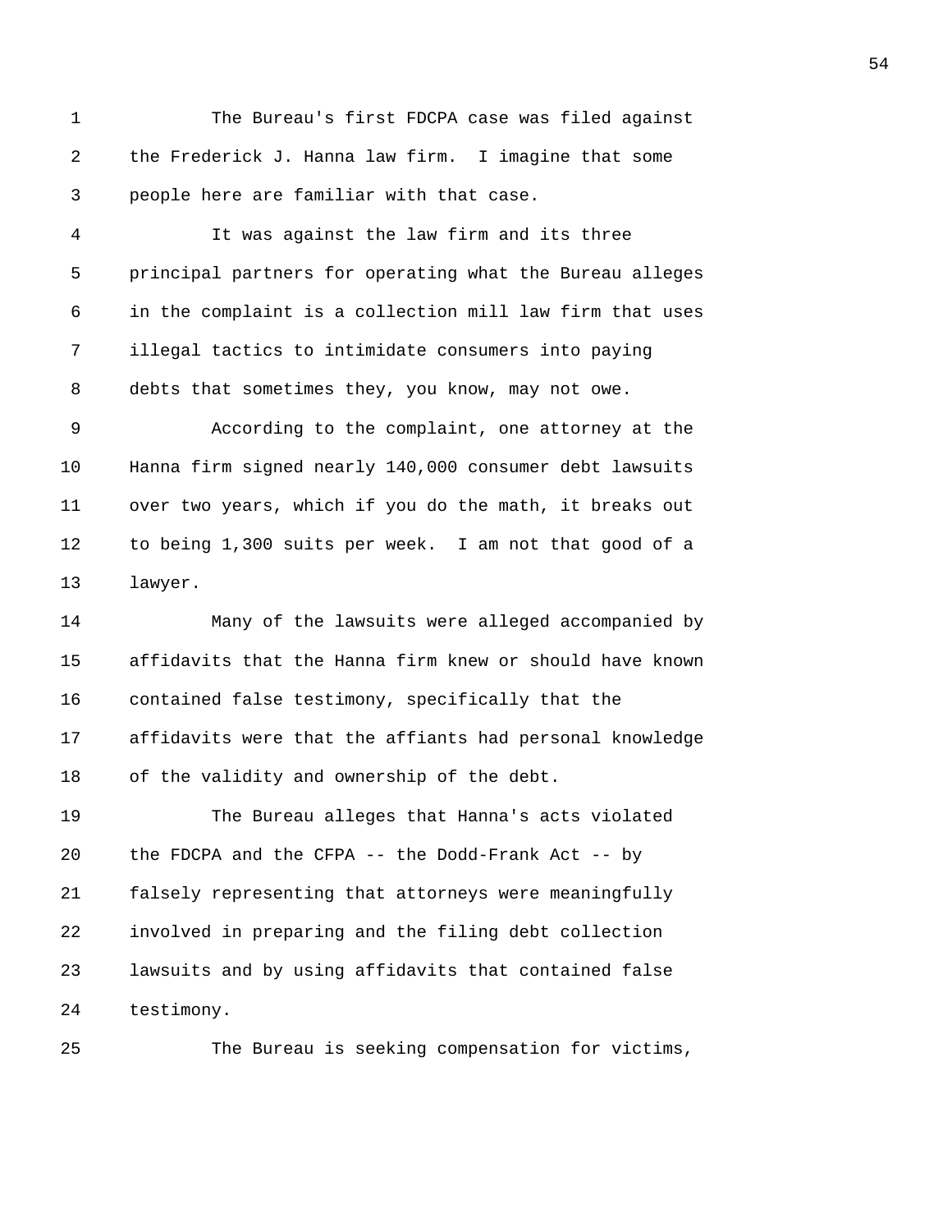The Bureau's first FDCPA case was filed against the Frederick J. Hanna law firm. I imagine that some people here are familiar with that case.

It was against the law firm and its three principal partners for operating what the Bureau alleges in the complaint is a collection mill law firm that uses illegal tactics to intimidate consumers into paying debts that sometimes they, you know, may not owe.

According to the complaint, one attorney at the Hanna firm signed nearly 140,000 consumer debt lawsuits over two years, which if you do the math, it breaks out to being 1,300 suits per week. I am not that good of a lawyer.

Many of the lawsuits were alleged accompanied by affidavits that the Hanna firm knew or should have known contained false testimony, specifically that the affidavits were that the affiants had personal knowledge of the validity and ownership of the debt.

The Bureau alleges that Hanna's acts violated the FDCPA and the CFPA -- the Dodd-Frank Act -- by falsely representing that attorneys were meaningfully involved in preparing and the filing debt collection lawsuits and by using affidavits that contained false testimony.

The Bureau is seeking compensation for victims,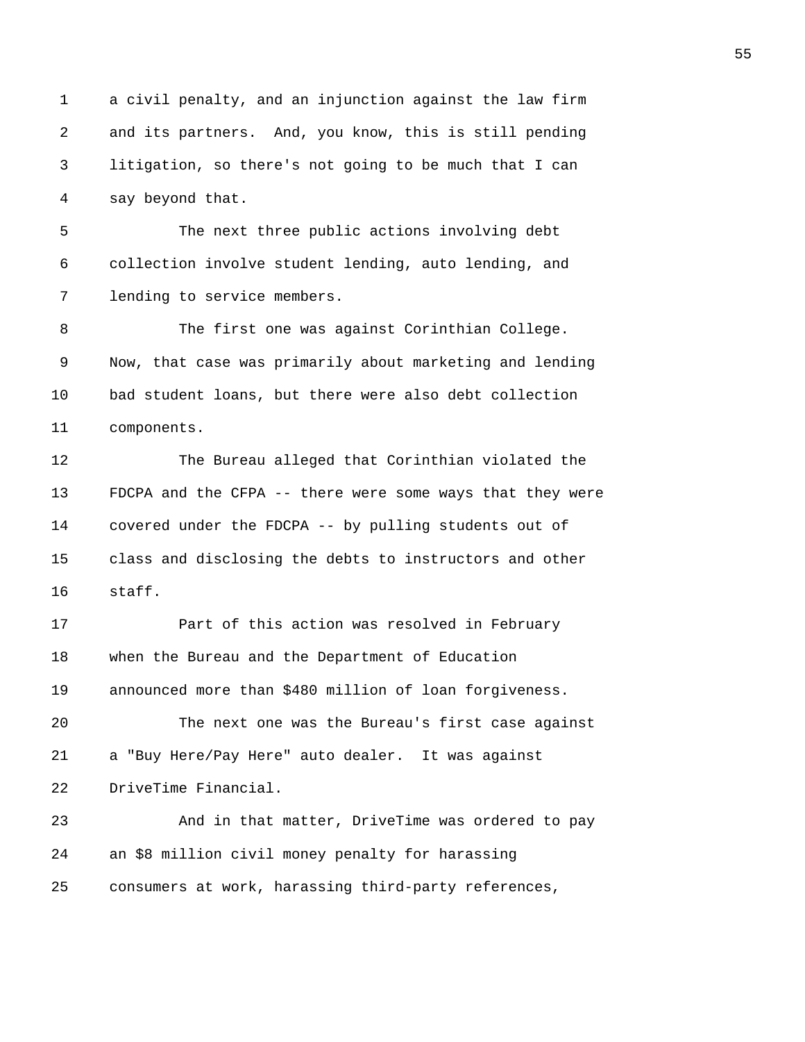a civil penalty, and an injunction against the law firm and its partners. And, you know, this is still pending litigation, so there's not going to be much that I can say beyond that.

The next three public actions involving debt collection involve student lending, auto lending, and lending to service members.

The first one was against Corinthian College. Now, that case was primarily about marketing and lending bad student loans, but there were also debt collection components.

The Bureau alleged that Corinthian violated the FDCPA and the CFPA -- there were some ways that they were covered under the FDCPA -- by pulling students out of class and disclosing the debts to instructors and other staff.

Part of this action was resolved in February when the Bureau and the Department of Education announced more than $480 million of loan forgiveness.

The next one was the Bureau's first case against a "Buy Here/Pay Here" auto dealer. It was against DriveTime Financial.

And in that matter, DriveTime was ordered to pay an $8 million civil money penalty for harassing consumers at work, harassing third-party references,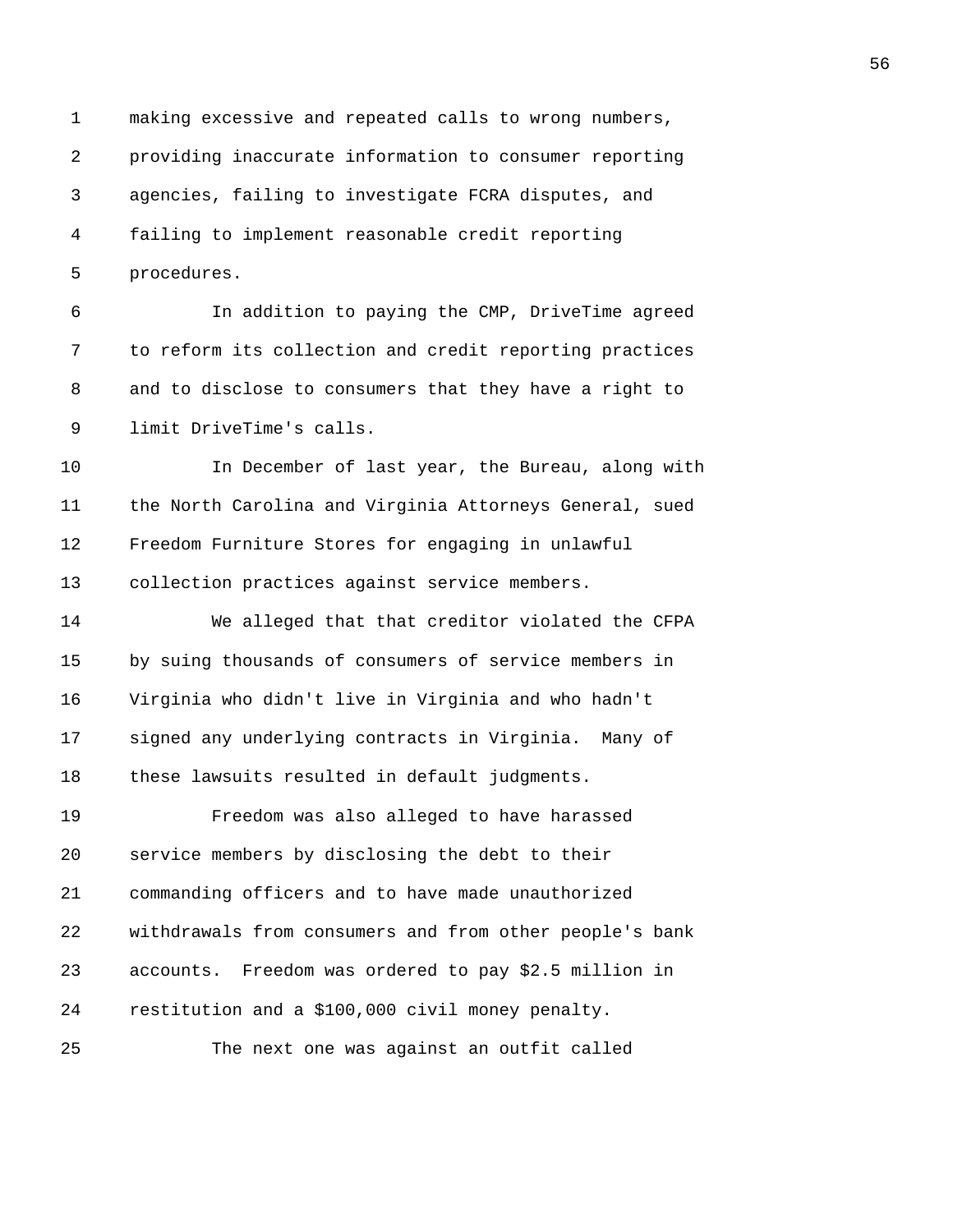making excessive and repeated calls to wrong numbers, providing inaccurate information to consumer reporting agencies, failing to investigate FCRA disputes, and failing to implement reasonable credit reporting procedures.

In addition to paying the CMP, DriveTime agreed to reform its collection and credit reporting practices and to disclose to consumers that they have a right to limit DriveTime's calls.

In December of last year, the Bureau, along with the North Carolina and Virginia Attorneys General, sued Freedom Furniture Stores for engaging in unlawful collection practices against service members.

We alleged that that creditor violated the CFPA by suing thousands of consumers of service members in Virginia who didn't live in Virginia and who hadn't signed any underlying contracts in Virginia. Many of these lawsuits resulted in default judgments.

Freedom was also alleged to have harassed service members by disclosing the debt to their commanding officers and to have made unauthorized withdrawals from consumers and from other people's bank accounts. Freedom was ordered to pay $2.5 million in restitution and a $100,000 civil money penalty.

The next one was against an outfit called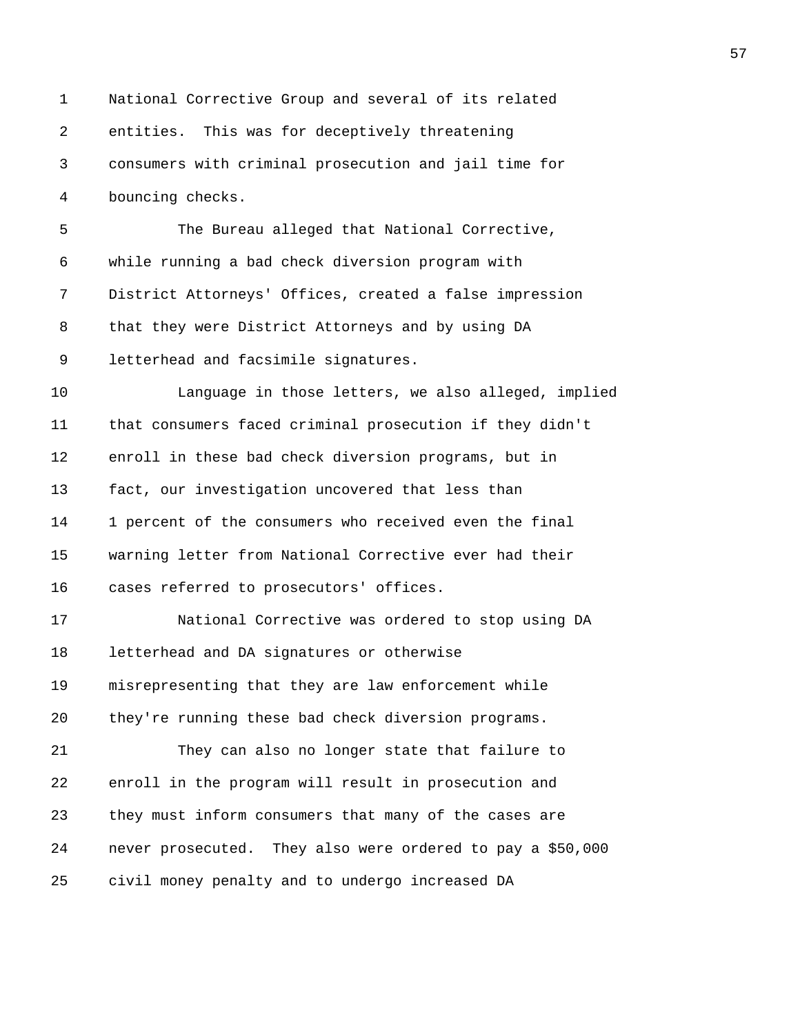National Corrective Group and several of its related entities. This was for deceptively threatening consumers with criminal prosecution and jail time for bouncing checks.

The Bureau alleged that National Corrective, while running a bad check diversion program with District Attorneys' Offices, created a false impression that they were District Attorneys and by using DA letterhead and facsimile signatures.

Language in those letters, we also alleged, implied that consumers faced criminal prosecution if they didn't enroll in these bad check diversion programs, but in fact, our investigation uncovered that less than 1 percent of the consumers who received even the final warning letter from National Corrective ever had their cases referred to prosecutors' offices.

National Corrective was ordered to stop using DA letterhead and DA signatures or otherwise misrepresenting that they are law enforcement while they're running these bad check diversion programs.

They can also no longer state that failure to enroll in the program will result in prosecution and they must inform consumers that many of the cases are never prosecuted. They also were ordered to pay a $50,000 civil money penalty and to undergo increased DA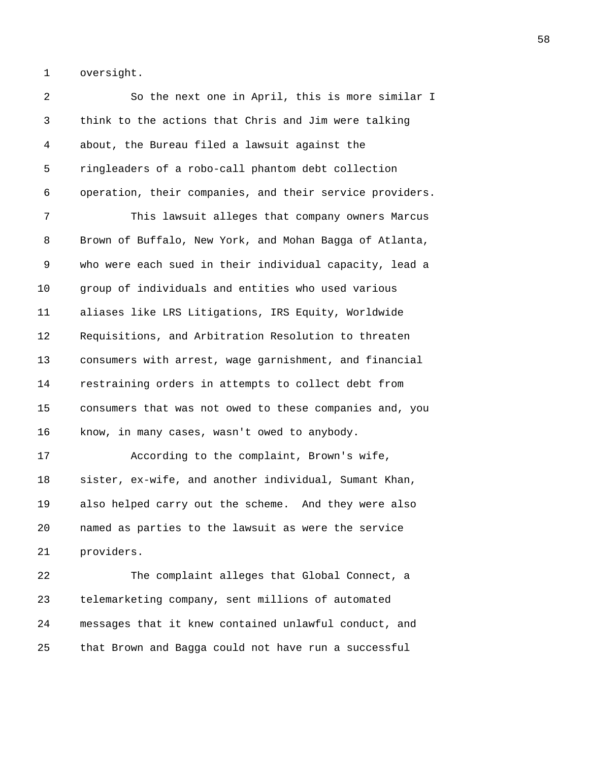oversight.

So the next one in April, this is more similar I think to the actions that Chris and Jim were talking about, the Bureau filed a lawsuit against the ringleaders of a robo-call phantom debt collection operation, their companies, and their service providers.

This lawsuit alleges that company owners Marcus Brown of Buffalo, New York, and Mohan Bagga of Atlanta, who were each sued in their individual capacity, lead a group of individuals and entities who used various aliases like LRS Litigations, IRS Equity, Worldwide Requisitions, and Arbitration Resolution to threaten consumers with arrest, wage garnishment, and financial restraining orders in attempts to collect debt from consumers that was not owed to these companies and, you know, in many cases, wasn't owed to anybody.

According to the complaint, Brown's wife, sister, ex-wife, and another individual, Sumant Khan, also helped carry out the scheme. And they were also named as parties to the lawsuit as were the service providers.

The complaint alleges that Global Connect, a telemarketing company, sent millions of automated messages that it knew contained unlawful conduct, and that Brown and Bagga could not have run a successful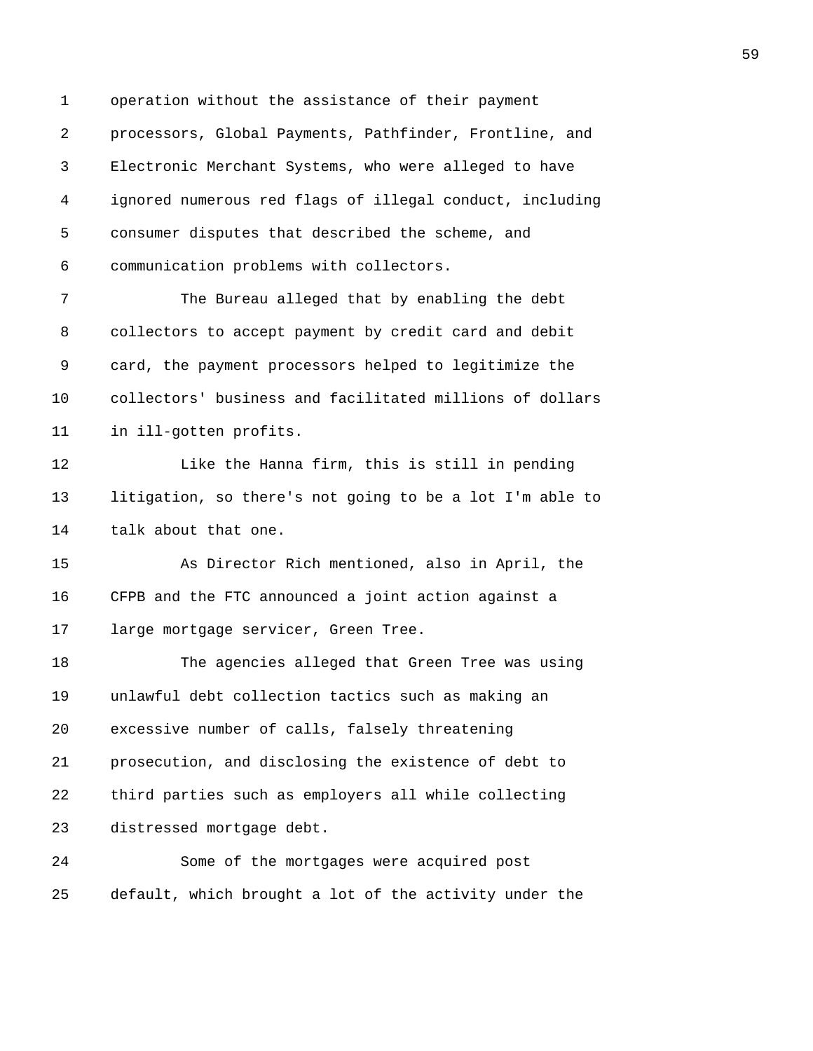operation without the assistance of their payment processors, Global Payments, Pathfinder, Frontline, and Electronic Merchant Systems, who were alleged to have ignored numerous red flags of illegal conduct, including consumer disputes that described the scheme, and communication problems with collectors.

The Bureau alleged that by enabling the debt collectors to accept payment by credit card and debit card, the payment processors helped to legitimize the collectors' business and facilitated millions of dollars in ill-gotten profits.

Like the Hanna firm, this is still in pending litigation, so there's not going to be a lot I'm able to talk about that one.

As Director Rich mentioned, also in April, the CFPB and the FTC announced a joint action against a large mortgage servicer, Green Tree.

The agencies alleged that Green Tree was using unlawful debt collection tactics such as making an excessive number of calls, falsely threatening prosecution, and disclosing the existence of debt to third parties such as employers all while collecting distressed mortgage debt.

Some of the mortgages were acquired post default, which brought a lot of the activity under the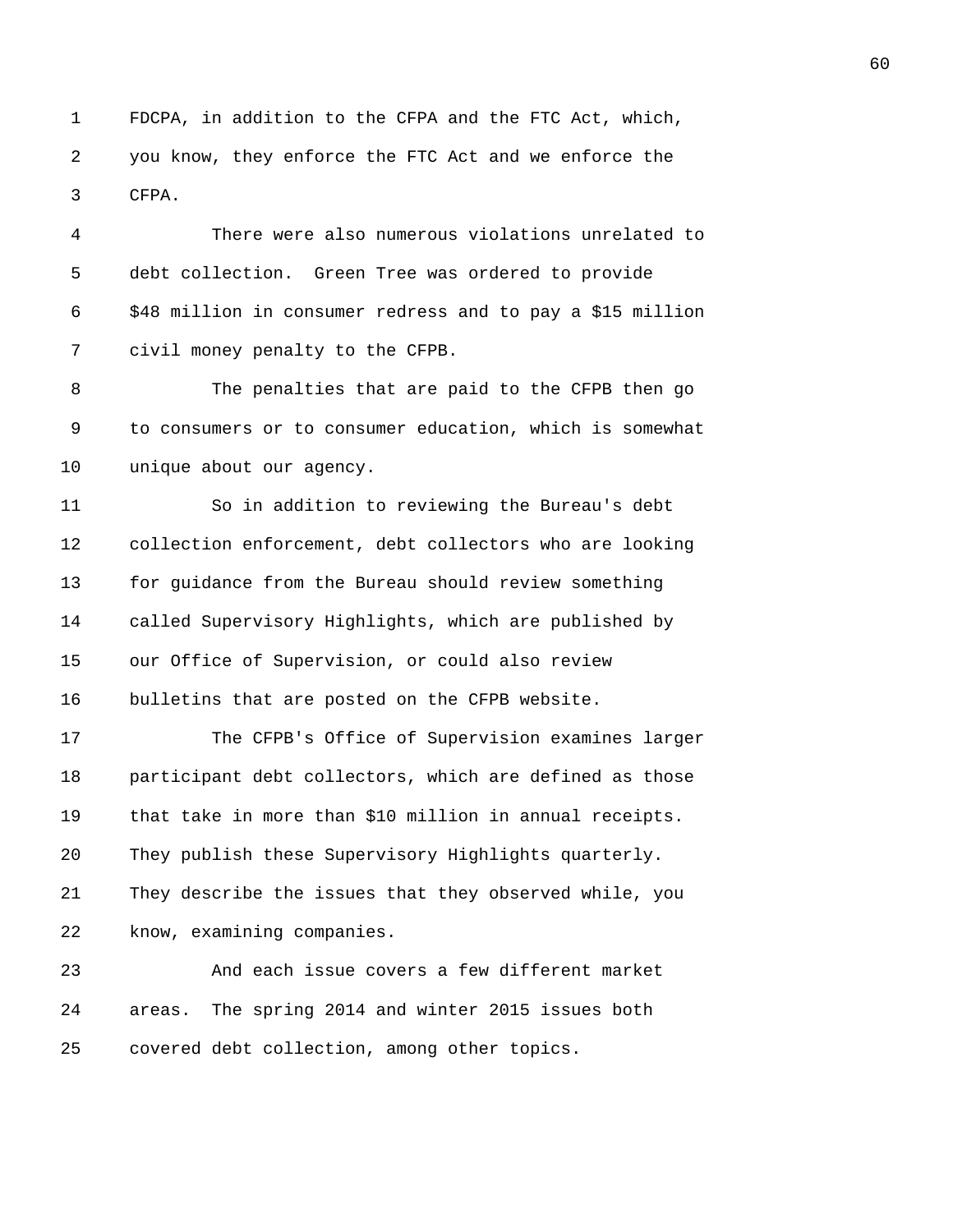FDCPA, in addition to the CFPA and the FTC Act, which, you know, they enforce the FTC Act and we enforce the CFPA.

There were also numerous violations unrelated to debt collection. Green Tree was ordered to provide $48 million in consumer redress and to pay a $15 million civil money penalty to the CFPB.

The penalties that are paid to the CFPB then go to consumers or to consumer education, which is somewhat unique about our agency.

So in addition to reviewing the Bureau's debt collection enforcement, debt collectors who are looking for guidance from the Bureau should review something called Supervisory Highlights, which are published by our Office of Supervision, or could also review bulletins that are posted on the CFPB website.

The CFPB's Office of Supervision examines larger participant debt collectors, which are defined as those that take in more than $10 million in annual receipts. They publish these Supervisory Highlights quarterly. They describe the issues that they observed while, you know, examining companies.

And each issue covers a few different market areas. The spring 2014 and winter 2015 issues both covered debt collection, among other topics.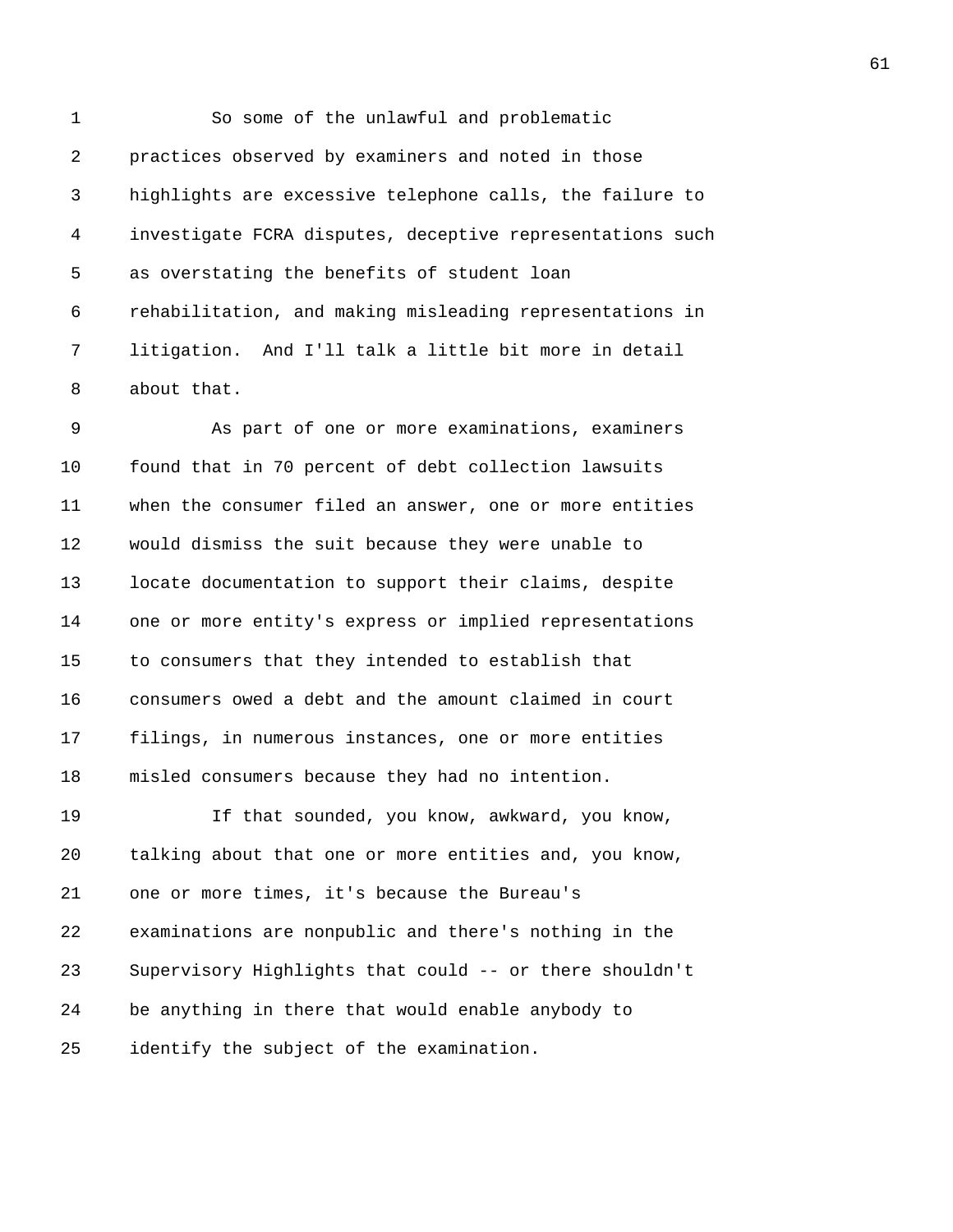So some of the unlawful and problematic practices observed by examiners and noted in those highlights are excessive telephone calls, the failure to investigate FCRA disputes, deceptive representations such as overstating the benefits of student loan rehabilitation, and making misleading representations in litigation. And I'll talk a little bit more in detail about that.

As part of one or more examinations, examiners found that in 70 percent of debt collection lawsuits when the consumer filed an answer, one or more entities would dismiss the suit because they were unable to locate documentation to support their claims, despite one or more entity's express or implied representations to consumers that they intended to establish that consumers owed a debt and the amount claimed in court filings, in numerous instances, one or more entities misled consumers because they had no intention.

If that sounded, you know, awkward, you know, talking about that one or more entities and, you know, one or more times, it's because the Bureau's examinations are nonpublic and there's nothing in the Supervisory Highlights that could -- or there shouldn't be anything in there that would enable anybody to identify the subject of the examination.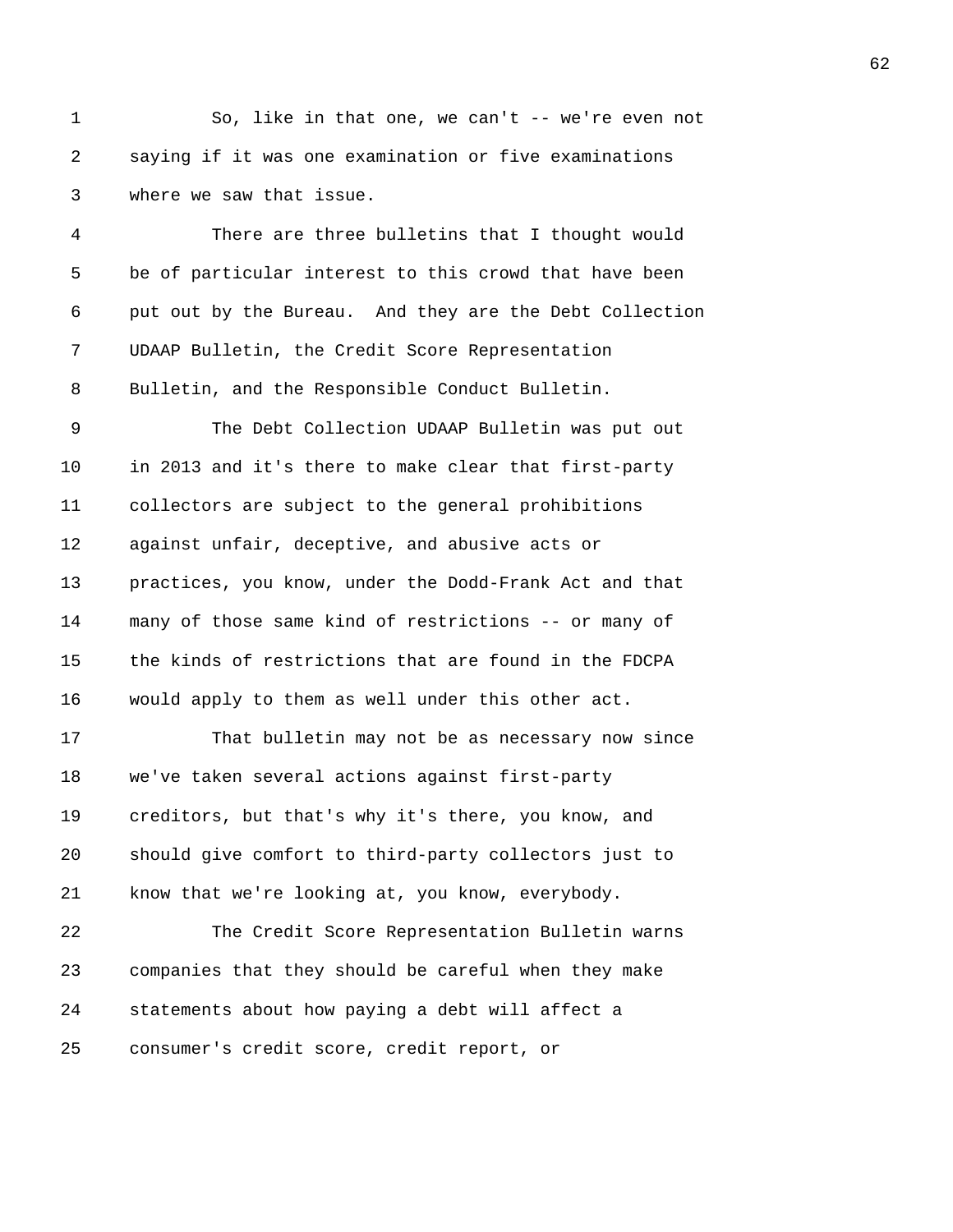So, like in that one, we can't -- we're even not saying if it was one examination or five examinations where we saw that issue.

There are three bulletins that I thought would be of particular interest to this crowd that have been put out by the Bureau. And they are the Debt Collection UDAAP Bulletin, the Credit Score Representation Bulletin, and the Responsible Conduct Bulletin.

The Debt Collection UDAAP Bulletin was put out in 2013 and it's there to make clear that first-party collectors are subject to the general prohibitions against unfair, deceptive, and abusive acts or practices, you know, under the Dodd-Frank Act and that many of those same kind of restrictions -- or many of the kinds of restrictions that are found in the FDCPA would apply to them as well under this other act.

That bulletin may not be as necessary now since we've taken several actions against first-party creditors, but that's why it's there, you know, and should give comfort to third-party collectors just to know that we're looking at, you know, everybody.

The Credit Score Representation Bulletin warns companies that they should be careful when they make statements about how paying a debt will affect a consumer's credit score, credit report, or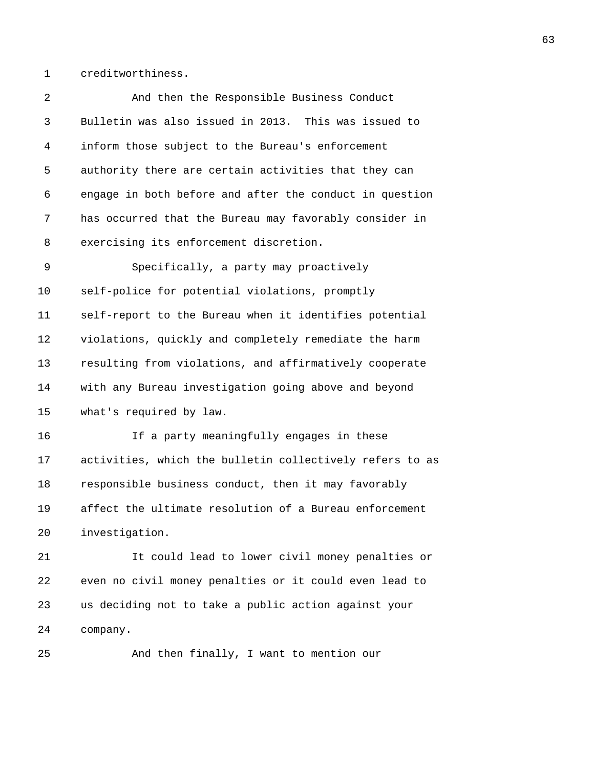creditworthiness.

And then the Responsible Business Conduct Bulletin was also issued in 2013. This was issued to inform those subject to the Bureau's enforcement authority there are certain activities that they can engage in both before and after the conduct in question has occurred that the Bureau may favorably consider in exercising its enforcement discretion.

Specifically, a party may proactively self-police for potential violations, promptly self-report to the Bureau when it identifies potential violations, quickly and completely remediate the harm resulting from violations, and affirmatively cooperate with any Bureau investigation going above and beyond what's required by law.

If a party meaningfully engages in these activities, which the bulletin collectively refers to as responsible business conduct, then it may favorably affect the ultimate resolution of a Bureau enforcement investigation.

It could lead to lower civil money penalties or even no civil money penalties or it could even lead to us deciding not to take a public action against your company.

And then finally, I want to mention our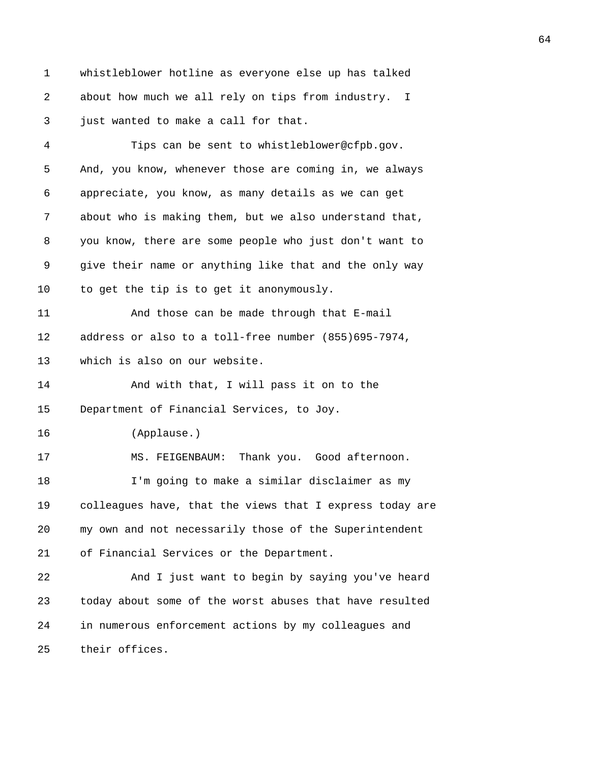whistleblower hotline as everyone else up has talked about how much we all rely on tips from industry. I just wanted to make a call for that.

Tips can be sent to whistleblower@cfpb.gov. And, you know, whenever those are coming in, we always appreciate, you know, as many details as we can get about who is making them, but we also understand that, you know, there are some people who just don't want to give their name or anything like that and the only way to get the tip is to get it anonymously.

And those can be made through that E-mail address or also to a toll-free number (855)695-7974, which is also on our website.

And with that, I will pass it on to the Department of Financial Services, to Joy.

(Applause.)

MS. FEIGENBAUM: Thank you. Good afternoon.

I'm going to make a similar disclaimer as my colleagues have, that the views that I express today are my own and not necessarily those of the Superintendent of Financial Services or the Department.

And I just want to begin by saying you've heard today about some of the worst abuses that have resulted in numerous enforcement actions by my colleagues and their offices.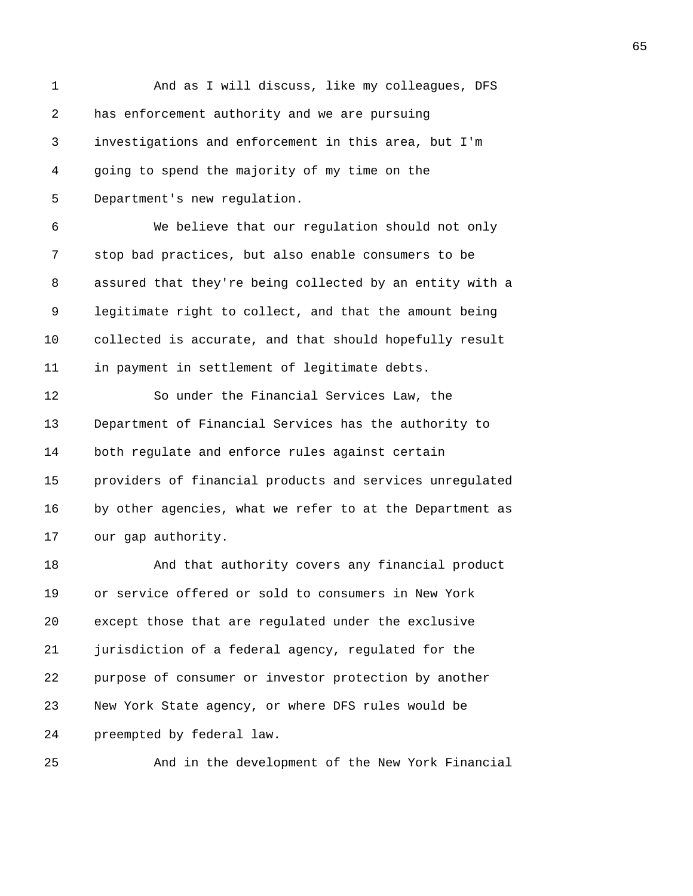And as I will discuss, like my colleagues, DFS has enforcement authority and we are pursuing investigations and enforcement in this area, but I'm going to spend the majority of my time on the Department's new regulation.

We believe that our regulation should not only stop bad practices, but also enable consumers to be assured that they're being collected by an entity with a legitimate right to collect, and that the amount being collected is accurate, and that should hopefully result in payment in settlement of legitimate debts.

So under the Financial Services Law, the Department of Financial Services has the authority to both regulate and enforce rules against certain providers of financial products and services unregulated by other agencies, what we refer to at the Department as our gap authority.

And that authority covers any financial product or service offered or sold to consumers in New York except those that are regulated under the exclusive jurisdiction of a federal agency, regulated for the purpose of consumer or investor protection by another New York State agency, or where DFS rules would be preempted by federal law.

And in the development of the New York Financial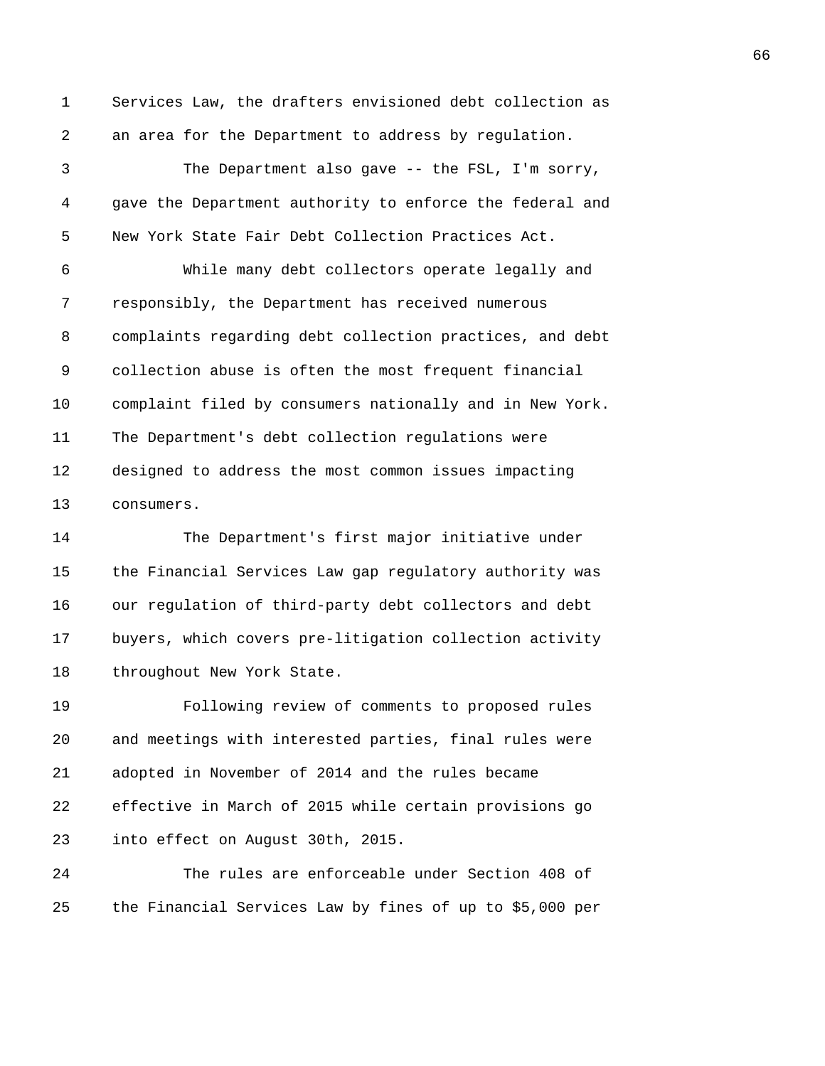Services Law, the drafters envisioned debt collection as an area for the Department to address by regulation.

The Department also gave -- the FSL, I'm sorry, gave the Department authority to enforce the federal and New York State Fair Debt Collection Practices Act.

While many debt collectors operate legally and responsibly, the Department has received numerous complaints regarding debt collection practices, and debt collection abuse is often the most frequent financial complaint filed by consumers nationally and in New York. The Department's debt collection regulations were designed to address the most common issues impacting consumers.

The Department's first major initiative under the Financial Services Law gap regulatory authority was our regulation of third-party debt collectors and debt buyers, which covers pre-litigation collection activity throughout New York State.

Following review of comments to proposed rules and meetings with interested parties, final rules were adopted in November of 2014 and the rules became effective in March of 2015 while certain provisions go into effect on August 30th, 2015.

The rules are enforceable under Section 408 of the Financial Services Law by fines of up to $5,000 per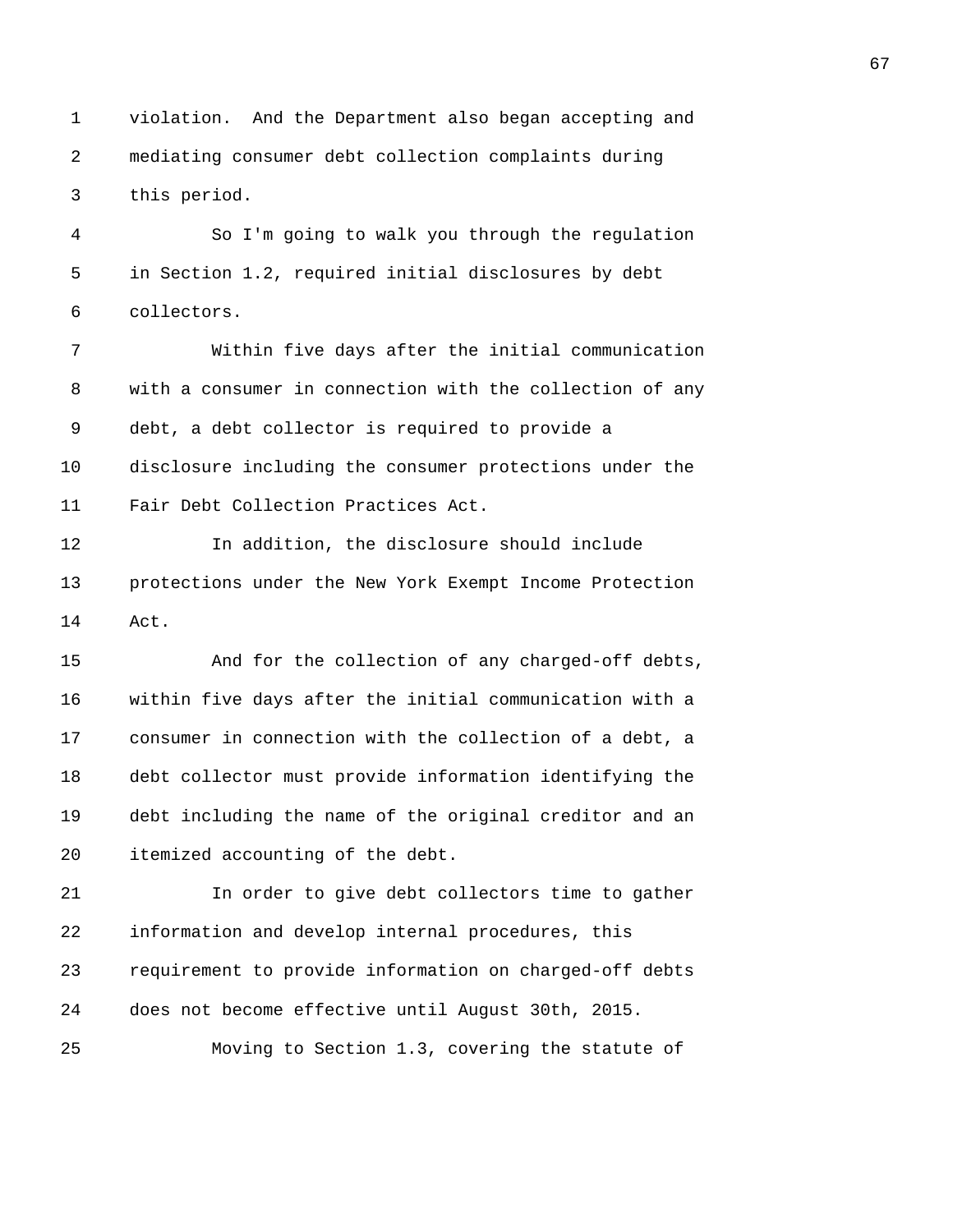violation. And the Department also began accepting and mediating consumer debt collection complaints during this period.

So I'm going to walk you through the regulation in Section 1.2, required initial disclosures by debt collectors.

Within five days after the initial communication with a consumer in connection with the collection of any debt, a debt collector is required to provide a disclosure including the consumer protections under the Fair Debt Collection Practices Act.

In addition, the disclosure should include protections under the New York Exempt Income Protection Act.

And for the collection of any charged-off debts, within five days after the initial communication with a consumer in connection with the collection of a debt, a debt collector must provide information identifying the debt including the name of the original creditor and an itemized accounting of the debt.

In order to give debt collectors time to gather information and develop internal procedures, this requirement to provide information on charged-off debts does not become effective until August 30th, 2015.

Moving to Section 1.3, covering the statute of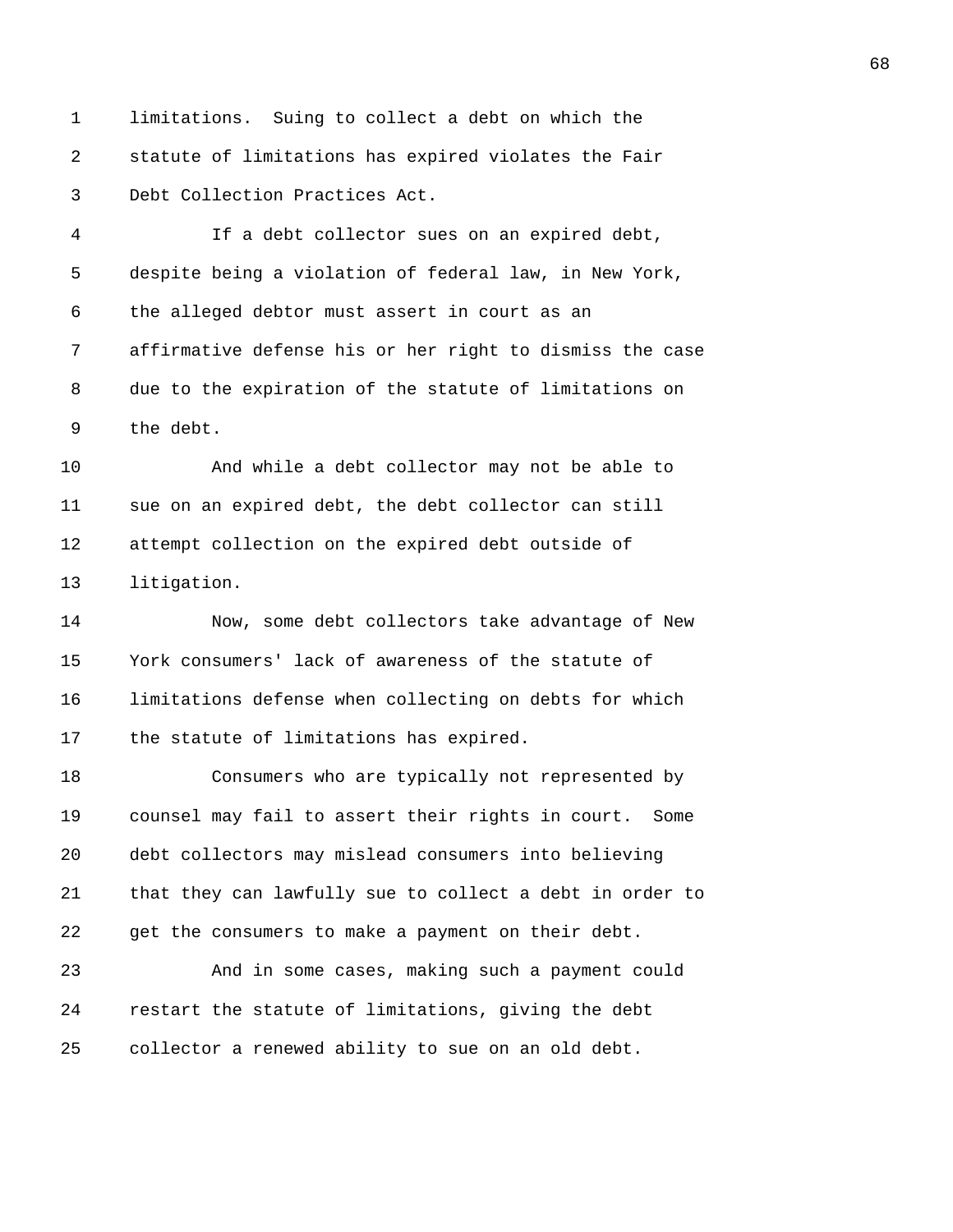limitations. Suing to collect a debt on which the statute of limitations has expired violates the Fair Debt Collection Practices Act.

If a debt collector sues on an expired debt, despite being a violation of federal law, in New York, the alleged debtor must assert in court as an affirmative defense his or her right to dismiss the case due to the expiration of the statute of limitations on the debt.

And while a debt collector may not be able to sue on an expired debt, the debt collector can still attempt collection on the expired debt outside of litigation.

Now, some debt collectors take advantage of New York consumers' lack of awareness of the statute of limitations defense when collecting on debts for which the statute of limitations has expired.

Consumers who are typically not represented by counsel may fail to assert their rights in court. Some debt collectors may mislead consumers into believing that they can lawfully sue to collect a debt in order to get the consumers to make a payment on their debt.

And in some cases, making such a payment could restart the statute of limitations, giving the debt collector a renewed ability to sue on an old debt.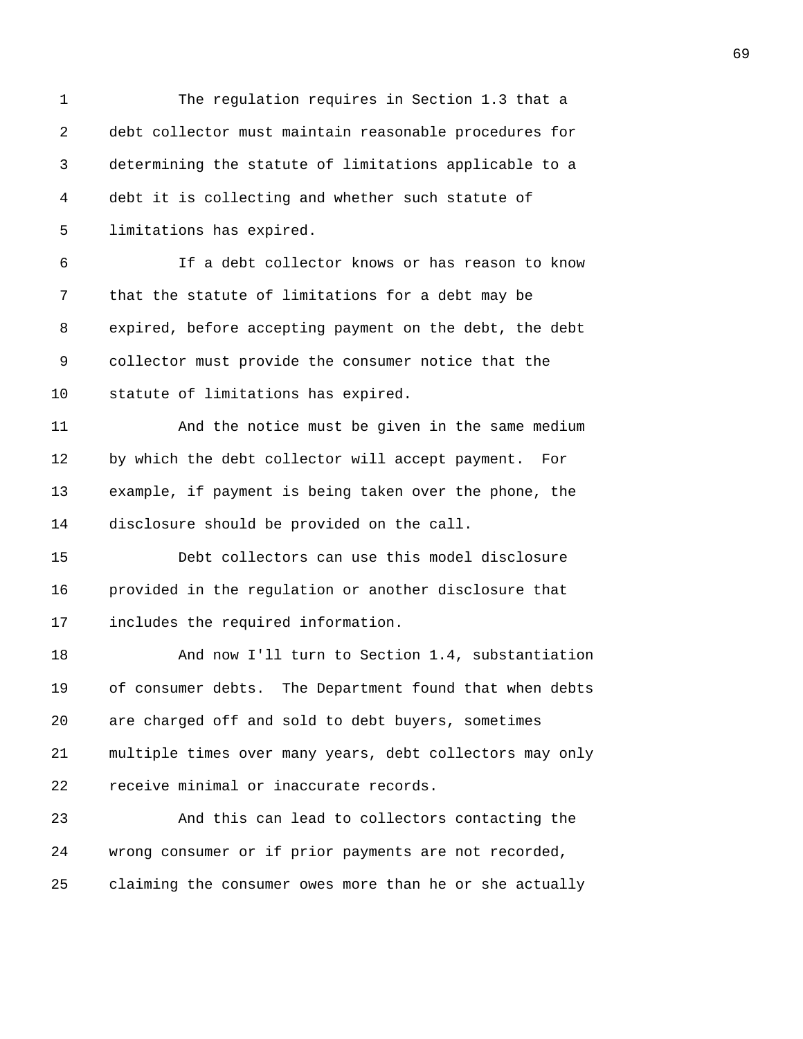The regulation requires in Section 1.3 that a debt collector must maintain reasonable procedures for determining the statute of limitations applicable to a debt it is collecting and whether such statute of limitations has expired.

If a debt collector knows or has reason to know that the statute of limitations for a debt may be expired, before accepting payment on the debt, the debt collector must provide the consumer notice that the statute of limitations has expired.

And the notice must be given in the same medium by which the debt collector will accept payment. For example, if payment is being taken over the phone, the disclosure should be provided on the call.

Debt collectors can use this model disclosure provided in the regulation or another disclosure that includes the required information.

And now I'll turn to Section 1.4, substantiation of consumer debts. The Department found that when debts are charged off and sold to debt buyers, sometimes multiple times over many years, debt collectors may only receive minimal or inaccurate records.

And this can lead to collectors contacting the wrong consumer or if prior payments are not recorded, claiming the consumer owes more than he or she actually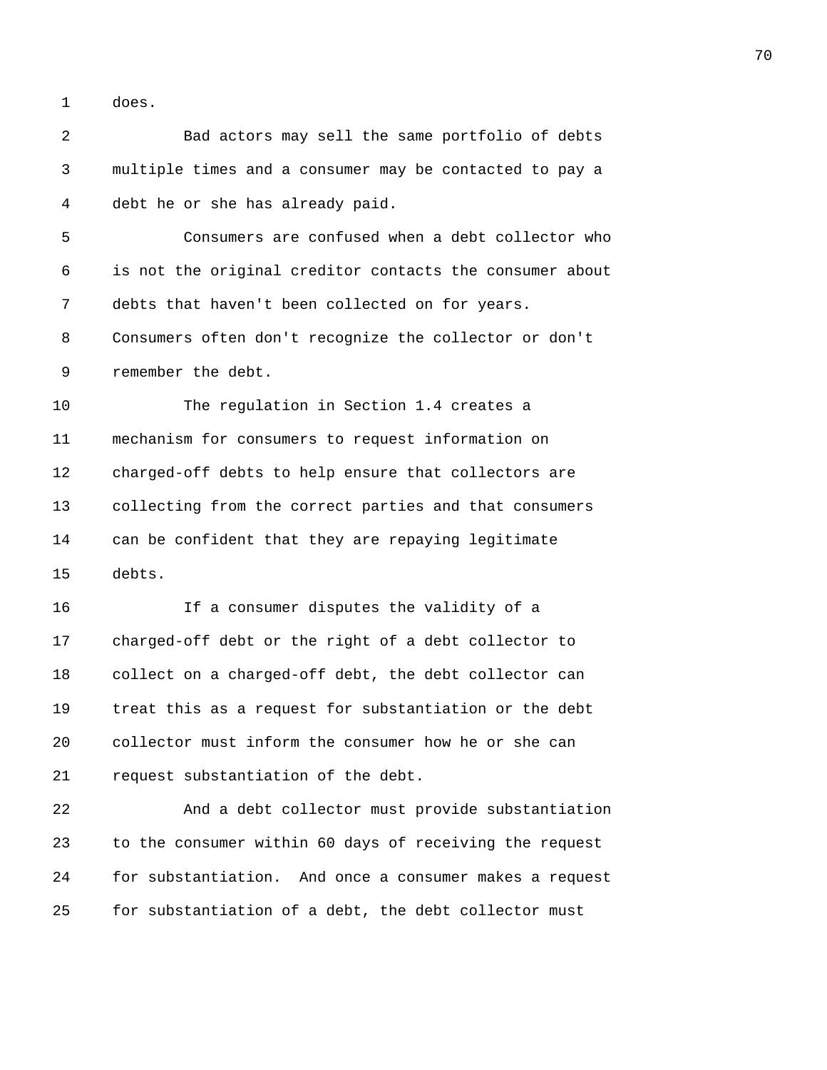does.

Bad actors may sell the same portfolio of debts multiple times and a consumer may be contacted to pay a debt he or she has already paid.

Consumers are confused when a debt collector who is not the original creditor contacts the consumer about debts that haven't been collected on for years. Consumers often don't recognize the collector or don't remember the debt.

The regulation in Section 1.4 creates a mechanism for consumers to request information on charged-off debts to help ensure that collectors are collecting from the correct parties and that consumers can be confident that they are repaying legitimate debts.

If a consumer disputes the validity of a charged-off debt or the right of a debt collector to collect on a charged-off debt, the debt collector can treat this as a request for substantiation or the debt collector must inform the consumer how he or she can request substantiation of the debt.

And a debt collector must provide substantiation to the consumer within 60 days of receiving the request for substantiation. And once a consumer makes a request for substantiation of a debt, the debt collector must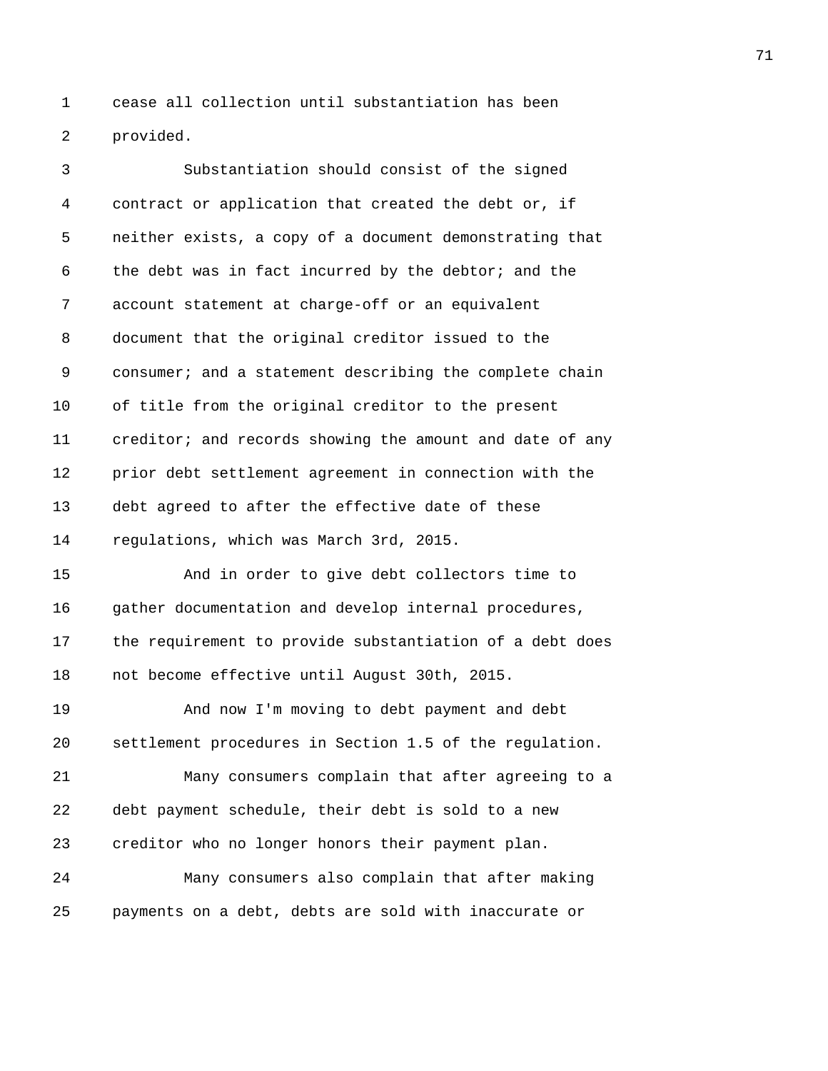cease all collection until substantiation has been provided.

Substantiation should consist of the signed contract or application that created the debt or, if neither exists, a copy of a document demonstrating that the debt was in fact incurred by the debtor; and the account statement at charge-off or an equivalent document that the original creditor issued to the consumer; and a statement describing the complete chain of title from the original creditor to the present creditor; and records showing the amount and date of any prior debt settlement agreement in connection with the debt agreed to after the effective date of these regulations, which was March 3rd, 2015.

And in order to give debt collectors time to gather documentation and develop internal procedures, the requirement to provide substantiation of a debt does not become effective until August 30th, 2015.

And now I'm moving to debt payment and debt settlement procedures in Section 1.5 of the regulation.

Many consumers complain that after agreeing to a debt payment schedule, their debt is sold to a new creditor who no longer honors their payment plan.

Many consumers also complain that after making payments on a debt, debts are sold with inaccurate or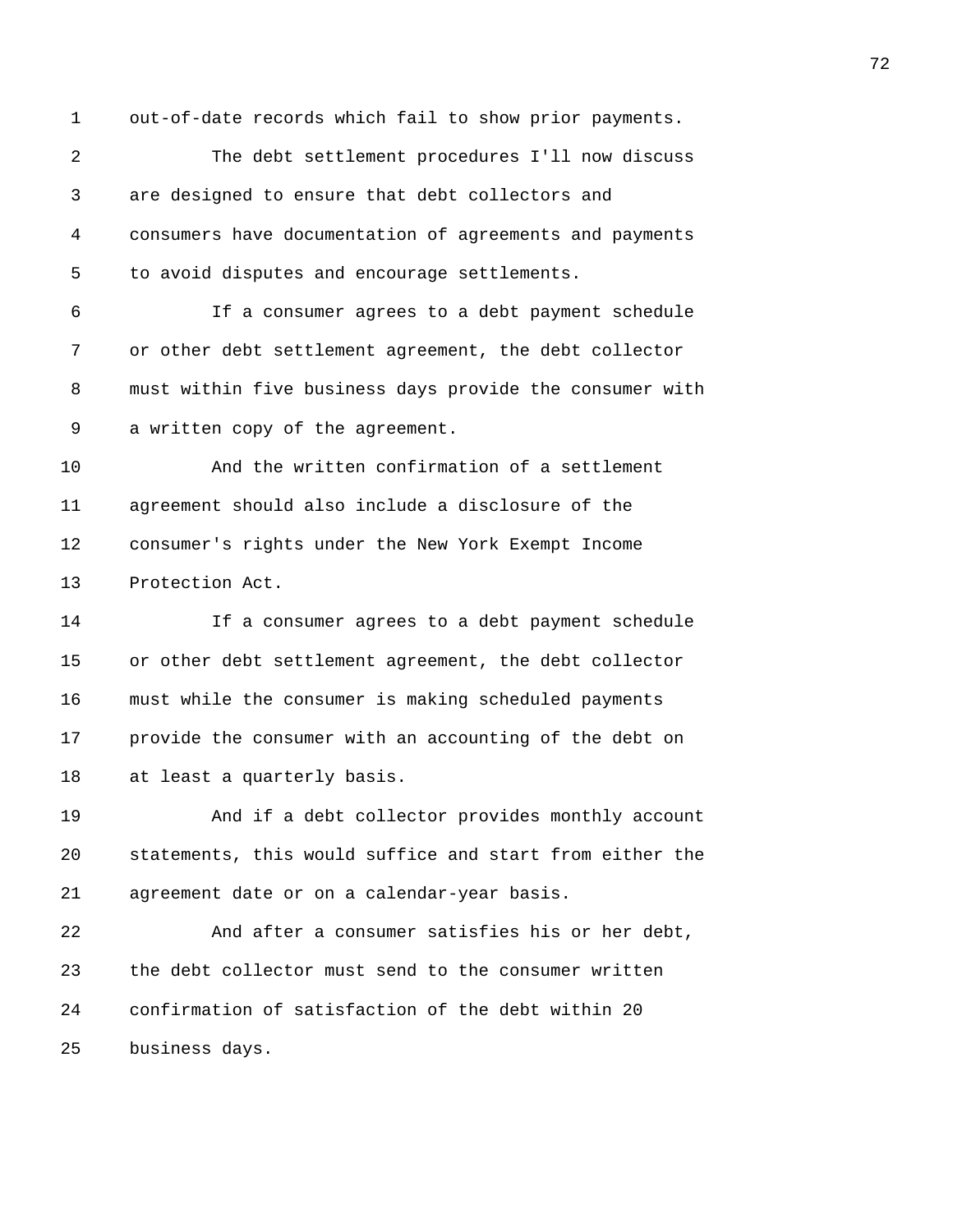out-of-date records which fail to show prior payments.

The debt settlement procedures I'll now discuss are designed to ensure that debt collectors and consumers have documentation of agreements and payments to avoid disputes and encourage settlements.

If a consumer agrees to a debt payment schedule or other debt settlement agreement, the debt collector must within five business days provide the consumer with a written copy of the agreement.

And the written confirmation of a settlement agreement should also include a disclosure of the consumer's rights under the New York Exempt Income Protection Act.

If a consumer agrees to a debt payment schedule or other debt settlement agreement, the debt collector must while the consumer is making scheduled payments provide the consumer with an accounting of the debt on at least a quarterly basis.

And if a debt collector provides monthly account statements, this would suffice and start from either the agreement date or on a calendar-year basis.

And after a consumer satisfies his or her debt, the debt collector must send to the consumer written confirmation of satisfaction of the debt within 20 business days.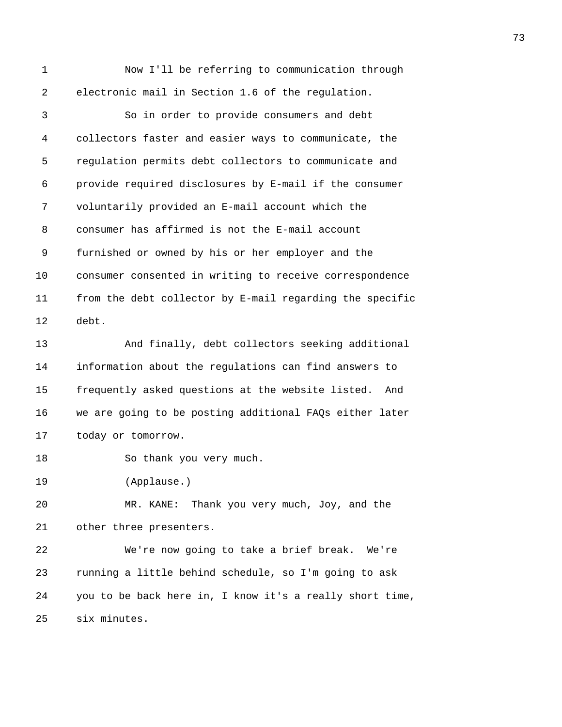Now I'll be referring to communication through electronic mail in Section 1.6 of the regulation.

So in order to provide consumers and debt collectors faster and easier ways to communicate, the regulation permits debt collectors to communicate and provide required disclosures by E-mail if the consumer voluntarily provided an E-mail account which the consumer has affirmed is not the E-mail account furnished or owned by his or her employer and the consumer consented in writing to receive correspondence from the debt collector by E-mail regarding the specific debt.

And finally, debt collectors seeking additional information about the regulations can find answers to frequently asked questions at the website listed. And we are going to be posting additional FAQs either later today or tomorrow.

So thank you very much.

(Applause.)

MR. KANE: Thank you very much, Joy, and the other three presenters.

We're now going to take a brief break. We're running a little behind schedule, so I'm going to ask you to be back here in, I know it's a really short time, six minutes.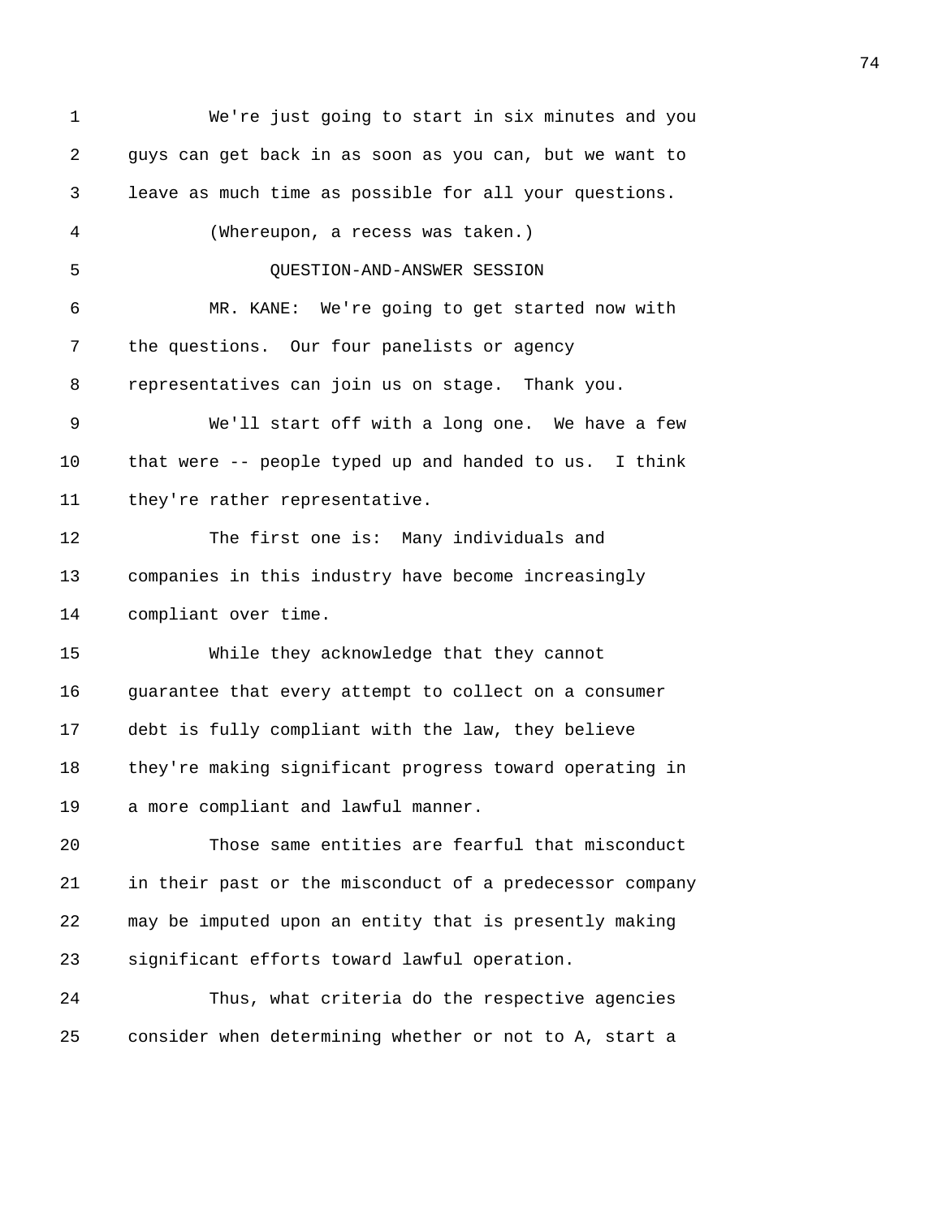We're just going to start in six minutes and you guys can get back in as soon as you can, but we want to leave as much time as possible for all your questions.

(Whereupon, a recess was taken.)

QUESTION-AND-ANSWER SESSION

MR. KANE: We're going to get started now with the questions. Our four panelists or agency representatives can join us on stage. Thank you.

We'll start off with a long one. We have a few that were -- people typed up and handed to us. I think they're rather representative.

The first one is: Many individuals and companies in this industry have become increasingly compliant over time.

While they acknowledge that they cannot guarantee that every attempt to collect on a consumer debt is fully compliant with the law, they believe they're making significant progress toward operating in a more compliant and lawful manner.

Those same entities are fearful that misconduct in their past or the misconduct of a predecessor company may be imputed upon an entity that is presently making significant efforts toward lawful operation.

Thus, what criteria do the respective agencies consider when determining whether or not to A, start a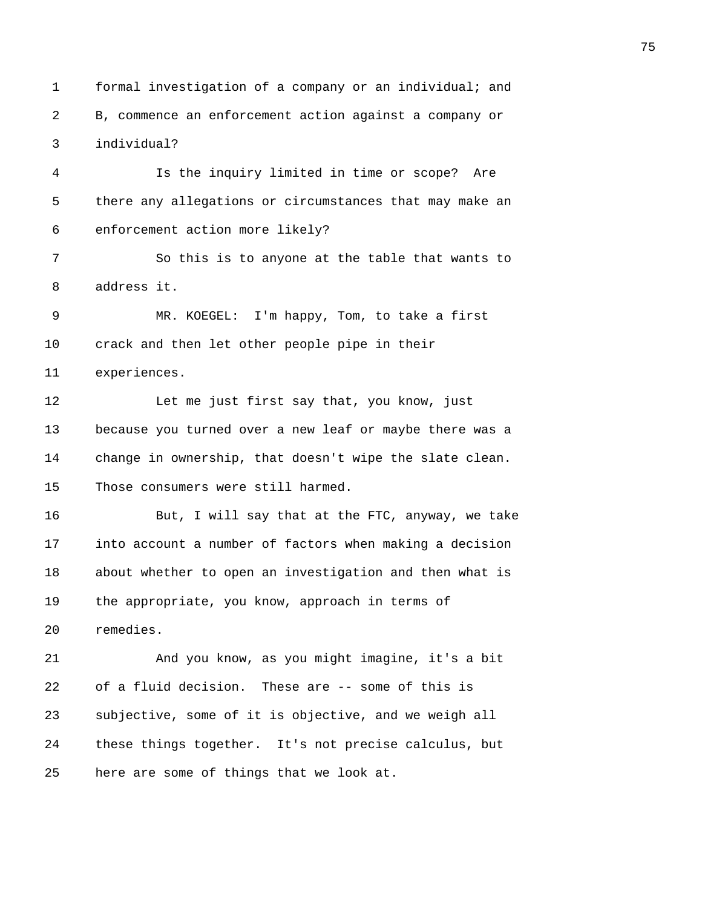formal investigation of a company or an individual; and B, commence an enforcement action against a company or individual?

Is the inquiry limited in time or scope? Are there any allegations or circumstances that may make an enforcement action more likely?

So this is to anyone at the table that wants to address it.

MR. KOEGEL: I'm happy, Tom, to take a first crack and then let other people pipe in their experiences.

Let me just first say that, you know, just because you turned over a new leaf or maybe there was a change in ownership, that doesn't wipe the slate clean. Those consumers were still harmed.

But, I will say that at the FTC, anyway, we take into account a number of factors when making a decision about whether to open an investigation and then what is the appropriate, you know, approach in terms of remedies.

And you know, as you might imagine, it's a bit of a fluid decision. These are -- some of this is subjective, some of it is objective, and we weigh all these things together. It's not precise calculus, but here are some of things that we look at.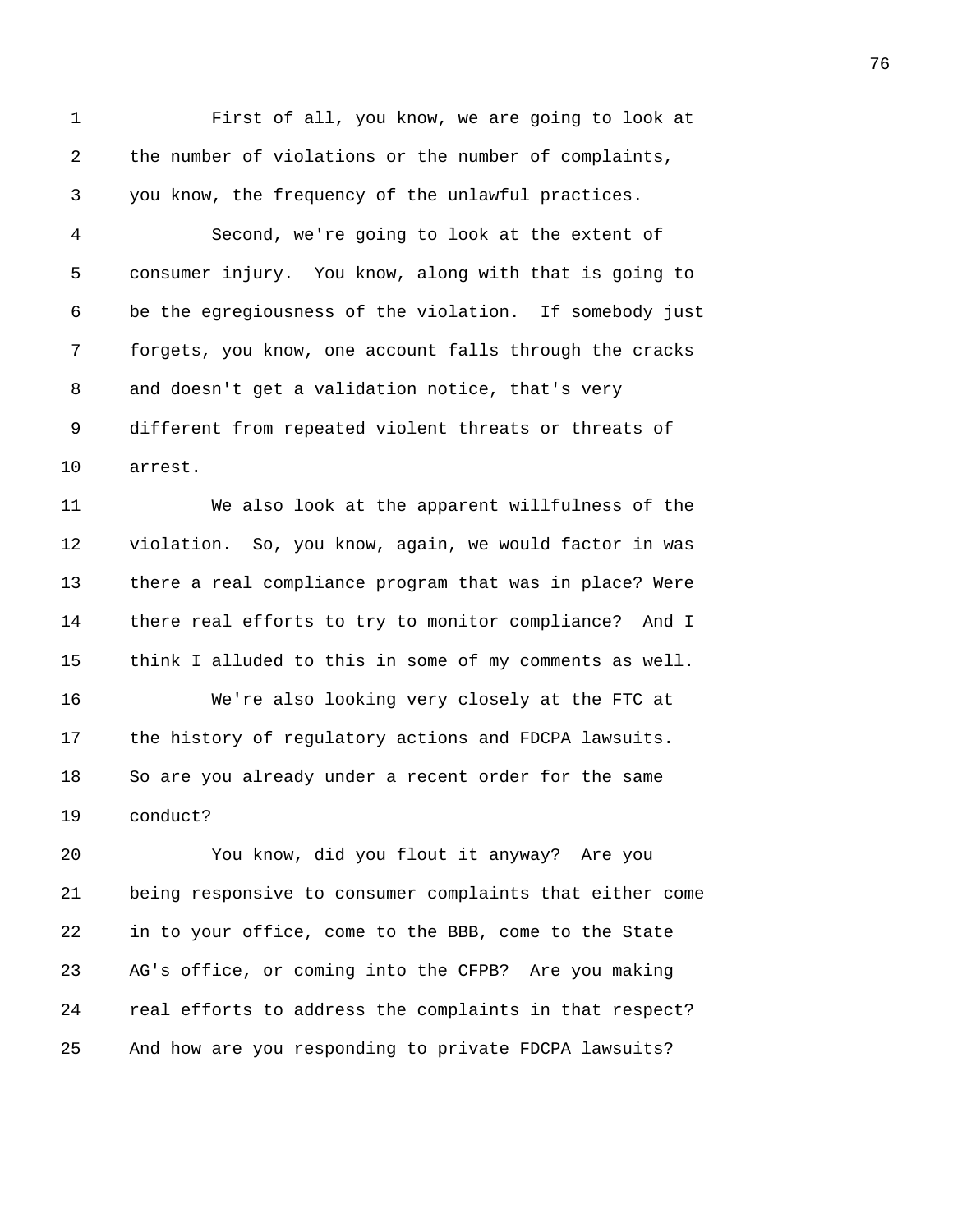First of all, you know, we are going to look at the number of violations or the number of complaints, you know, the frequency of the unlawful practices.

Second, we're going to look at the extent of consumer injury. You know, along with that is going to be the egregiousness of the violation. If somebody just forgets, you know, one account falls through the cracks and doesn't get a validation notice, that's very different from repeated violent threats or threats of arrest.

We also look at the apparent willfulness of the violation. So, you know, again, we would factor in was there a real compliance program that was in place? Were there real efforts to try to monitor compliance? And I think I alluded to this in some of my comments as well.

We're also looking very closely at the FTC at the history of regulatory actions and FDCPA lawsuits. So are you already under a recent order for the same conduct?

You know, did you flout it anyway? Are you being responsive to consumer complaints that either come in to your office, come to the BBB, come to the State AG's office, or coming into the CFPB? Are you making real efforts to address the complaints in that respect? And how are you responding to private FDCPA lawsuits?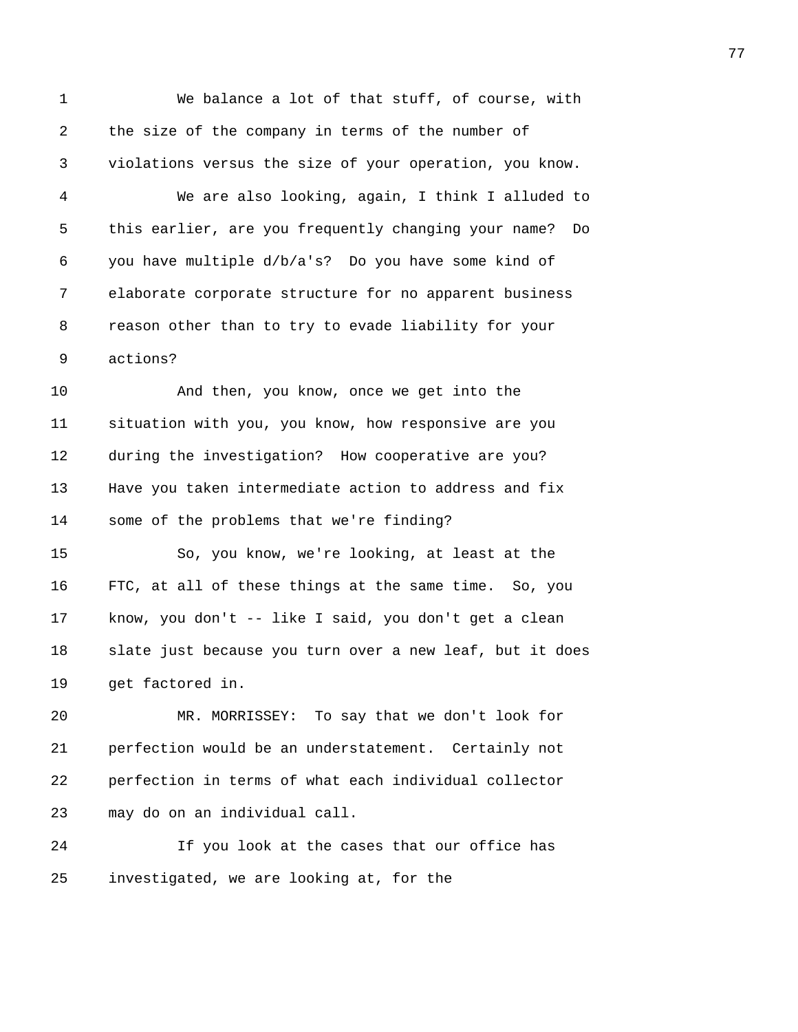We balance a lot of that stuff, of course, with the size of the company in terms of the number of violations versus the size of your operation, you know.

We are also looking, again, I think I alluded to this earlier, are you frequently changing your name? Do you have multiple d/b/a's? Do you have some kind of elaborate corporate structure for no apparent business reason other than to try to evade liability for your actions?

And then, you know, once we get into the situation with you, you know, how responsive are you during the investigation? How cooperative are you? Have you taken intermediate action to address and fix some of the problems that we're finding?

So, you know, we're looking, at least at the FTC, at all of these things at the same time. So, you know, you don't -- like I said, you don't get a clean slate just because you turn over a new leaf, but it does get factored in.

MR. MORRISSEY: To say that we don't look for perfection would be an understatement. Certainly not perfection in terms of what each individual collector may do on an individual call.

If you look at the cases that our office has investigated, we are looking at, for the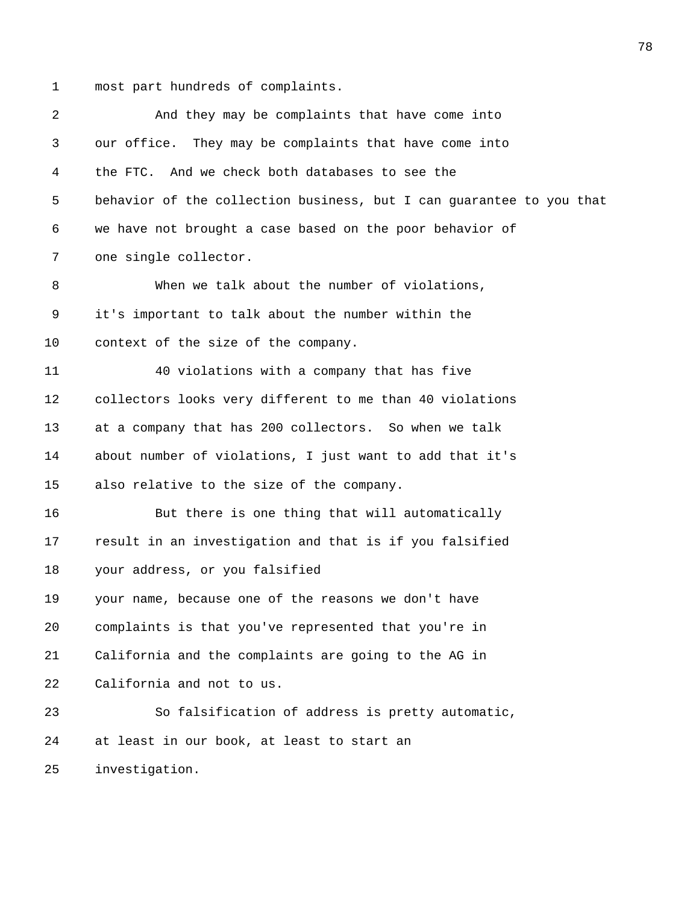most part hundreds of complaints.

And they may be complaints that have come into our office. They may be complaints that have come into the FTC. And we check both databases to see the behavior of the collection business, but I can guarantee to you that we have not brought a case based on the poor behavior of one single collector.

When we talk about the number of violations, it's important to talk about the number within the context of the size of the company.

40 violations with a company that has five collectors looks very different to me than 40 violations at a company that has 200 collectors. So when we talk about number of violations, I just want to add that it's also relative to the size of the company.

But there is one thing that will automatically result in an investigation and that is if you falsified your address, or you falsified your name, because one of the reasons we don't have complaints is that you've represented that you're in California and the complaints are going to the AG in California and not to us.

So falsification of address is pretty automatic, at least in our book, at least to start an investigation.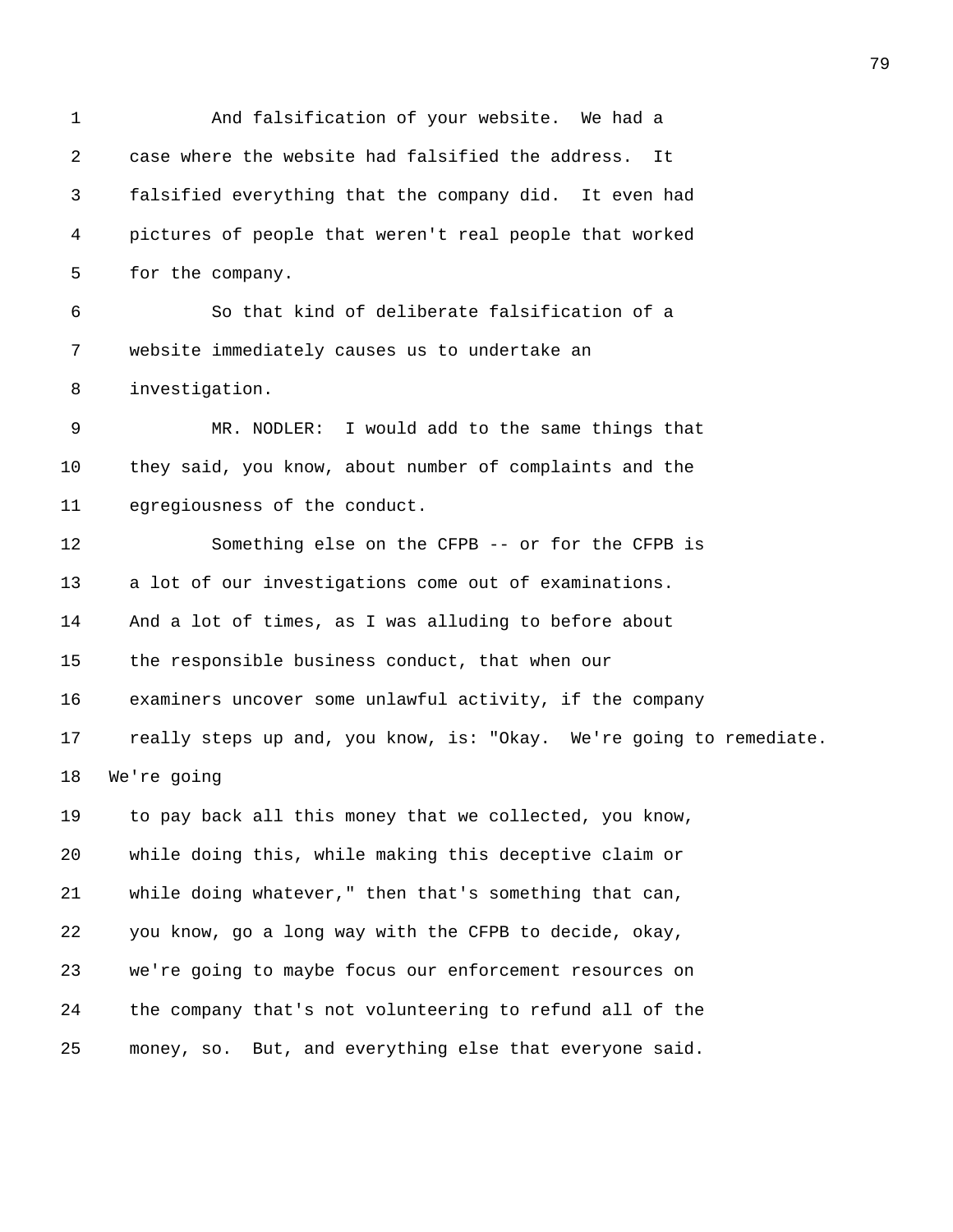And falsification of your website. We had a case where the website had falsified the address. It falsified everything that the company did. It even had pictures of people that weren't real people that worked for the company.

So that kind of deliberate falsification of a website immediately causes us to undertake an investigation.

MR. NODLER: I would add to the same things that they said, you know, about number of complaints and the egregiousness of the conduct.

Something else on the CFPB -- or for the CFPB is a lot of our investigations come out of examinations. And a lot of times, as I was alluding to before about the responsible business conduct, that when our examiners uncover some unlawful activity, if the company really steps up and, you know, is: "Okay. We're going to remediate. We're going to pay back all this money that we collected, you know, while doing this, while making this deceptive claim or while doing whatever," then that's something that can, you know, go a long way with the CFPB to decide, okay, we're going to maybe focus our enforcement resources on the company that's not volunteering to refund all of the money, so. But, and everything else that everyone said.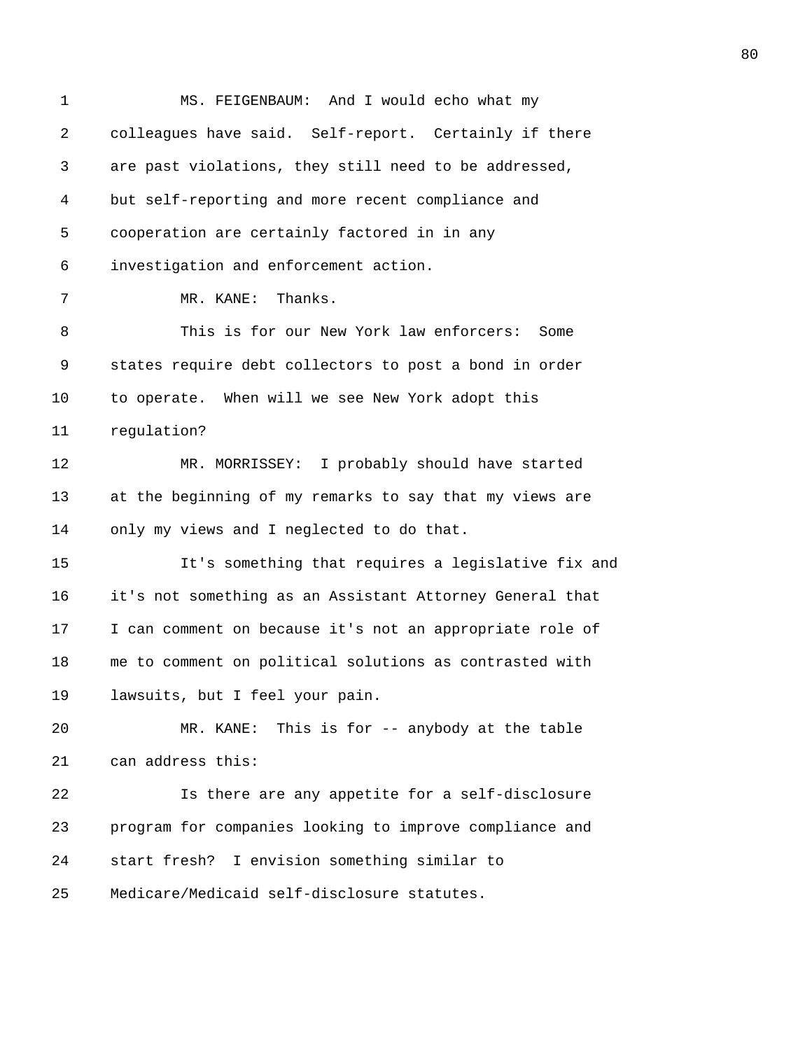MS. FEIGENBAUM: And I would echo what my colleagues have said. Self-report. Certainly if there are past violations, they still need to be addressed, but self-reporting and more recent compliance and cooperation are certainly factored in in any investigation and enforcement action.

MR. KANE: Thanks.

This is for our New York law enforcers: Some states require debt collectors to post a bond in order to operate. When will we see New York adopt this regulation?

MR. MORRISSEY: I probably should have started at the beginning of my remarks to say that my views are only my views and I neglected to do that.

It's something that requires a legislative fix and it's not something as an Assistant Attorney General that I can comment on because it's not an appropriate role of me to comment on political solutions as contrasted with lawsuits, but I feel your pain.

MR. KANE: This is for -- anybody at the table can address this:

Is there are any appetite for a self-disclosure program for companies looking to improve compliance and start fresh? I envision something similar to Medicare/Medicaid self-disclosure statutes.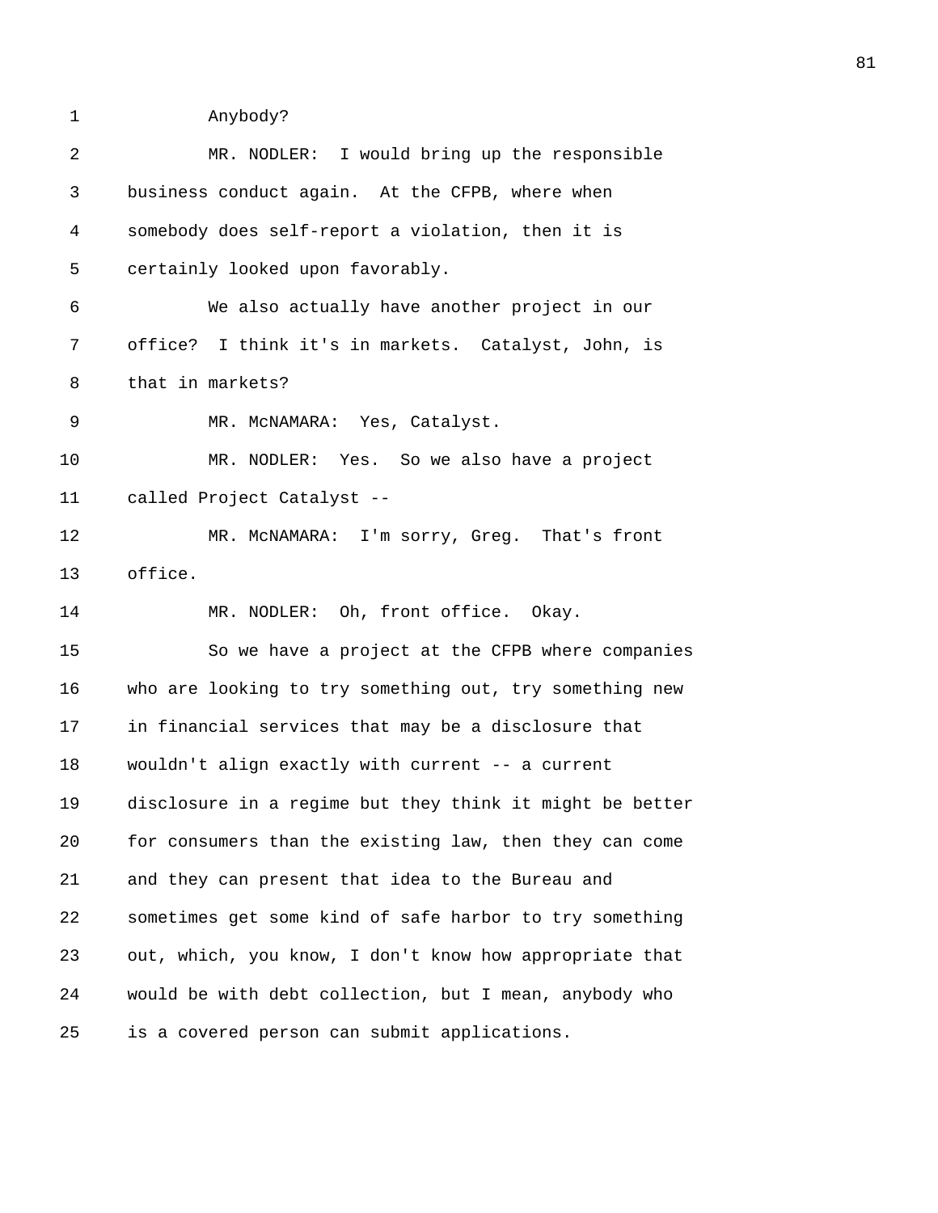Anybody?

MR. NODLER: I would bring up the responsible business conduct again. At the CFPB, where when somebody does self-report a violation, then it is certainly looked upon favorably.

We also actually have another project in our office? I think it's in markets. Catalyst, John, is that in markets?

MR. McNAMARA: Yes, Catalyst.

MR. NODLER: Yes. So we also have a project called Project Catalyst --

MR. McNAMARA: I'm sorry, Greg. That's front office.

MR. NODLER: Oh, front office. Okay.

So we have a project at the CFPB where companies who are looking to try something out, try something new in financial services that may be a disclosure that wouldn't align exactly with current -- a current disclosure in a regime but they think it might be better for consumers than the existing law, then they can come and they can present that idea to the Bureau and sometimes get some kind of safe harbor to try something out, which, you know, I don't know how appropriate that would be with debt collection, but I mean, anybody who is a covered person can submit applications.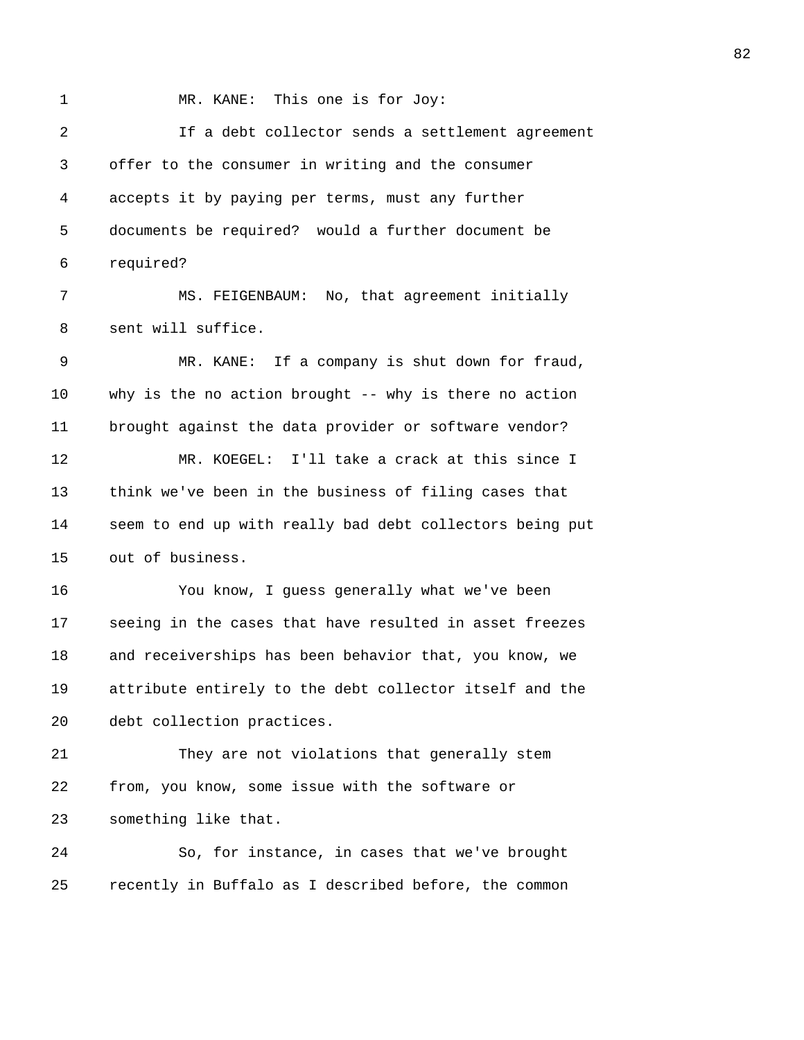MR. KANE: This one is for Joy:

If a debt collector sends a settlement agreement offer to the consumer in writing and the consumer accepts it by paying per terms, must any further documents be required? would a further document be required?

MS. FEIGENBAUM: No, that agreement initially sent will suffice.

MR. KANE: If a company is shut down for fraud, why is the no action brought -- why is there no action brought against the data provider or software vendor?

MR. KOEGEL: I'll take a crack at this since I think we've been in the business of filing cases that seem to end up with really bad debt collectors being put out of business.

You know, I guess generally what we've been seeing in the cases that have resulted in asset freezes and receiverships has been behavior that, you know, we attribute entirely to the debt collector itself and the debt collection practices.

They are not violations that generally stem from, you know, some issue with the software or something like that.

So, for instance, in cases that we've brought recently in Buffalo as I described before, the common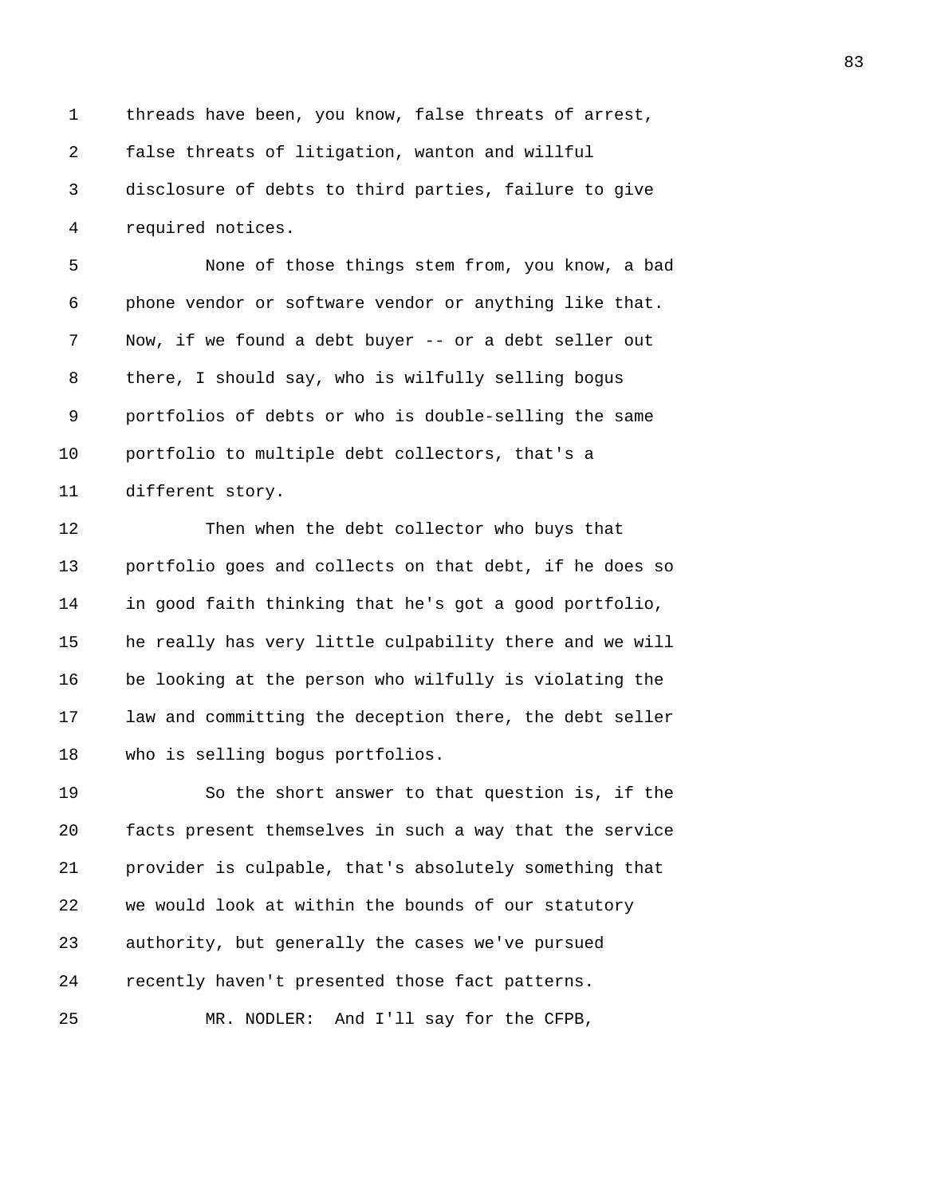threads have been, you know, false threats of arrest, false threats of litigation, wanton and willful disclosure of debts to third parties, failure to give required notices.

None of those things stem from, you know, a bad phone vendor or software vendor or anything like that. Now, if we found a debt buyer -- or a debt seller out there, I should say, who is wilfully selling bogus portfolios of debts or who is double-selling the same portfolio to multiple debt collectors, that's a different story.

Then when the debt collector who buys that portfolio goes and collects on that debt, if he does so in good faith thinking that he's got a good portfolio, he really has very little culpability there and we will be looking at the person who wilfully is violating the law and committing the deception there, the debt seller who is selling bogus portfolios.

So the short answer to that question is, if the facts present themselves in such a way that the service provider is culpable, that's absolutely something that we would look at within the bounds of our statutory authority, but generally the cases we've pursued recently haven't presented those fact patterns.

MR. NODLER: And I'll say for the CFPB,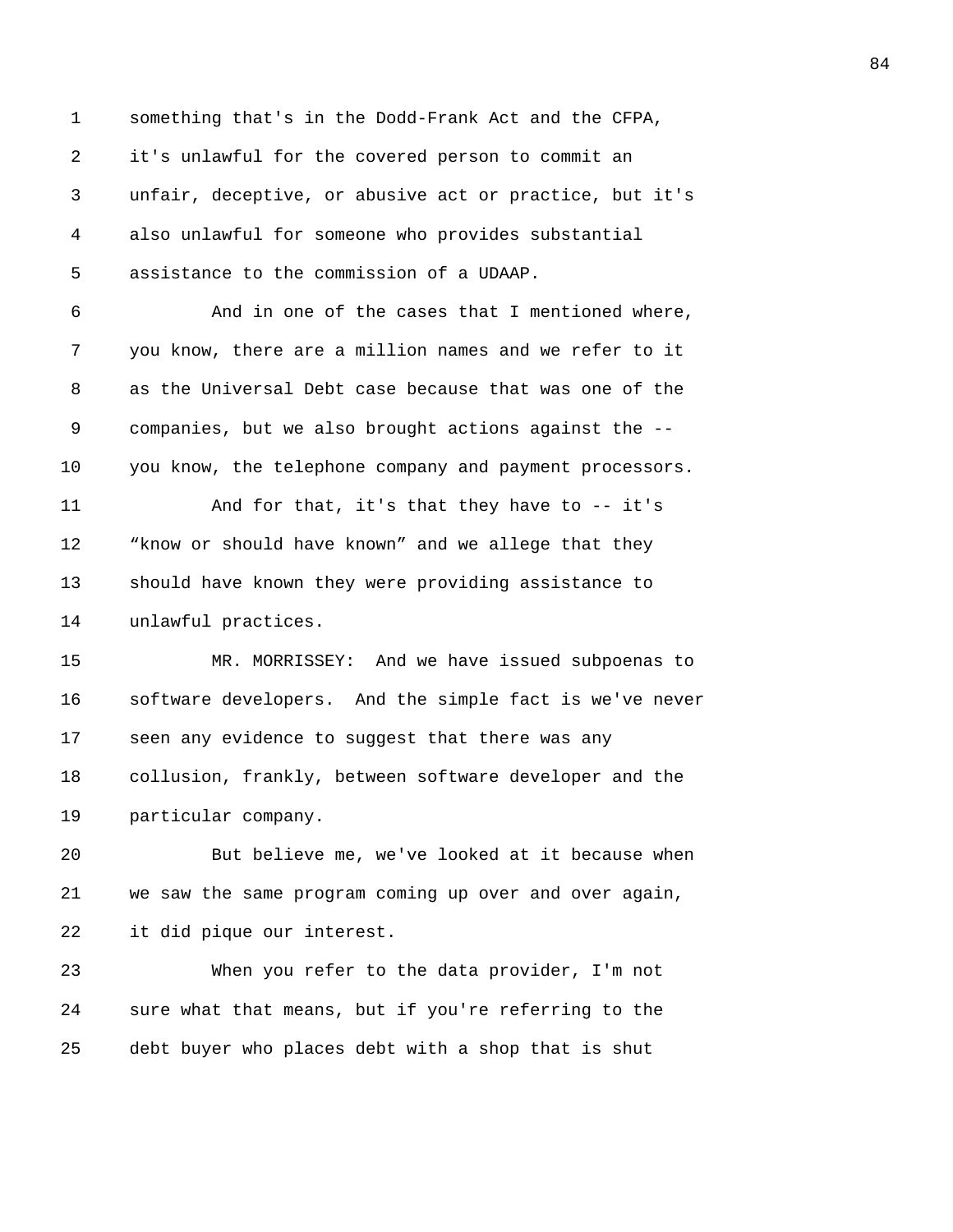something that's in the Dodd-Frank Act and the CFPA, it's unlawful for the covered person to commit an unfair, deceptive, or abusive act or practice, but it's also unlawful for someone who provides substantial assistance to the commission of a UDAAP.

And in one of the cases that I mentioned where, you know, there are a million names and we refer to it as the Universal Debt case because that was one of the companies, but we also brought actions against the -- you know, the telephone company and payment processors.

And for that, it's that they have to -- it's "know or should have known" and we allege that they should have known they were providing assistance to unlawful practices.

MR. MORRISSEY: And we have issued subpoenas to software developers. And the simple fact is we've never seen any evidence to suggest that there was any collusion, frankly, between software developer and the particular company.

But believe me, we've looked at it because when we saw the same program coming up over and over again, it did pique our interest.

When you refer to the data provider, I'm not sure what that means, but if you're referring to the debt buyer who places debt with a shop that is shut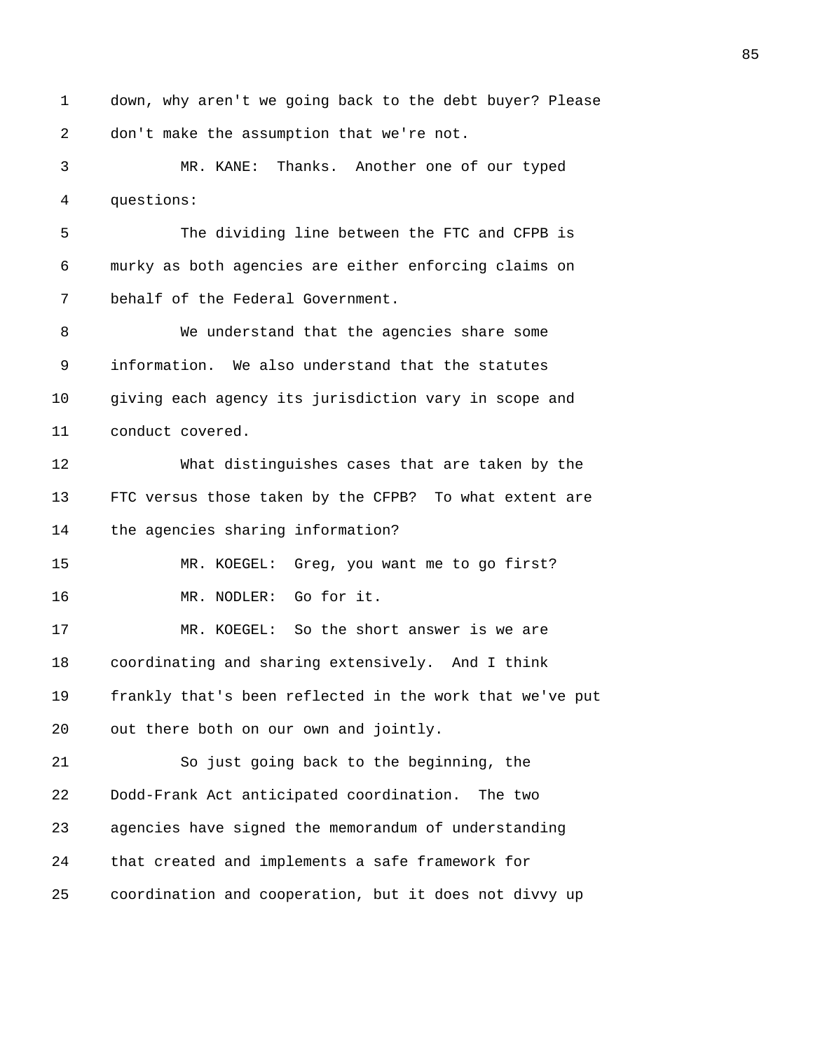down, why aren't we going back to the debt buyer? Please don't make the assumption that we're not.

MR. KANE: Thanks. Another one of our typed questions:

The dividing line between the FTC and CFPB is murky as both agencies are either enforcing claims on behalf of the Federal Government.

We understand that the agencies share some information. We also understand that the statutes giving each agency its jurisdiction vary in scope and conduct covered.

What distinguishes cases that are taken by the FTC versus those taken by the CFPB? To what extent are the agencies sharing information?

MR. KOEGEL: Greg, you want me to go first?

MR. NODLER: Go for it.

MR. KOEGEL: So the short answer is we are coordinating and sharing extensively. And I think frankly that's been reflected in the work that we've put out there both on our own and jointly.

So just going back to the beginning, the Dodd-Frank Act anticipated coordination. The two agencies have signed the memorandum of understanding that created and implements a safe framework for coordination and cooperation, but it does not divvy up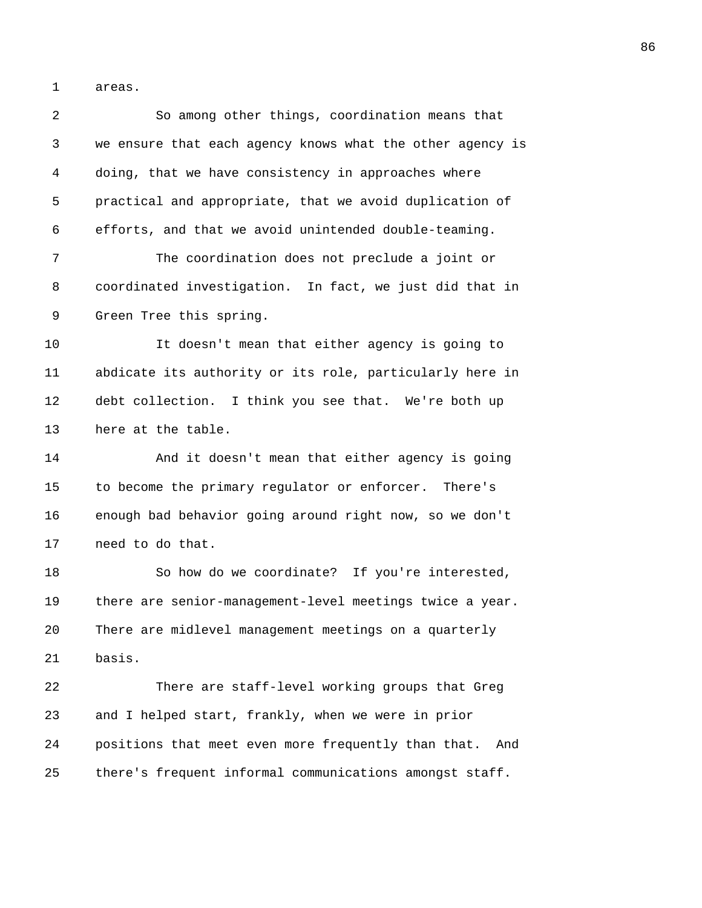areas.

So among other things, coordination means that we ensure that each agency knows what the other agency is doing, that we have consistency in approaches where practical and appropriate, that we avoid duplication of efforts, and that we avoid unintended double-teaming.

The coordination does not preclude a joint or coordinated investigation. In fact, we just did that in Green Tree this spring.

It doesn't mean that either agency is going to abdicate its authority or its role, particularly here in debt collection. I think you see that. We're both up here at the table.

And it doesn't mean that either agency is going to become the primary regulator or enforcer. There's enough bad behavior going around right now, so we don't need to do that.

So how do we coordinate? If you're interested, there are senior-management-level meetings twice a year. There are midlevel management meetings on a quarterly basis.

There are staff-level working groups that Greg and I helped start, frankly, when we were in prior positions that meet even more frequently than that. And there's frequent informal communications amongst staff.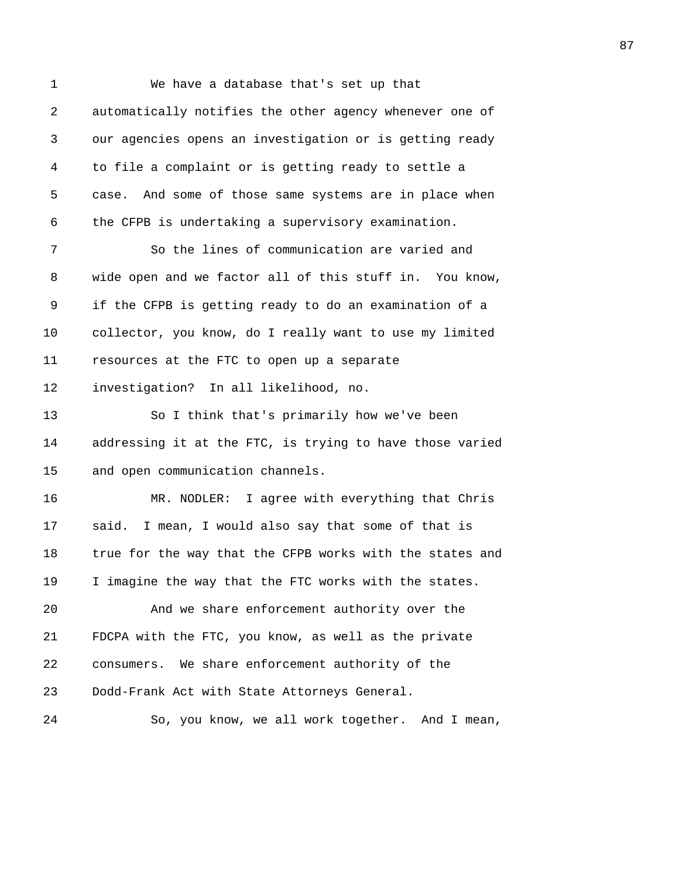We have a database that's set up that automatically notifies the other agency whenever one of our agencies opens an investigation or is getting ready to file a complaint or is getting ready to settle a case. And some of those same systems are in place when the CFPB is undertaking a supervisory examination.

So the lines of communication are varied and wide open and we factor all of this stuff in. You know, if the CFPB is getting ready to do an examination of a collector, you know, do I really want to use my limited resources at the FTC to open up a separate investigation? In all likelihood, no.

So I think that's primarily how we've been addressing it at the FTC, is trying to have those varied and open communication channels.

MR. NODLER: I agree with everything that Chris said. I mean, I would also say that some of that is true for the way that the CFPB works with the states and I imagine the way that the FTC works with the states.

And we share enforcement authority over the FDCPA with the FTC, you know, as well as the private consumers. We share enforcement authority of the Dodd-Frank Act with State Attorneys General.

So, you know, we all work together. And I mean,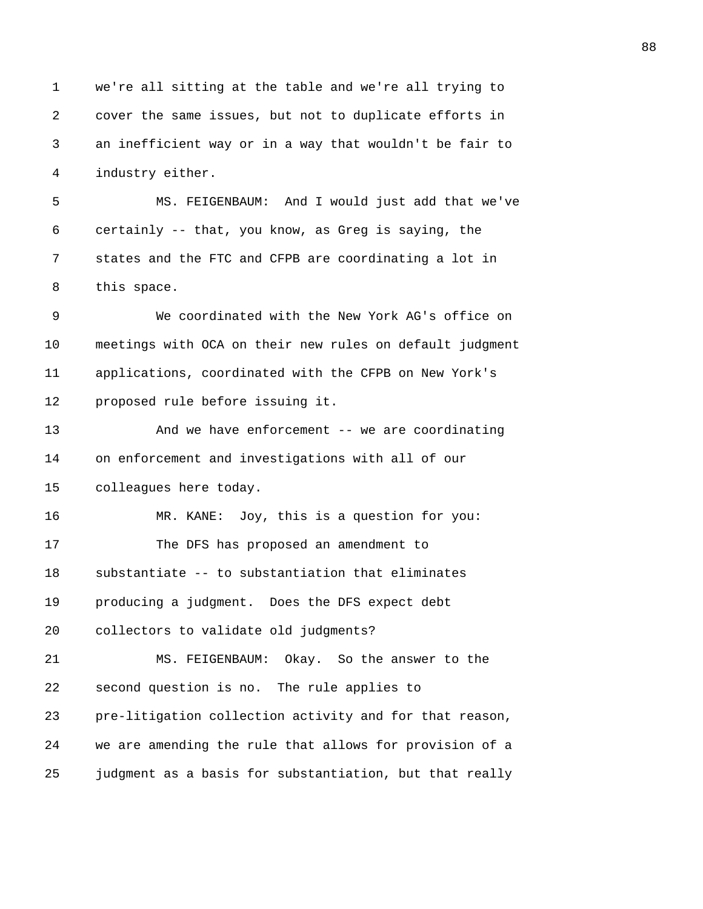we're all sitting at the table and we're all trying to cover the same issues, but not to duplicate efforts in an inefficient way or in a way that wouldn't be fair to industry either.

MS. FEIGENBAUM: And I would just add that we've certainly -- that, you know, as Greg is saying, the states and the FTC and CFPB are coordinating a lot in this space.

We coordinated with the New York AG's office on meetings with OCA on their new rules on default judgment applications, coordinated with the CFPB on New York's proposed rule before issuing it.

And we have enforcement -- we are coordinating on enforcement and investigations with all of our colleagues here today.

MR. KANE: Joy, this is a question for you:

The DFS has proposed an amendment to substantiate -- to substantiation that eliminates producing a judgment. Does the DFS expect debt collectors to validate old judgments?

MS. FEIGENBAUM: Okay. So the answer to the second question is no. The rule applies to pre-litigation collection activity and for that reason, we are amending the rule that allows for provision of a judgment as a basis for substantiation, but that really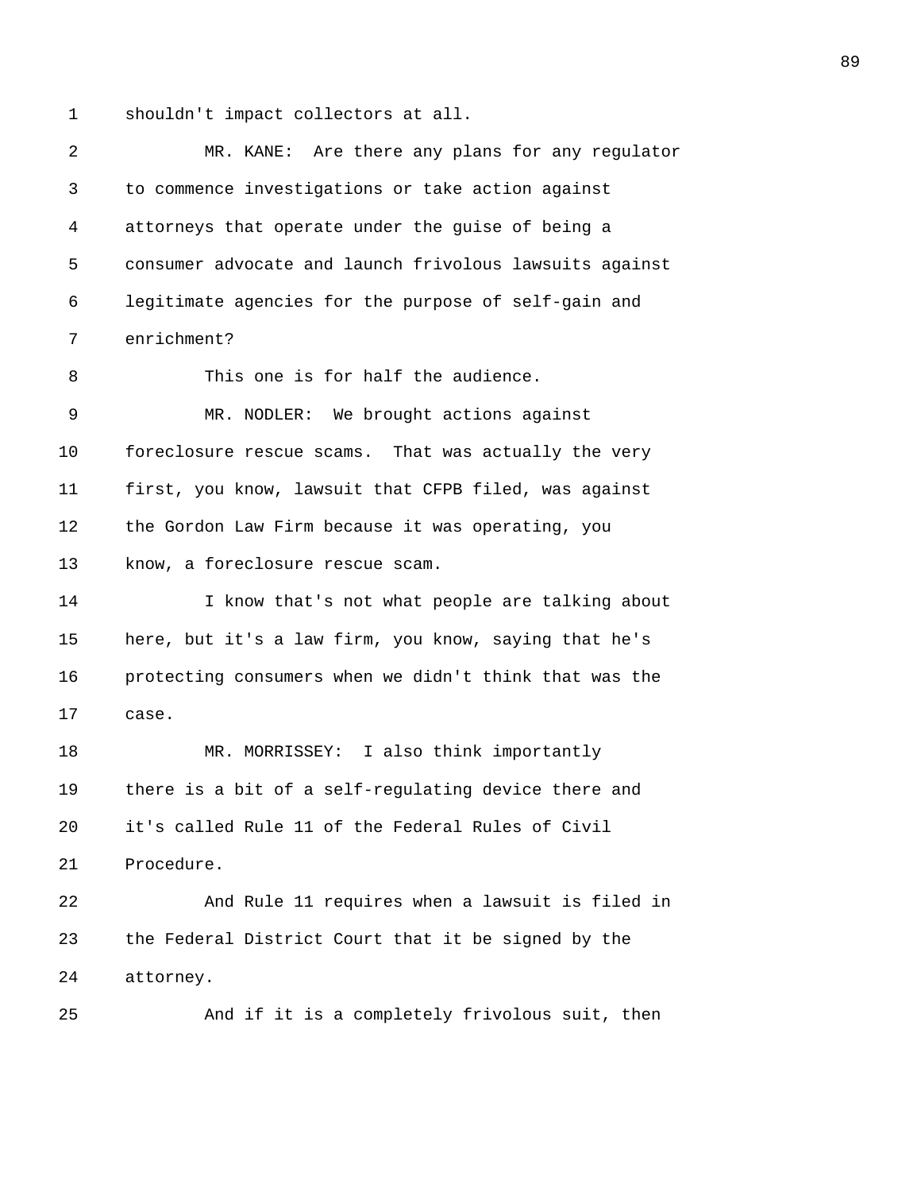shouldn't impact collectors at all.

MR. KANE: Are there any plans for any regulator to commence investigations or take action against attorneys that operate under the guise of being a consumer advocate and launch frivolous lawsuits against legitimate agencies for the purpose of self-gain and enrichment?

This one is for half the audience.

MR. NODLER: We brought actions against foreclosure rescue scams. That was actually the very first, you know, lawsuit that CFPB filed, was against the Gordon Law Firm because it was operating, you know, a foreclosure rescue scam.

I know that's not what people are talking about here, but it's a law firm, you know, saying that he's protecting consumers when we didn't think that was the case.

MR. MORRISSEY: I also think importantly there is a bit of a self-regulating device there and it's called Rule 11 of the Federal Rules of Civil Procedure.

And Rule 11 requires when a lawsuit is filed in the Federal District Court that it be signed by the attorney.

And if it is a completely frivolous suit, then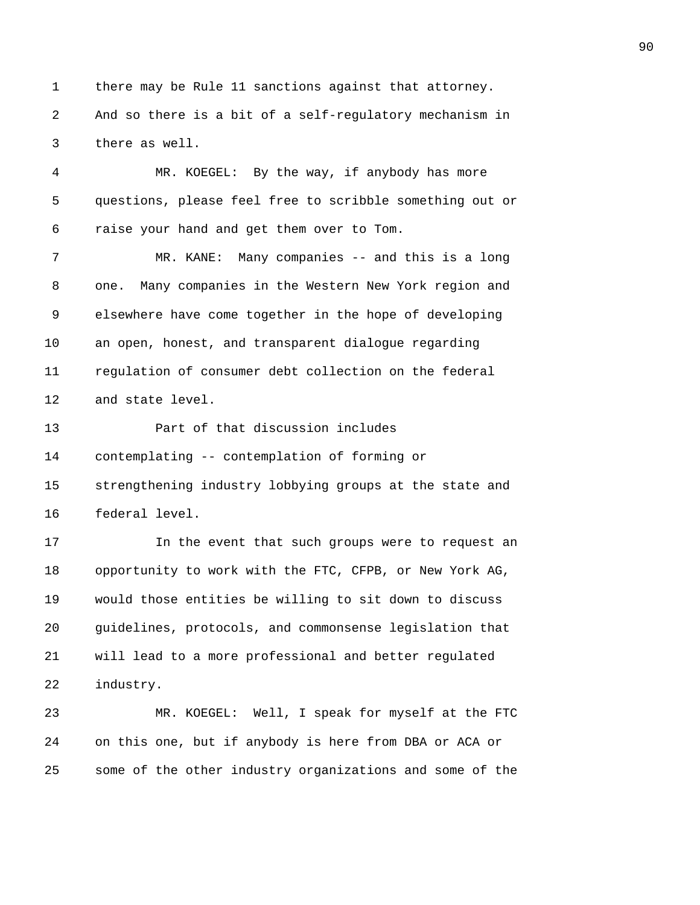there may be Rule 11 sanctions against that attorney. And so there is a bit of a self-regulatory mechanism in there as well.

MR. KOEGEL: By the way, if anybody has more questions, please feel free to scribble something out or raise your hand and get them over to Tom.

MR. KANE: Many companies -- and this is a long one. Many companies in the Western New York region and elsewhere have come together in the hope of developing an open, honest, and transparent dialogue regarding regulation of consumer debt collection on the federal and state level.

Part of that discussion includes contemplating -- contemplation of forming or strengthening industry lobbying groups at the state and federal level.

In the event that such groups were to request an opportunity to work with the FTC, CFPB, or New York AG, would those entities be willing to sit down to discuss guidelines, protocols, and commonsense legislation that will lead to a more professional and better regulated industry.

MR. KOEGEL: Well, I speak for myself at the FTC on this one, but if anybody is here from DBA or ACA or some of the other industry organizations and some of the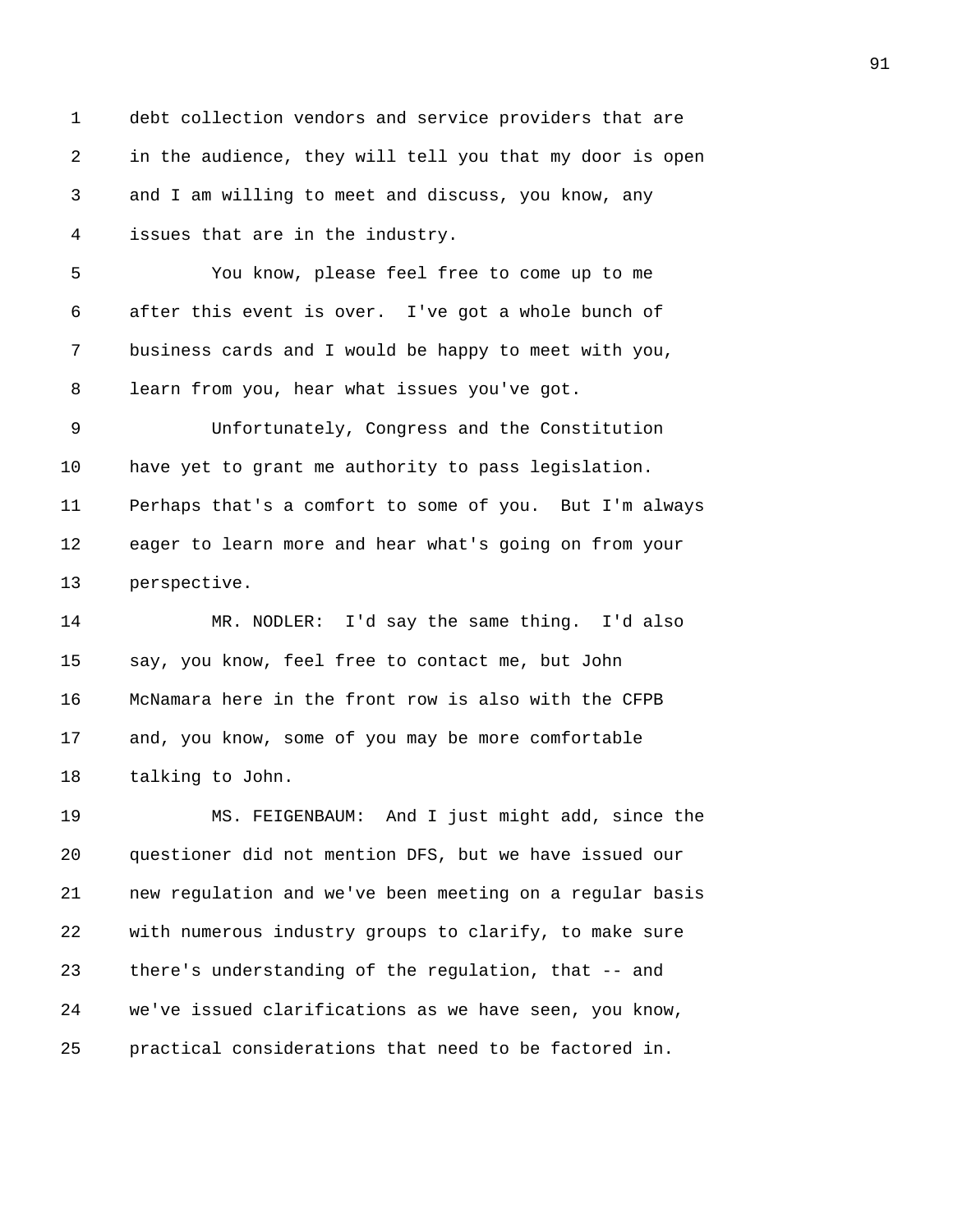debt collection vendors and service providers that are in the audience, they will tell you that my door is open and I am willing to meet and discuss, you know, any issues that are in the industry.

You know, please feel free to come up to me after this event is over. I've got a whole bunch of business cards and I would be happy to meet with you, learn from you, hear what issues you've got.

Unfortunately, Congress and the Constitution have yet to grant me authority to pass legislation. Perhaps that's a comfort to some of you. But I'm always eager to learn more and hear what's going on from your perspective.

MR. NODLER: I'd say the same thing. I'd also say, you know, feel free to contact me, but John McNamara here in the front row is also with the CFPB and, you know, some of you may be more comfortable talking to John.

MS. FEIGENBAUM: And I just might add, since the questioner did not mention DFS, but we have issued our new regulation and we've been meeting on a regular basis with numerous industry groups to clarify, to make sure there's understanding of the regulation, that -- and we've issued clarifications as we have seen, you know, practical considerations that need to be factored in.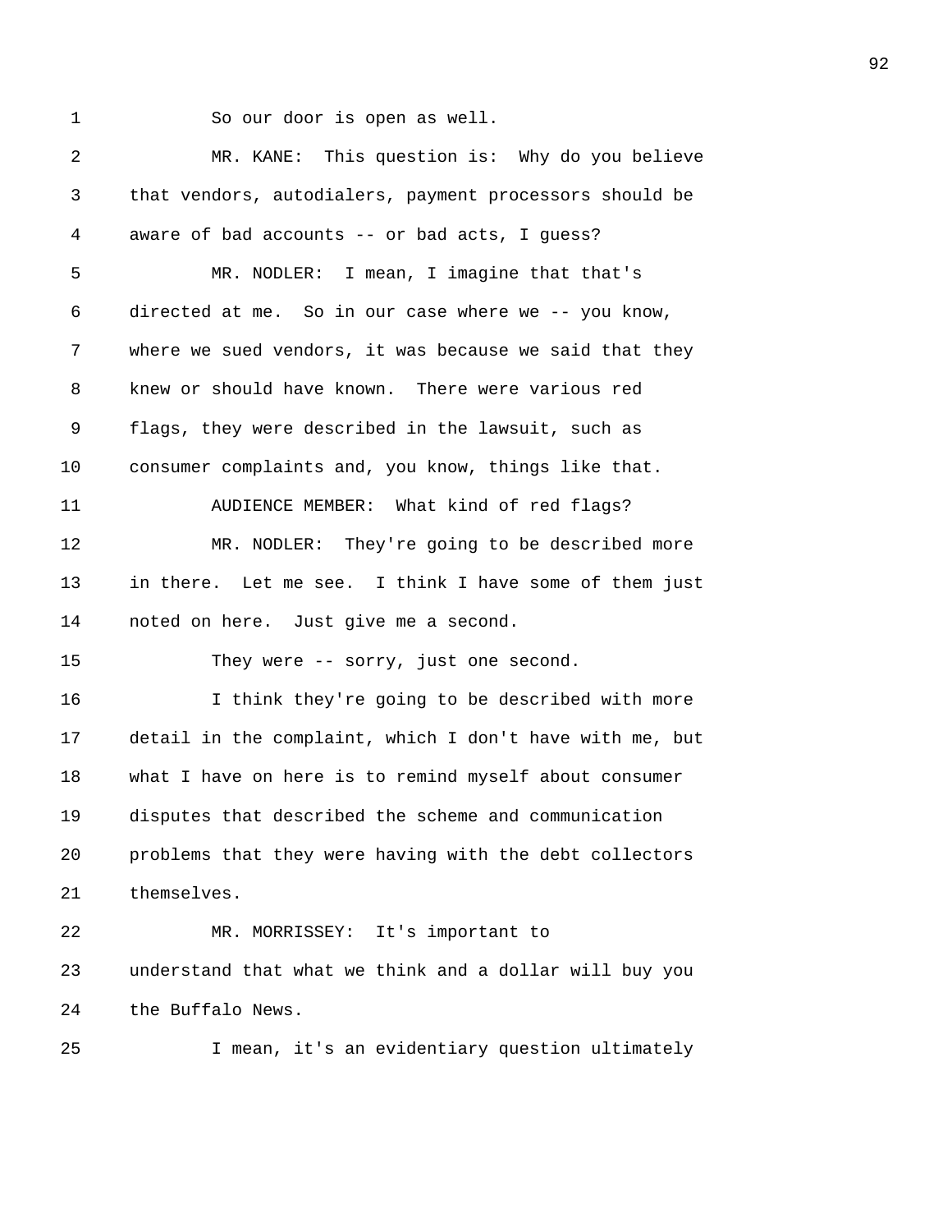So our door is open as well.

MR. KANE: This question is: Why do you believe that vendors, autodialers, payment processors should be aware of bad accounts -- or bad acts, I guess?

MR. NODLER: I mean, I imagine that that's directed at me. So in our case where we -- you know, where we sued vendors, it was because we said that they knew or should have known. There were various red flags, they were described in the lawsuit, such as consumer complaints and, you know, things like that.

AUDIENCE MEMBER: What kind of red flags?

MR. NODLER: They're going to be described more in there. Let me see. I think I have some of them just noted on here. Just give me a second.

They were -- sorry, just one second.

I think they're going to be described with more detail in the complaint, which I don't have with me, but what I have on here is to remind myself about consumer disputes that described the scheme and communication problems that they were having with the debt collectors themselves.

MR. MORRISSEY: It's important to understand that what we think and a dollar will buy you the Buffalo News.

I mean, it's an evidentiary question ultimately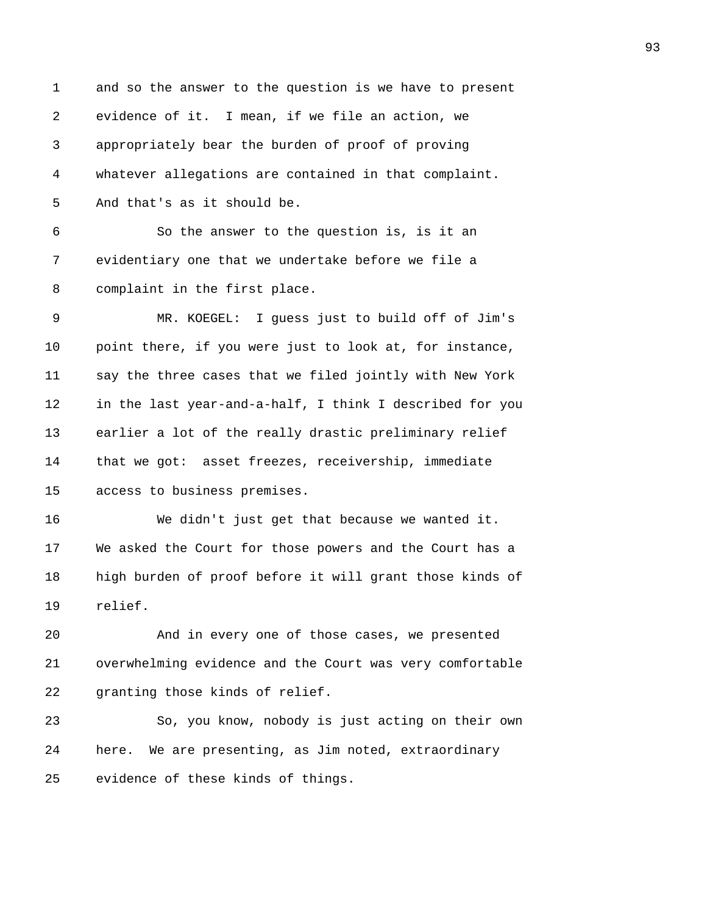and so the answer to the question is we have to present evidence of it. I mean, if we file an action, we appropriately bear the burden of proof of proving whatever allegations are contained in that complaint. And that's as it should be.

So the answer to the question is, is it an evidentiary one that we undertake before we file a complaint in the first place.

MR. KOEGEL: I guess just to build off of Jim's point there, if you were just to look at, for instance, say the three cases that we filed jointly with New York in the last year-and-a-half, I think I described for you earlier a lot of the really drastic preliminary relief that we got: asset freezes, receivership, immediate access to business premises.

We didn't just get that because we wanted it. We asked the Court for those powers and the Court has a high burden of proof before it will grant those kinds of relief.

And in every one of those cases, we presented overwhelming evidence and the Court was very comfortable granting those kinds of relief.

So, you know, nobody is just acting on their own here. We are presenting, as Jim noted, extraordinary evidence of these kinds of things.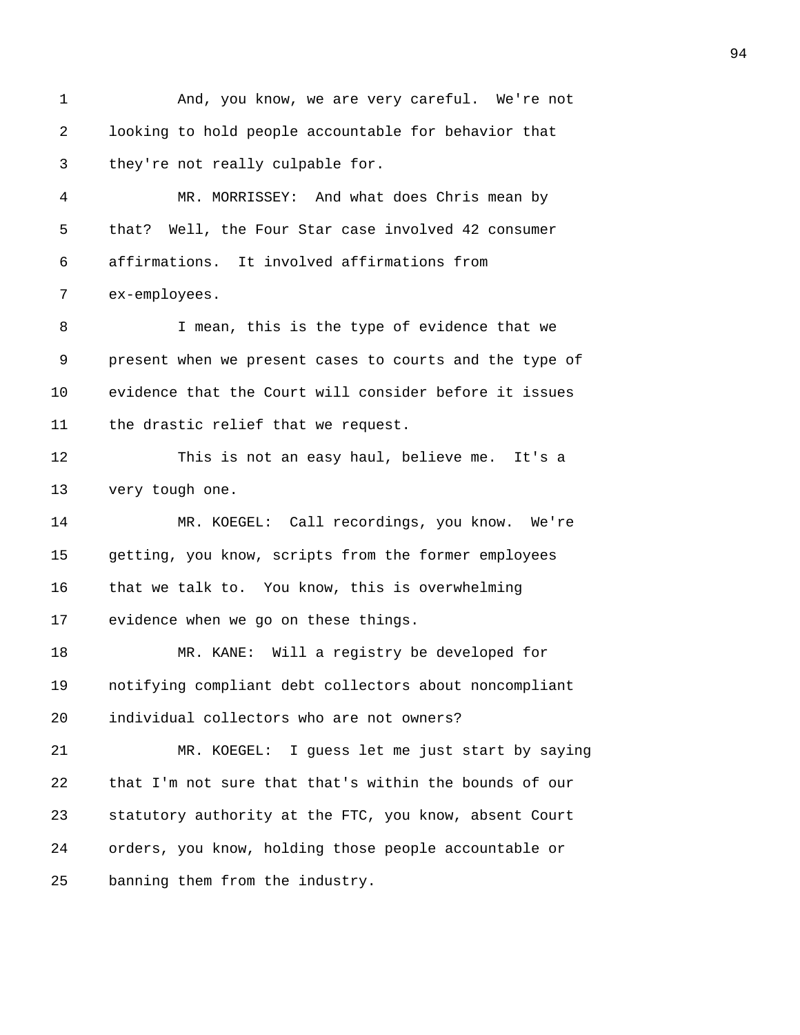And, you know, we are very careful. We're not looking to hold people accountable for behavior that they're not really culpable for.

MR. MORRISSEY: And what does Chris mean by that? Well, the Four Star case involved 42 consumer affirmations. It involved affirmations from ex-employees.

I mean, this is the type of evidence that we present when we present cases to courts and the type of evidence that the Court will consider before it issues the drastic relief that we request.

This is not an easy haul, believe me. It's a very tough one.

MR. KOEGEL: Call recordings, you know. We're getting, you know, scripts from the former employees that we talk to. You know, this is overwhelming evidence when we go on these things.

MR. KANE: Will a registry be developed for notifying compliant debt collectors about noncompliant individual collectors who are not owners?

MR. KOEGEL: I guess let me just start by saying that I'm not sure that that's within the bounds of our statutory authority at the FTC, you know, absent Court orders, you know, holding those people accountable or banning them from the industry.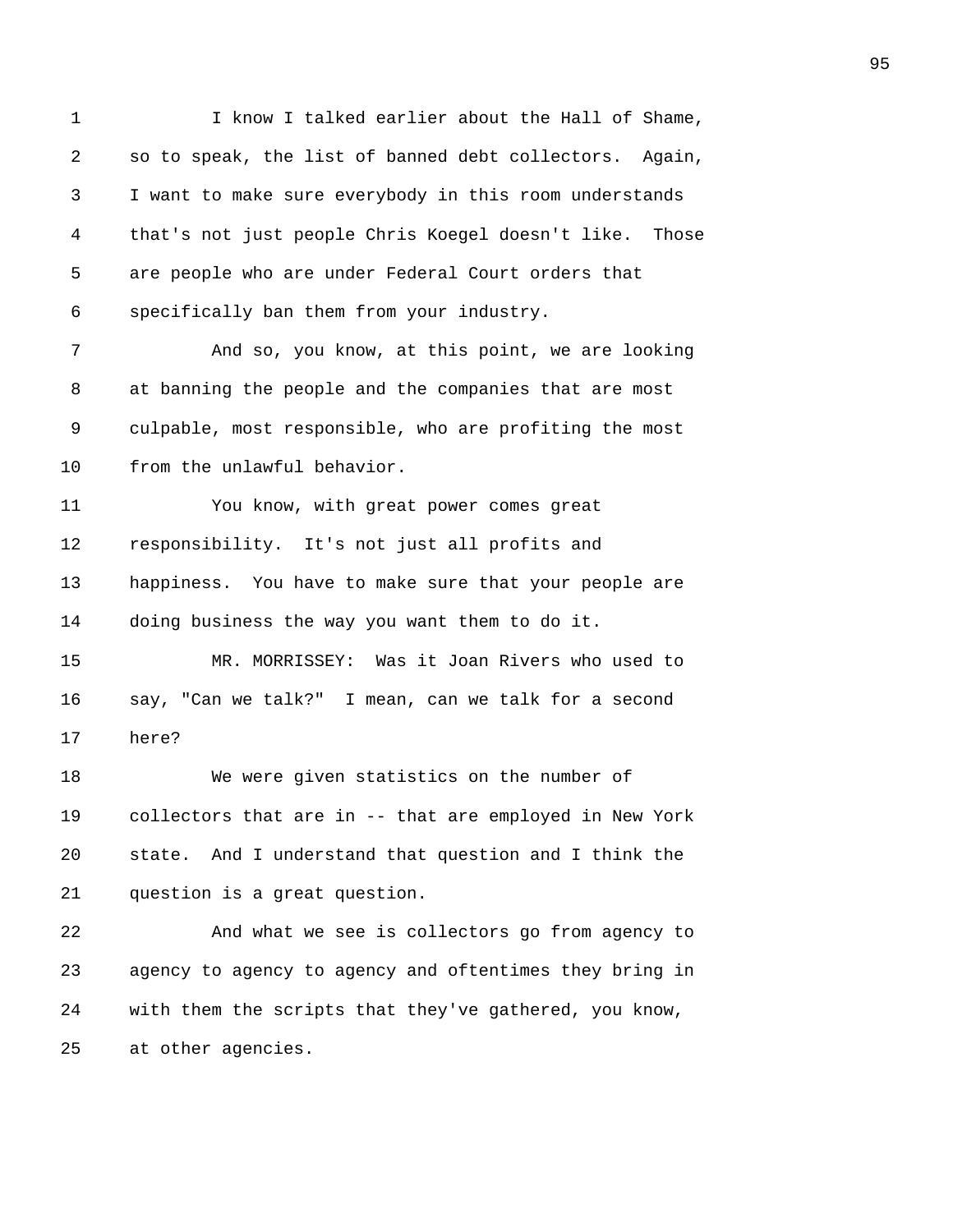I know I talked earlier about the Hall of Shame, so to speak, the list of banned debt collectors. Again, I want to make sure everybody in this room understands that's not just people Chris Koegel doesn't like. Those are people who are under Federal Court orders that specifically ban them from your industry.

And so, you know, at this point, we are looking at banning the people and the companies that are most culpable, most responsible, who are profiting the most from the unlawful behavior.

You know, with great power comes great responsibility. It's not just all profits and happiness. You have to make sure that your people are doing business the way you want them to do it.

MR. MORRISSEY: Was it Joan Rivers who used to say, "Can we talk?" I mean, can we talk for a second here?

We were given statistics on the number of collectors that are in -- that are employed in New York state. And I understand that question and I think the question is a great question.

And what we see is collectors go from agency to agency to agency to agency and oftentimes they bring in with them the scripts that they've gathered, you know, at other agencies.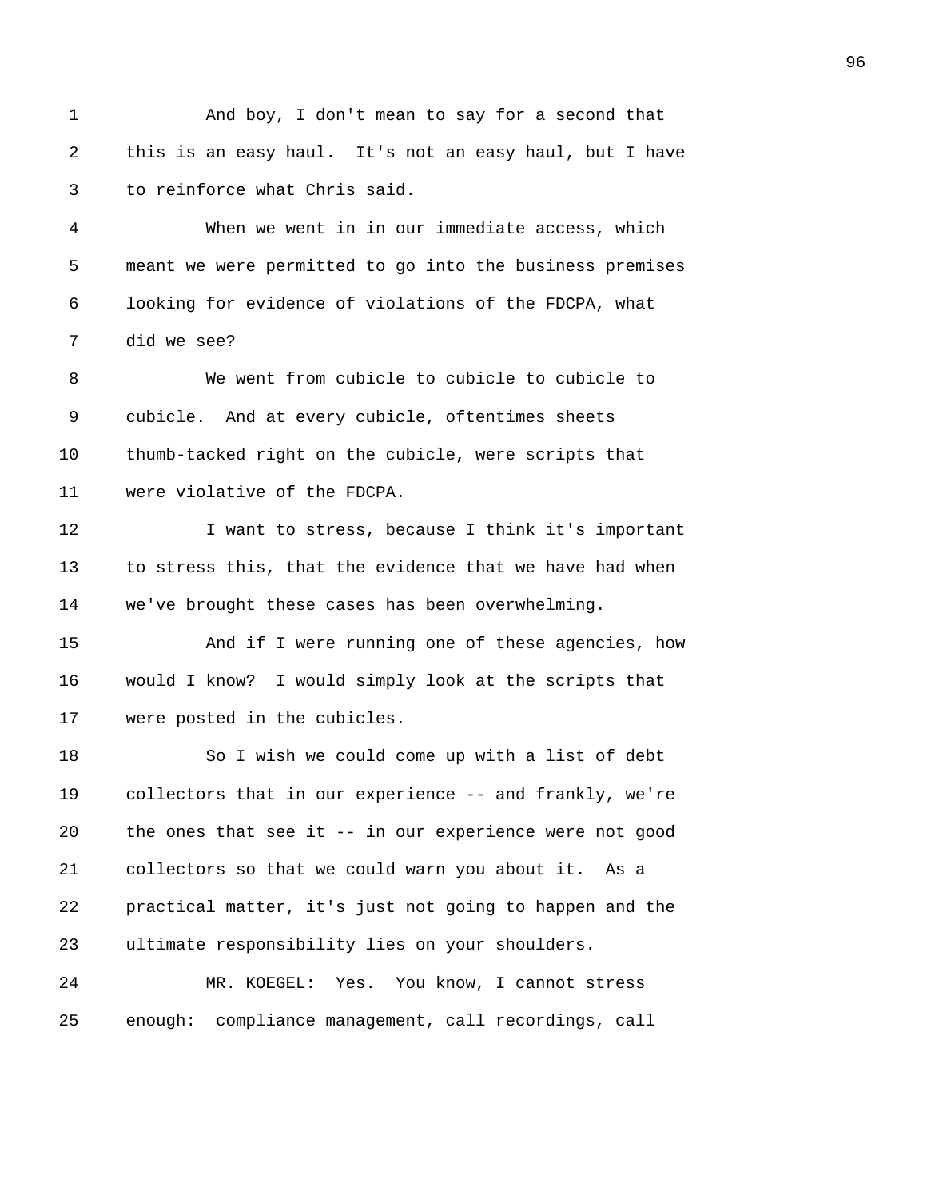And boy, I don't mean to say for a second that this is an easy haul. It's not an easy haul, but I have to reinforce what Chris said.

When we went in in our immediate access, which meant we were permitted to go into the business premises looking for evidence of violations of the FDCPA, what did we see?

We went from cubicle to cubicle to cubicle to cubicle. And at every cubicle, oftentimes sheets thumb-tacked right on the cubicle, were scripts that were violative of the FDCPA.

I want to stress, because I think it's important to stress this, that the evidence that we have had when we've brought these cases has been overwhelming.

And if I were running one of these agencies, how would I know? I would simply look at the scripts that were posted in the cubicles.

So I wish we could come up with a list of debt collectors that in our experience -- and frankly, we're the ones that see it -- in our experience were not good collectors so that we could warn you about it. As a practical matter, it's just not going to happen and the ultimate responsibility lies on your shoulders.

MR. KOEGEL: Yes. You know, I cannot stress enough: compliance management, call recordings, call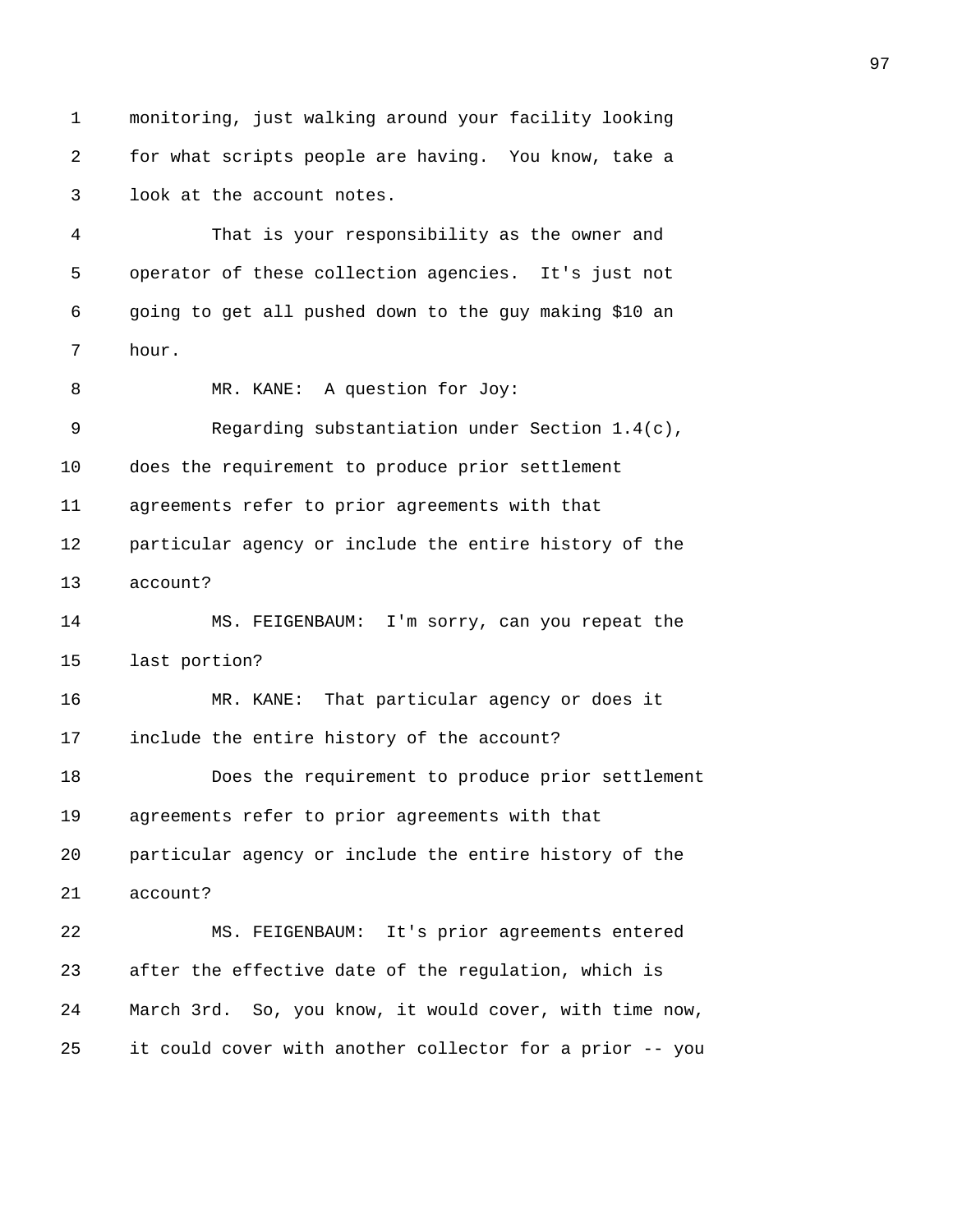monitoring, just walking around your facility looking for what scripts people are having. You know, take a look at the account notes.

That is your responsibility as the owner and operator of these collection agencies. It's just not going to get all pushed down to the guy making $10 an hour.

MR. KANE: A question for Joy:

Regarding substantiation under Section 1.4(c), does the requirement to produce prior settlement agreements refer to prior agreements with that particular agency or include the entire history of the account?

MS. FEIGENBAUM: I'm sorry, can you repeat the last portion?

MR. KANE: That particular agency or does it include the entire history of the account?

Does the requirement to produce prior settlement agreements refer to prior agreements with that particular agency or include the entire history of the account?

MS. FEIGENBAUM: It's prior agreements entered after the effective date of the regulation, which is March 3rd. So, you know, it would cover, with time now, it could cover with another collector for a prior -- you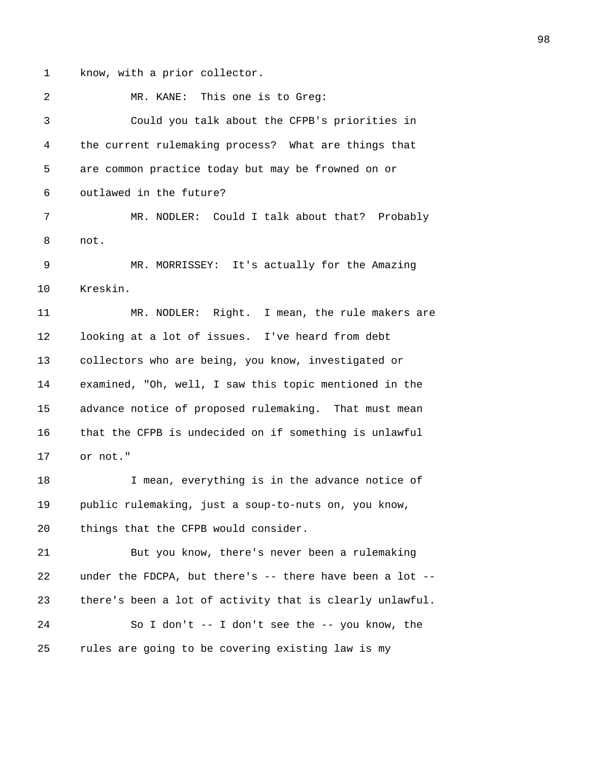know, with a prior collector.

MR. KANE: This one is to Greg:

Could you talk about the CFPB's priorities in the current rulemaking process? What are things that are common practice today but may be frowned on or outlawed in the future?

MR. NODLER: Could I talk about that? Probably not.

MR. MORRISSEY: It's actually for the Amazing Kreskin.

MR. NODLER: Right. I mean, the rule makers are looking at a lot of issues. I've heard from debt collectors who are being, you know, investigated or examined, "Oh, well, I saw this topic mentioned in the advance notice of proposed rulemaking. That must mean that the CFPB is undecided on if something is unlawful or not."

I mean, everything is in the advance notice of public rulemaking, just a soup-to-nuts on, you know, things that the CFPB would consider.

But you know, there's never been a rulemaking under the FDCPA, but there's -- there have been a lot -- there's been a lot of activity that is clearly unlawful.

So I don't -- I don't see the -- you know, the rules are going to be covering existing law is my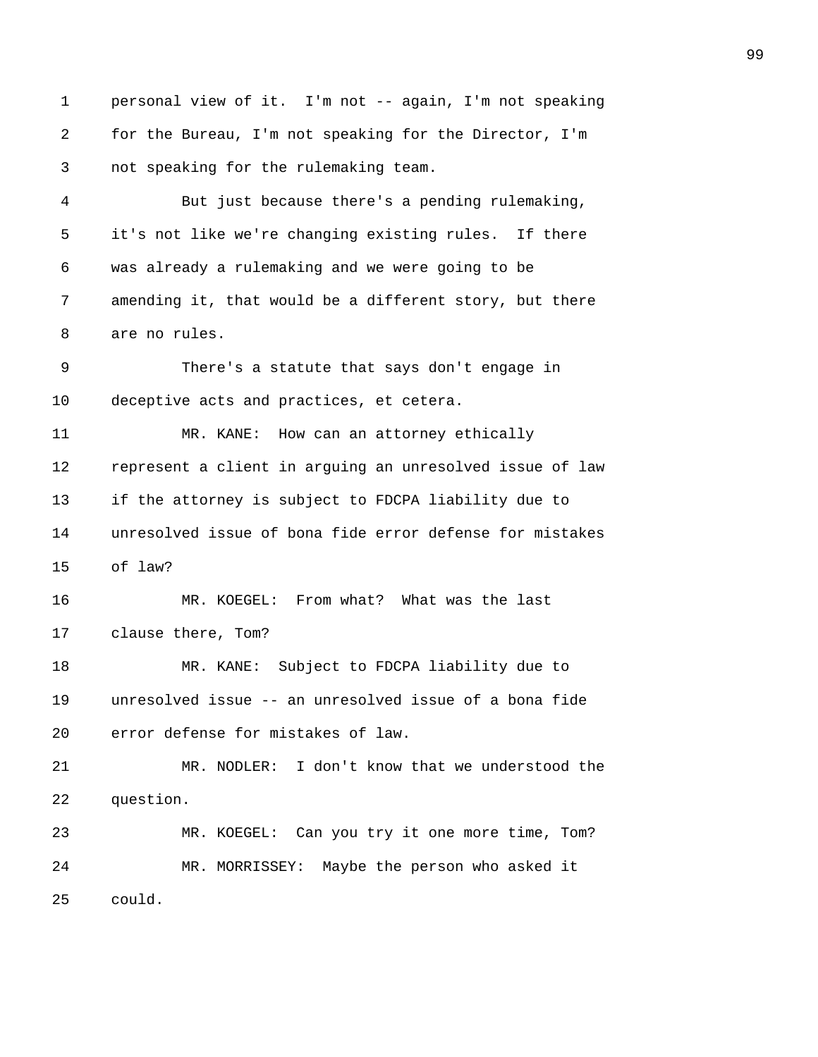personal view of it. I'm not -- again, I'm not speaking for the Bureau, I'm not speaking for the Director, I'm not speaking for the rulemaking team.

But just because there's a pending rulemaking, it's not like we're changing existing rules. If there was already a rulemaking and we were going to be amending it, that would be a different story, but there are no rules.

There's a statute that says don't engage in deceptive acts and practices, et cetera.

MR. KANE: How can an attorney ethically represent a client in arguing an unresolved issue of law if the attorney is subject to FDCPA liability due to unresolved issue of bona fide error defense for mistakes of law?

MR. KOEGEL: From what? What was the last clause there, Tom?

MR. KANE: Subject to FDCPA liability due to unresolved issue -- an unresolved issue of a bona fide error defense for mistakes of law.

MR. NODLER: I don't know that we understood the question.

MR. KOEGEL: Can you try it one more time, Tom?

MR. MORRISSEY: Maybe the person who asked it could.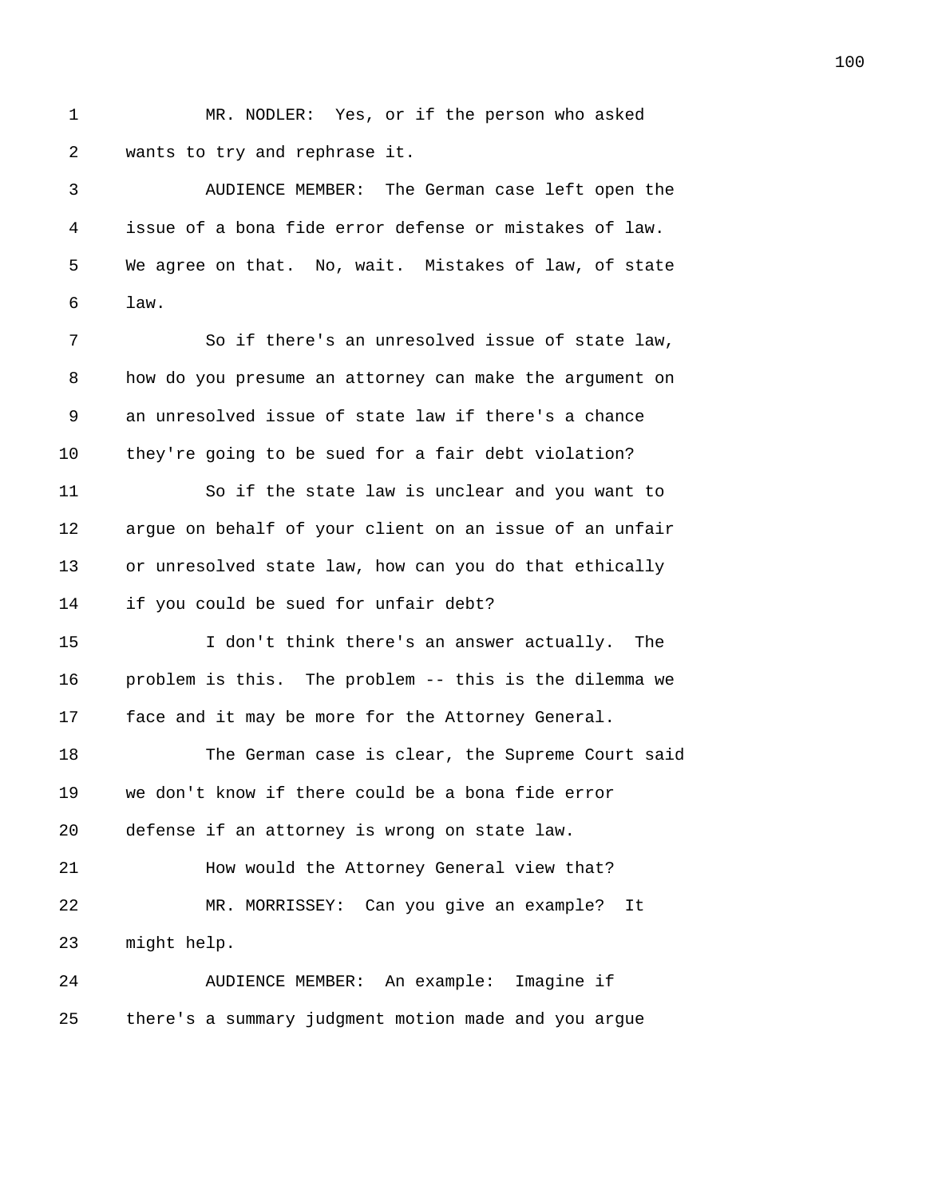MR. NODLER: Yes, or if the person who asked wants to try and rephrase it.

AUDIENCE MEMBER: The German case left open the issue of a bona fide error defense or mistakes of law. We agree on that. No, wait. Mistakes of law, of state law.

So if there's an unresolved issue of state law, how do you presume an attorney can make the argument on an unresolved issue of state law if there's a chance they're going to be sued for a fair debt violation?

So if the state law is unclear and you want to argue on behalf of your client on an issue of an unfair or unresolved state law, how can you do that ethically if you could be sued for unfair debt?

I don't think there's an answer actually. The problem is this. The problem -- this is the dilemma we face and it may be more for the Attorney General.

The German case is clear, the Supreme Court said we don't know if there could be a bona fide error defense if an attorney is wrong on state law.

How would the Attorney General view that?

MR. MORRISSEY: Can you give an example? It might help.

AUDIENCE MEMBER: An example: Imagine if there's a summary judgment motion made and you argue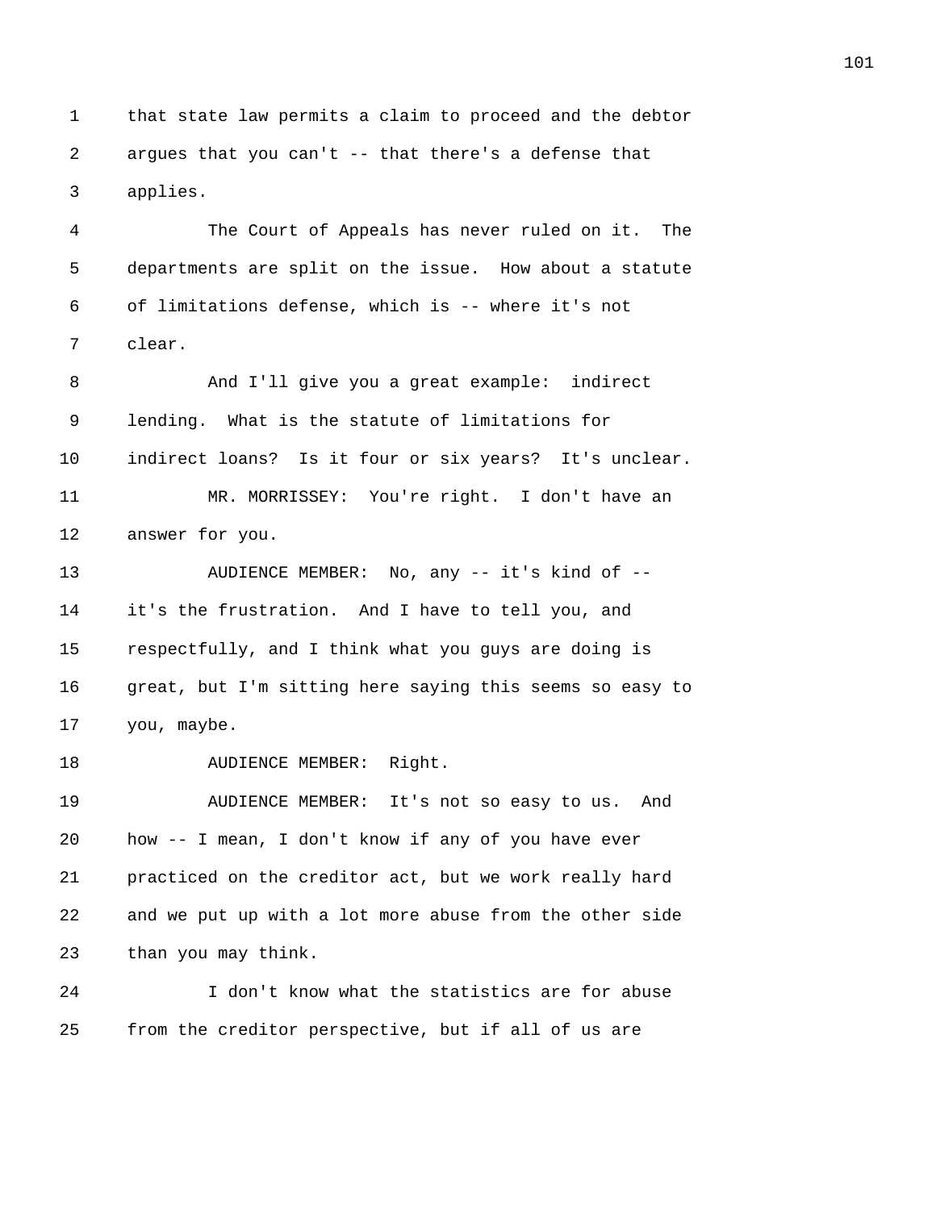that state law permits a claim to proceed and the debtor argues that you can't -- that there's a defense that applies.

The Court of Appeals has never ruled on it. The departments are split on the issue. How about a statute of limitations defense, which is -- where it's not clear.

And I'll give you a great example: indirect lending. What is the statute of limitations for indirect loans? Is it four or six years? It's unclear.

MR. MORRISSEY: You're right. I don't have an answer for you.

AUDIENCE MEMBER: No, any -- it's kind of -- it's the frustration. And I have to tell you, and respectfully, and I think what you guys are doing is great, but I'm sitting here saying this seems so easy to you, maybe.

AUDIENCE MEMBER: Right.

AUDIENCE MEMBER: It's not so easy to us. And how -- I mean, I don't know if any of you have ever practiced on the creditor act, but we work really hard and we put up with a lot more abuse from the other side than you may think.

I don't know what the statistics are for abuse from the creditor perspective, but if all of us are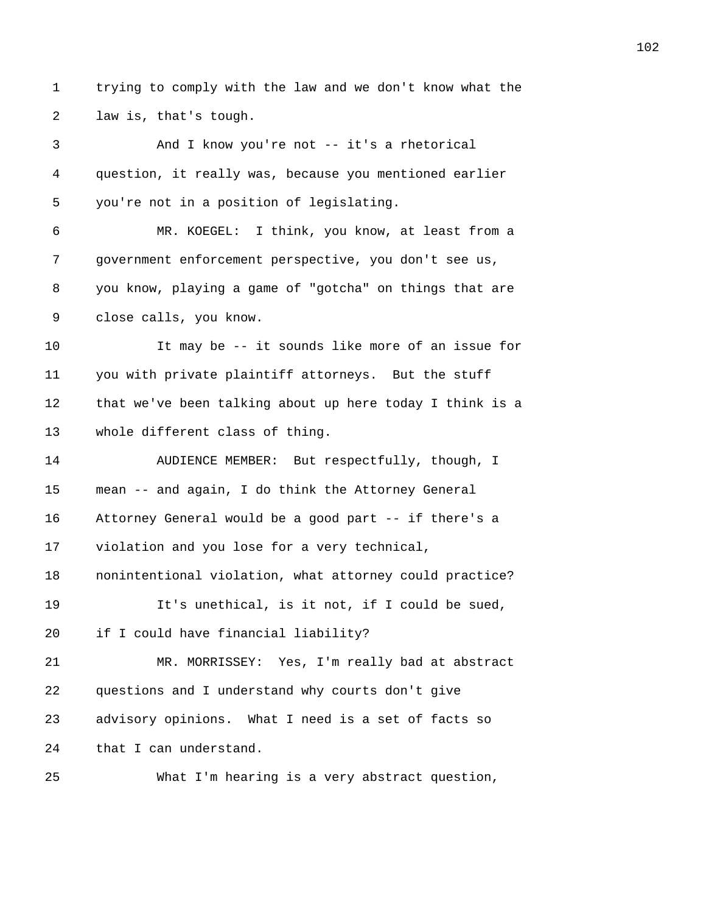trying to comply with the law and we don't know what the law is, that's tough.

And I know you're not -- it's a rhetorical question, it really was, because you mentioned earlier you're not in a position of legislating.

MR. KOEGEL: I think, you know, at least from a government enforcement perspective, you don't see us, you know, playing a game of "gotcha" on things that are close calls, you know.

It may be -- it sounds like more of an issue for you with private plaintiff attorneys. But the stuff that we've been talking about up here today I think is a whole different class of thing.

AUDIENCE MEMBER: But respectfully, though, I mean -- and again, I do think the Attorney General Attorney General would be a good part -- if there's a violation and you lose for a very technical, nonintentional violation, what attorney could practice?

It's unethical, is it not, if I could be sued, if I could have financial liability?

MR. MORRISSEY: Yes, I'm really bad at abstract questions and I understand why courts don't give advisory opinions. What I need is a set of facts so that I can understand.

What I'm hearing is a very abstract question,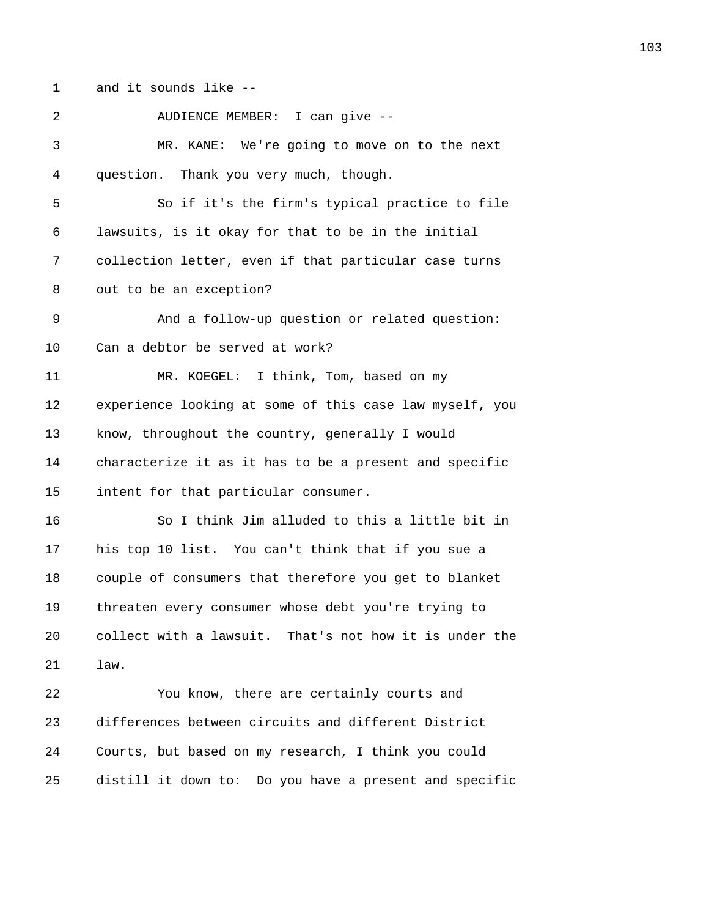and it sounds like --

AUDIENCE MEMBER: I can give --

MR. KANE: We're going to move on to the next question. Thank you very much, though.

So if it's the firm's typical practice to file lawsuits, is it okay for that to be in the initial collection letter, even if that particular case turns out to be an exception?

And a follow-up question or related question: Can a debtor be served at work?

MR. KOEGEL: I think, Tom, based on my experience looking at some of this case law myself, you know, throughout the country, generally I would characterize it as it has to be a present and specific intent for that particular consumer.

So I think Jim alluded to this a little bit in his top 10 list. You can't think that if you sue a couple of consumers that therefore you get to blanket threaten every consumer whose debt you're trying to collect with a lawsuit. That's not how it is under the law.

You know, there are certainly courts and differences between circuits and different District Courts, but based on my research, I think you could distill it down to: Do you have a present and specific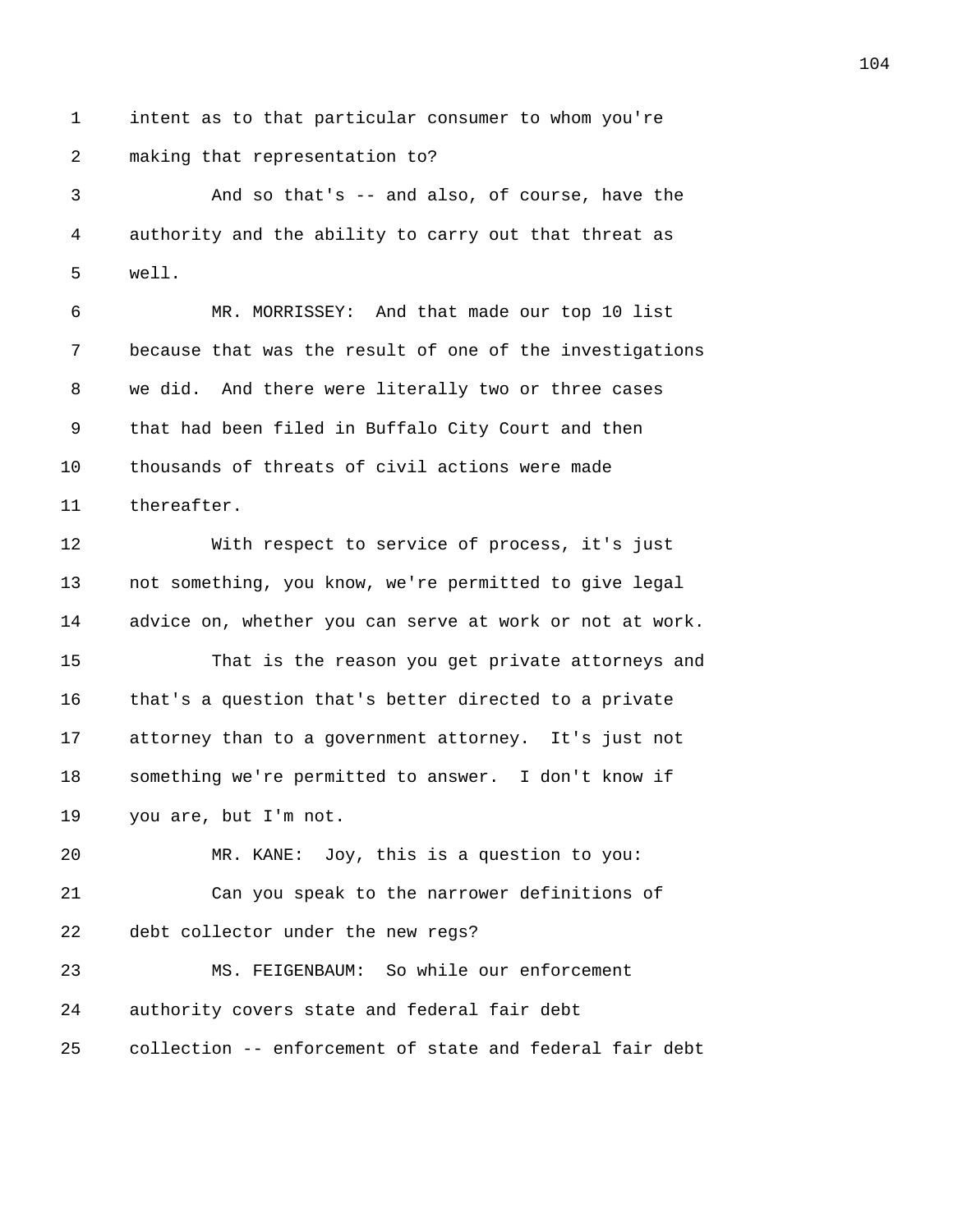intent as to that particular consumer to whom you're making that representation to?

And so that's -- and also, of course, have the authority and the ability to carry out that threat as well.

MR. MORRISSEY: And that made our top 10 list because that was the result of one of the investigations we did. And there were literally two or three cases that had been filed in Buffalo City Court and then thousands of threats of civil actions were made thereafter.

With respect to service of process, it's just not something, you know, we're permitted to give legal advice on, whether you can serve at work or not at work.

That is the reason you get private attorneys and that's a question that's better directed to a private attorney than to a government attorney. It's just not something we're permitted to answer. I don't know if you are, but I'm not.

MR. KANE: Joy, this is a question to you:

Can you speak to the narrower definitions of debt collector under the new regs?

MS. FEIGENBAUM: So while our enforcement authority covers state and federal fair debt collection -- enforcement of state and federal fair debt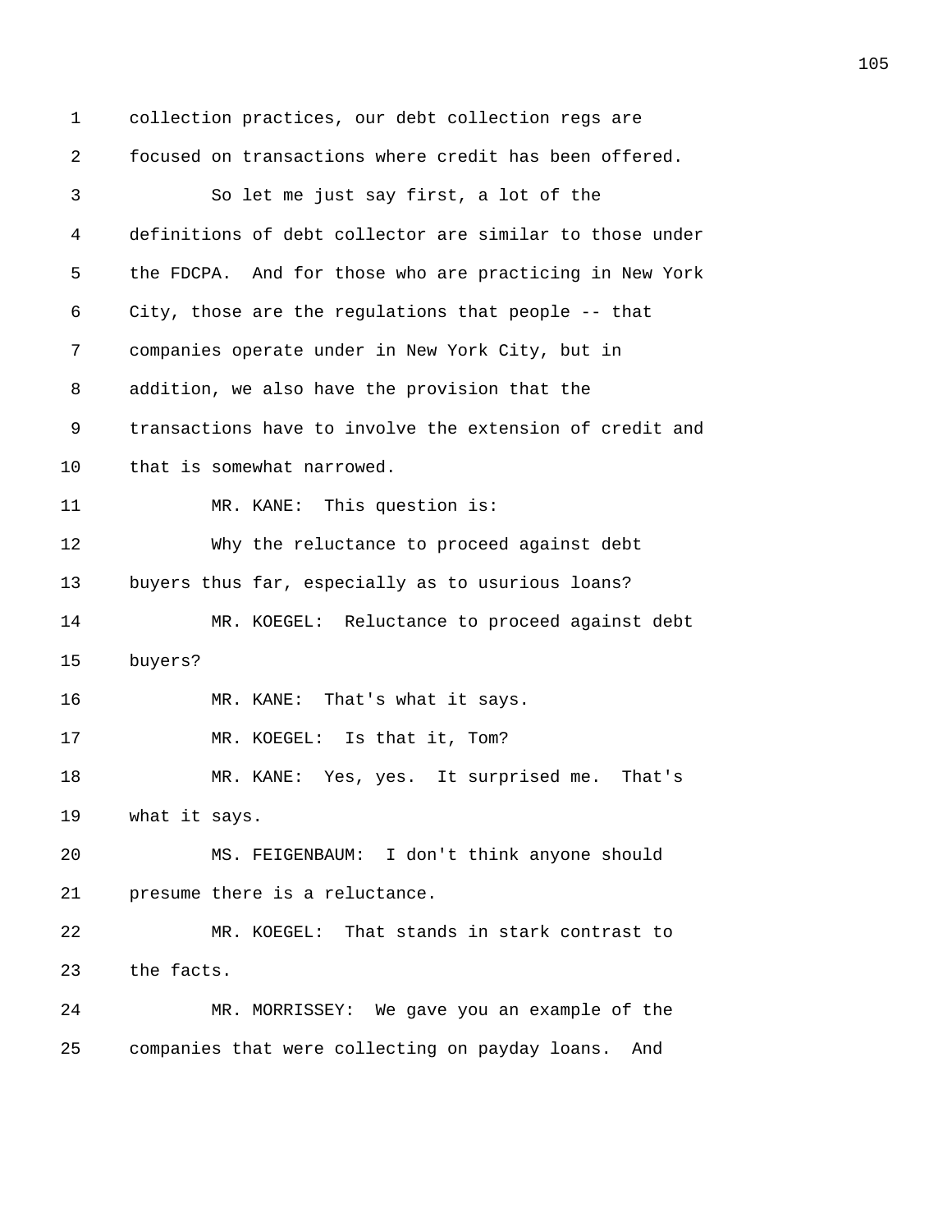collection practices, our debt collection regs are focused on transactions where credit has been offered.

So let me just say first, a lot of the definitions of debt collector are similar to those under the FDCPA. And for those who are practicing in New York City, those are the regulations that people -- that companies operate under in New York City, but in addition, we also have the provision that the transactions have to involve the extension of credit and that is somewhat narrowed.

MR. KANE: This question is:

Why the reluctance to proceed against debt buyers thus far, especially as to usurious loans?

MR. KOEGEL: Reluctance to proceed against debt buyers?

MR. KANE: That's what it says.

MR. KOEGEL: Is that it, Tom?

MR. KANE: Yes, yes. It surprised me. That's what it says.

MS. FEIGENBAUM: I don't think anyone should presume there is a reluctance.

MR. KOEGEL: That stands in stark contrast to the facts.

MR. MORRISSEY: We gave you an example of the companies that were collecting on payday loans. And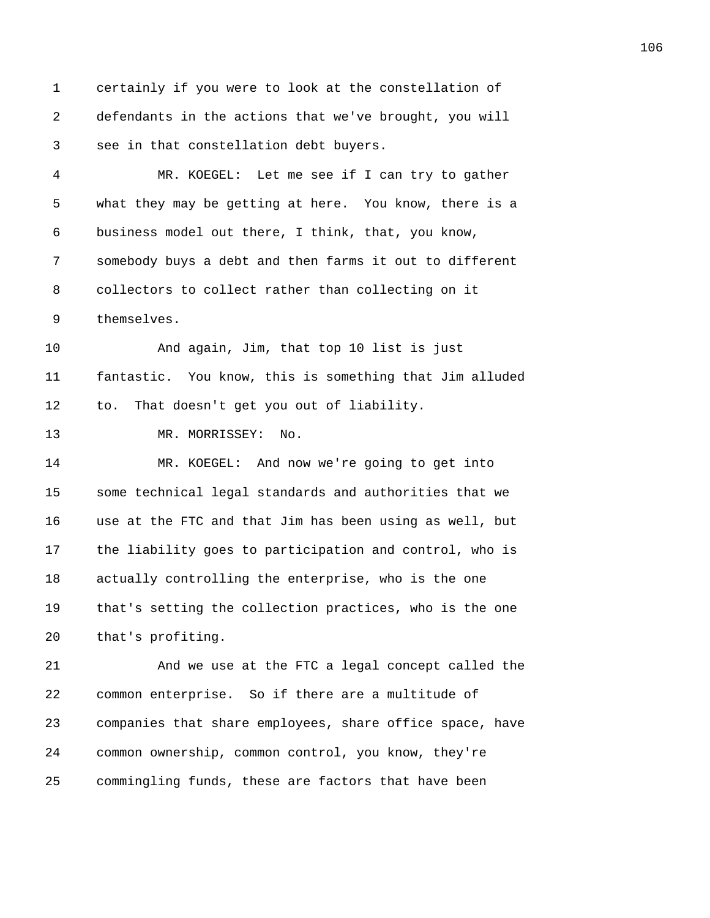1 certainly if you were to look at the constellation of
2 defendants in the actions that we've brought, you will
3 see in that constellation debt buyers.

4 MR. KOEGEL: Let me see if I can try to gather
5 what they may be getting at here. You know, there is a
6 business model out there, I think, that, you know,
7 somebody buys a debt and then farms it out to different
8 collectors to collect rather than collecting on it
9 themselves.

10 And again, Jim, that top 10 list is just
11 fantastic. You know, this is something that Jim alluded
12 to. That doesn't get you out of liability.

13 MR. MORRISSEY: No.

14 MR. KOEGEL: And now we're going to get into
15 some technical legal standards and authorities that we
16 use at the FTC and that Jim has been using as well, but
17 the liability goes to participation and control, who is
18 actually controlling the enterprise, who is the one
19 that's setting the collection practices, who is the one
20 that's profiting.

21 And we use at the FTC a legal concept called the
22 common enterprise. So if there are a multitude of
23 companies that share employees, share office space, have
24 common ownership, common control, you know, they're
25 commingling funds, these are factors that have been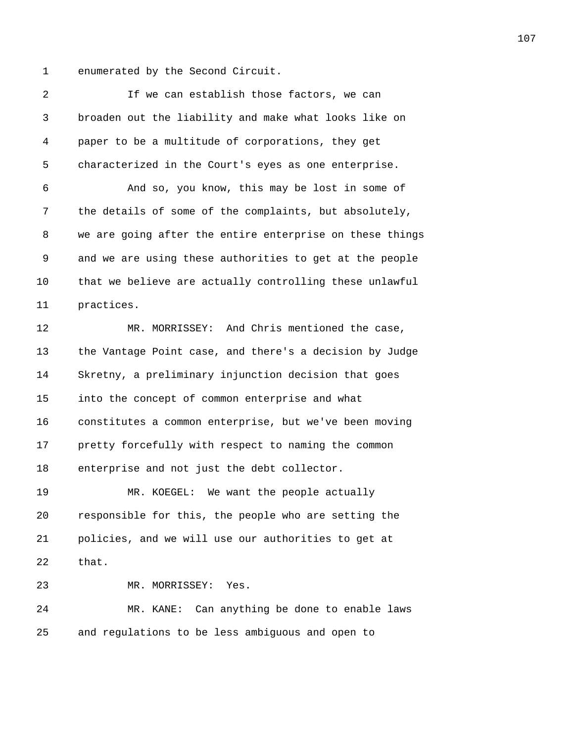enumerated by the Second Circuit.

If we can establish those factors, we can broaden out the liability and make what looks like on paper to be a multitude of corporations, they get characterized in the Court's eyes as one enterprise.

And so, you know, this may be lost in some of the details of some of the complaints, but absolutely, we are going after the entire enterprise on these things and we are using these authorities to get at the people that we believe are actually controlling these unlawful practices.

MR. MORRISSEY: And Chris mentioned the case, the Vantage Point case, and there's a decision by Judge Skretny, a preliminary injunction decision that goes into the concept of common enterprise and what constitutes a common enterprise, but we've been moving pretty forcefully with respect to naming the common enterprise and not just the debt collector.

MR. KOEGEL: We want the people actually responsible for this, the people who are setting the policies, and we will use our authorities to get at that.

MR. MORRISSEY: Yes.

MR. KANE: Can anything be done to enable laws and regulations to be less ambiguous and open to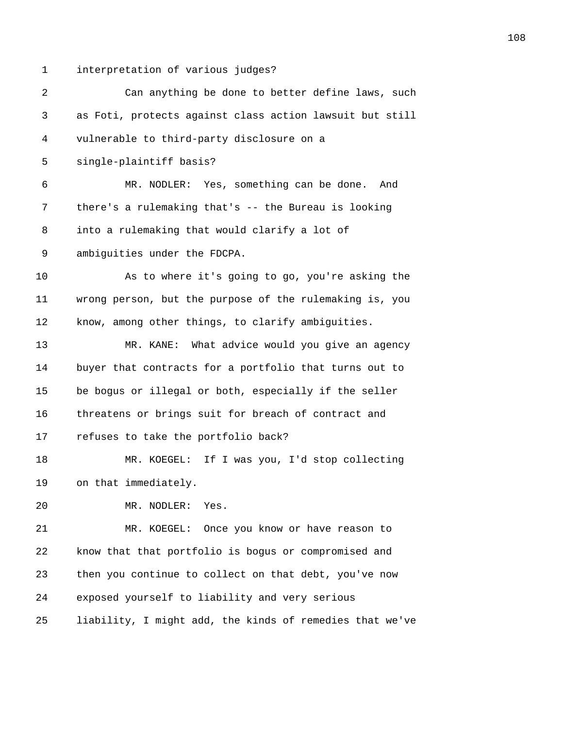interpretation of various judges?

Can anything be done to better define laws, such as Foti, protects against class action lawsuit but still vulnerable to third-party disclosure on a single-plaintiff basis?

MR. NODLER: Yes, something can be done. And there's a rulemaking that's -- the Bureau is looking into a rulemaking that would clarify a lot of ambiguities under the FDCPA.

As to where it's going to go, you're asking the wrong person, but the purpose of the rulemaking is, you know, among other things, to clarify ambiguities.

MR. KANE: What advice would you give an agency buyer that contracts for a portfolio that turns out to be bogus or illegal or both, especially if the seller threatens or brings suit for breach of contract and refuses to take the portfolio back?

MR. KOEGEL: If I was you, I'd stop collecting on that immediately.

MR. NODLER: Yes.

MR. KOEGEL: Once you know or have reason to know that that portfolio is bogus or compromised and then you continue to collect on that debt, you've now exposed yourself to liability and very serious liability, I might add, the kinds of remedies that we've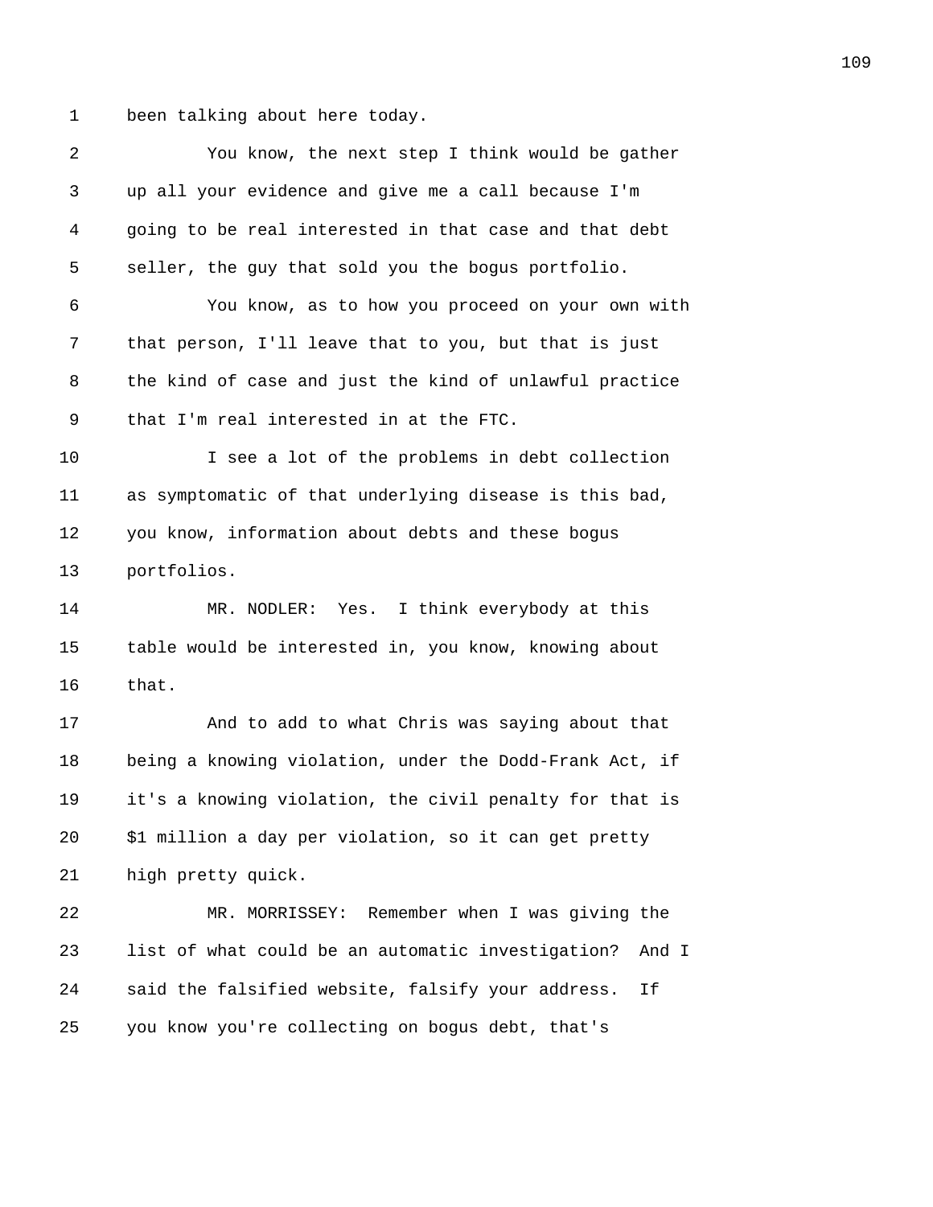been talking about here today.

You know, the next step I think would be gather up all your evidence and give me a call because I'm going to be real interested in that case and that debt seller, the guy that sold you the bogus portfolio.

You know, as to how you proceed on your own with that person, I'll leave that to you, but that is just the kind of case and just the kind of unlawful practice that I'm real interested in at the FTC.

I see a lot of the problems in debt collection as symptomatic of that underlying disease is this bad, you know, information about debts and these bogus portfolios.

MR. NODLER: Yes. I think everybody at this table would be interested in, you know, knowing about that.

And to add to what Chris was saying about that being a knowing violation, under the Dodd-Frank Act, if it's a knowing violation, the civil penalty for that is $1 million a day per violation, so it can get pretty high pretty quick.

MR. MORRISSEY: Remember when I was giving the list of what could be an automatic investigation? And I said the falsified website, falsify your address. If you know you're collecting on bogus debt, that's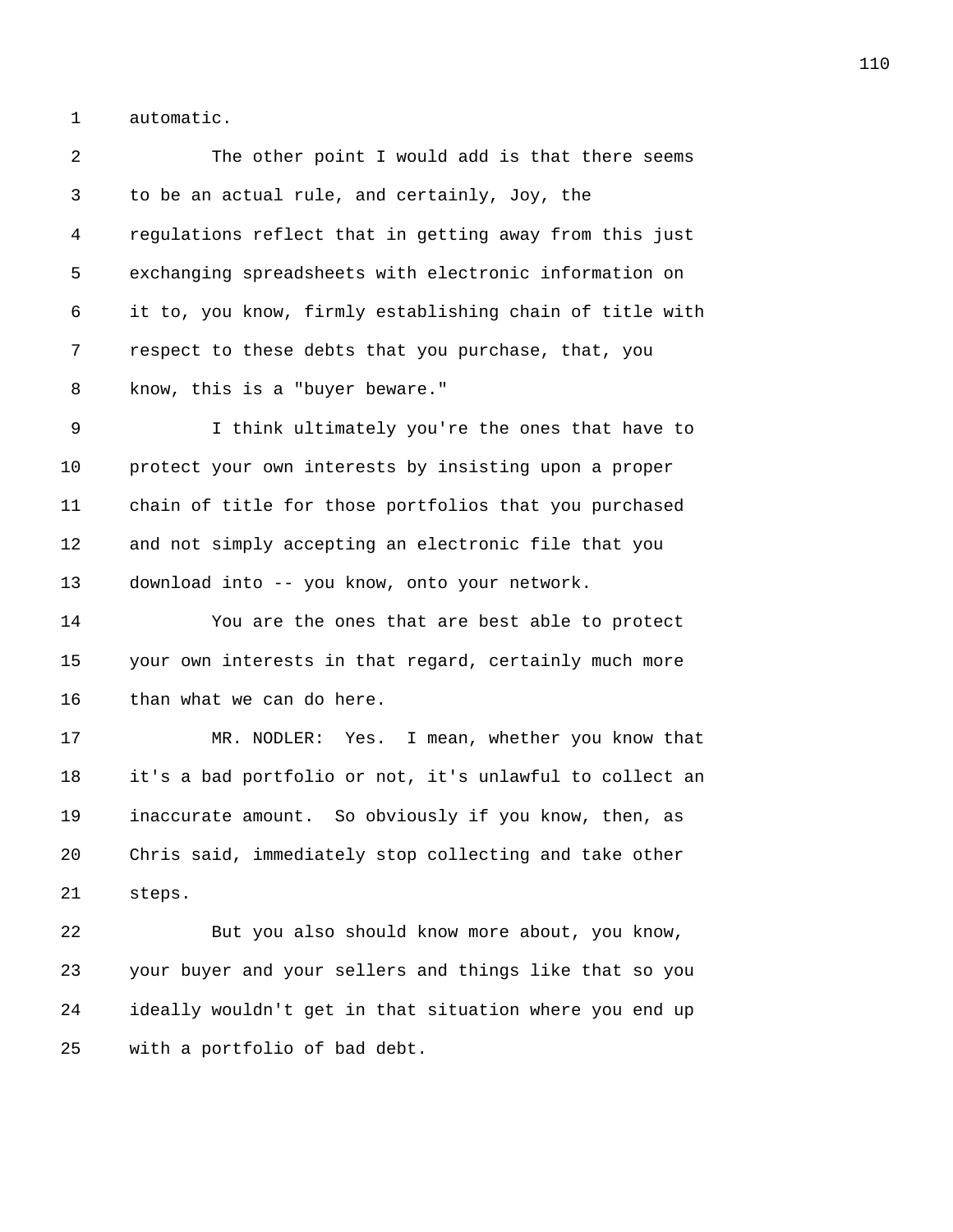automatic.

The other point I would add is that there seems to be an actual rule, and certainly, Joy, the regulations reflect that in getting away from this just exchanging spreadsheets with electronic information on it to, you know, firmly establishing chain of title with respect to these debts that you purchase, that, you know, this is a "buyer beware."

I think ultimately you're the ones that have to protect your own interests by insisting upon a proper chain of title for those portfolios that you purchased and not simply accepting an electronic file that you download into -- you know, onto your network.

You are the ones that are best able to protect your own interests in that regard, certainly much more than what we can do here.

MR. NODLER: Yes. I mean, whether you know that it's a bad portfolio or not, it's unlawful to collect an inaccurate amount. So obviously if you know, then, as Chris said, immediately stop collecting and take other steps.

But you also should know more about, you know, your buyer and your sellers and things like that so you ideally wouldn't get in that situation where you end up with a portfolio of bad debt.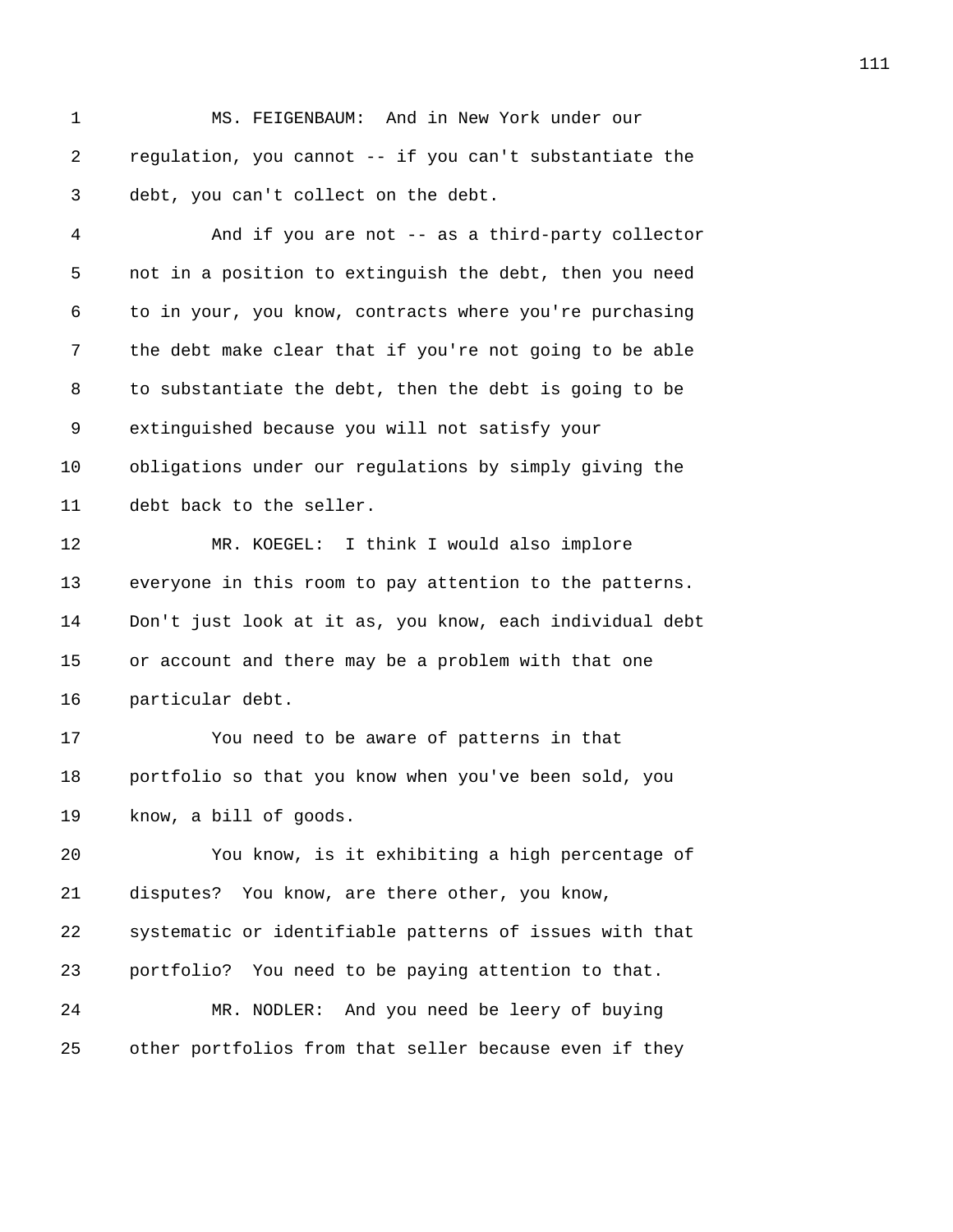MS. FEIGENBAUM: And in New York under our regulation, you cannot -- if you can't substantiate the debt, you can't collect on the debt.

And if you are not -- as a third-party collector not in a position to extinguish the debt, then you need to in your, you know, contracts where you're purchasing the debt make clear that if you're not going to be able to substantiate the debt, then the debt is going to be extinguished because you will not satisfy your obligations under our regulations by simply giving the debt back to the seller.

MR. KOEGEL: I think I would also implore everyone in this room to pay attention to the patterns. Don't just look at it as, you know, each individual debt or account and there may be a problem with that one particular debt.

You need to be aware of patterns in that portfolio so that you know when you've been sold, you know, a bill of goods.

You know, is it exhibiting a high percentage of disputes? You know, are there other, you know, systematic or identifiable patterns of issues with that portfolio? You need to be paying attention to that.

MR. NODLER: And you need be leery of buying other portfolios from that seller because even if they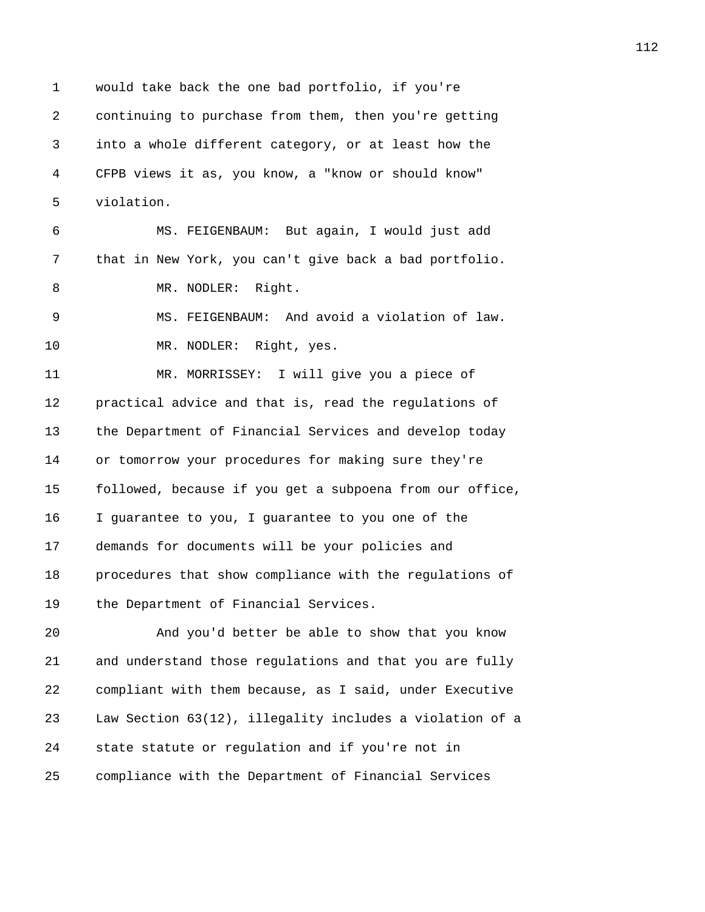would take back the one bad portfolio, if you're continuing to purchase from them, then you're getting into a whole different category, or at least how the CFPB views it as, you know, a "know or should know" violation.

MS. FEIGENBAUM: But again, I would just add that in New York, you can't give back a bad portfolio.

MR. NODLER: Right.

MS. FEIGENBAUM: And avoid a violation of law.

MR. NODLER: Right, yes.

MR. MORRISSEY: I will give you a piece of practical advice and that is, read the regulations of the Department of Financial Services and develop today or tomorrow your procedures for making sure they're followed, because if you get a subpoena from our office, I guarantee to you, I guarantee to you one of the demands for documents will be your policies and procedures that show compliance with the regulations of the Department of Financial Services.

And you'd better be able to show that you know and understand those regulations and that you are fully compliant with them because, as I said, under Executive Law Section 63(12), illegality includes a violation of a state statute or regulation and if you're not in compliance with the Department of Financial Services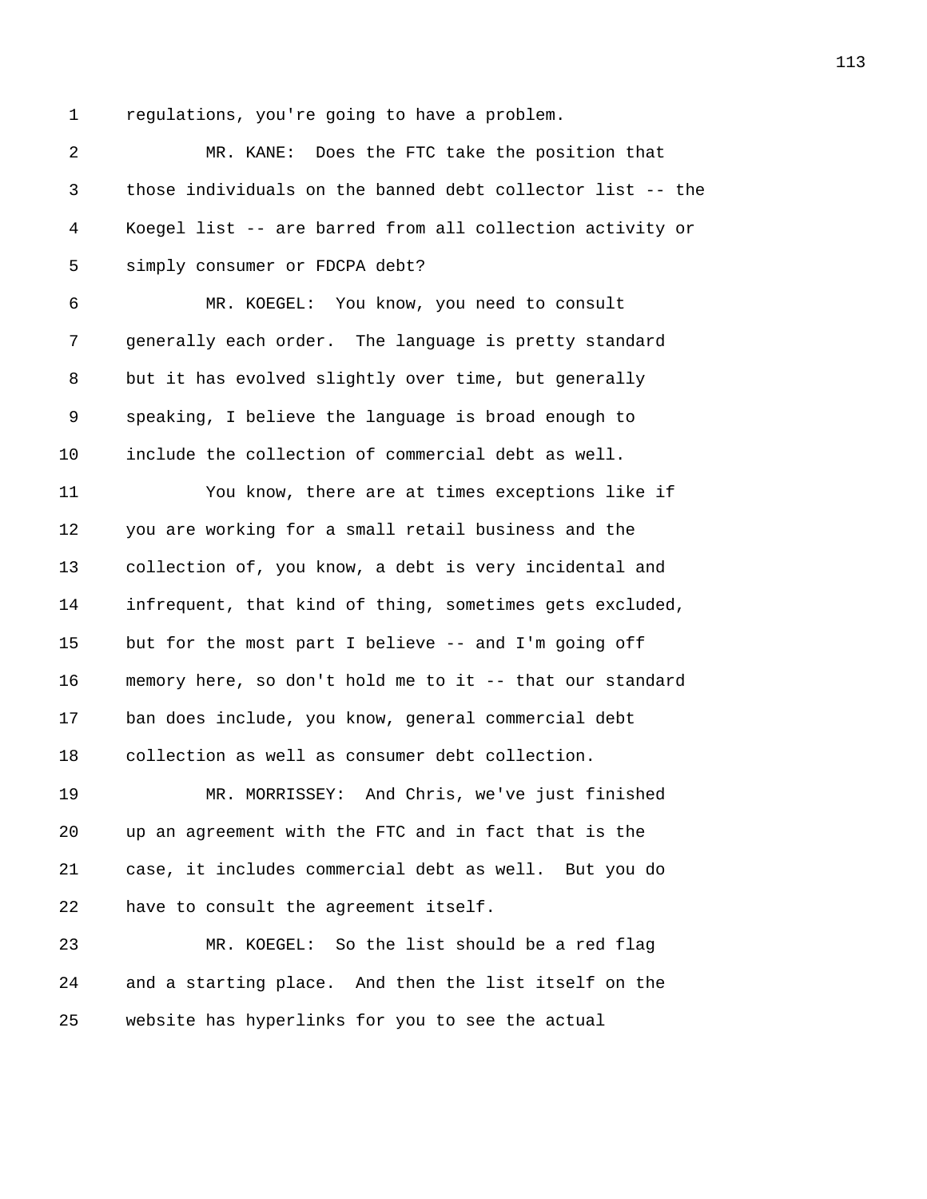regulations, you're going to have a problem.

MR. KANE: Does the FTC take the position that those individuals on the banned debt collector list -- the Koegel list -- are barred from all collection activity or simply consumer or FDCPA debt?

MR. KOEGEL: You know, you need to consult generally each order. The language is pretty standard but it has evolved slightly over time, but generally speaking, I believe the language is broad enough to include the collection of commercial debt as well.

You know, there are at times exceptions like if you are working for a small retail business and the collection of, you know, a debt is very incidental and infrequent, that kind of thing, sometimes gets excluded, but for the most part I believe -- and I'm going off memory here, so don't hold me to it -- that our standard ban does include, you know, general commercial debt collection as well as consumer debt collection.

MR. MORRISSEY: And Chris, we've just finished up an agreement with the FTC and in fact that is the case, it includes commercial debt as well. But you do have to consult the agreement itself.

MR. KOEGEL: So the list should be a red flag and a starting place. And then the list itself on the website has hyperlinks for you to see the actual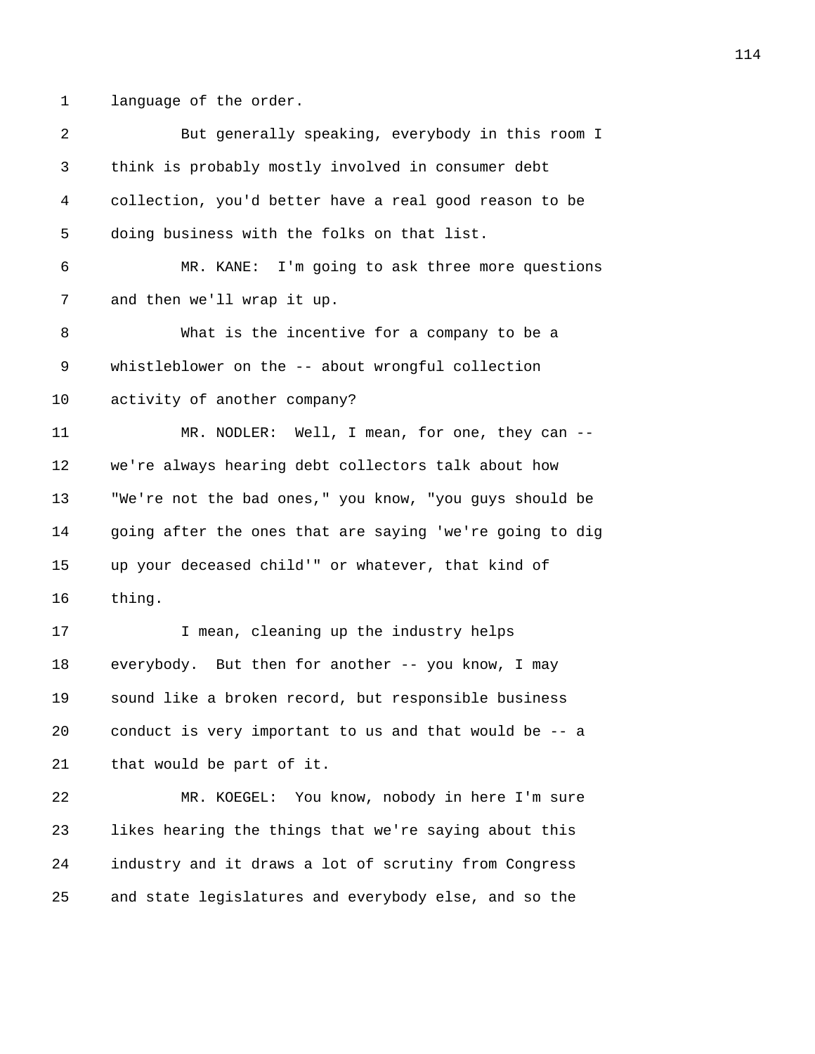language of the order.

But generally speaking, everybody in this room I think is probably mostly involved in consumer debt collection, you'd better have a real good reason to be doing business with the folks on that list.

MR. KANE: I'm going to ask three more questions and then we'll wrap it up.

What is the incentive for a company to be a whistleblower on the -- about wrongful collection activity of another company?

MR. NODLER: Well, I mean, for one, they can -- we're always hearing debt collectors talk about how "We're not the bad ones," you know, "you guys should be going after the ones that are saying 'we're going to dig up your deceased child'" or whatever, that kind of thing.

I mean, cleaning up the industry helps everybody. But then for another -- you know, I may sound like a broken record, but responsible business conduct is very important to us and that would be -- a that would be part of it.

MR. KOEGEL: You know, nobody in here I'm sure likes hearing the things that we're saying about this industry and it draws a lot of scrutiny from Congress and state legislatures and everybody else, and so the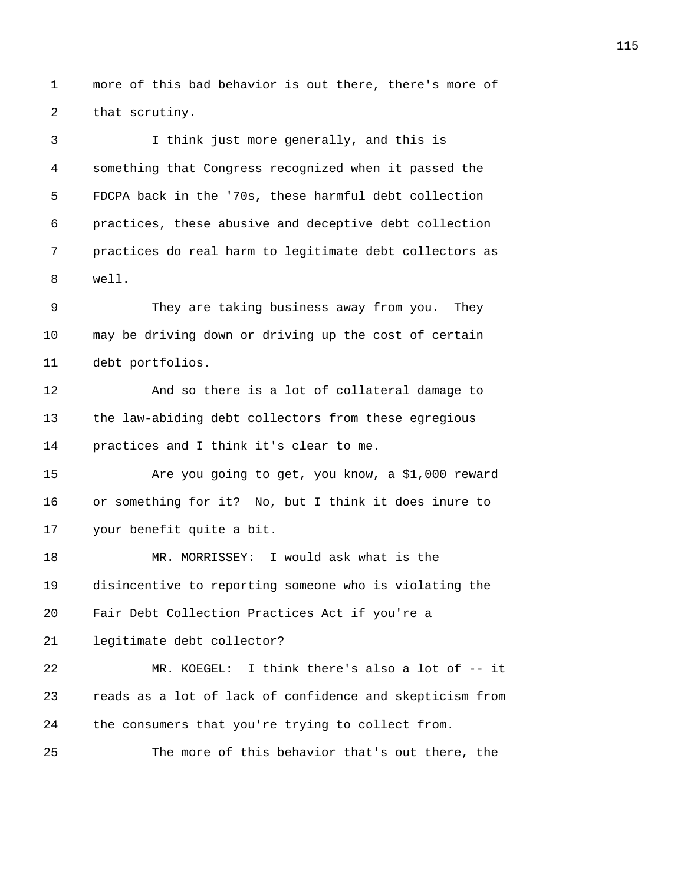more of this bad behavior is out there, there's more of that scrutiny.

I think just more generally, and this is something that Congress recognized when it passed the FDCPA back in the '70s, these harmful debt collection practices, these abusive and deceptive debt collection practices do real harm to legitimate debt collectors as well.

They are taking business away from you. They may be driving down or driving up the cost of certain debt portfolios.

And so there is a lot of collateral damage to the law-abiding debt collectors from these egregious practices and I think it's clear to me.

Are you going to get, you know, a $1,000 reward or something for it? No, but I think it does inure to your benefit quite a bit.

MR. MORRISSEY: I would ask what is the disincentive to reporting someone who is violating the Fair Debt Collection Practices Act if you're a legitimate debt collector?

MR. KOEGEL: I think there's also a lot of -- it reads as a lot of lack of confidence and skepticism from the consumers that you're trying to collect from.

The more of this behavior that's out there, the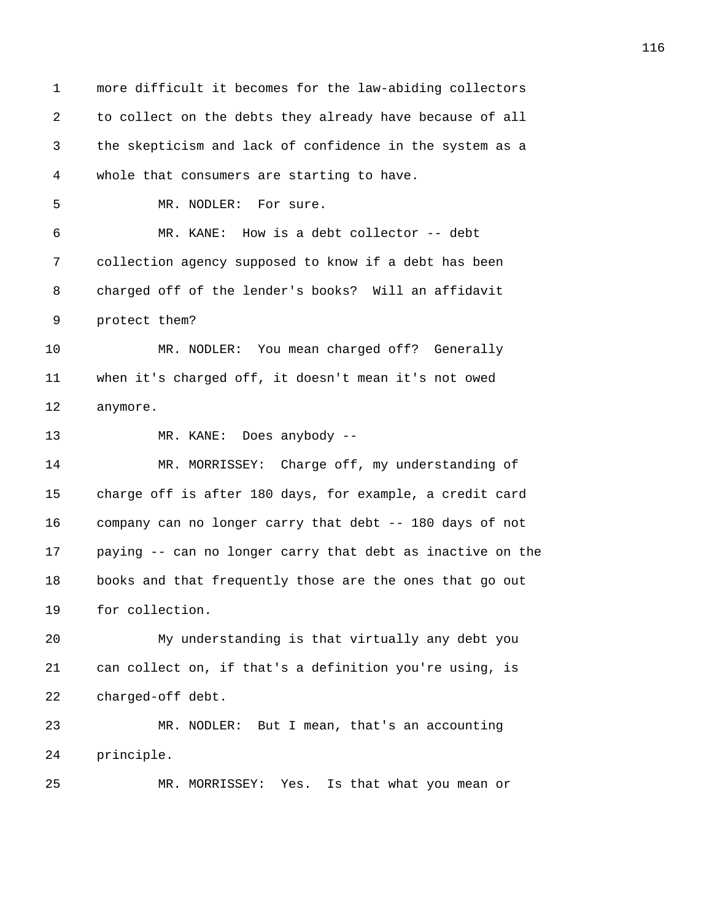more difficult it becomes for the law-abiding collectors to collect on the debts they already have because of all the skepticism and lack of confidence in the system as a whole that consumers are starting to have.

MR. NODLER: For sure.

MR. KANE: How is a debt collector -- debt collection agency supposed to know if a debt has been charged off of the lender's books? Will an affidavit protect them?

MR. NODLER: You mean charged off? Generally when it's charged off, it doesn't mean it's not owed anymore.

MR. KANE: Does anybody --

MR. MORRISSEY: Charge off, my understanding of charge off is after 180 days, for example, a credit card company can no longer carry that debt -- 180 days of not paying -- can no longer carry that debt as inactive on the books and that frequently those are the ones that go out for collection.

My understanding is that virtually any debt you can collect on, if that's a definition you're using, is charged-off debt.

MR. NODLER: But I mean, that's an accounting principle.

MR. MORRISSEY: Yes. Is that what you mean or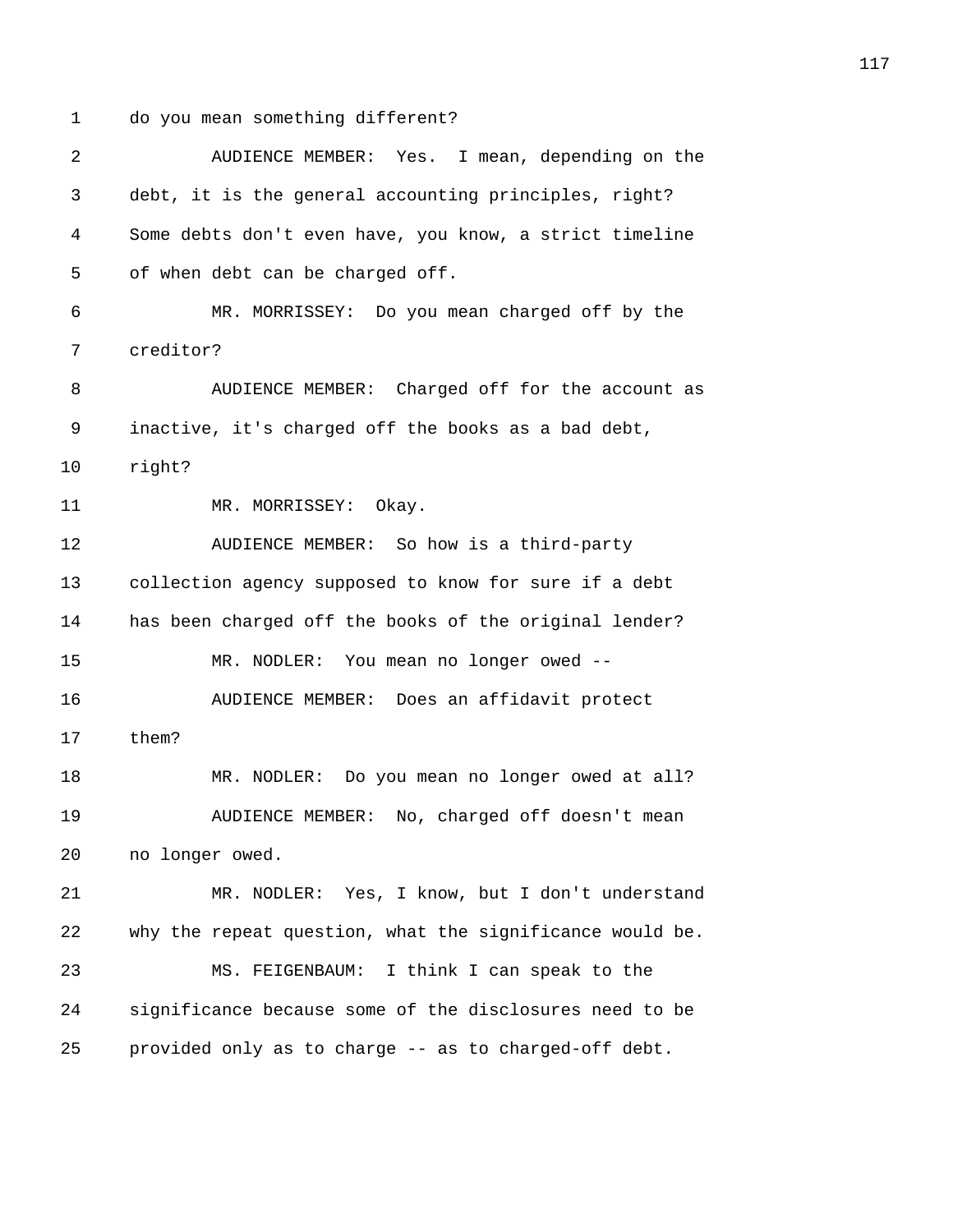do you mean something different?

AUDIENCE MEMBER: Yes. I mean, depending on the debt, it is the general accounting principles, right? Some debts don't even have, you know, a strict timeline of when debt can be charged off.

MR. MORRISSEY: Do you mean charged off by the creditor?

AUDIENCE MEMBER: Charged off for the account as inactive, it's charged off the books as a bad debt, right?

MR. MORRISSEY: Okay.

AUDIENCE MEMBER: So how is a third-party collection agency supposed to know for sure if a debt has been charged off the books of the original lender?

MR. NODLER: You mean no longer owed --

AUDIENCE MEMBER: Does an affidavit protect them?

MR. NODLER: Do you mean no longer owed at all?

AUDIENCE MEMBER: No, charged off doesn't mean no longer owed.

MR. NODLER: Yes, I know, but I don't understand why the repeat question, what the significance would be.

MS. FEIGENBAUM: I think I can speak to the significance because some of the disclosures need to be provided only as to charge -- as to charged-off debt.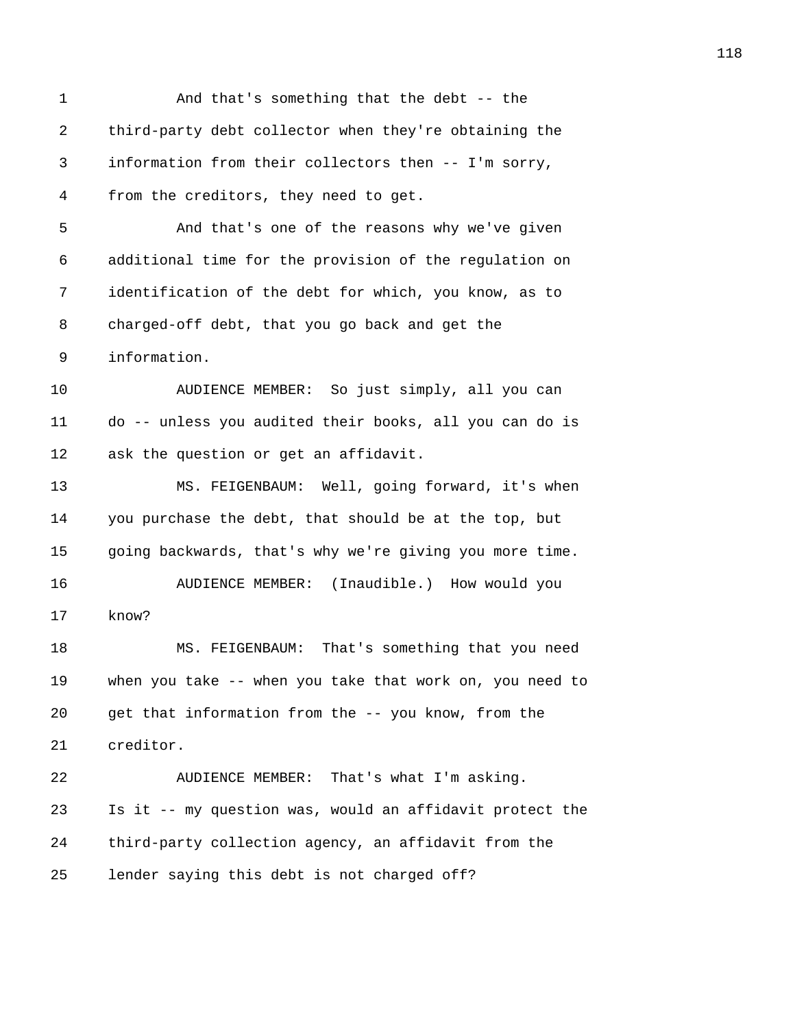And that's something that the debt -- the third-party debt collector when they're obtaining the information from their collectors then -- I'm sorry, from the creditors, they need to get.

And that's one of the reasons why we've given additional time for the provision of the regulation on identification of the debt for which, you know, as to charged-off debt, that you go back and get the information.

AUDIENCE MEMBER: So just simply, all you can do -- unless you audited their books, all you can do is ask the question or get an affidavit.

MS. FEIGENBAUM: Well, going forward, it's when you purchase the debt, that should be at the top, but going backwards, that's why we're giving you more time.

AUDIENCE MEMBER: (Inaudible.) How would you know?

MS. FEIGENBAUM: That's something that you need when you take -- when you take that work on, you need to get that information from the -- you know, from the creditor.

AUDIENCE MEMBER: That's what I'm asking. Is it -- my question was, would an affidavit protect the third-party collection agency, an affidavit from the lender saying this debt is not charged off?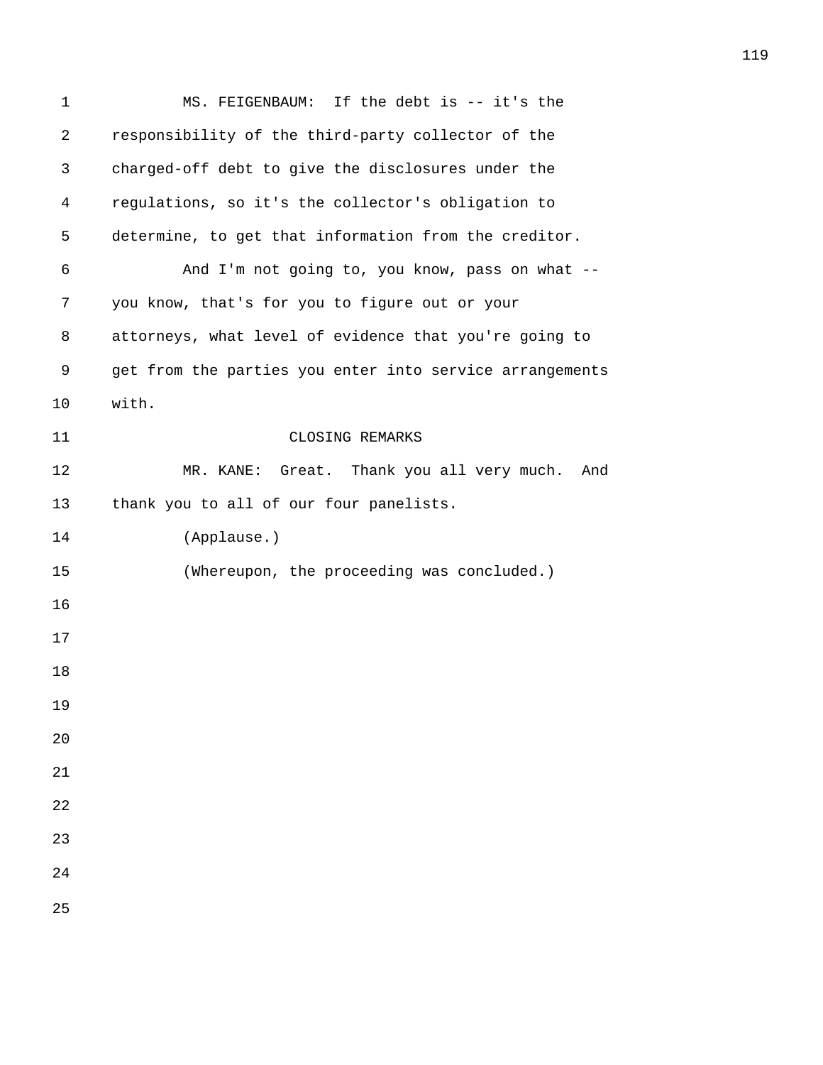MS. FEIGENBAUM: If the debt is -- it's the responsibility of the third-party collector of the charged-off debt to give the disclosures under the regulations, so it's the collector's obligation to determine, to get that information from the creditor.

And I'm not going to, you know, pass on what -- you know, that's for you to figure out or your attorneys, what level of evidence that you're going to get from the parties you enter into service arrangements with.

## CLOSING REMARKS

MR. KANE: Great. Thank you all very much. And thank you to all of our four panelists.

(Applause.)

(Whereupon, the proceeding was concluded.)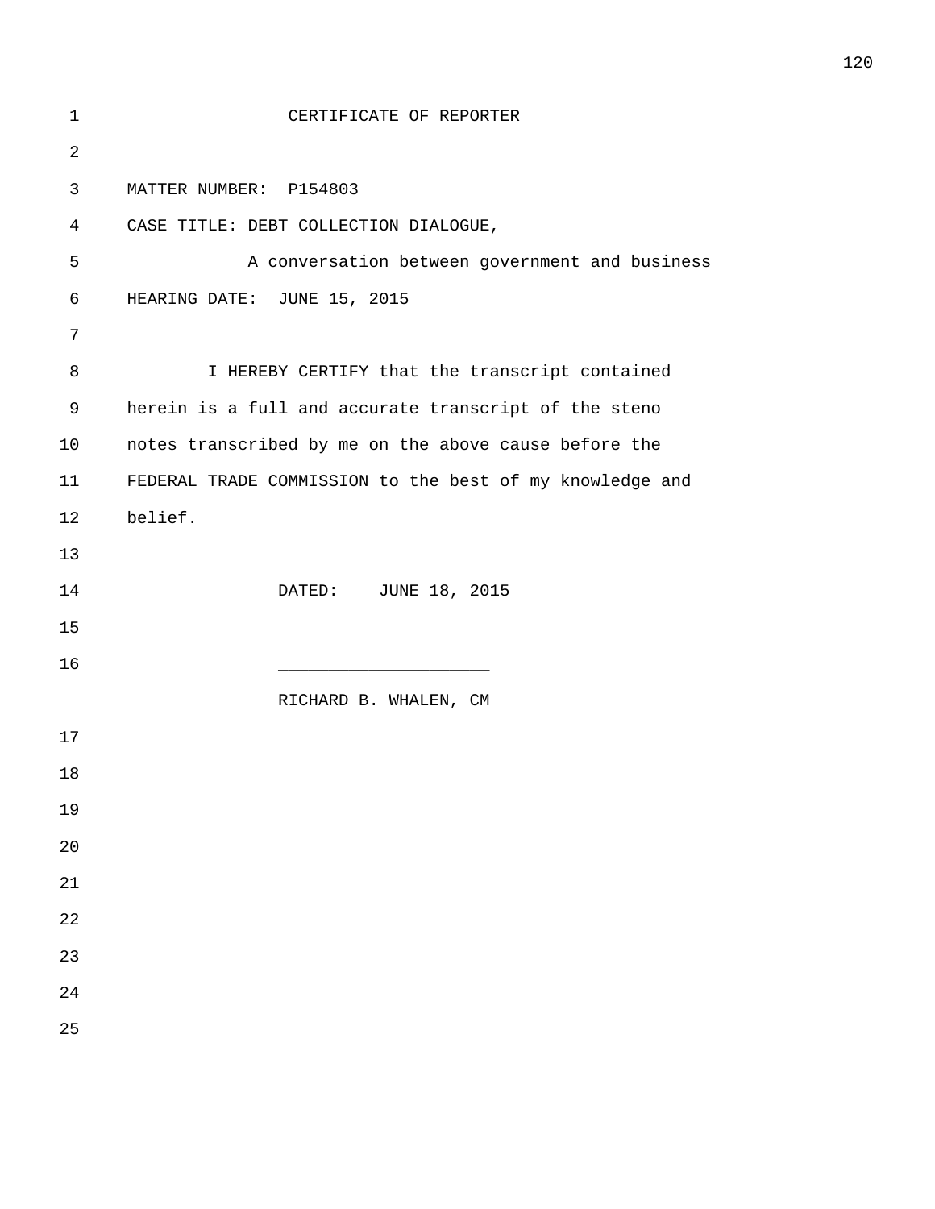# CERTIFICATE OF REPORTER

MATTER NUMBER: P154803

CASE TITLE: DEBT COLLECTION DIALOGUE,

A conversation between government and business

HEARING DATE: JUNE 15, 2015

I HEREBY CERTIFY that the transcript contained herein is a full and accurate transcript of the steno notes transcribed by me on the above cause before the FEDERAL TRADE COMMISSION to the best of my knowledge and belief.

DATED: JUNE 18, 2015

____________________

RICHARD B. WHALEN, CM